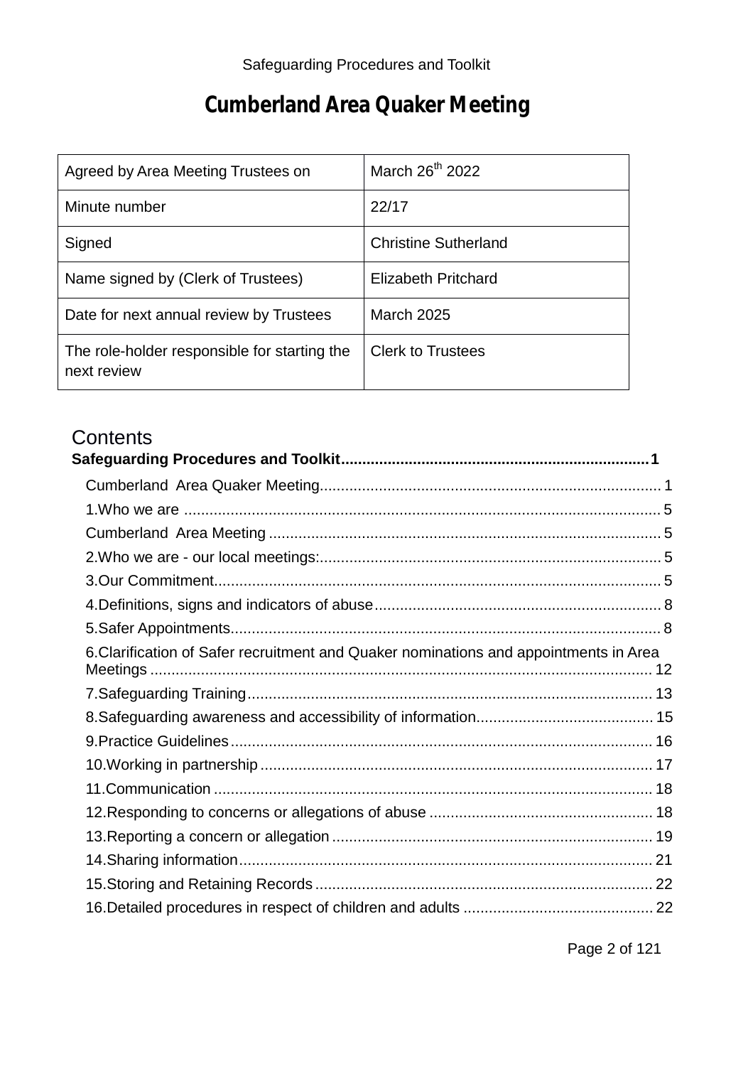Safeguarding Procedures and Toolkit

# Cumberland Area Quaker Meeting

| Agreed by Area Meeting Trustees on | March 26th 2022 |
|---|---|
| Minute number | 22/17 |
| Signed | Christine Sutherland |
| Name signed by (Clerk of Trustees) | Elizabeth Pritchard |
| Date for next annual review by Trustees | March 2025 |
| The role-holder responsible for starting the next review | Clerk to Trustees |

## Contents

**Safeguarding Procedures and Toolkit........................................................................1**

- Cumberland Area Quaker Meeting................................................................................1
- 1.Who we are ................................................................................................................5
- Cumberland Area Meeting ............................................................................................5
- 2.Who we are - our local meetings:................................................................................5
- 3.Our Commitment.........................................................................................................5
- 4.Definitions, signs and indicators of abuse...................................................................8
- 5.Safer Appointments.....................................................................................................8
- 6.Clarification of Safer recruitment and Quaker nominations and appointments in Area Meetings .......................................................................................................................12
- 7.Safeguarding Training...............................................................................................13
- 8.Safeguarding awareness and accessibility of information.........................................15
- 9.Practice Guidelines...................................................................................................16
- 10.Working in partnership............................................................................................17
- 11.Communication .......................................................................................................18
- 12.Responding to concerns or allegations of abuse ....................................................18
- 13.Reporting a concern or allegation...........................................................................19
- 14.Sharing information.................................................................................................21
- 15.Storing and Retaining Records ...............................................................................22
- 16.Detailed procedures in respect of children and adults .............................................22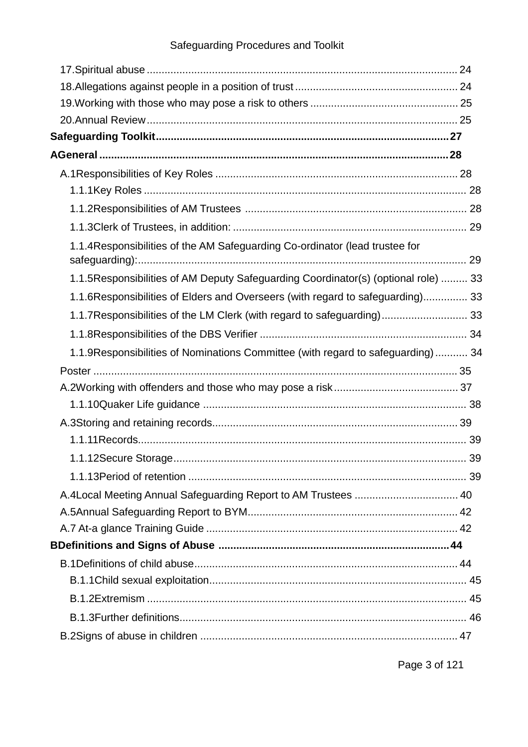17.Spiritual abuse ........................................................................................................ 24
18.Allegations against people in a position of trust ...................................................... 24
19.Working with those who may pose a risk to others ................................................. 25
20.Annual Review ......................................................................................................... 25

**Safeguarding Toolkit .................................................................................................. 27**

**AGeneral ..................................................................................................................... 28**

A.1Responsibilities of Key Roles ................................................................................. 28

1.1.1Key Roles ........................................................................................................... 28

1.1.2Responsibilities of AM Trustees .......................................................................... 28

1.1.3Clerk of Trustees, in addition: .............................................................................. 29

1.1.4Responsibilities of the AM Safeguarding Co-ordinator (lead trustee for safeguarding): ............................................................................................................. 29

1.1.5Responsibilities of AM Deputy Safeguarding Coordinator(s) (optional role) ......... 33

1.1.6Responsibilities of Elders and Overseers (with regard to safeguarding) ............... 33

1.1.7Responsibilities of the LM Clerk (with regard to safeguarding) ............................. 33

1.1.8Responsibilities of the DBS Verifier ..................................................................... 34

1.1.9Responsibilities of Nominations Committee (with regard to safeguarding) ........... 34

Poster .......................................................................................................................... 35

A.2Working with offenders and those who may pose a risk .......................................... 37

1.1.10Quaker Life guidance ........................................................................................ 38

A.3Storing and retaining records .................................................................................. 39

1.1.11Records ............................................................................................................. 39

1.1.12Secure Storage .................................................................................................. 39

1.1.13Period of retention ............................................................................................. 39

A.4Local Meeting Annual Safeguarding Report to AM Trustees ................................... 40

A.5Annual Safeguarding Report to BYM ...................................................................... 42

A.7 At-a glance Training Guide .................................................................................... 42

**BDefinitions and Signs of Abuse .............................................................................. 44**

B.1Definitions of child abuse ........................................................................................ 44

B.1.1Child sexual exploitation ...................................................................................... 45

B.1.2Extremism ........................................................................................................... 45

B.1.3Further definitions ................................................................................................ 46

B.2Signs of abuse in children ....................................................................................... 47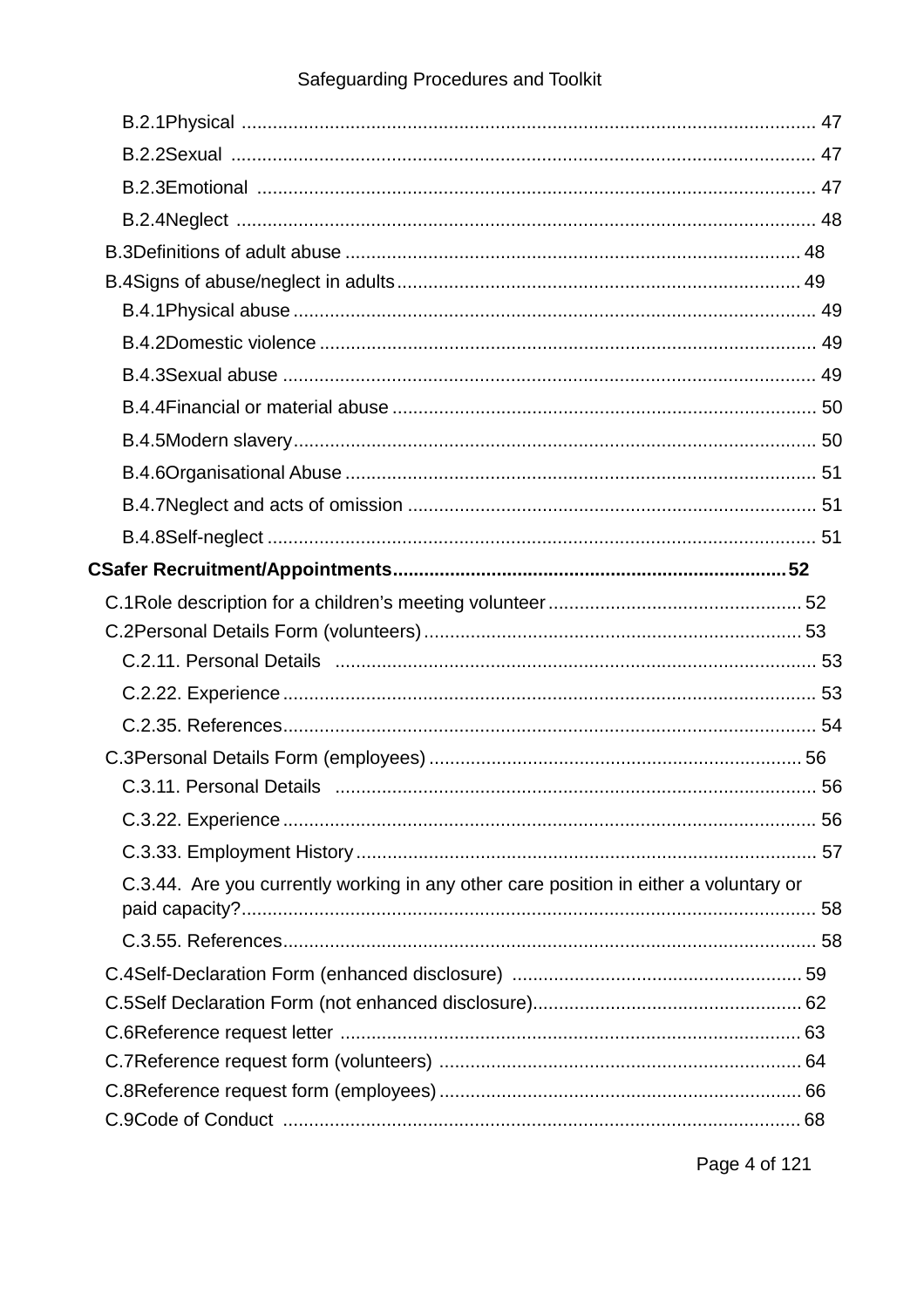B.2.1Physical ........................................................................................................ 47

B.2.2Sexual ........................................................................................................ 47

B.2.3Emotional ........................................................................................................ 47

B.2.4Neglect ........................................................................................................ 48

B.3Definitions of adult abuse ........................................................................................ 48

B.4Signs of abuse/neglect in adults ........................................................................................ 49

B.4.1Physical abuse ........................................................................................................ 49

B.4.2Domestic violence ........................................................................................................ 49

B.4.3Sexual abuse ........................................................................................................ 49

B.4.4Financial or material abuse ........................................................................................................ 50

B.4.5Modern slavery ........................................................................................................ 50

B.4.6Organisational Abuse ........................................................................................................ 51

B.4.7Neglect and acts of omission ........................................................................................................ 51

B.4.8Self-neglect ........................................................................................................ 51

**CSafer Recruitment/Appointments ........................................................................................ 52**

C.1Role description for a children's meeting volunteer ........................................................................................ 52

C.2Personal Details Form (volunteers) ........................................................................................ 53

C.2.11. Personal Details ........................................................................................................ 53

C.2.22. Experience ........................................................................................................ 53

C.2.35. References ........................................................................................................ 54

C.3Personal Details Form (employees) ........................................................................................ 56

C.3.11. Personal Details ........................................................................................................ 56

C.3.22. Experience ........................................................................................................ 56

C.3.33. Employment History ........................................................................................................ 57

C.3.44. Are you currently working in any other care position in either a voluntary or paid capacity? ........................................................................................................ 58

C.3.55. References ........................................................................................................ 58

C.4Self-Declaration Form (enhanced disclosure) ........................................................................................ 59

C.5Self Declaration Form (not enhanced disclosure) ........................................................................................ 62

C.6Reference request letter ........................................................................................ 63

C.7Reference request form (volunteers) ........................................................................................ 64

C.8Reference request form (employees) ........................................................................................ 66

C.9Code of Conduct ........................................................................................ 68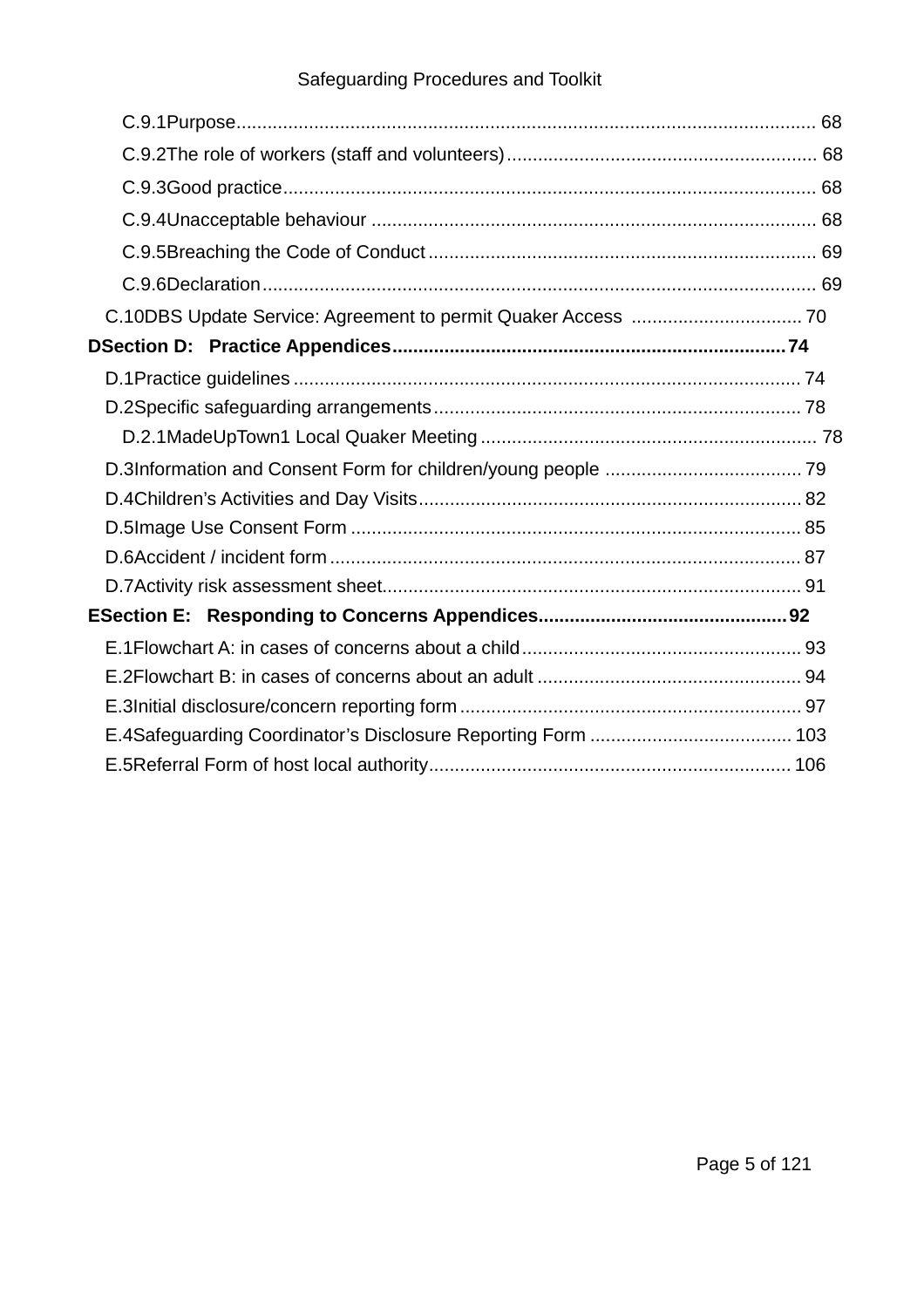C.9.1Purpose ............................................................................................................ 68

C.9.2The role of workers (staff and volunteers) ........................................................... 68

C.9.3Good practice ...................................................................................................... 68

C.9.4Unacceptable behaviour ..................................................................................... 68

C.9.5Breaching the Code of Conduct .......................................................................... 69

C.9.6Declaration .......................................................................................................... 69

C.10DBS Update Service: Agreement to permit Quaker Access ................................. 70

**DSection D: Practice Appendices ........................................................................... 74**

D.1Practice guidelines ................................................................................................ 74

D.2Specific safeguarding arrangements ...................................................................... 78

D.2.1MadeUpTown1 Local Quaker Meeting ................................................................ 78

D.3Information and Consent Form for children/young people ...................................... 79

D.4Children's Activities and Day Visits ......................................................................... 82

D.5Image Use Consent Form ...................................................................................... 85

D.6Accident / incident form .......................................................................................... 87

D.7Activity risk assessment sheet ................................................................................ 91

**ESection E: Responding to Concerns Appendices ................................................ 92**

E.1Flowchart A: in cases of concerns about a child ..................................................... 93

E.2Flowchart B: in cases of concerns about an adult .................................................. 94

E.3Initial disclosure/concern reporting form ................................................................. 97

E.4Safeguarding Coordinator's Disclosure Reporting Form ....................................... 103

E.5Referral Form of host local authority ..................................................................... 106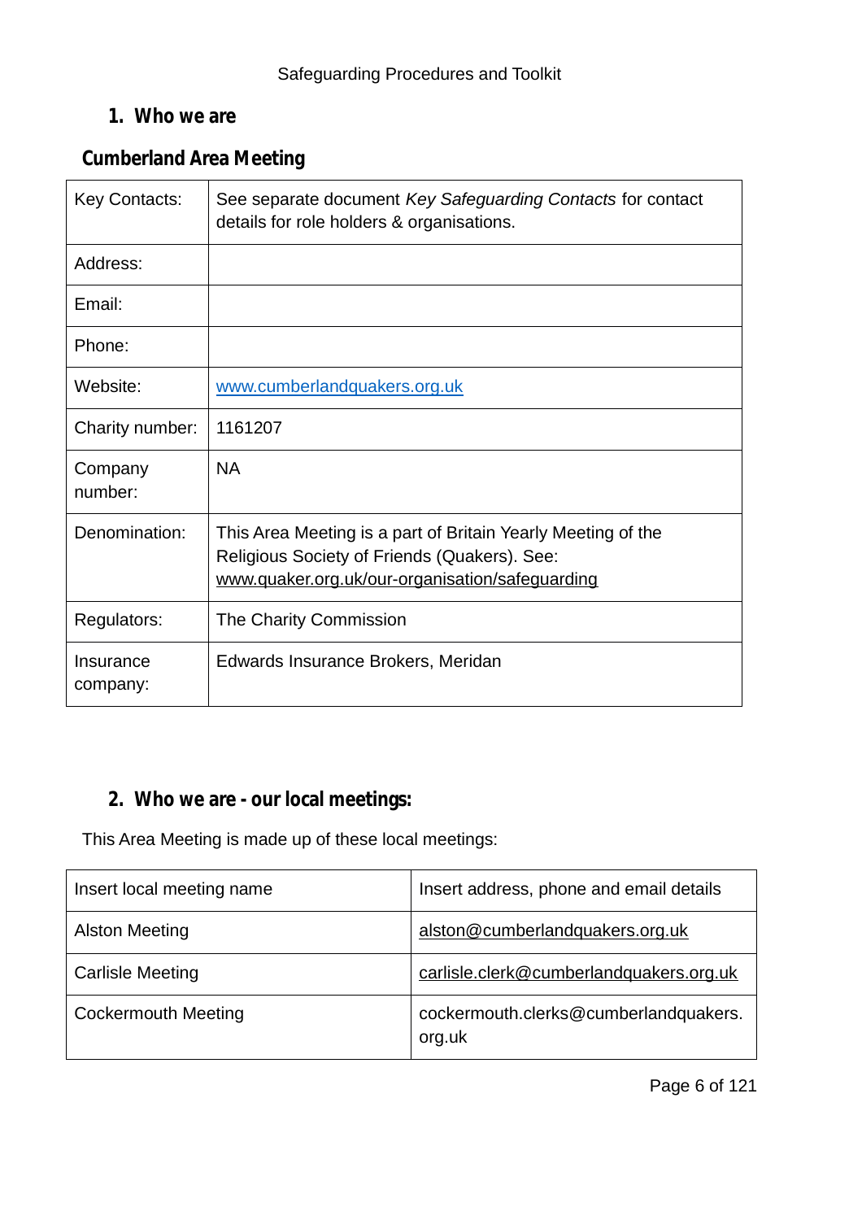## 1. Who we are

### Cumberland Area Meeting

| Key Contacts: | See separate document *Key Safeguarding Contacts* for contact details for role holders & organisations. |
|---|---|
| Address: | |
| Email: | |
| Phone: | |
| Website: | www.cumberlandquakers.org.uk |
| Charity number: | 1161207 |
| Company number: | NA |
| Denomination: | This Area Meeting is a part of Britain Yearly Meeting of the Religious Society of Friends (Quakers). See: www.quaker.org.uk/our-organisation/safeguarding |
| Regulators: | The Charity Commission |
| Insurance company: | Edwards Insurance Brokers, Meridan |

## 2. Who we are - our local meetings:

This Area Meeting is made up of these local meetings:

| Insert local meeting name | Insert address, phone and email details |
|---|---|
| Alston Meeting | alston@cumberlandquakers.org.uk |
| Carlisle Meeting | carlisle.clerk@cumberlandquakers.org.uk |
| Cockermouth Meeting | cockermouth.clerks@cumberlandquakers.org.uk |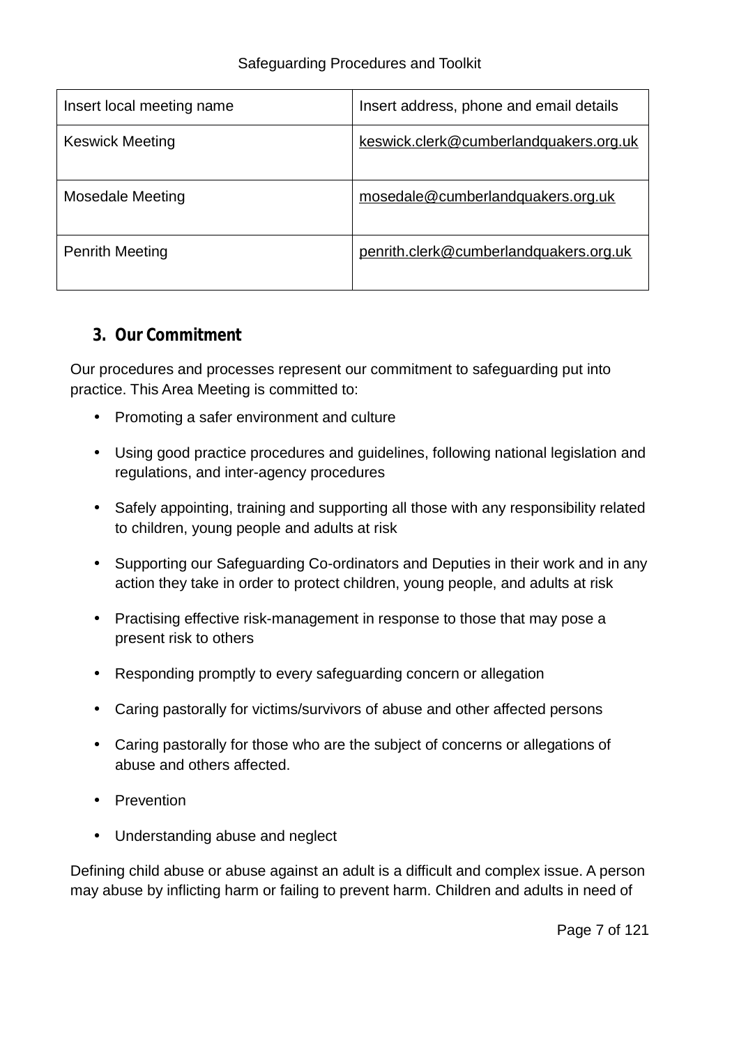| Insert local meeting name | Insert address, phone and email details |
| --- | --- |
| Keswick Meeting | keswick.clerk@cumberlandquakers.org.uk |
| Mosedale Meeting | mosedale@cumberlandquakers.org.uk |
| Penrith Meeting | penrith.clerk@cumberlandquakers.org.uk |

## 3. Our Commitment

Our procedures and processes represent our commitment to safeguarding put into practice. This Area Meeting is committed to:

- Promoting a safer environment and culture
- Using good practice procedures and guidelines, following national legislation and regulations, and inter-agency procedures
- Safely appointing, training and supporting all those with any responsibility related to children, young people and adults at risk
- Supporting our Safeguarding Co-ordinators and Deputies in their work and in any action they take in order to protect children, young people, and adults at risk
- Practising effective risk-management in response to those that may pose a present risk to others
- Responding promptly to every safeguarding concern or allegation
- Caring pastorally for victims/survivors of abuse and other affected persons
- Caring pastorally for those who are the subject of concerns or allegations of abuse and others affected.
- Prevention
- Understanding abuse and neglect

Defining child abuse or abuse against an adult is a difficult and complex issue. A person may abuse by inflicting harm or failing to prevent harm. Children and adults in need of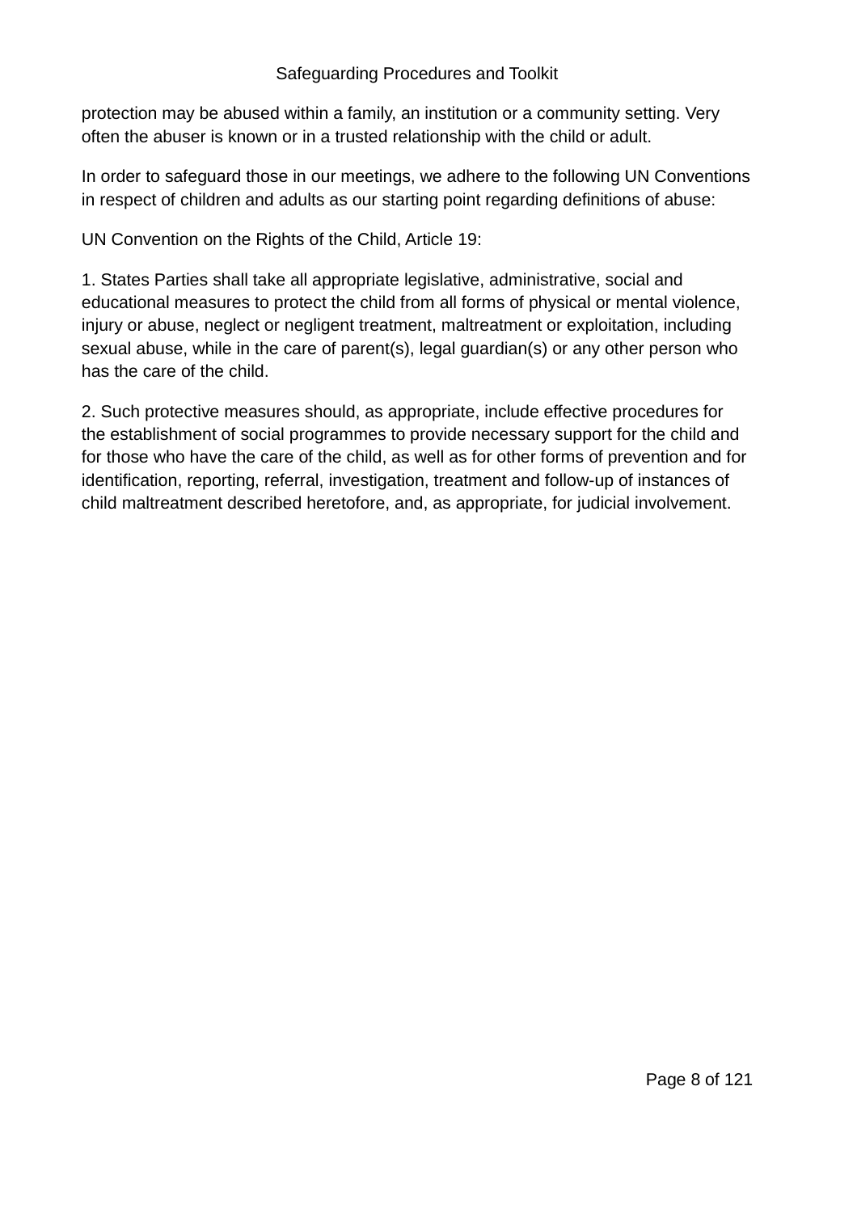protection may be abused within a family, an institution or a community setting. Very often the abuser is known or in a trusted relationship with the child or adult.

In order to safeguard those in our meetings, we adhere to the following UN Conventions in respect of children and adults as our starting point regarding definitions of abuse:

UN Convention on the Rights of the Child, Article 19:

1. States Parties shall take all appropriate legislative, administrative, social and educational measures to protect the child from all forms of physical or mental violence, injury or abuse, neglect or negligent treatment, maltreatment or exploitation, including sexual abuse, while in the care of parent(s), legal guardian(s) or any other person who has the care of the child.

2. Such protective measures should, as appropriate, include effective procedures for the establishment of social programmes to provide necessary support for the child and for those who have the care of the child, as well as for other forms of prevention and for identification, reporting, referral, investigation, treatment and follow-up of instances of child maltreatment described heretofore, and, as appropriate, for judicial involvement.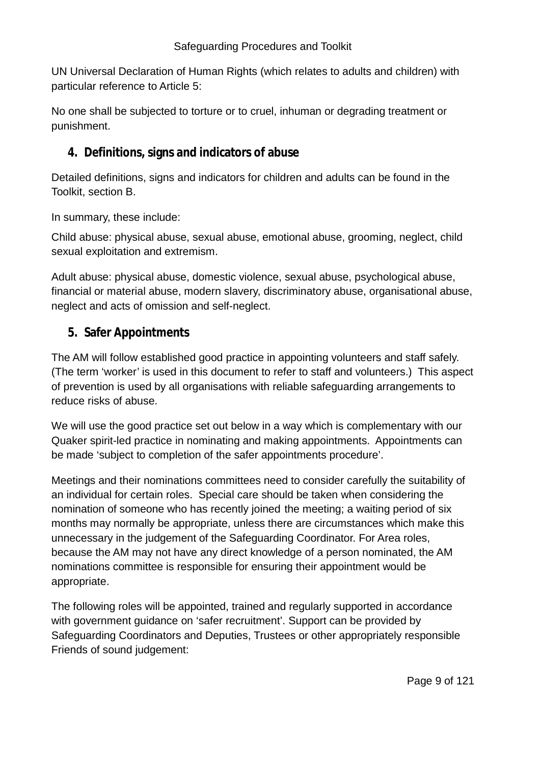UN Universal Declaration of Human Rights (which relates to adults and children) with particular reference to Article 5:

No one shall be subjected to torture or to cruel, inhuman or degrading treatment or punishment.

## 4. Definitions, signs and indicators of abuse

Detailed definitions, signs and indicators for children and adults can be found in the Toolkit, section B.

In summary, these include:

Child abuse: physical abuse, sexual abuse, emotional abuse, grooming, neglect, child sexual exploitation and extremism.

Adult abuse: physical abuse, domestic violence, sexual abuse, psychological abuse, financial or material abuse, modern slavery, discriminatory abuse, organisational abuse, neglect and acts of omission and self-neglect.

## 5. Safer Appointments

The AM will follow established good practice in appointing volunteers and staff safely. (The term 'worker' is used in this document to refer to staff and volunteers.) This aspect of prevention is used by all organisations with reliable safeguarding arrangements to reduce risks of abuse.

We will use the good practice set out below in a way which is complementary with our Quaker spirit-led practice in nominating and making appointments. Appointments can be made 'subject to completion of the safer appointments procedure'.

Meetings and their nominations committees need to consider carefully the suitability of an individual for certain roles. Special care should be taken when considering the nomination of someone who has recently joined the meeting; a waiting period of six months may normally be appropriate, unless there are circumstances which make this unnecessary in the judgement of the Safeguarding Coordinator. For Area roles, because the AM may not have any direct knowledge of a person nominated, the AM nominations committee is responsible for ensuring their appointment would be appropriate.

The following roles will be appointed, trained and regularly supported in accordance with government guidance on 'safer recruitment'. Support can be provided by Safeguarding Coordinators and Deputies, Trustees or other appropriately responsible Friends of sound judgement: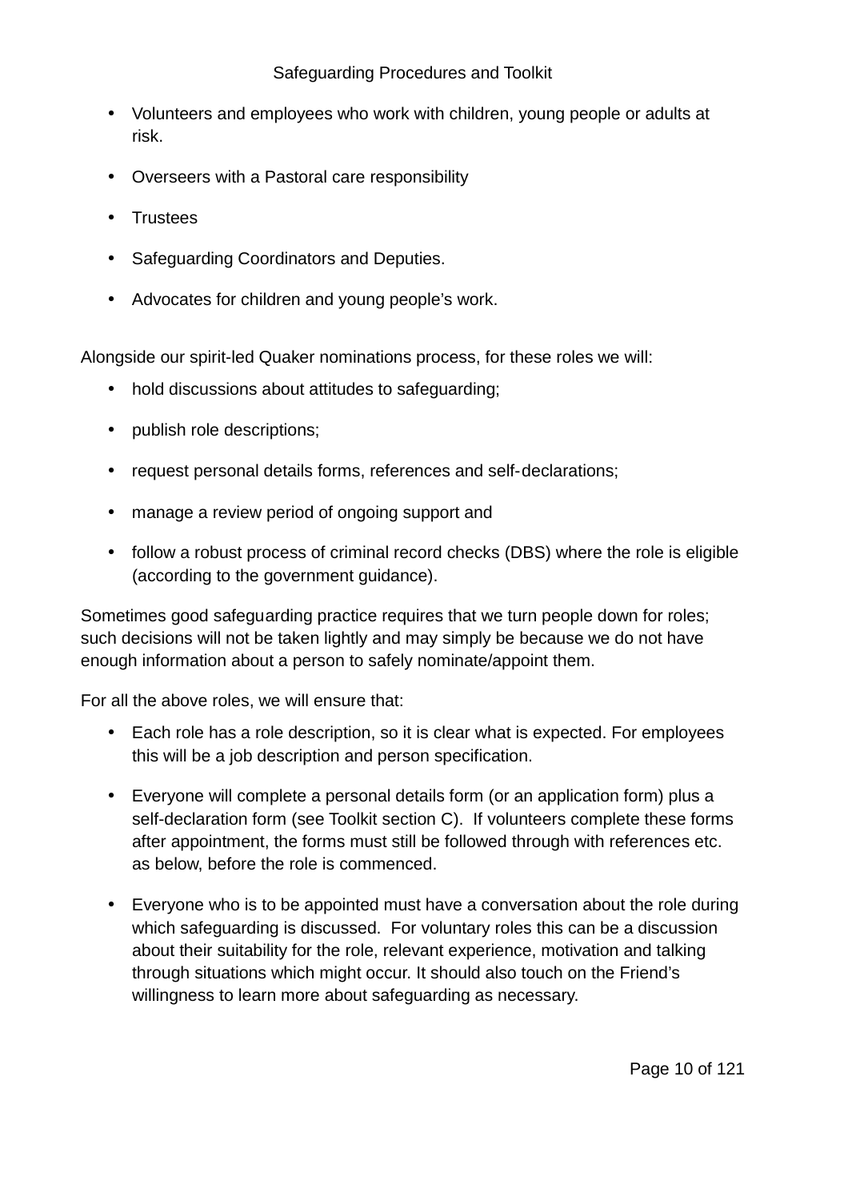- Volunteers and employees who work with children, young people or adults at risk.
- Overseers with a Pastoral care responsibility
- Trustees
- Safeguarding Coordinators and Deputies.
- Advocates for children and young people's work.

Alongside our spirit-led Quaker nominations process, for these roles we will:

- hold discussions about attitudes to safeguarding;
- publish role descriptions;
- request personal details forms, references and self-declarations;
- manage a review period of ongoing support and
- follow a robust process of criminal record checks (DBS) where the role is eligible (according to the government guidance).

Sometimes good safeguarding practice requires that we turn people down for roles; such decisions will not be taken lightly and may simply be because we do not have enough information about a person to safely nominate/appoint them.

For all the above roles, we will ensure that:

- Each role has a role description, so it is clear what is expected. For employees this will be a job description and person specification.
- Everyone will complete a personal details form (or an application form) plus a self-declaration form (see Toolkit section C). If volunteers complete these forms after appointment, the forms must still be followed through with references etc. as below, before the role is commenced.
- Everyone who is to be appointed must have a conversation about the role during which safeguarding is discussed. For voluntary roles this can be a discussion about their suitability for the role, relevant experience, motivation and talking through situations which might occur. It should also touch on the Friend's willingness to learn more about safeguarding as necessary.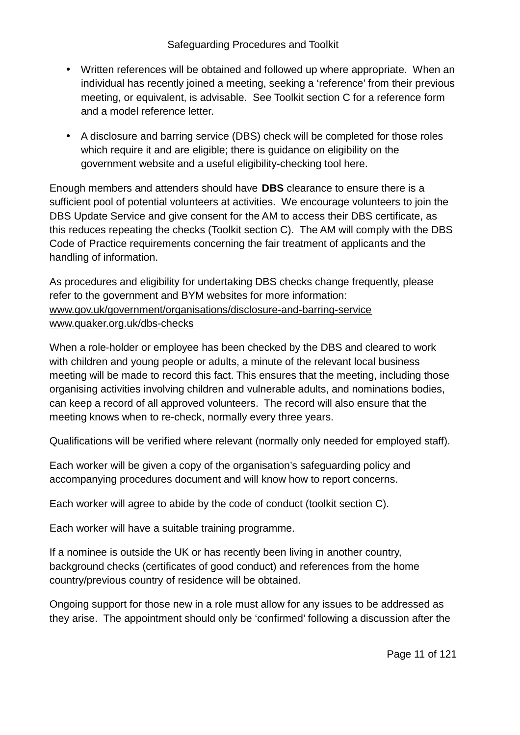- Written references will be obtained and followed up where appropriate. When an individual has recently joined a meeting, seeking a 'reference' from their previous meeting, or equivalent, is advisable. See Toolkit section C for a reference form and a model reference letter.
- A disclosure and barring service (DBS) check will be completed for those roles which require it and are eligible; there is guidance on eligibility on the government website and a useful eligibility-checking tool here.

Enough members and attenders should have **DBS** clearance to ensure there is a sufficient pool of potential volunteers at activities. We encourage volunteers to join the DBS Update Service and give consent for the AM to access their DBS certificate, as this reduces repeating the checks (Toolkit section C). The AM will comply with the DBS Code of Practice requirements concerning the fair treatment of applicants and the handling of information.

As procedures and eligibility for undertaking DBS checks change frequently, please refer to the government and BYM websites for more information:
www.gov.uk/government/organisations/disclosure-and-barring-service
www.quaker.org.uk/dbs-checks

When a role-holder or employee has been checked by the DBS and cleared to work with children and young people or adults, a minute of the relevant local business meeting will be made to record this fact. This ensures that the meeting, including those organising activities involving children and vulnerable adults, and nominations bodies, can keep a record of all approved volunteers. The record will also ensure that the meeting knows when to re-check, normally every three years.

Qualifications will be verified where relevant (normally only needed for employed staff).

Each worker will be given a copy of the organisation's safeguarding policy and accompanying procedures document and will know how to report concerns.

Each worker will agree to abide by the code of conduct (toolkit section C).

Each worker will have a suitable training programme.

If a nominee is outside the UK or has recently been living in another country, background checks (certificates of good conduct) and references from the home country/previous country of residence will be obtained.

Ongoing support for those new in a role must allow for any issues to be addressed as they arise. The appointment should only be 'confirmed' following a discussion after the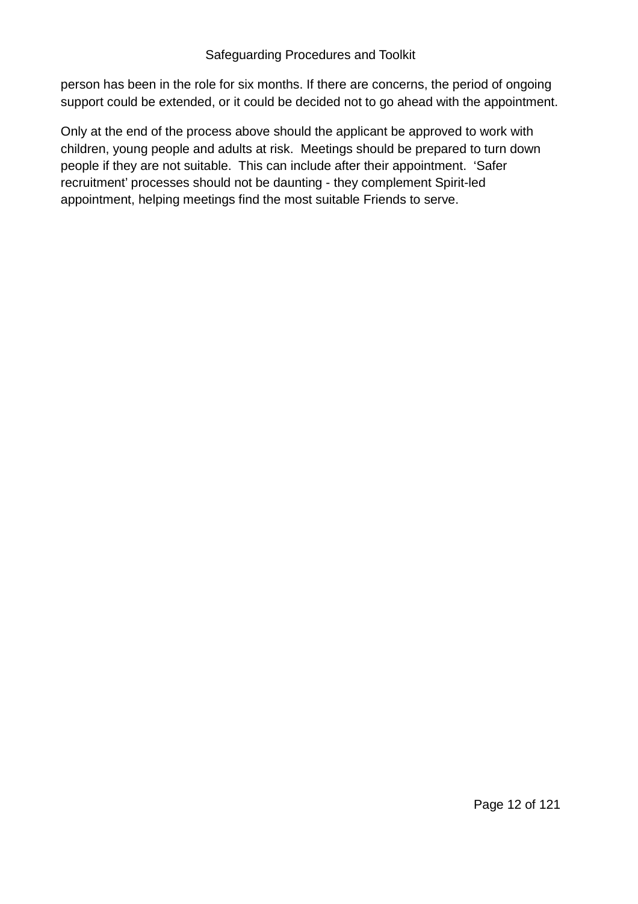person has been in the role for six months. If there are concerns, the period of ongoing support could be extended, or it could be decided not to go ahead with the appointment.

Only at the end of the process above should the applicant be approved to work with children, young people and adults at risk. Meetings should be prepared to turn down people if they are not suitable. This can include after their appointment. 'Safer recruitment' processes should not be daunting - they complement Spirit-led appointment, helping meetings find the most suitable Friends to serve.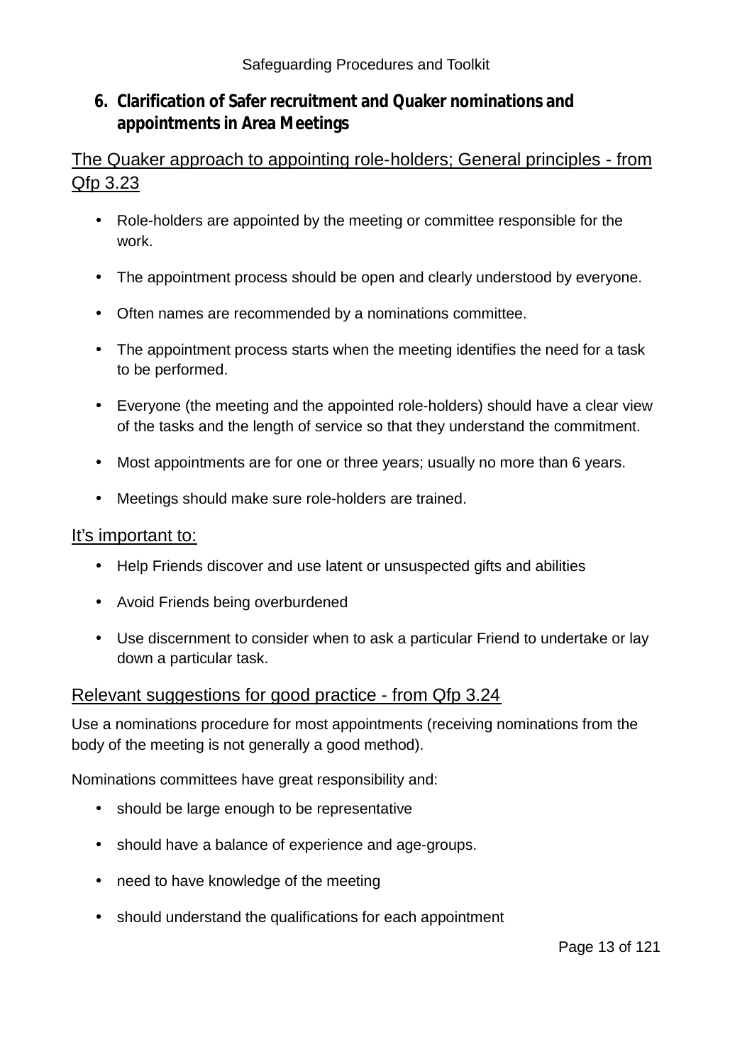## 6. Clarification of Safer recruitment and Quaker nominations and appointments in Area Meetings

### The Quaker approach to appointing role-holders; General principles - from Qfp 3.23

- Role-holders are appointed by the meeting or committee responsible for the work.
- The appointment process should be open and clearly understood by everyone.
- Often names are recommended by a nominations committee.
- The appointment process starts when the meeting identifies the need for a task to be performed.
- Everyone (the meeting and the appointed role-holders) should have a clear view of the tasks and the length of service so that they understand the commitment.
- Most appointments are for one or three years; usually no more than 6 years.
- Meetings should make sure role-holders are trained.

### It's important to:

- Help Friends discover and use latent or unsuspected gifts and abilities
- Avoid Friends being overburdened
- Use discernment to consider when to ask a particular Friend to undertake or lay down a particular task.

### Relevant suggestions for good practice - from Qfp 3.24

Use a nominations procedure for most appointments (receiving nominations from the body of the meeting is not generally a good method).

Nominations committees have great responsibility and:

- should be large enough to be representative
- should have a balance of experience and age-groups.
- need to have knowledge of the meeting
- should understand the qualifications for each appointment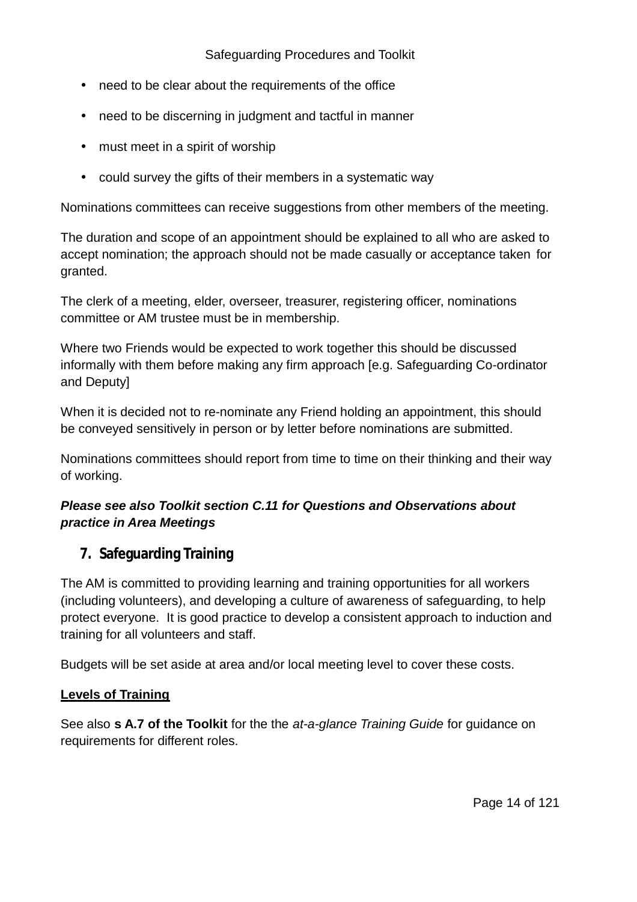- need to be clear about the requirements of the office
- need to be discerning in judgment and tactful in manner
- must meet in a spirit of worship
- could survey the gifts of their members in a systematic way

Nominations committees can receive suggestions from other members of the meeting.

The duration and scope of an appointment should be explained to all who are asked to accept nomination; the approach should not be made casually or acceptance taken for granted.

The clerk of a meeting, elder, overseer, treasurer, registering officer, nominations committee or AM trustee must be in membership.

Where two Friends would be expected to work together this should be discussed informally with them before making any firm approach [e.g. Safeguarding Co-ordinator and Deputy]

When it is decided not to re-nominate any Friend holding an appointment, this should be conveyed sensitively in person or by letter before nominations are submitted.

Nominations committees should report from time to time on their thinking and their way of working.

***Please see also Toolkit section C.11 for Questions and Observations about practice in Area Meetings***

## 7. Safeguarding Training

The AM is committed to providing learning and training opportunities for all workers (including volunteers), and developing a culture of awareness of safeguarding, to help protect everyone. It is good practice to develop a consistent approach to induction and training for all volunteers and staff.

Budgets will be set aside at area and/or local meeting level to cover these costs.

**Levels of Training**

See also **s A.7 of the Toolkit** for the the *at-a-glance Training Guide* for guidance on requirements for different roles.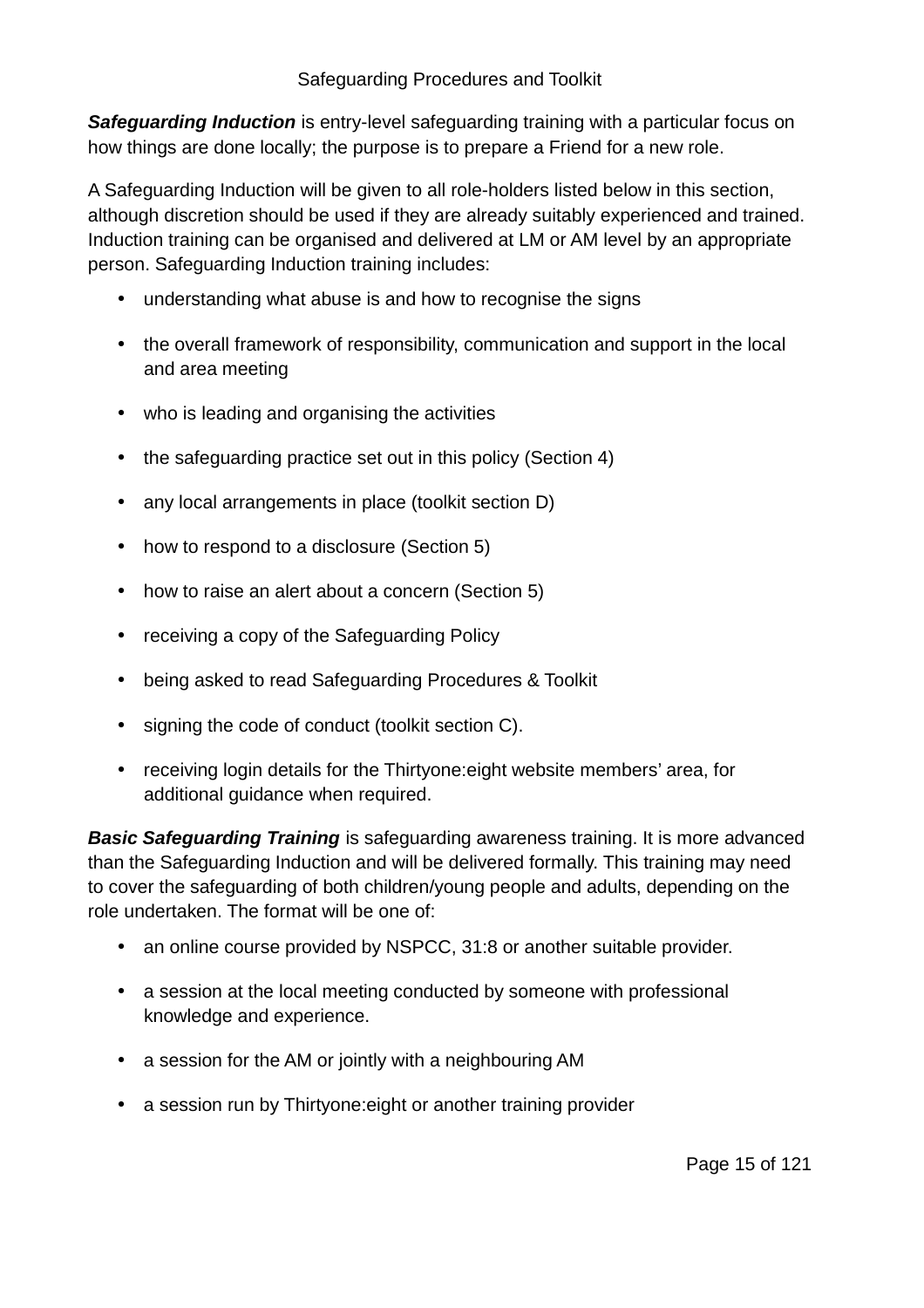***Safeguarding Induction*** is entry-level safeguarding training with a particular focus on how things are done locally; the purpose is to prepare a Friend for a new role.

A Safeguarding Induction will be given to all role-holders listed below in this section, although discretion should be used if they are already suitably experienced and trained. Induction training can be organised and delivered at LM or AM level by an appropriate person. Safeguarding Induction training includes:

- understanding what abuse is and how to recognise the signs
- the overall framework of responsibility, communication and support in the local and area meeting
- who is leading and organising the activities
- the safeguarding practice set out in this policy (Section 4)
- any local arrangements in place (toolkit section D)
- how to respond to a disclosure (Section 5)
- how to raise an alert about a concern (Section 5)
- receiving a copy of the Safeguarding Policy
- being asked to read Safeguarding Procedures & Toolkit
- signing the code of conduct (toolkit section C).
- receiving login details for the Thirtyone:eight website members' area, for additional guidance when required.

***Basic Safeguarding Training*** is safeguarding awareness training. It is more advanced than the Safeguarding Induction and will be delivered formally. This training may need to cover the safeguarding of both children/young people and adults, depending on the role undertaken. The format will be one of:

- an online course provided by NSPCC, 31:8 or another suitable provider.
- a session at the local meeting conducted by someone with professional knowledge and experience.
- a session for the AM or jointly with a neighbouring AM
- a session run by Thirtyone:eight or another training provider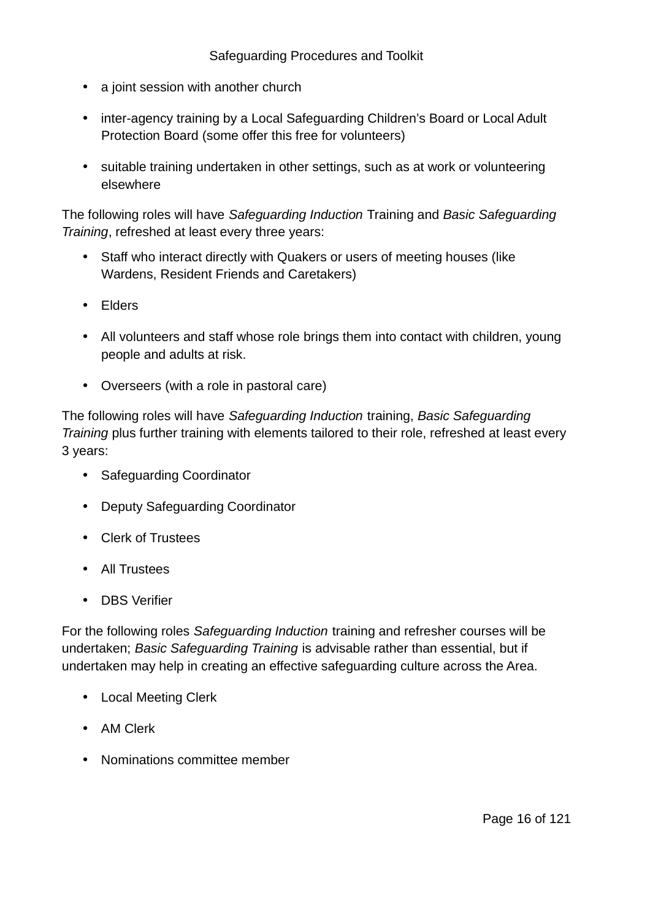- a joint session with another church
- inter-agency training by a Local Safeguarding Children's Board or Local Adult Protection Board (some offer this free for volunteers)
- suitable training undertaken in other settings, such as at work or volunteering elsewhere

The following roles will have *Safeguarding Induction* Training and *Basic Safeguarding Training*, refreshed at least every three years:

- Staff who interact directly with Quakers or users of meeting houses (like Wardens, Resident Friends and Caretakers)
- Elders
- All volunteers and staff whose role brings them into contact with children, young people and adults at risk.
- Overseers (with a role in pastoral care)

The following roles will have *Safeguarding Induction* training, *Basic Safeguarding Training* plus further training with elements tailored to their role, refreshed at least every 3 years:

- Safeguarding Coordinator
- Deputy Safeguarding Coordinator
- Clerk of Trustees
- All Trustees
- DBS Verifier

For the following roles *Safeguarding Induction* training and refresher courses will be undertaken; *Basic Safeguarding Training* is advisable rather than essential, but if undertaken may help in creating an effective safeguarding culture across the Area.

- Local Meeting Clerk
- AM Clerk
- Nominations committee member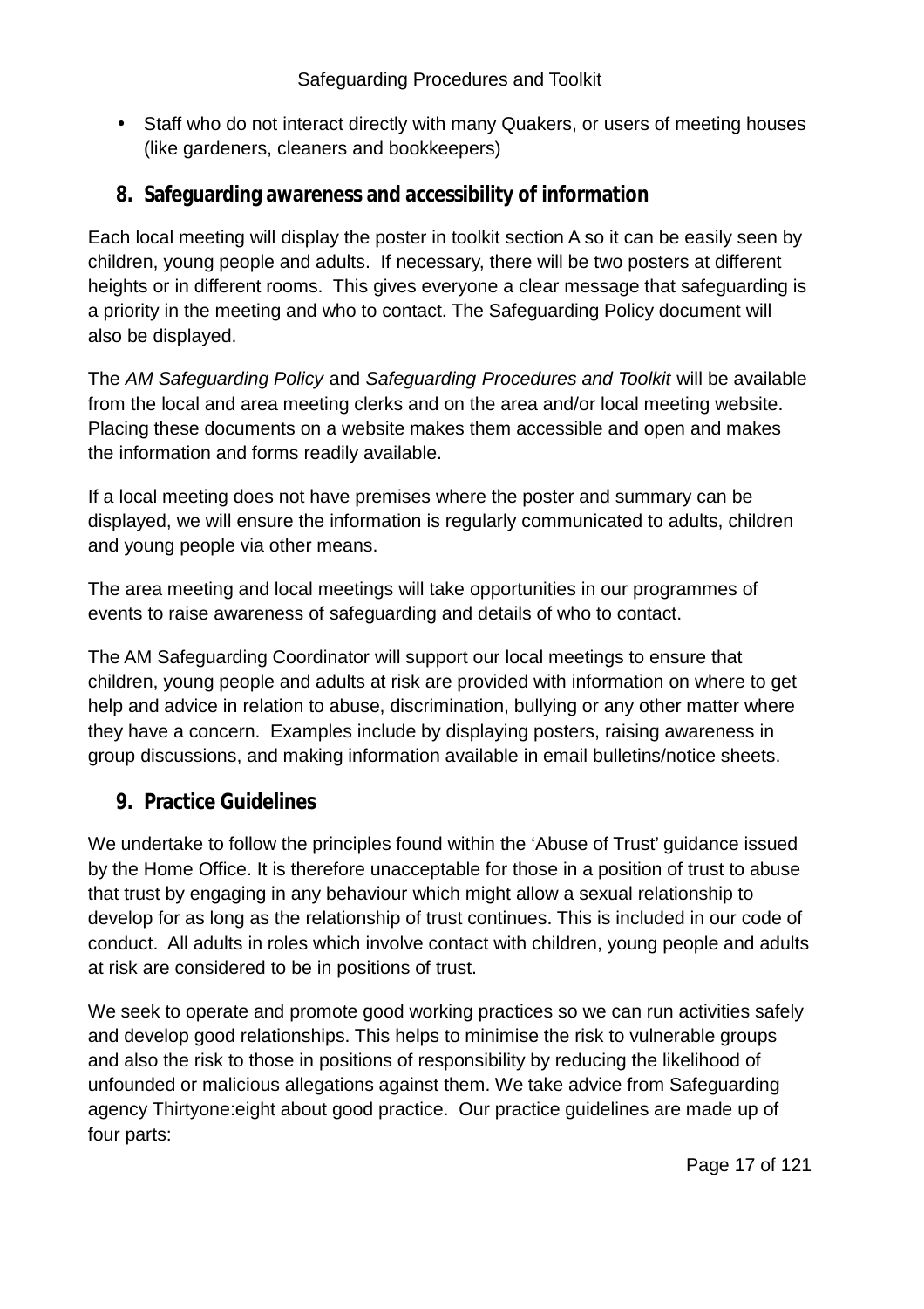- Staff who do not interact directly with many Quakers, or users of meeting houses (like gardeners, cleaners and bookkeepers)

## 8. Safeguarding awareness and accessibility of information

Each local meeting will display the poster in toolkit section A so it can be easily seen by children, young people and adults. If necessary, there will be two posters at different heights or in different rooms. This gives everyone a clear message that safeguarding is a priority in the meeting and who to contact. The Safeguarding Policy document will also be displayed.

The *AM Safeguarding Policy* and *Safeguarding Procedures and Toolkit* will be available from the local and area meeting clerks and on the area and/or local meeting website. Placing these documents on a website makes them accessible and open and makes the information and forms readily available.

If a local meeting does not have premises where the poster and summary can be displayed, we will ensure the information is regularly communicated to adults, children and young people via other means.

The area meeting and local meetings will take opportunities in our programmes of events to raise awareness of safeguarding and details of who to contact.

The AM Safeguarding Coordinator will support our local meetings to ensure that children, young people and adults at risk are provided with information on where to get help and advice in relation to abuse, discrimination, bullying or any other matter where they have a concern. Examples include by displaying posters, raising awareness in group discussions, and making information available in email bulletins/notice sheets.

## 9. Practice Guidelines

We undertake to follow the principles found within the 'Abuse of Trust' guidance issued by the Home Office. It is therefore unacceptable for those in a position of trust to abuse that trust by engaging in any behaviour which might allow a sexual relationship to develop for as long as the relationship of trust continues. This is included in our code of conduct. All adults in roles which involve contact with children, young people and adults at risk are considered to be in positions of trust.

We seek to operate and promote good working practices so we can run activities safely and develop good relationships. This helps to minimise the risk to vulnerable groups and also the risk to those in positions of responsibility by reducing the likelihood of unfounded or malicious allegations against them. We take advice from Safeguarding agency Thirtyone:eight about good practice. Our practice guidelines are made up of four parts: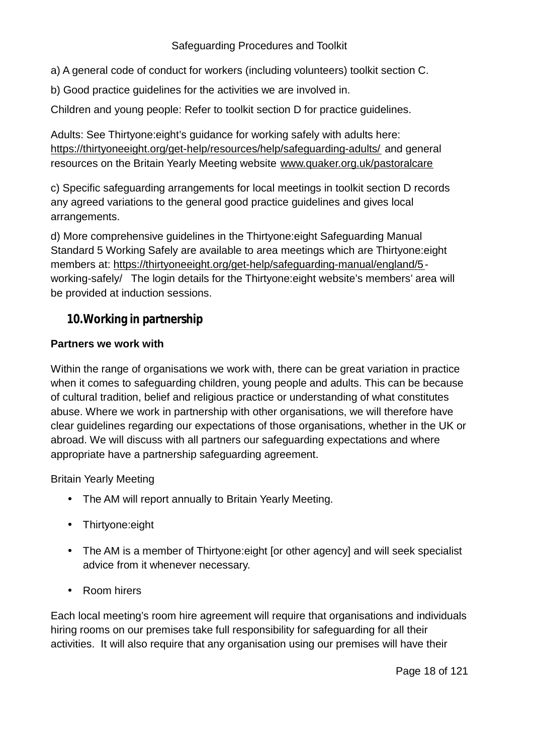a) A general code of conduct for workers (including volunteers) toolkit section C.

b) Good practice guidelines for the activities we are involved in.

Children and young people: Refer to toolkit section D for practice guidelines.

Adults: See Thirtyone:eight's guidance for working safely with adults here: https://thirtyoneeight.org/get-help/resources/help/safeguarding-adults/ and general resources on the Britain Yearly Meeting website www.quaker.org.uk/pastoralcare

c) Specific safeguarding arrangements for local meetings in toolkit section D records any agreed variations to the general good practice guidelines and gives local arrangements.

d) More comprehensive guidelines in the Thirtyone:eight Safeguarding Manual Standard 5 Working Safely are available to area meetings which are Thirtyone:eight members at: https://thirtyoneeight.org/get-help/safeguarding-manual/england/5-working-safely/ The login details for the Thirtyone:eight website's members' area will be provided at induction sessions.

## 10. Working in partnership

**Partners we work with**

Within the range of organisations we work with, there can be great variation in practice when it comes to safeguarding children, young people and adults. This can be because of cultural tradition, belief and religious practice or understanding of what constitutes abuse. Where we work in partnership with other organisations, we will therefore have clear guidelines regarding our expectations of those organisations, whether in the UK or abroad. We will discuss with all partners our safeguarding expectations and where appropriate have a partnership safeguarding agreement.

Britain Yearly Meeting

- The AM will report annually to Britain Yearly Meeting.
- Thirtyone:eight
- The AM is a member of Thirtyone:eight [or other agency] and will seek specialist advice from it whenever necessary.
- Room hirers

Each local meeting's room hire agreement will require that organisations and individuals hiring rooms on our premises take full responsibility for safeguarding for all their activities. It will also require that any organisation using our premises will have their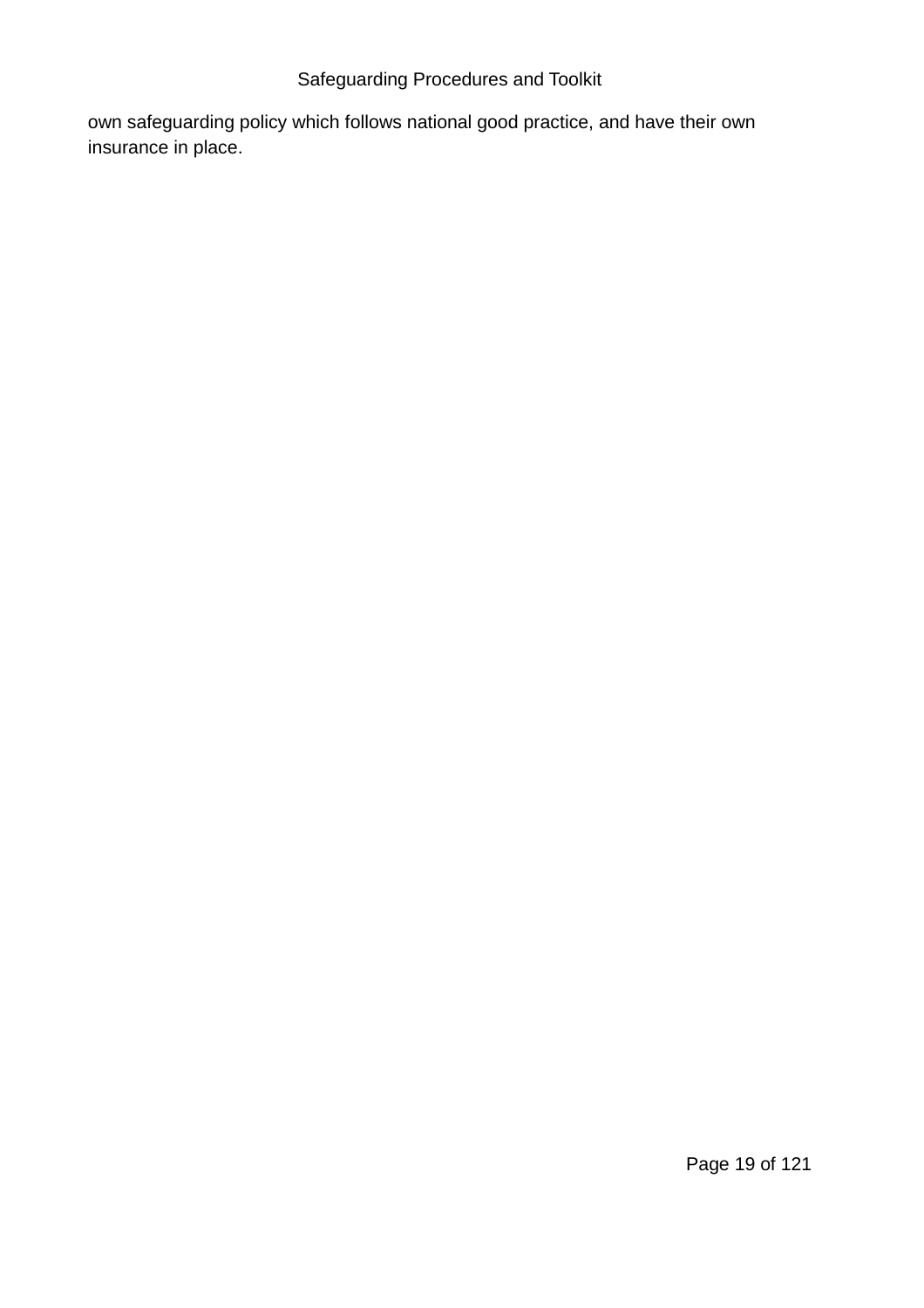own safeguarding policy which follows national good practice, and have their own insurance in place.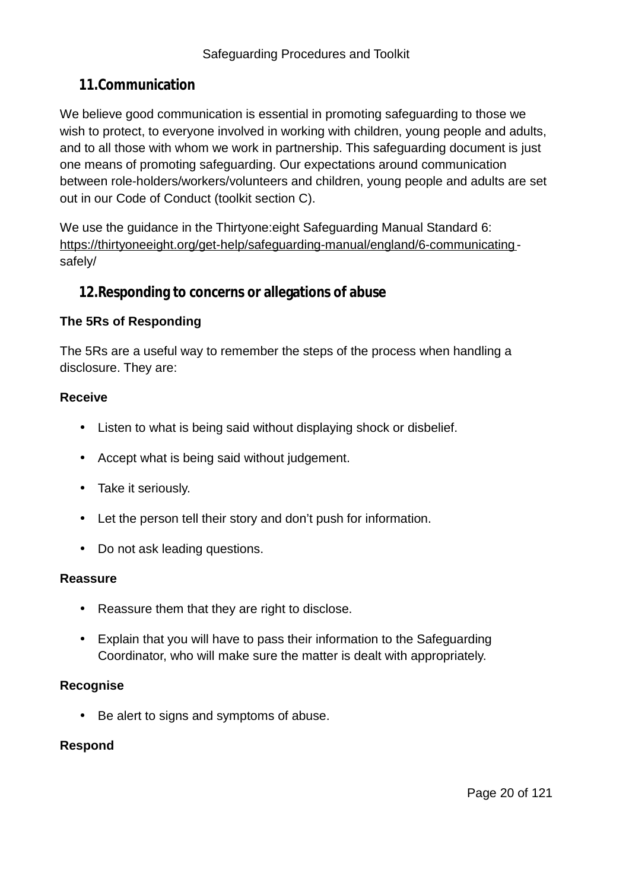## 11. Communication

We believe good communication is essential in promoting safeguarding to those we wish to protect, to everyone involved in working with children, young people and adults, and to all those with whom we work in partnership. This safeguarding document is just one means of promoting safeguarding. Our expectations around communication between role-holders/workers/volunteers and children, young people and adults are set out in our Code of Conduct (toolkit section C).

We use the guidance in the Thirtyone:eight Safeguarding Manual Standard 6: https://thirtyoneeight.org/get-help/safeguarding-manual/england/6-communicating-safely/

## 12. Responding to concerns or allegations of abuse

**The 5Rs of Responding**

The 5Rs are a useful way to remember the steps of the process when handling a disclosure. They are:

**Receive**

- Listen to what is being said without displaying shock or disbelief.
- Accept what is being said without judgement.
- Take it seriously.
- Let the person tell their story and don't push for information.
- Do not ask leading questions.

**Reassure**

- Reassure them that they are right to disclose.
- Explain that you will have to pass their information to the Safeguarding Coordinator, who will make sure the matter is dealt with appropriately.

**Recognise**

- Be alert to signs and symptoms of abuse.

**Respond**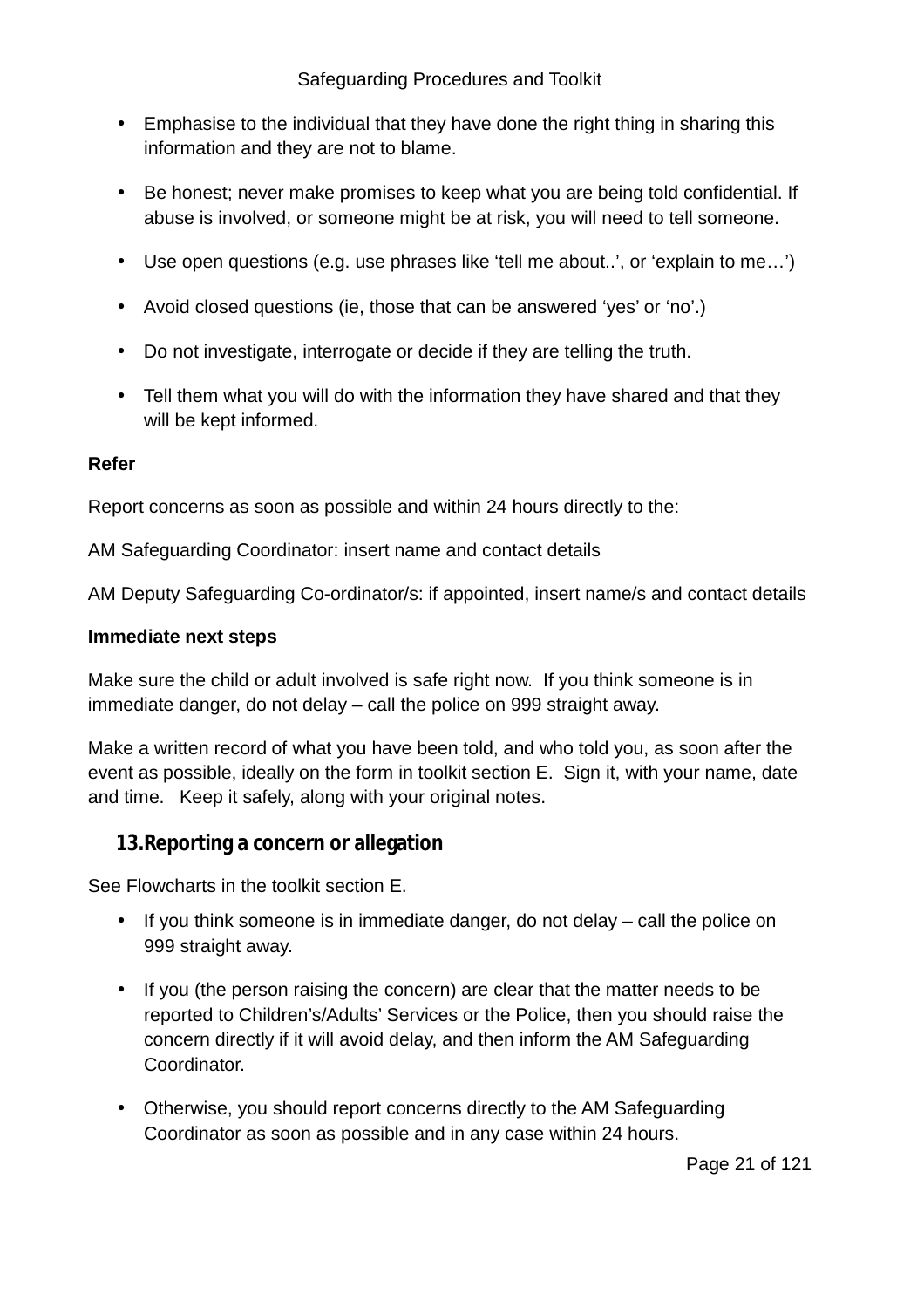- Emphasise to the individual that they have done the right thing in sharing this information and they are not to blame.
- Be honest; never make promises to keep what you are being told confidential. If abuse is involved, or someone might be at risk, you will need to tell someone.
- Use open questions (e.g. use phrases like 'tell me about..', or 'explain to me…')
- Avoid closed questions (ie, those that can be answered 'yes' or 'no'.)
- Do not investigate, interrogate or decide if they are telling the truth.
- Tell them what you will do with the information they have shared and that they will be kept informed.

**Refer**

Report concerns as soon as possible and within 24 hours directly to the:

AM Safeguarding Coordinator: insert name and contact details

AM Deputy Safeguarding Co-ordinator/s: if appointed, insert name/s and contact details

**Immediate next steps**

Make sure the child or adult involved is safe right now. If you think someone is in immediate danger, do not delay – call the police on 999 straight away.

Make a written record of what you have been told, and who told you, as soon after the event as possible, ideally on the form in toolkit section E. Sign it, with your name, date and time. Keep it safely, along with your original notes.

## 13. Reporting a concern or allegation

See Flowcharts in the toolkit section E.

- If you think someone is in immediate danger, do not delay – call the police on 999 straight away.
- If you (the person raising the concern) are clear that the matter needs to be reported to Children's/Adults' Services or the Police, then you should raise the concern directly if it will avoid delay, and then inform the AM Safeguarding Coordinator.
- Otherwise, you should report concerns directly to the AM Safeguarding Coordinator as soon as possible and in any case within 24 hours.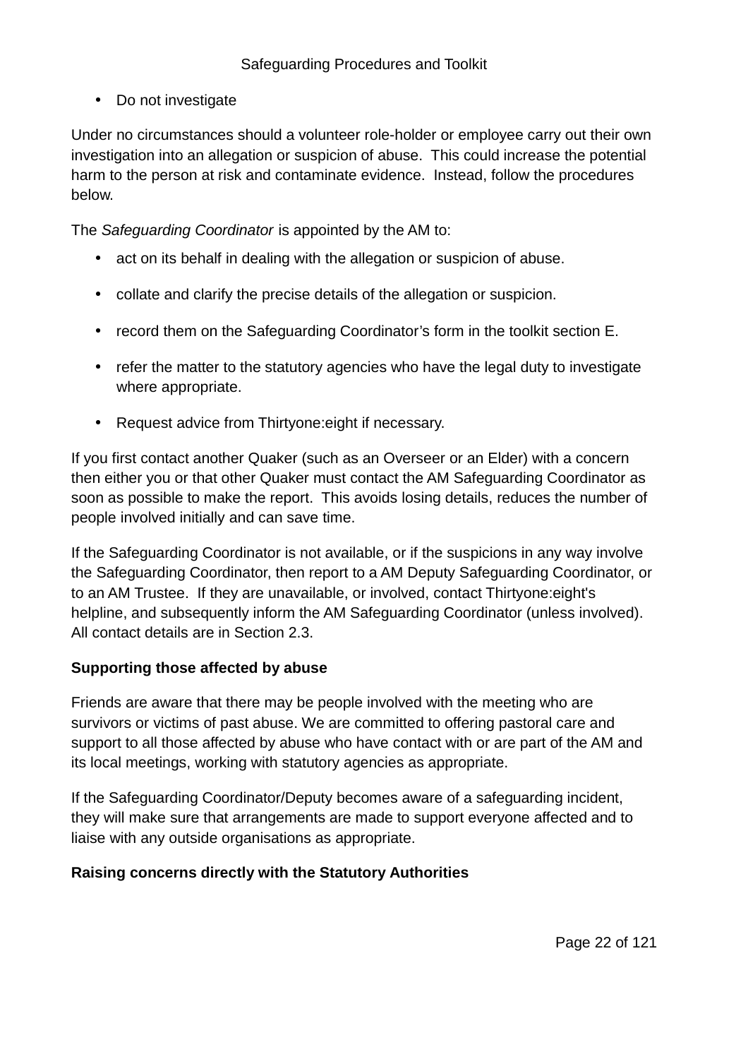- Do not investigate

Under no circumstances should a volunteer role-holder or employee carry out their own investigation into an allegation or suspicion of abuse. This could increase the potential harm to the person at risk and contaminate evidence. Instead, follow the procedures below.

The *Safeguarding Coordinator* is appointed by the AM to:

- act on its behalf in dealing with the allegation or suspicion of abuse.
- collate and clarify the precise details of the allegation or suspicion.
- record them on the Safeguarding Coordinator's form in the toolkit section E.
- refer the matter to the statutory agencies who have the legal duty to investigate where appropriate.
- Request advice from Thirtyone:eight if necessary.

If you first contact another Quaker (such as an Overseer or an Elder) with a concern then either you or that other Quaker must contact the AM Safeguarding Coordinator as soon as possible to make the report. This avoids losing details, reduces the number of people involved initially and can save time.

If the Safeguarding Coordinator is not available, or if the suspicions in any way involve the Safeguarding Coordinator, then report to a AM Deputy Safeguarding Coordinator, or to an AM Trustee. If they are unavailable, or involved, contact Thirtyone:eight's helpline, and subsequently inform the AM Safeguarding Coordinator (unless involved). All contact details are in Section 2.3.

**Supporting those affected by abuse**

Friends are aware that there may be people involved with the meeting who are survivors or victims of past abuse. We are committed to offering pastoral care and support to all those affected by abuse who have contact with or are part of the AM and its local meetings, working with statutory agencies as appropriate.

If the Safeguarding Coordinator/Deputy becomes aware of a safeguarding incident, they will make sure that arrangements are made to support everyone affected and to liaise with any outside organisations as appropriate.

**Raising concerns directly with the Statutory Authorities**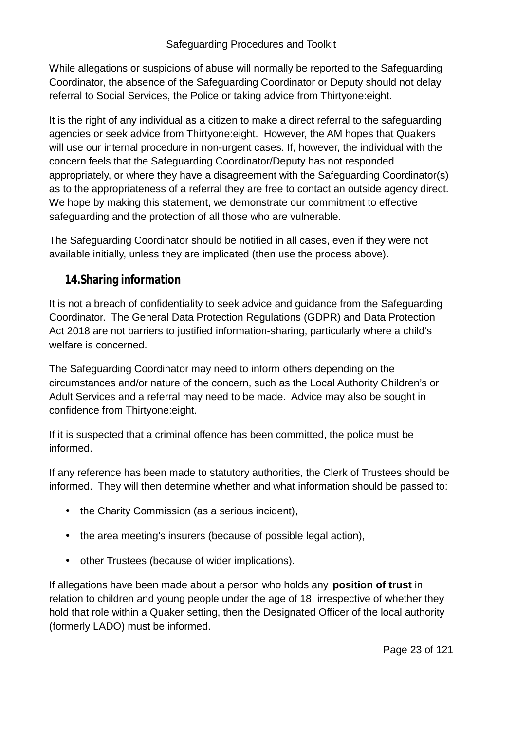While allegations or suspicions of abuse will normally be reported to the Safeguarding Coordinator, the absence of the Safeguarding Coordinator or Deputy should not delay referral to Social Services, the Police or taking advice from Thirtyone:eight.

It is the right of any individual as a citizen to make a direct referral to the safeguarding agencies or seek advice from Thirtyone:eight. However, the AM hopes that Quakers will use our internal procedure in non-urgent cases. If, however, the individual with the concern feels that the Safeguarding Coordinator/Deputy has not responded appropriately, or where they have a disagreement with the Safeguarding Coordinator(s) as to the appropriateness of a referral they are free to contact an outside agency direct. We hope by making this statement, we demonstrate our commitment to effective safeguarding and the protection of all those who are vulnerable.

The Safeguarding Coordinator should be notified in all cases, even if they were not available initially, unless they are implicated (then use the process above).

## 14. Sharing information

It is not a breach of confidentiality to seek advice and guidance from the Safeguarding Coordinator. The General Data Protection Regulations (GDPR) and Data Protection Act 2018 are not barriers to justified information-sharing, particularly where a child's welfare is concerned.

The Safeguarding Coordinator may need to inform others depending on the circumstances and/or nature of the concern, such as the Local Authority Children's or Adult Services and a referral may need to be made. Advice may also be sought in confidence from Thirtyone:eight.

If it is suspected that a criminal offence has been committed, the police must be informed.

If any reference has been made to statutory authorities, the Clerk of Trustees should be informed. They will then determine whether and what information should be passed to:

- the Charity Commission (as a serious incident),
- the area meeting's insurers (because of possible legal action),
- other Trustees (because of wider implications).

If allegations have been made about a person who holds any **position of trust** in relation to children and young people under the age of 18, irrespective of whether they hold that role within a Quaker setting, then the Designated Officer of the local authority (formerly LADO) must be informed.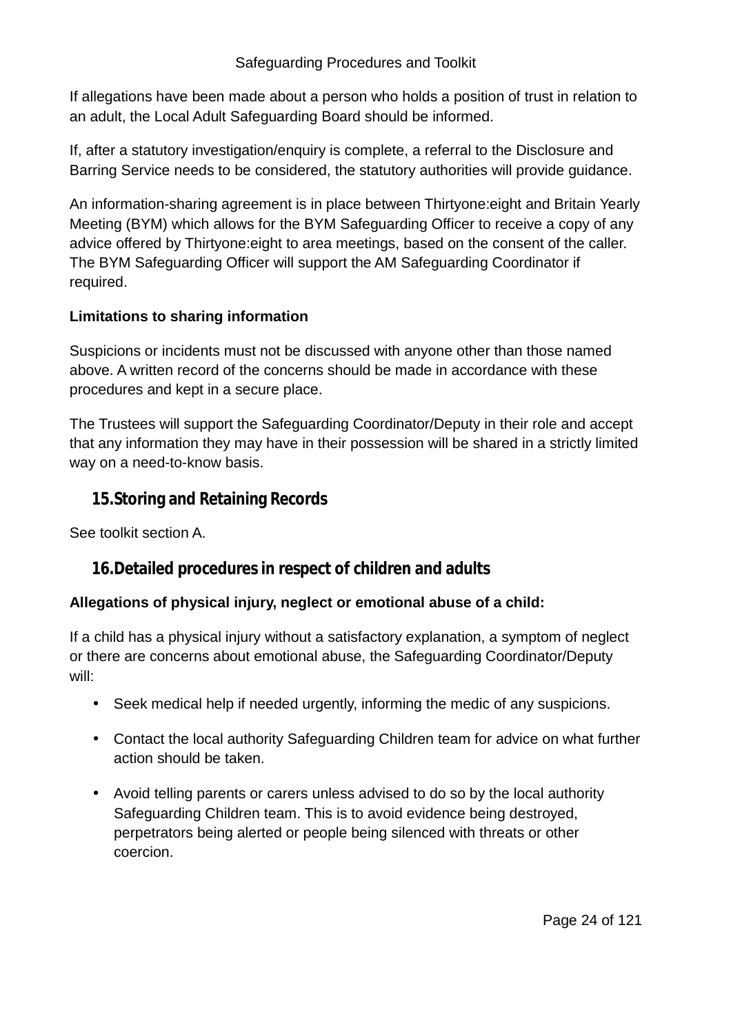If allegations have been made about a person who holds a position of trust in relation to an adult, the Local Adult Safeguarding Board should be informed.

If, after a statutory investigation/enquiry is complete, a referral to the Disclosure and Barring Service needs to be considered, the statutory authorities will provide guidance.

An information-sharing agreement is in place between Thirtyone:eight and Britain Yearly Meeting (BYM) which allows for the BYM Safeguarding Officer to receive a copy of any advice offered by Thirtyone:eight to area meetings, based on the consent of the caller. The BYM Safeguarding Officer will support the AM Safeguarding Coordinator if required.

**Limitations to sharing information**

Suspicions or incidents must not be discussed with anyone other than those named above. A written record of the concerns should be made in accordance with these procedures and kept in a secure place.

The Trustees will support the Safeguarding Coordinator/Deputy in their role and accept that any information they may have in their possession will be shared in a strictly limited way on a need-to-know basis.

## 15. Storing and Retaining Records

See toolkit section A.

## 16. Detailed procedures in respect of children and adults

**Allegations of physical injury, neglect or emotional abuse of a child:**

If a child has a physical injury without a satisfactory explanation, a symptom of neglect or there are concerns about emotional abuse, the Safeguarding Coordinator/Deputy will:

- Seek medical help if needed urgently, informing the medic of any suspicions.
- Contact the local authority Safeguarding Children team for advice on what further action should be taken.
- Avoid telling parents or carers unless advised to do so by the local authority Safeguarding Children team. This is to avoid evidence being destroyed, perpetrators being alerted or people being silenced with threats or other coercion.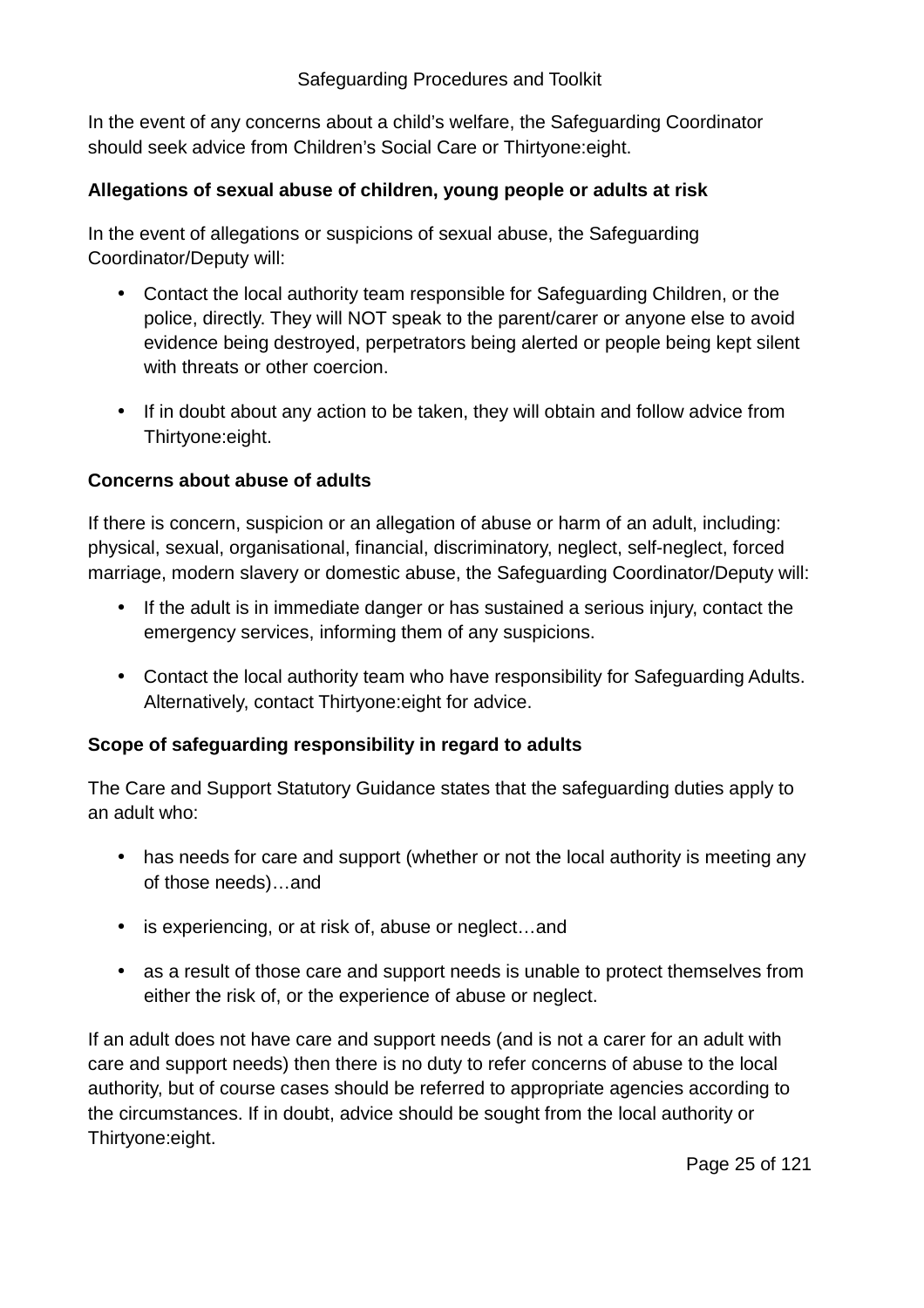In the event of any concerns about a child's welfare, the Safeguarding Coordinator should seek advice from Children's Social Care or Thirtyone:eight.

**Allegations of sexual abuse of children, young people or adults at risk**

In the event of allegations or suspicions of sexual abuse, the Safeguarding Coordinator/Deputy will:

- Contact the local authority team responsible for Safeguarding Children, or the police, directly. They will NOT speak to the parent/carer or anyone else to avoid evidence being destroyed, perpetrators being alerted or people being kept silent with threats or other coercion.
- If in doubt about any action to be taken, they will obtain and follow advice from Thirtyone:eight.

**Concerns about abuse of adults**

If there is concern, suspicion or an allegation of abuse or harm of an adult, including: physical, sexual, organisational, financial, discriminatory, neglect, self-neglect, forced marriage, modern slavery or domestic abuse, the Safeguarding Coordinator/Deputy will:

- If the adult is in immediate danger or has sustained a serious injury, contact the emergency services, informing them of any suspicions.
- Contact the local authority team who have responsibility for Safeguarding Adults. Alternatively, contact Thirtyone:eight for advice.

**Scope of safeguarding responsibility in regard to adults**

The Care and Support Statutory Guidance states that the safeguarding duties apply to an adult who:

- has needs for care and support (whether or not the local authority is meeting any of those needs)…and
- is experiencing, or at risk of, abuse or neglect…and
- as a result of those care and support needs is unable to protect themselves from either the risk of, or the experience of abuse or neglect.

If an adult does not have care and support needs (and is not a carer for an adult with care and support needs) then there is no duty to refer concerns of abuse to the local authority, but of course cases should be referred to appropriate agencies according to the circumstances. If in doubt, advice should be sought from the local authority or Thirtyone:eight.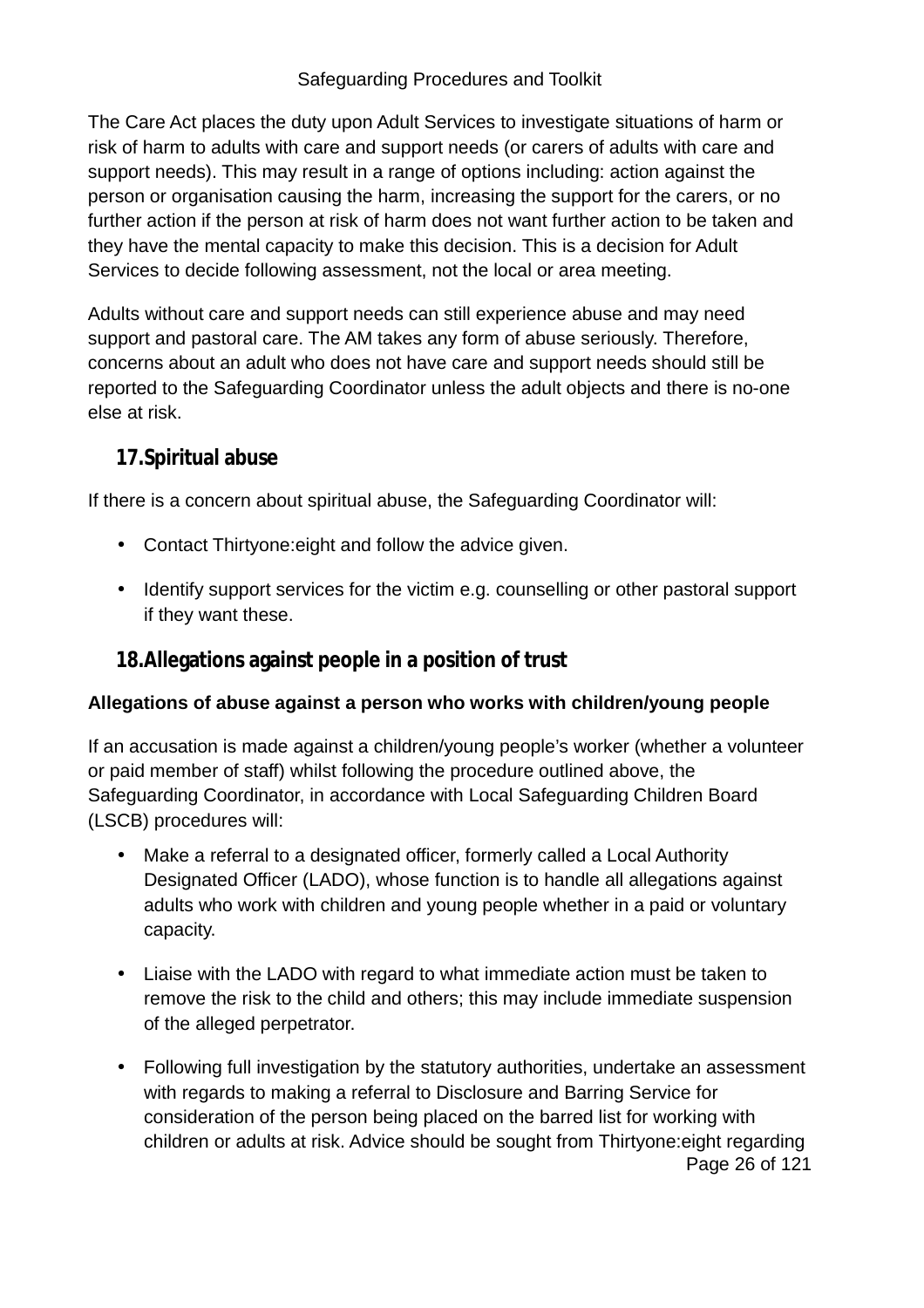The Care Act places the duty upon Adult Services to investigate situations of harm or risk of harm to adults with care and support needs (or carers of adults with care and support needs). This may result in a range of options including: action against the person or organisation causing the harm, increasing the support for the carers, or no further action if the person at risk of harm does not want further action to be taken and they have the mental capacity to make this decision. This is a decision for Adult Services to decide following assessment, not the local or area meeting.

Adults without care and support needs can still experience abuse and may need support and pastoral care. The AM takes any form of abuse seriously. Therefore, concerns about an adult who does not have care and support needs should still be reported to the Safeguarding Coordinator unless the adult objects and there is no-one else at risk.

## 17. Spiritual abuse

If there is a concern about spiritual abuse, the Safeguarding Coordinator will:

- Contact Thirtyone:eight and follow the advice given.
- Identify support services for the victim e.g. counselling or other pastoral support if they want these.

## 18. Allegations against people in a position of trust

### Allegations of abuse against a person who works with children/young people

If an accusation is made against a children/young people's worker (whether a volunteer or paid member of staff) whilst following the procedure outlined above, the Safeguarding Coordinator, in accordance with Local Safeguarding Children Board (LSCB) procedures will:

- Make a referral to a designated officer, formerly called a Local Authority Designated Officer (LADO), whose function is to handle all allegations against adults who work with children and young people whether in a paid or voluntary capacity.
- Liaise with the LADO with regard to what immediate action must be taken to remove the risk to the child and others; this may include immediate suspension of the alleged perpetrator.
- Following full investigation by the statutory authorities, undertake an assessment with regards to making a referral to Disclosure and Barring Service for consideration of the person being placed on the barred list for working with children or adults at risk. Advice should be sought from Thirtyone:eight regarding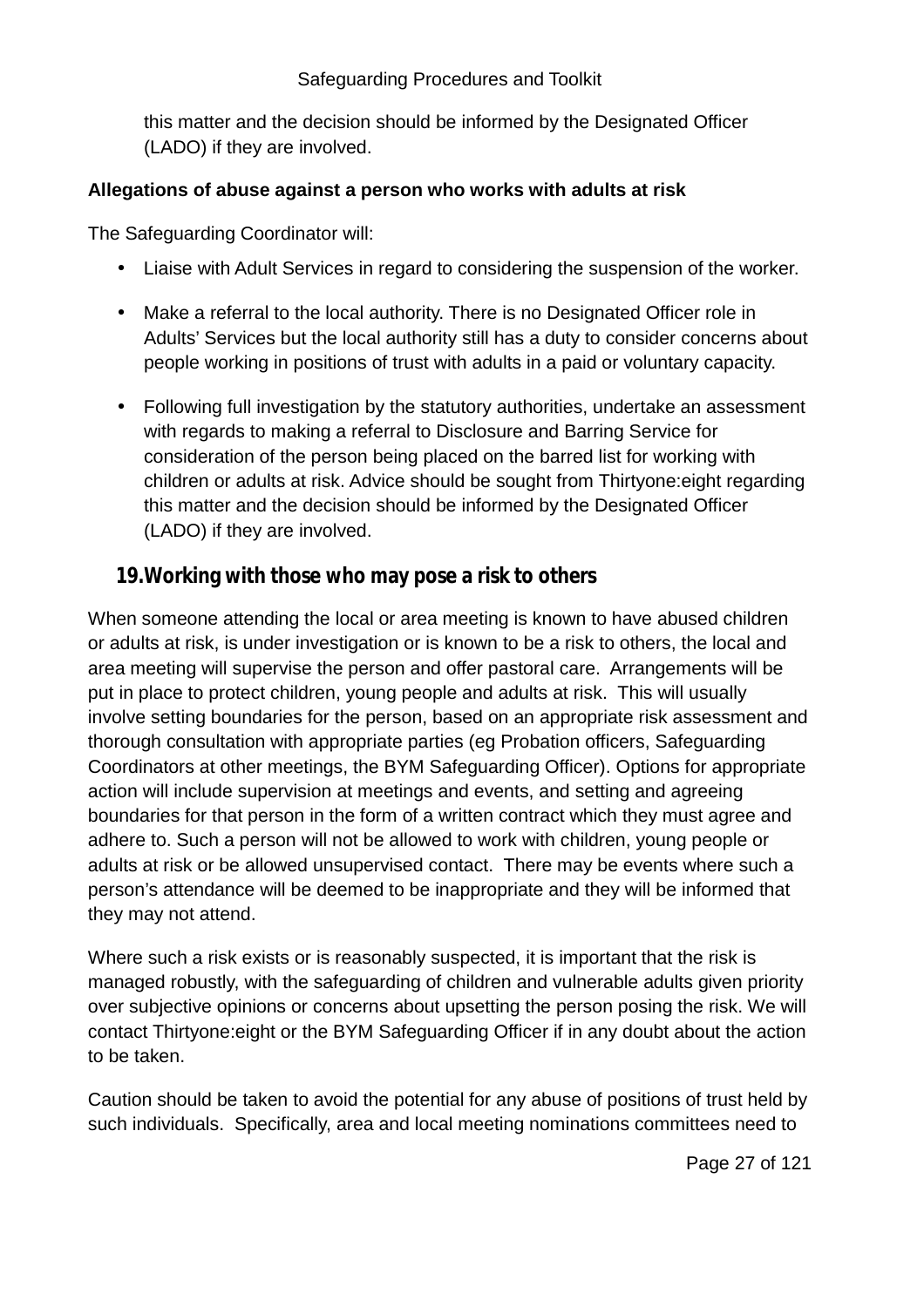this matter and the decision should be informed by the Designated Officer (LADO) if they are involved.

**Allegations of abuse against a person who works with adults at risk**

The Safeguarding Coordinator will:

- Liaise with Adult Services in regard to considering the suspension of the worker.
- Make a referral to the local authority. There is no Designated Officer role in Adults' Services but the local authority still has a duty to consider concerns about people working in positions of trust with adults in a paid or voluntary capacity.
- Following full investigation by the statutory authorities, undertake an assessment with regards to making a referral to Disclosure and Barring Service for consideration of the person being placed on the barred list for working with children or adults at risk. Advice should be sought from Thirtyone:eight regarding this matter and the decision should be informed by the Designated Officer (LADO) if they are involved.

## 19. Working with those who may pose a risk to others

When someone attending the local or area meeting is known to have abused children or adults at risk, is under investigation or is known to be a risk to others, the local and area meeting will supervise the person and offer pastoral care. Arrangements will be put in place to protect children, young people and adults at risk. This will usually involve setting boundaries for the person, based on an appropriate risk assessment and thorough consultation with appropriate parties (eg Probation officers, Safeguarding Coordinators at other meetings, the BYM Safeguarding Officer). Options for appropriate action will include supervision at meetings and events, and setting and agreeing boundaries for that person in the form of a written contract which they must agree and adhere to. Such a person will not be allowed to work with children, young people or adults at risk or be allowed unsupervised contact. There may be events where such a person's attendance will be deemed to be inappropriate and they will be informed that they may not attend.

Where such a risk exists or is reasonably suspected, it is important that the risk is managed robustly, with the safeguarding of children and vulnerable adults given priority over subjective opinions or concerns about upsetting the person posing the risk. We will contact Thirtyone:eight or the BYM Safeguarding Officer if in any doubt about the action to be taken.

Caution should be taken to avoid the potential for any abuse of positions of trust held by such individuals. Specifically, area and local meeting nominations committees need to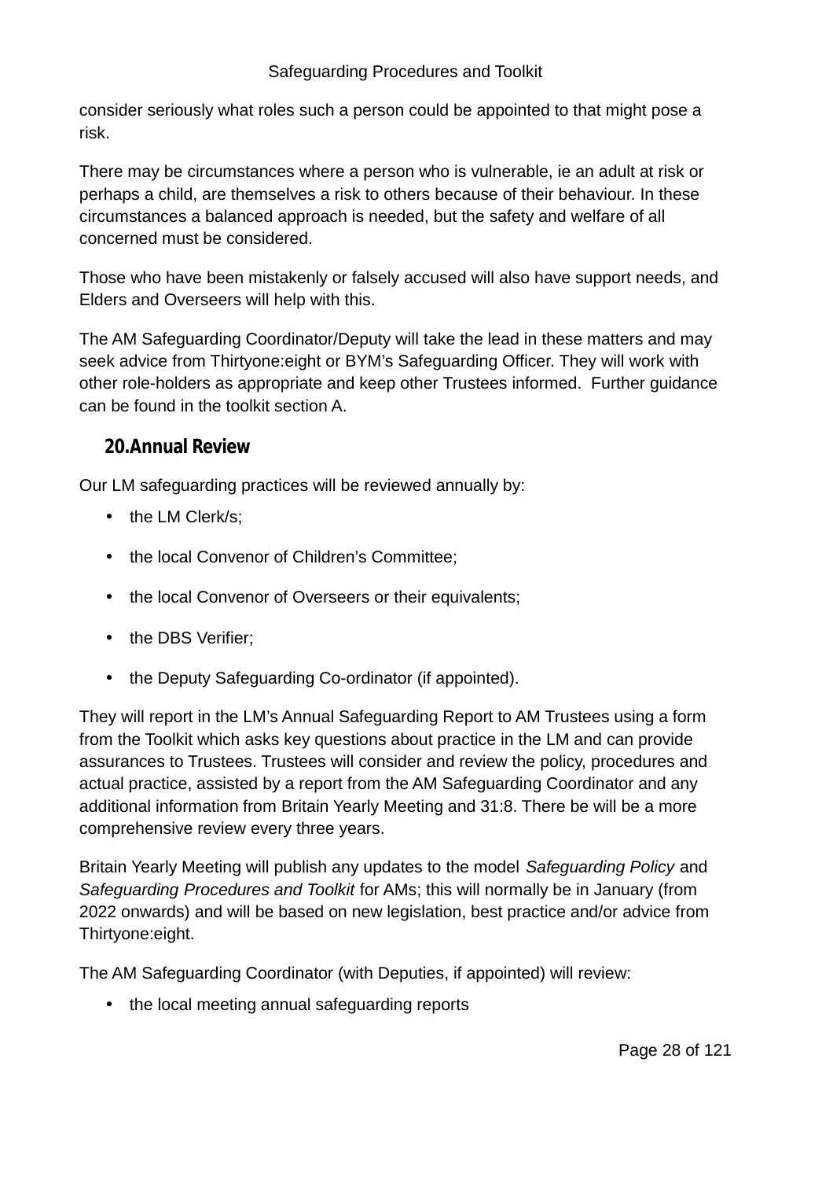consider seriously what roles such a person could be appointed to that might pose a risk.

There may be circumstances where a person who is vulnerable, ie an adult at risk or perhaps a child, are themselves a risk to others because of their behaviour. In these circumstances a balanced approach is needed, but the safety and welfare of all concerned must be considered.

Those who have been mistakenly or falsely accused will also have support needs, and Elders and Overseers will help with this.

The AM Safeguarding Coordinator/Deputy will take the lead in these matters and may seek advice from Thirtyone:eight or BYM's Safeguarding Officer. They will work with other role-holders as appropriate and keep other Trustees informed. Further guidance can be found in the toolkit section A.

## 20. Annual Review

Our LM safeguarding practices will be reviewed annually by:

- the LM Clerk/s;
- the local Convenor of Children's Committee;
- the local Convenor of Overseers or their equivalents;
- the DBS Verifier;
- the Deputy Safeguarding Co-ordinator (if appointed).

They will report in the LM's Annual Safeguarding Report to AM Trustees using a form from the Toolkit which asks key questions about practice in the LM and can provide assurances to Trustees. Trustees will consider and review the policy, procedures and actual practice, assisted by a report from the AM Safeguarding Coordinator and any additional information from Britain Yearly Meeting and 31:8. There be will be a more comprehensive review every three years.

Britain Yearly Meeting will publish any updates to the model *Safeguarding Policy* and *Safeguarding Procedures and Toolkit* for AMs; this will normally be in January (from 2022 onwards) and will be based on new legislation, best practice and/or advice from Thirtyone:eight.

The AM Safeguarding Coordinator (with Deputies, if appointed) will review:

- the local meeting annual safeguarding reports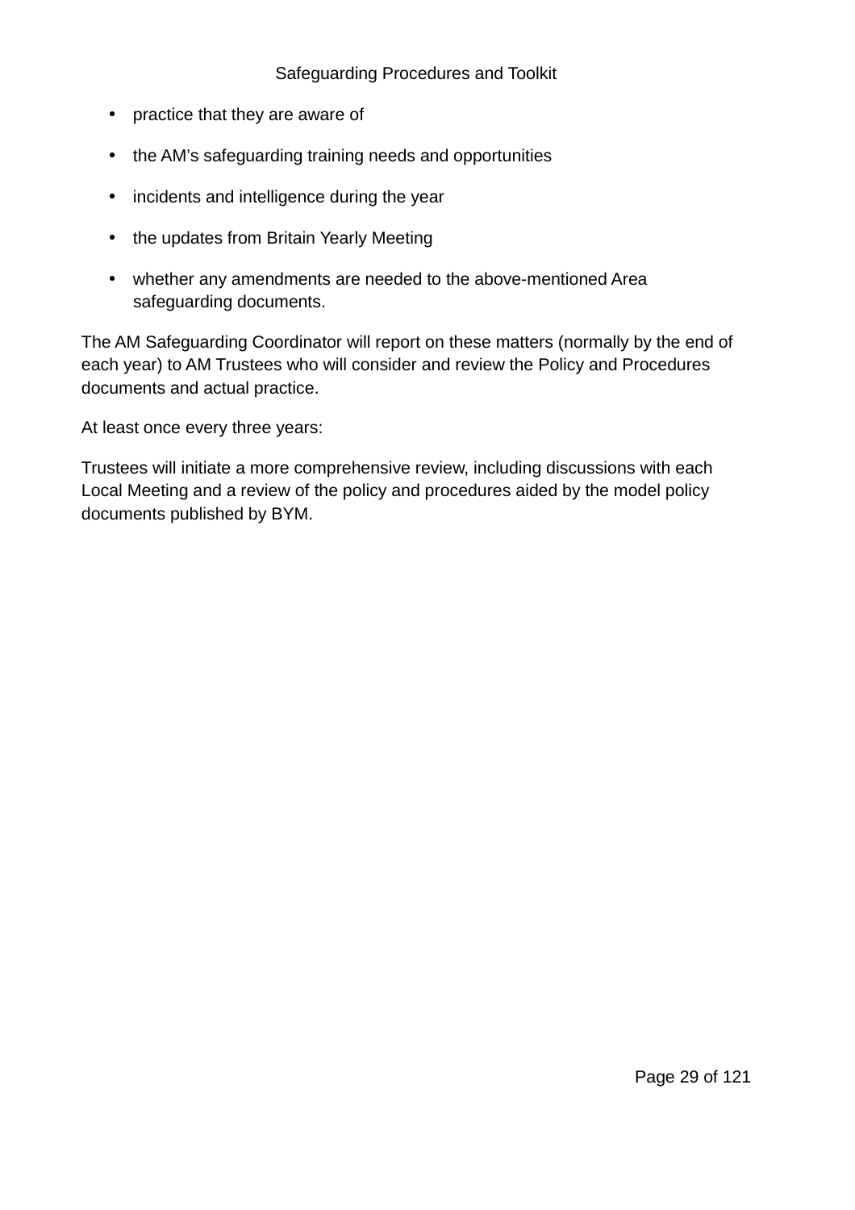- practice that they are aware of
- the AM’s safeguarding training needs and opportunities
- incidents and intelligence during the year
- the updates from Britain Yearly Meeting
- whether any amendments are needed to the above-mentioned Area safeguarding documents.

The AM Safeguarding Coordinator will report on these matters (normally by the end of each year) to AM Trustees who will consider and review the Policy and Procedures documents and actual practice.

At least once every three years:

Trustees will initiate a more comprehensive review, including discussions with each Local Meeting and a review of the policy and procedures aided by the model policy documents published by BYM.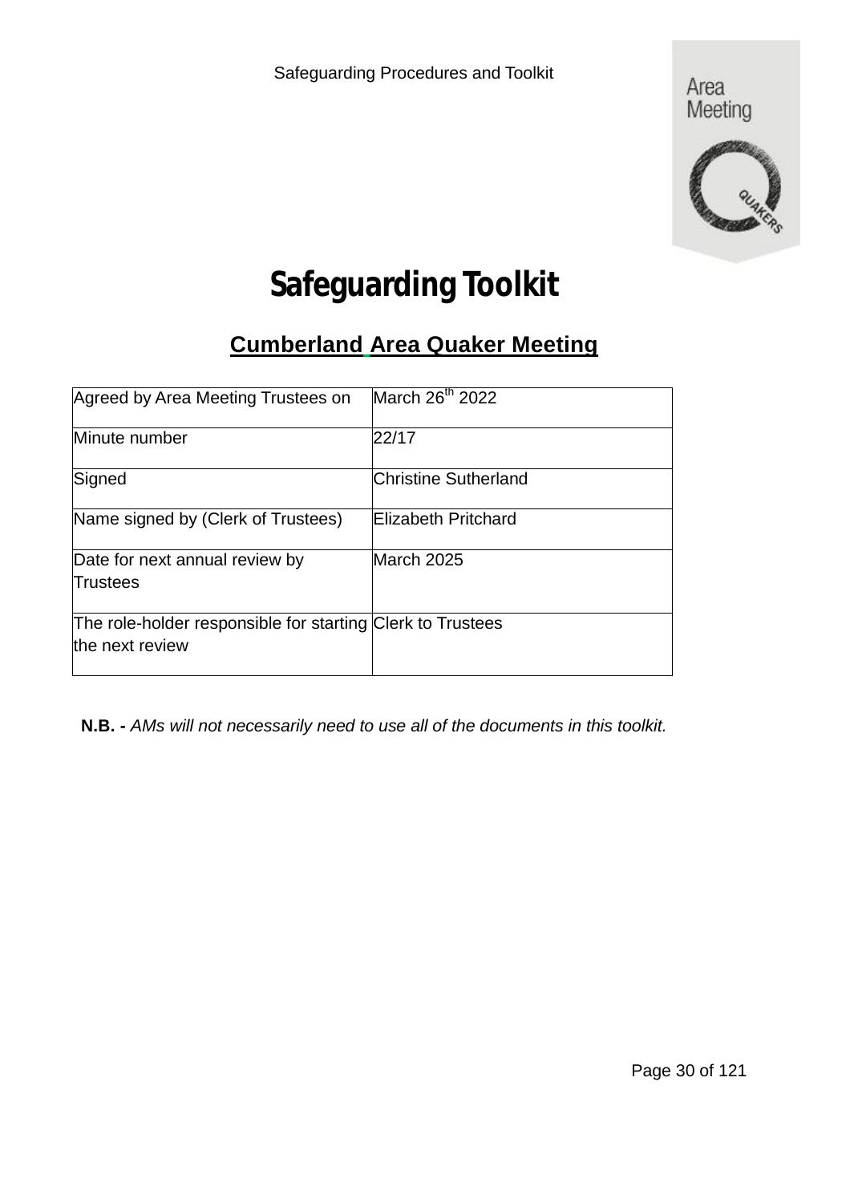# Safeguarding Toolkit

## Cumberland Area Quaker Meeting

| Agreed by Area Meeting Trustees on | March 26th 2022 |
| --- | --- |
| Minute number | 22/17 |
| Signed | Christine Sutherland |
| Name signed by (Clerk of Trustees) | Elizabeth Pritchard |
| Date for next annual review by Trustees | March 2025 |
| The role-holder responsible for starting the next review | Clerk to Trustees |

**N.B. -** *AMs will not necessarily need to use all of the documents in this toolkit.*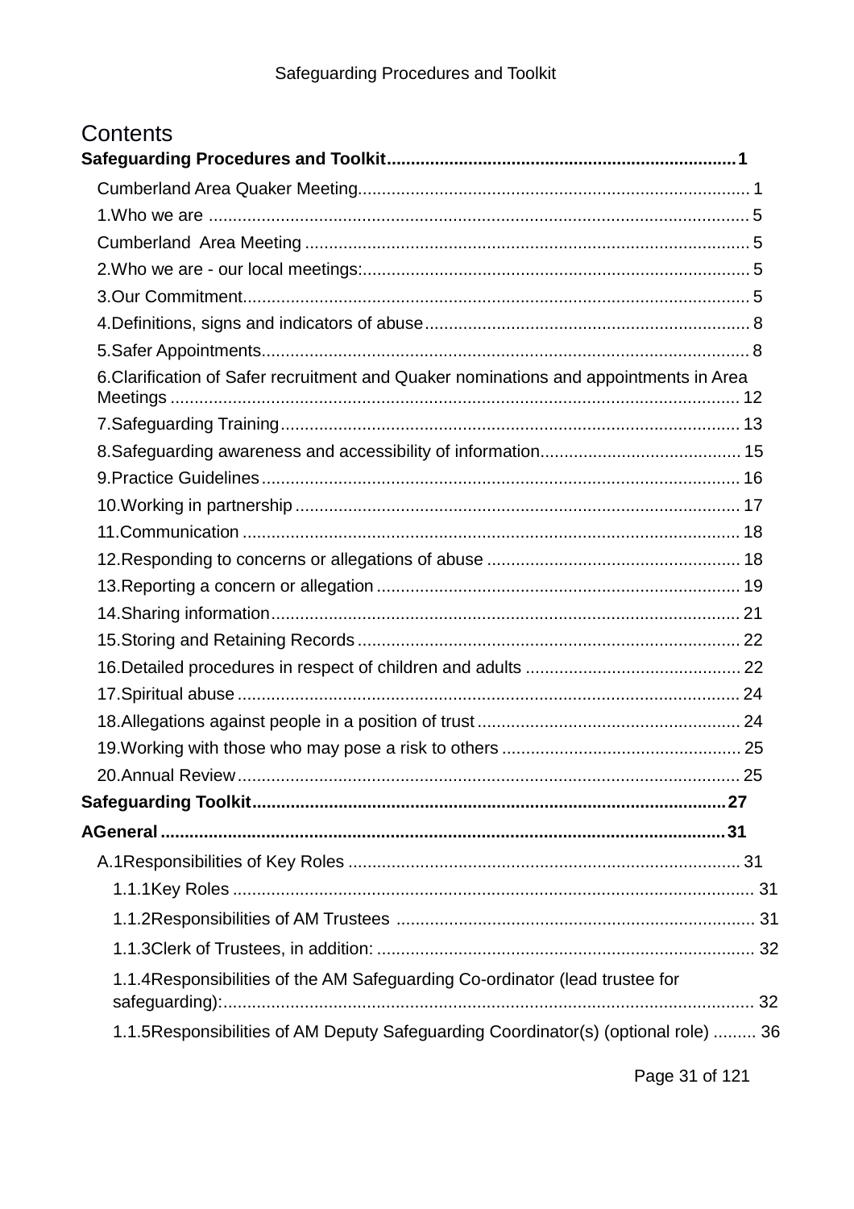# Contents

**Safeguarding Procedures and Toolkit......................................................................1**

- Cumberland Area Quaker Meeting................................................................................ 1
- 1.Who we are ................................................................................................................ 5
- Cumberland Area Meeting ............................................................................................ 5
- 2.Who we are - our local meetings:................................................................................ 5
- 3.Our Commitment......................................................................................................... 5
- 4.Definitions, signs and indicators of abuse................................................................... 8
- 5.Safer Appointments..................................................................................................... 8
- 6.Clarification of Safer recruitment and Quaker nominations and appointments in Area Meetings ...................................................................................................................... 12
- 7.Safeguarding Training................................................................................................ 13
- 8.Safeguarding awareness and accessibility of information.......................................... 15
- 9.Practice Guidelines.................................................................................................... 16
- 10.Working in partnership............................................................................................. 17
- 11.Communication ........................................................................................................ 18
- 12.Responding to concerns or allegations of abuse ..................................................... 18
- 13.Reporting a concern or allegation............................................................................ 19
- 14.Sharing information.................................................................................................. 21
- 15.Storing and Retaining Records ................................................................................ 22
- 16.Detailed procedures in respect of children and adults ............................................. 22
- 17.Spiritual abuse ......................................................................................................... 24
- 18.Allegations against people in a position of trust....................................................... 24
- 19.Working with those who may pose a risk to others .................................................. 25
- 20.Annual Review......................................................................................................... 25

**Safeguarding Toolkit..................................................................................................27**

**AGeneral ......................................................................................................................31**

- A.1Responsibilities of Key Roles .................................................................................. 31
  - 1.1.1Key Roles ........................................................................................................... 31
  - 1.1.2Responsibilities of AM Trustees .......................................................................... 31
  - 1.1.3Clerk of Trustees, in addition: .............................................................................. 32
  - 1.1.4Responsibilities of the AM Safeguarding Co-ordinator (lead trustee for safeguarding):............................................................................................................. 32
  - 1.1.5Responsibilities of AM Deputy Safeguarding Coordinator(s) (optional role) ......... 36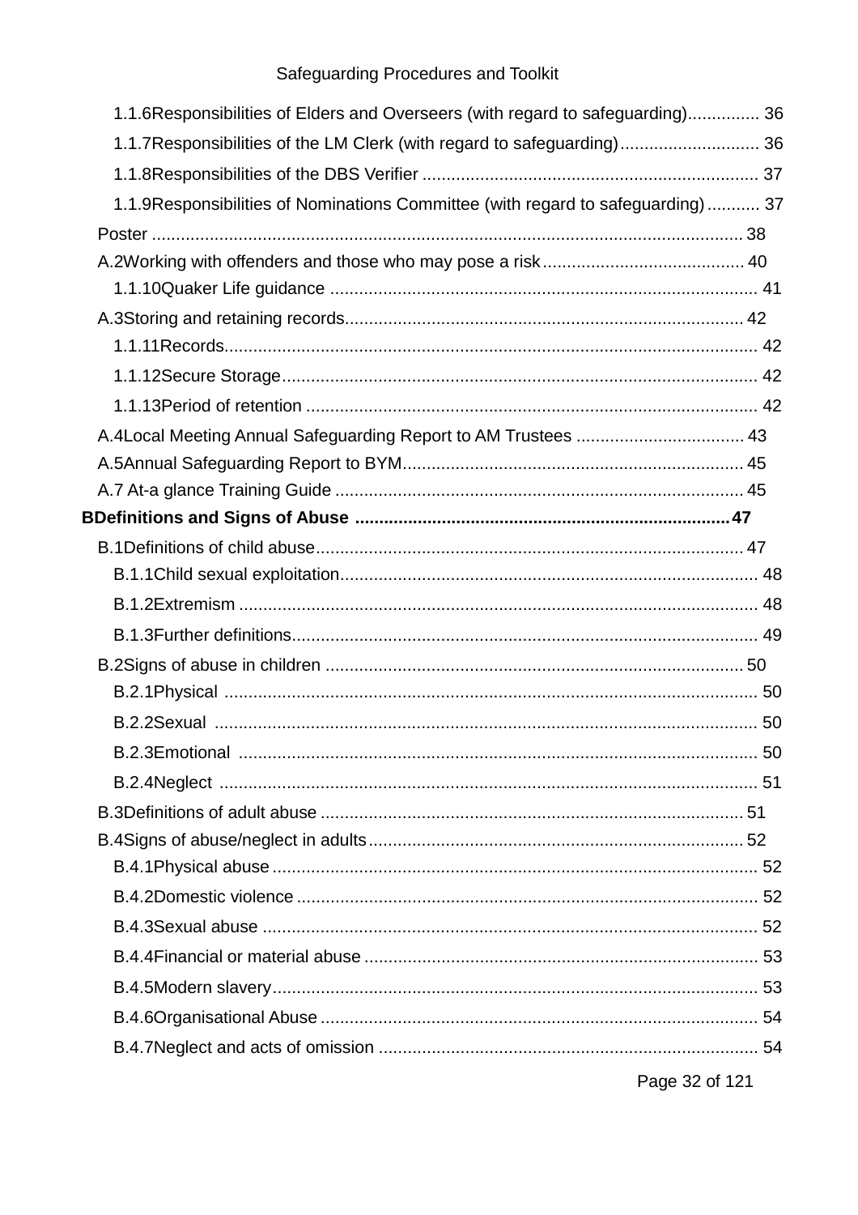1.1.6Responsibilities of Elders and Overseers (with regard to safeguarding)............... 36

1.1.7Responsibilities of the LM Clerk (with regard to safeguarding)............................ 36

1.1.8Responsibilities of the DBS Verifier ..................................................................... 37

1.1.9Responsibilities of Nominations Committee (with regard to safeguarding)........... 37

Poster .......................................................................................................................... 38

A.2Working with offenders and those who may pose a risk.......................................... 40

1.1.10Quaker Life guidance ........................................................................................ 41

A.3Storing and retaining records.................................................................................. 42

1.1.11Records............................................................................................................. 42

1.1.12Secure Storage................................................................................................. 42

1.1.13Period of retention ............................................................................................ 42

A.4Local Meeting Annual Safeguarding Report to AM Trustees ................................... 43

A.5Annual Safeguarding Report to BYM...................................................................... 45

A.7 At-a glance Training Guide ..................................................................................... 45

**BDefinitions and Signs of Abuse ..............................................................................47**

B.1Definitions of child abuse......................................................................................... 47

B.1.1Child sexual exploitation...................................................................................... 48

B.1.2Extremism ........................................................................................................... 48

B.1.3Further definitions................................................................................................ 49

B.2Signs of abuse in children ....................................................................................... 50

B.2.1Physical .............................................................................................................. 50

B.2.2Sexual ................................................................................................................ 50

B.2.3Emotional ........................................................................................................... 50

B.2.4Neglect ............................................................................................................... 51

B.3Definitions of adult abuse ........................................................................................ 51

B.4Signs of abuse/neglect in adults.............................................................................. 52

B.4.1Physical abuse .................................................................................................... 52

B.4.2Domestic violence ............................................................................................... 52

B.4.3Sexual abuse ...................................................................................................... 52

B.4.4Financial or material abuse ................................................................................. 53

B.4.5Modern slavery.................................................................................................... 53

B.4.6Organisational Abuse .......................................................................................... 54

B.4.7Neglect and acts of omission .............................................................................. 54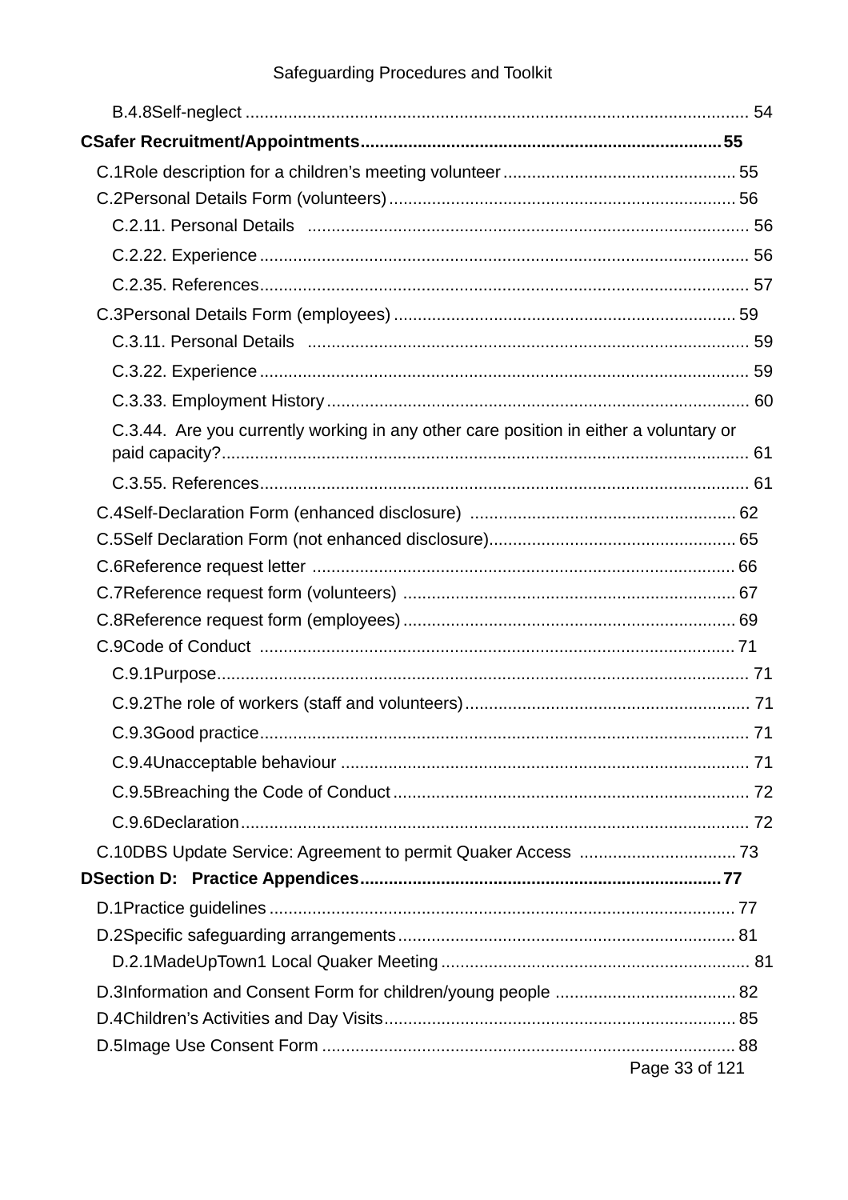B.4.8Self-neglect ........................................................................................................ 54

**CSafer Recruitment/Appointments........................................................................... 55**

C.1Role description for a children's meeting volunteer................................................ 55

C.2Personal Details Form (volunteers)........................................................................ 56

C.2.11. Personal Details ............................................................................................ 56

C.2.22. Experience ..................................................................................................... 56

C.2.35. References..................................................................................................... 57

C.3Personal Details Form (employees) ....................................................................... 59

C.3.11. Personal Details ............................................................................................ 59

C.3.22. Experience ..................................................................................................... 59

C.3.33. Employment History ....................................................................................... 60

C.3.44. Are you currently working in any other care position in either a voluntary or paid capacity?.............................................................................................................. 61

C.3.55. References..................................................................................................... 61

C.4Self-Declaration Form (enhanced disclosure) ....................................................... 62

C.5Self Declaration Form (not enhanced disclosure).................................................. 65

C.6Reference request letter ........................................................................................ 66

C.7Reference request form (volunteers) ..................................................................... 67

C.8Reference request form (employees)..................................................................... 69

C.9Code of Conduct ................................................................................................... 71

C.9.1Purpose............................................................................................................ 71

C.9.2The role of workers (staff and volunteers).......................................................... 71

C.9.3Good practice..................................................................................................... 71

C.9.4Unacceptable behaviour .................................................................................... 71

C.9.5Breaching the Code of Conduct ......................................................................... 72

C.9.6Declaration......................................................................................................... 72

C.10DBS Update Service: Agreement to permit Quaker Access ................................. 73

**DSection D: Practice Appendices........................................................................... 77**

D.1Practice guidelines ................................................................................................ 77

D.2Specific safeguarding arrangements...................................................................... 81

D.2.1MadeUpTown1 Local Quaker Meeting ................................................................ 81

D.3Information and Consent Form for children/young people ...................................... 82

D.4Children's Activities and Day Visits......................................................................... 85

D.5Image Use Consent Form ...................................................................................... 88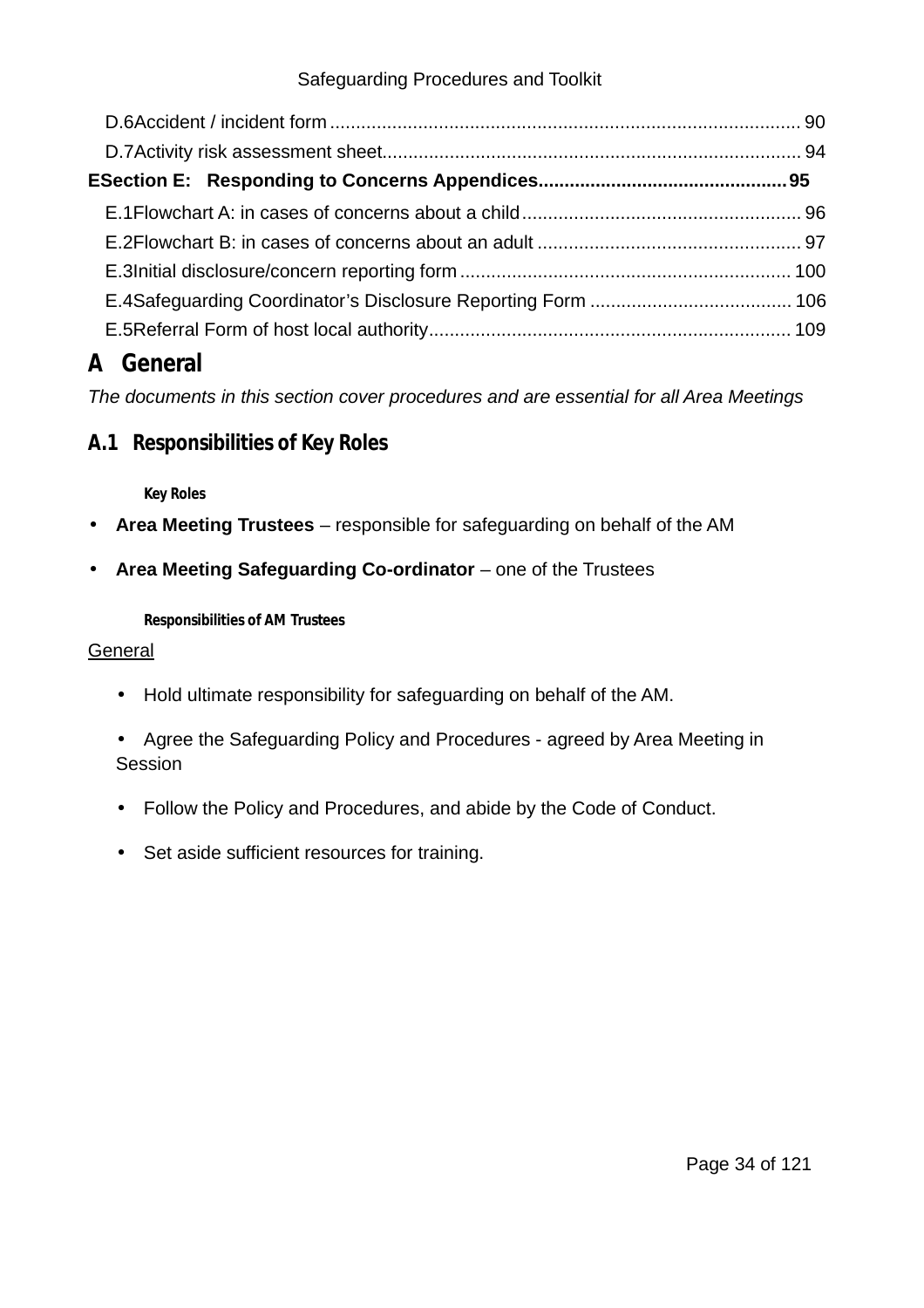D.6 Accident / incident form ........................................................................................ 90

D.7 Activity risk assessment sheet................................................................................ 94

**E Section E: Responding to Concerns Appendices............................................... 95**

E.1 Flowchart A: in cases of concerns about a child..................................................... 96

E.2 Flowchart B: in cases of concerns about an adult .................................................. 97

E.3 Initial disclosure/concern reporting form ................................................................ 100

E.4 Safeguarding Coordinator's Disclosure Reporting Form ...................................... 106

E.5 Referral Form of host local authority...................................................................... 109

# A General

*The documents in this section cover procedures and are essential for all Area Meetings*

## A.1 Responsibilities of Key Roles

#### Key Roles

- **Area Meeting Trustees** – responsible for safeguarding on behalf of the AM
- **Area Meeting Safeguarding Co-ordinator** – one of the Trustees

#### Responsibilities of AM Trustees

<u>General</u>

- Hold ultimate responsibility for safeguarding on behalf of the AM.
- Agree the Safeguarding Policy and Procedures - agreed by Area Meeting in Session
- Follow the Policy and Procedures, and abide by the Code of Conduct.
- Set aside sufficient resources for training.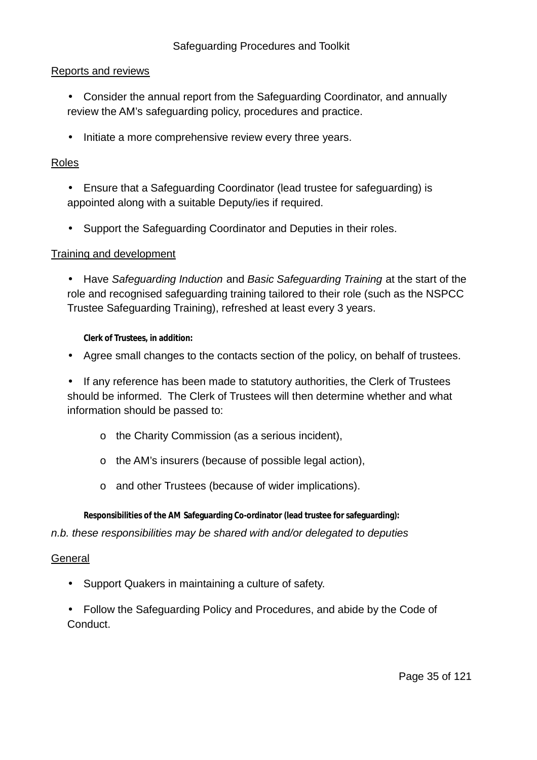Reports and reviews

- Consider the annual report from the Safeguarding Coordinator, and annually review the AM's safeguarding policy, procedures and practice.
- Initiate a more comprehensive review every three years.

Roles

- Ensure that a Safeguarding Coordinator (lead trustee for safeguarding) is appointed along with a suitable Deputy/ies if required.
- Support the Safeguarding Coordinator and Deputies in their roles.

Training and development

- Have *Safeguarding Induction* and *Basic Safeguarding Training* at the start of the role and recognised safeguarding training tailored to their role (such as the NSPCC Trustee Safeguarding Training), refreshed at least every 3 years.

**Clerk of Trustees, in addition:**

- Agree small changes to the contacts section of the policy, on behalf of trustees.
- If any reference has been made to statutory authorities, the Clerk of Trustees should be informed. The Clerk of Trustees will then determine whether and what information should be passed to:
    - the Charity Commission (as a serious incident),
    - the AM's insurers (because of possible legal action),
    - and other Trustees (because of wider implications).

**Responsibilities of the AM Safeguarding Co-ordinator (lead trustee for safeguarding):**

*n.b. these responsibilities may be shared with and/or delegated to deputies*

General

- Support Quakers in maintaining a culture of safety.
- Follow the Safeguarding Policy and Procedures, and abide by the Code of Conduct.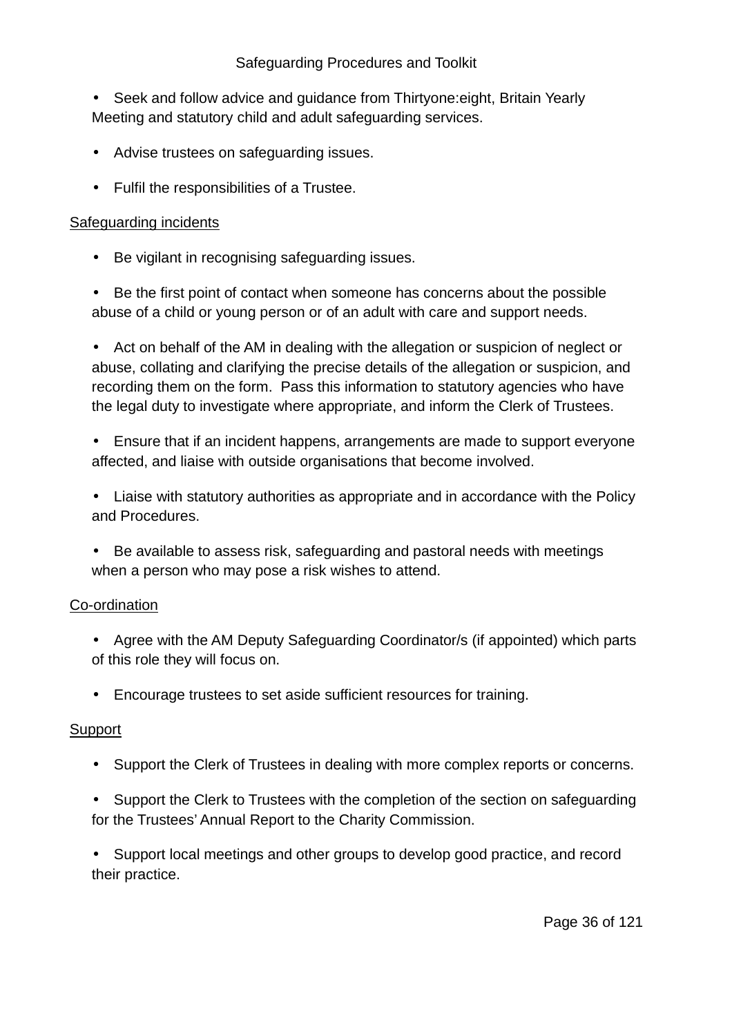- Seek and follow advice and guidance from Thirtyone:eight, Britain Yearly Meeting and statutory child and adult safeguarding services.
- Advise trustees on safeguarding issues.
- Fulfil the responsibilities of a Trustee.

<u>Safeguarding incidents</u>

- Be vigilant in recognising safeguarding issues.
- Be the first point of contact when someone has concerns about the possible abuse of a child or young person or of an adult with care and support needs.
- Act on behalf of the AM in dealing with the allegation or suspicion of neglect or abuse, collating and clarifying the precise details of the allegation or suspicion, and recording them on the form. Pass this information to statutory agencies who have the legal duty to investigate where appropriate, and inform the Clerk of Trustees.
- Ensure that if an incident happens, arrangements are made to support everyone affected, and liaise with outside organisations that become involved.
- Liaise with statutory authorities as appropriate and in accordance with the Policy and Procedures.
- Be available to assess risk, safeguarding and pastoral needs with meetings when a person who may pose a risk wishes to attend.

<u>Co-ordination</u>

- Agree with the AM Deputy Safeguarding Coordinator/s (if appointed) which parts of this role they will focus on.
- Encourage trustees to set aside sufficient resources for training.

<u>Support</u>

- Support the Clerk of Trustees in dealing with more complex reports or concerns.
- Support the Clerk to Trustees with the completion of the section on safeguarding for the Trustees' Annual Report to the Charity Commission.
- Support local meetings and other groups to develop good practice, and record their practice.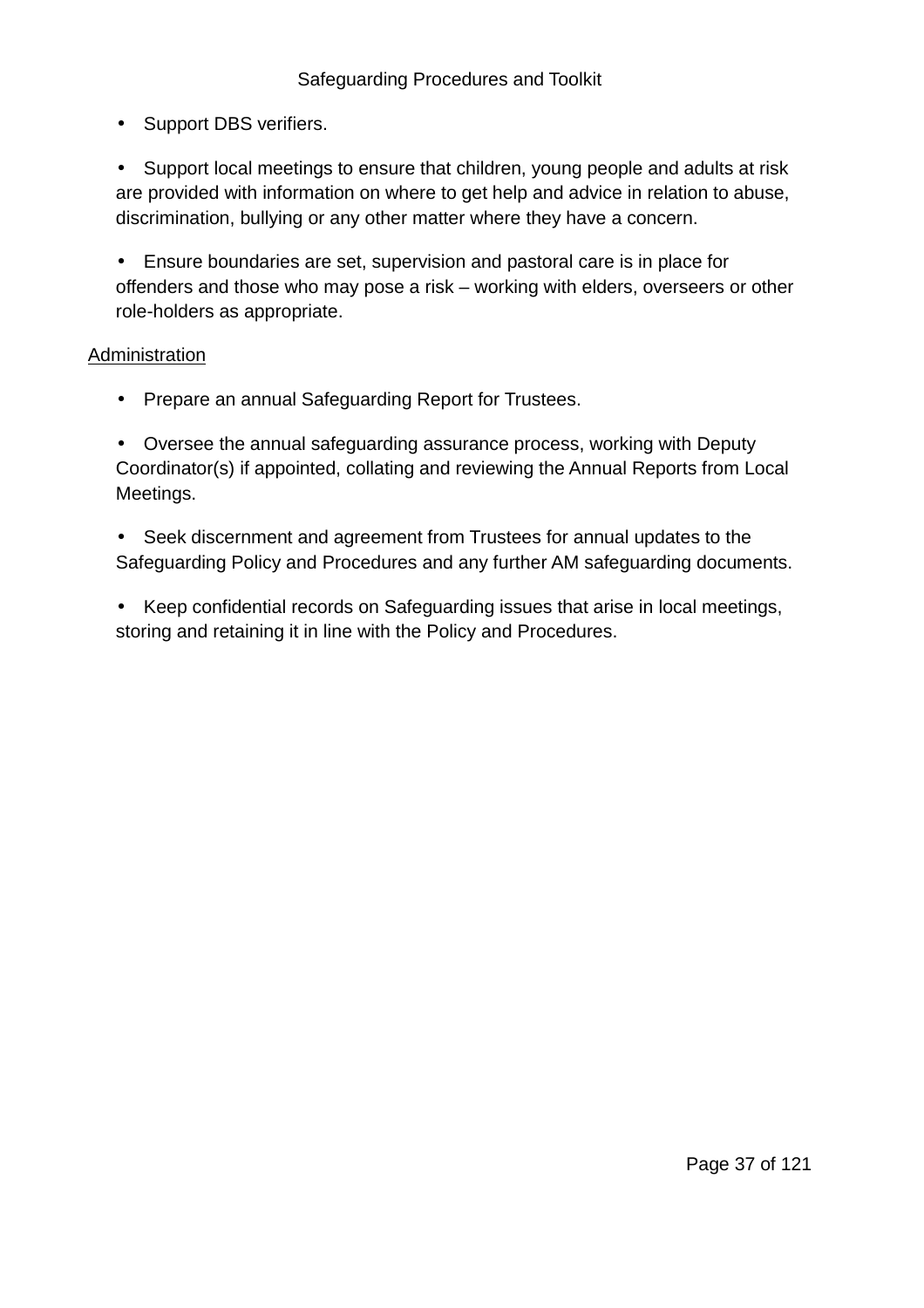- Support DBS verifiers.
- Support local meetings to ensure that children, young people and adults at risk are provided with information on where to get help and advice in relation to abuse, discrimination, bullying or any other matter where they have a concern.
- Ensure boundaries are set, supervision and pastoral care is in place for offenders and those who may pose a risk – working with elders, overseers or other role-holders as appropriate.

<u>Administration</u>

- Prepare an annual Safeguarding Report for Trustees.
- Oversee the annual safeguarding assurance process, working with Deputy Coordinator(s) if appointed, collating and reviewing the Annual Reports from Local Meetings.
- Seek discernment and agreement from Trustees for annual updates to the Safeguarding Policy and Procedures and any further AM safeguarding documents.
- Keep confidential records on Safeguarding issues that arise in local meetings, storing and retaining it in line with the Policy and Procedures.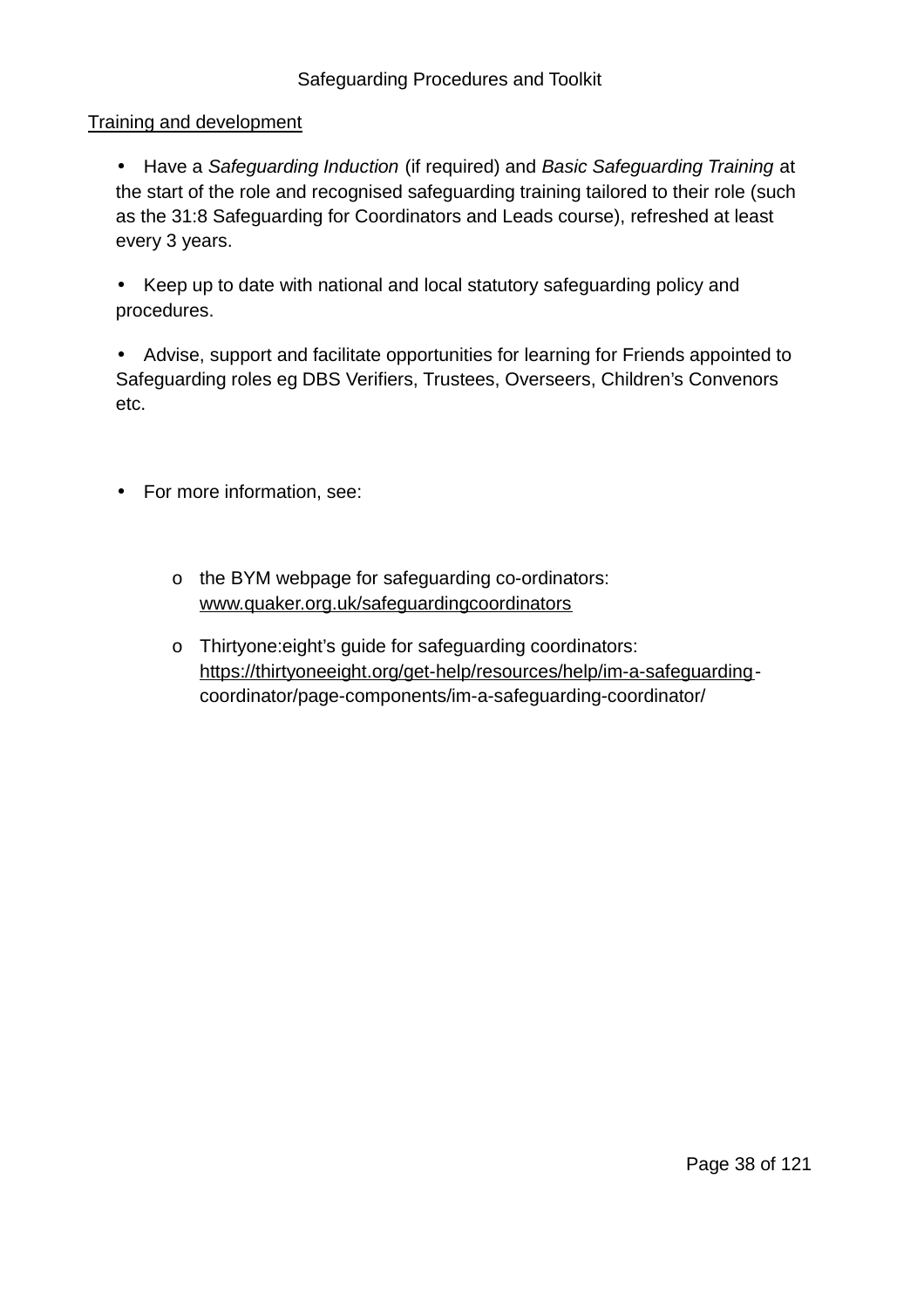Training and development

- Have a *Safeguarding Induction* (if required) and *Basic Safeguarding Training* at the start of the role and recognised safeguarding training tailored to their role (such as the 31:8 Safeguarding for Coordinators and Leads course), refreshed at least every 3 years.

- Keep up to date with national and local statutory safeguarding policy and procedures.

- Advise, support and facilitate opportunities for learning for Friends appointed to Safeguarding roles eg DBS Verifiers, Trustees, Overseers, Children's Convenors etc.

- For more information, see:

    - the BYM webpage for safeguarding co-ordinators: www.quaker.org.uk/safeguardingcoordinators
    - Thirtyone:eight's guide for safeguarding coordinators: https://thirtyoneeight.org/get-help/resources/help/im-a-safeguarding-coordinator/page-components/im-a-safeguarding-coordinator/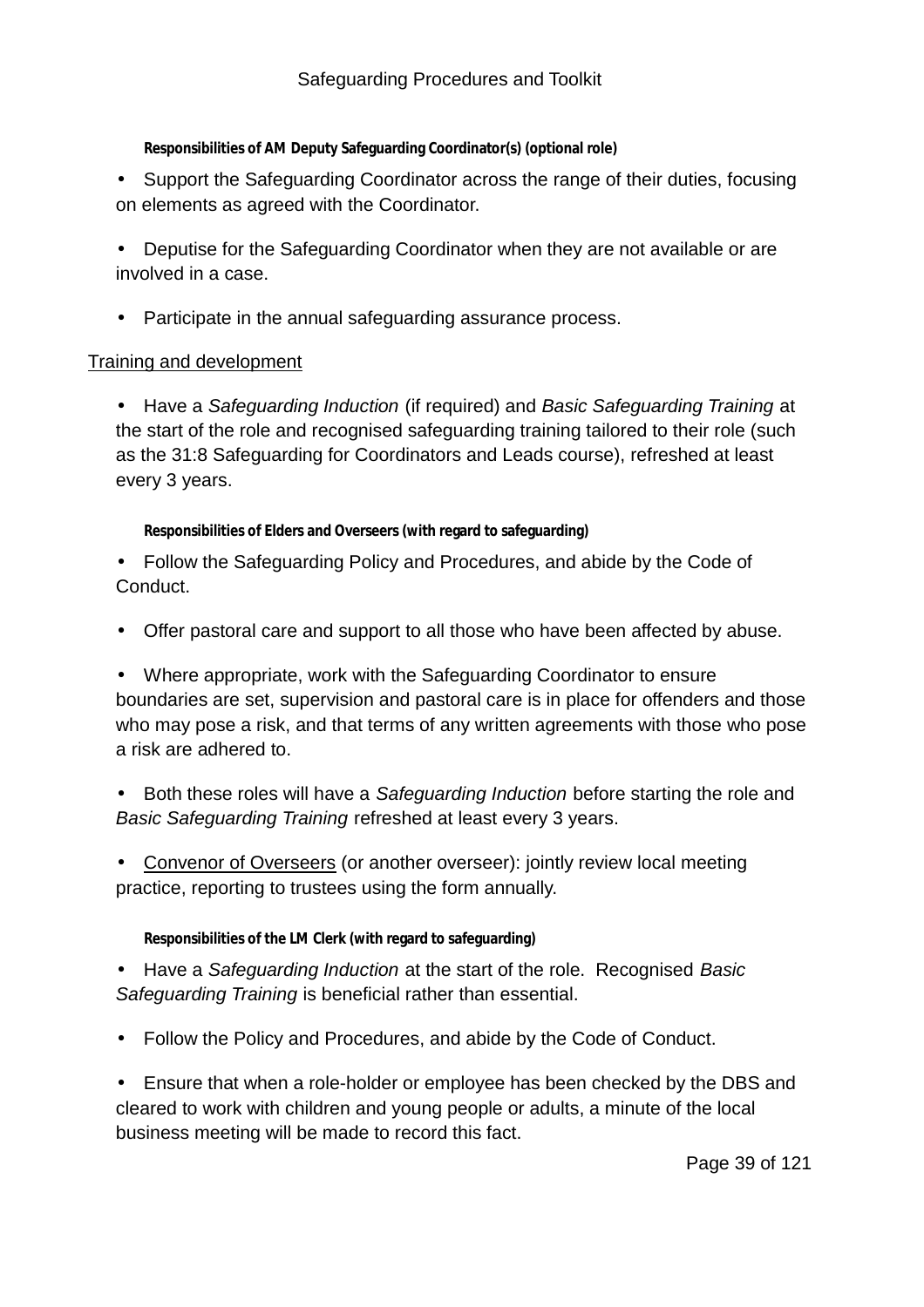**Responsibilities of AM Deputy Safeguarding Coordinator(s) (optional role)**

- Support the Safeguarding Coordinator across the range of their duties, focusing on elements as agreed with the Coordinator.
- Deputise for the Safeguarding Coordinator when they are not available or are involved in a case.
- Participate in the annual safeguarding assurance process.

<u>Training and development</u>

- Have a *Safeguarding Induction* (if required) and *Basic Safeguarding Training* at the start of the role and recognised safeguarding training tailored to their role (such as the 31:8 Safeguarding for Coordinators and Leads course), refreshed at least every 3 years.

**Responsibilities of Elders and Overseers (with regard to safeguarding)**

- Follow the Safeguarding Policy and Procedures, and abide by the Code of Conduct.
- Offer pastoral care and support to all those who have been affected by abuse.
- Where appropriate, work with the Safeguarding Coordinator to ensure boundaries are set, supervision and pastoral care is in place for offenders and those who may pose a risk, and that terms of any written agreements with those who pose a risk are adhered to.
- Both these roles will have a *Safeguarding Induction* before starting the role and *Basic Safeguarding Training* refreshed at least every 3 years.
- <u>Convenor of Overseers</u> (or another overseer): jointly review local meeting practice, reporting to trustees using the form annually.

**Responsibilities of the LM Clerk (with regard to safeguarding)**

- Have a *Safeguarding Induction* at the start of the role. Recognised *Basic Safeguarding Training* is beneficial rather than essential.
- Follow the Policy and Procedures, and abide by the Code of Conduct.
- Ensure that when a role-holder or employee has been checked by the DBS and cleared to work with children and young people or adults, a minute of the local business meeting will be made to record this fact.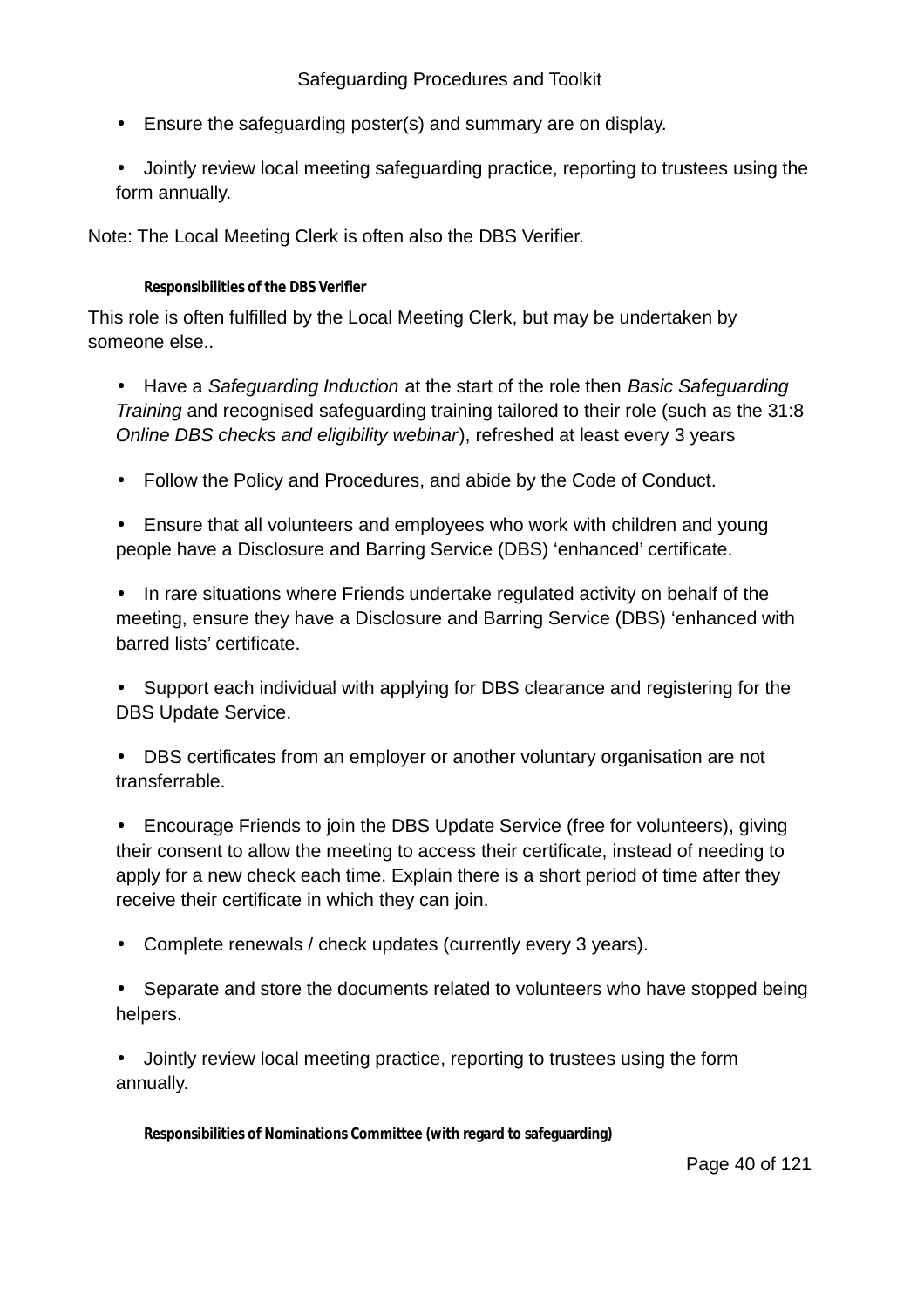- Ensure the safeguarding poster(s) and summary are on display.
- Jointly review local meeting safeguarding practice, reporting to trustees using the form annually.

Note: The Local Meeting Clerk is often also the DBS Verifier.

#### Responsibilities of the DBS Verifier

This role is often fulfilled by the Local Meeting Clerk, but may be undertaken by someone else..

- Have a *Safeguarding Induction* at the start of the role then *Basic Safeguarding Training* and recognised safeguarding training tailored to their role (such as the 31:8 *Online DBS checks and eligibility webinar*), refreshed at least every 3 years
- Follow the Policy and Procedures, and abide by the Code of Conduct.
- Ensure that all volunteers and employees who work with children and young people have a Disclosure and Barring Service (DBS) 'enhanced' certificate.
- In rare situations where Friends undertake regulated activity on behalf of the meeting, ensure they have a Disclosure and Barring Service (DBS) 'enhanced with barred lists' certificate.
- Support each individual with applying for DBS clearance and registering for the DBS Update Service.
- DBS certificates from an employer or another voluntary organisation are not transferrable.
- Encourage Friends to join the DBS Update Service (free for volunteers), giving their consent to allow the meeting to access their certificate, instead of needing to apply for a new check each time. Explain there is a short period of time after they receive their certificate in which they can join.
- Complete renewals / check updates (currently every 3 years).
- Separate and store the documents related to volunteers who have stopped being helpers.
- Jointly review local meeting practice, reporting to trustees using the form annually.

#### Responsibilities of Nominations Committee (with regard to safeguarding)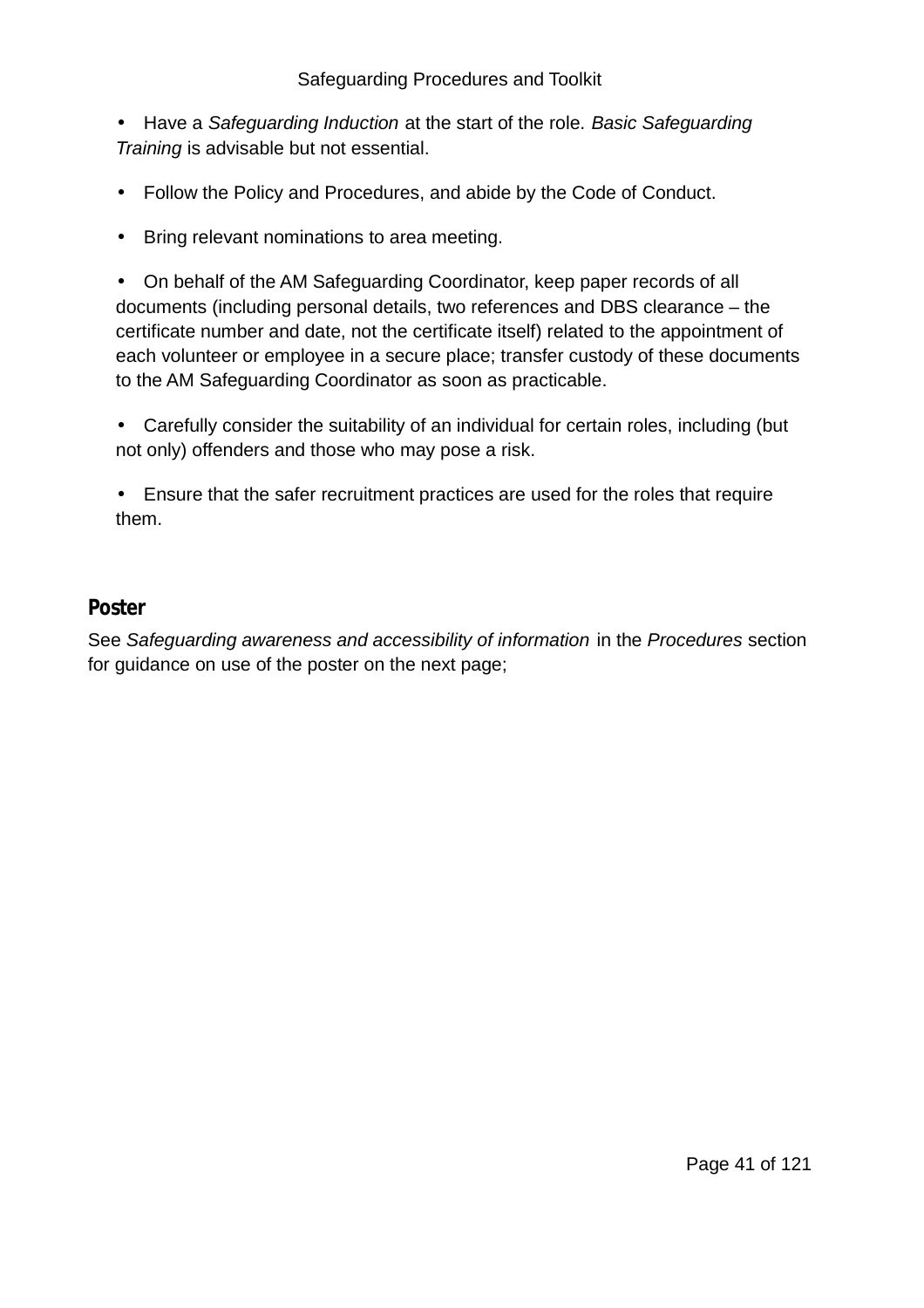- Have a *Safeguarding Induction* at the start of the role. *Basic Safeguarding Training* is advisable but not essential.
- Follow the Policy and Procedures, and abide by the Code of Conduct.
- Bring relevant nominations to area meeting.
- On behalf of the AM Safeguarding Coordinator, keep paper records of all documents (including personal details, two references and DBS clearance – the certificate number and date, not the certificate itself) related to the appointment of each volunteer or employee in a secure place; transfer custody of these documents to the AM Safeguarding Coordinator as soon as practicable.
- Carefully consider the suitability of an individual for certain roles, including (but not only) offenders and those who may pose a risk.
- Ensure that the safer recruitment practices are used for the roles that require them.

## Poster

See *Safeguarding awareness and accessibility of information* in the *Procedures* section for guidance on use of the poster on the next page;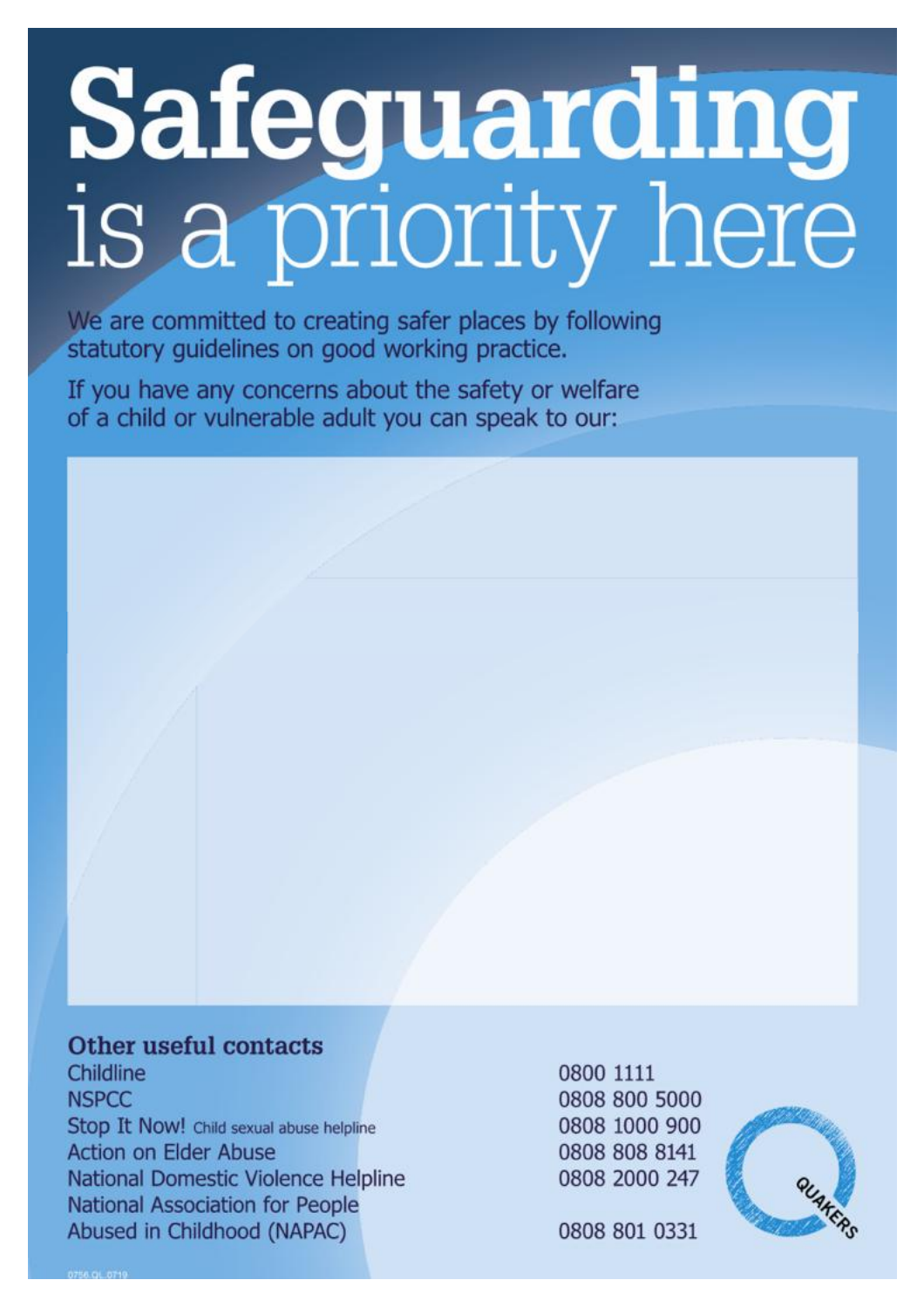# Safeguarding is a priority here

We are committed to creating safer places by following statutory guidelines on good working practice.

If you have any concerns about the safety or welfare of a child or vulnerable adult you can speak to our:

### Other useful contacts

| | |
|---|---|
| Childline | 0800 1111 |
| NSPCC | 0808 800 5000 |
| Stop It Now! Child sexual abuse helpline | 0808 1000 900 |
| Action on Elder Abuse | 0808 808 8141 |
| National Domestic Violence Helpline | 0808 2000 247 |
| National Association for People Abused in Childhood (NAPAC) | 0808 801 0331 |

QUAKERS

0756 QL 0719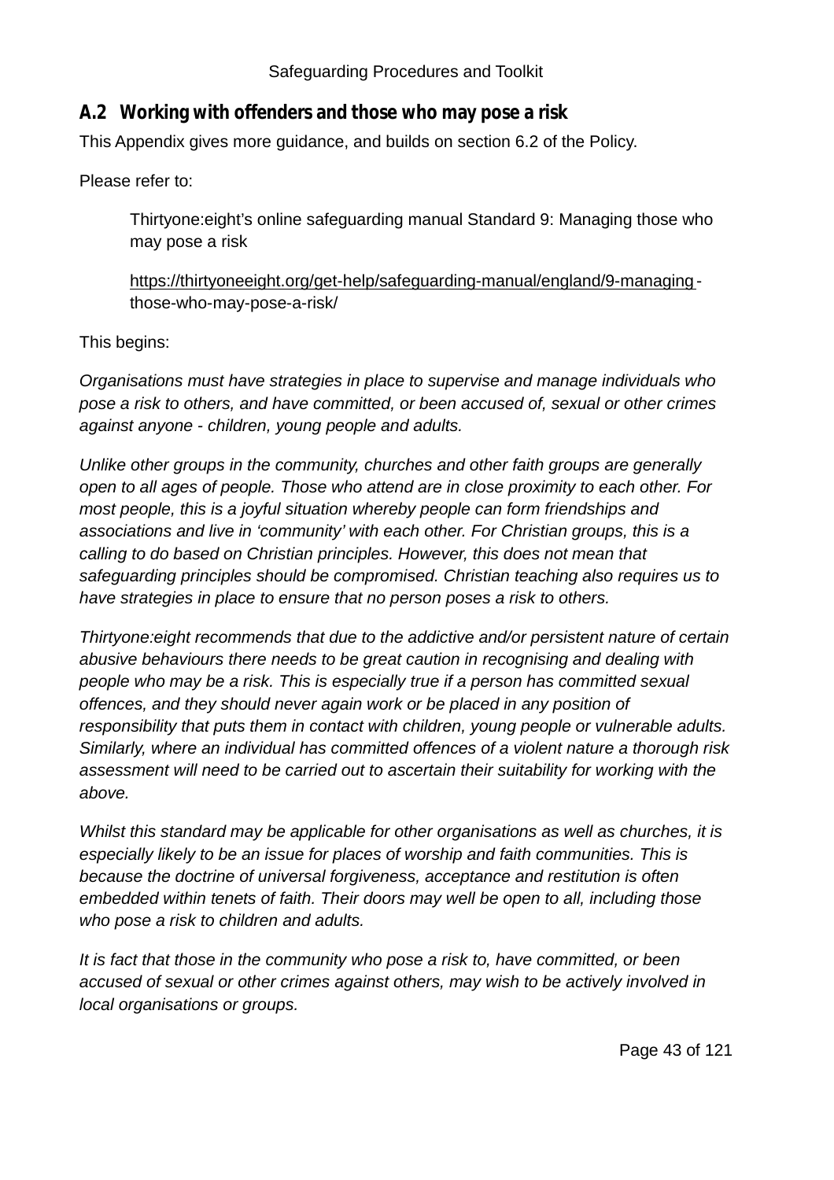## A.2 Working with offenders and those who may pose a risk

This Appendix gives more guidance, and builds on section 6.2 of the Policy.

Please refer to:

> Thirtyone:eight's online safeguarding manual Standard 9: Managing those who may pose a risk
>
> https://thirtyoneeight.org/get-help/safeguarding-manual/england/9-managing-those-who-may-pose-a-risk/

This begins:

*Organisations must have strategies in place to supervise and manage individuals who pose a risk to others, and have committed, or been accused of, sexual or other crimes against anyone - children, young people and adults.*

*Unlike other groups in the community, churches and other faith groups are generally open to all ages of people. Those who attend are in close proximity to each other. For most people, this is a joyful situation whereby people can form friendships and associations and live in 'community' with each other. For Christian groups, this is a calling to do based on Christian principles. However, this does not mean that safeguarding principles should be compromised. Christian teaching also requires us to have strategies in place to ensure that no person poses a risk to others.*

*Thirtyone:eight recommends that due to the addictive and/or persistent nature of certain abusive behaviours there needs to be great caution in recognising and dealing with people who may be a risk. This is especially true if a person has committed sexual offences, and they should never again work or be placed in any position of responsibility that puts them in contact with children, young people or vulnerable adults. Similarly, where an individual has committed offences of a violent nature a thorough risk assessment will need to be carried out to ascertain their suitability for working with the above.*

*Whilst this standard may be applicable for other organisations as well as churches, it is especially likely to be an issue for places of worship and faith communities. This is because the doctrine of universal forgiveness, acceptance and restitution is often embedded within tenets of faith. Their doors may well be open to all, including those who pose a risk to children and adults.*

*It is fact that those in the community who pose a risk to, have committed, or been accused of sexual or other crimes against others, may wish to be actively involved in local organisations or groups.*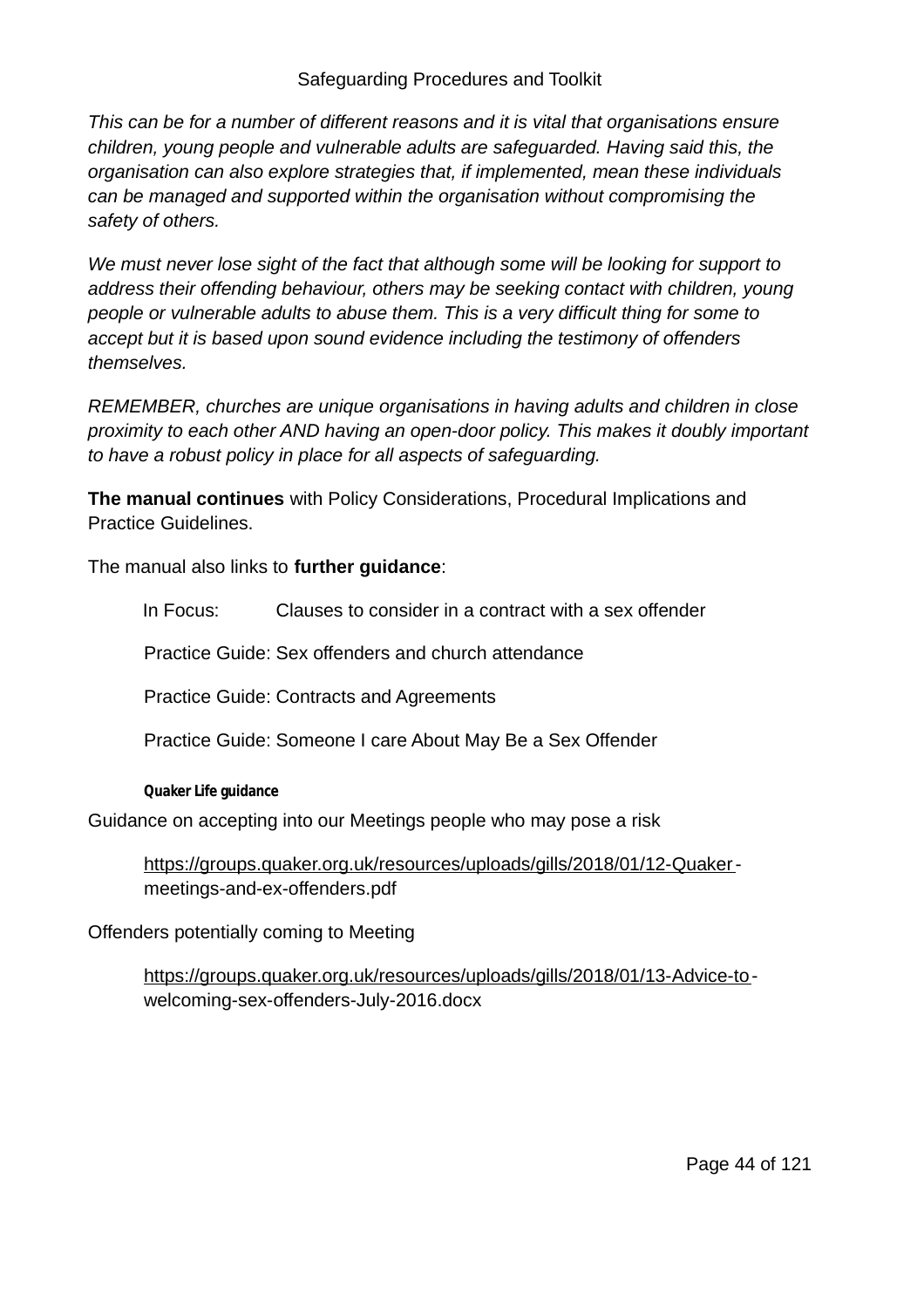*This can be for a number of different reasons and it is vital that organisations ensure children, young people and vulnerable adults are safeguarded. Having said this, the organisation can also explore strategies that, if implemented, mean these individuals can be managed and supported within the organisation without compromising the safety of others.*

*We must never lose sight of the fact that although some will be looking for support to address their offending behaviour, others may be seeking contact with children, young people or vulnerable adults to abuse them. This is a very difficult thing for some to accept but it is based upon sound evidence including the testimony of offenders themselves.*

*REMEMBER, churches are unique organisations in having adults and children in close proximity to each other AND having an open-door policy. This makes it doubly important to have a robust policy in place for all aspects of safeguarding.*

**The manual continues** with Policy Considerations, Procedural Implications and Practice Guidelines.

The manual also links to **further guidance**:

In Focus: Clauses to consider in a contract with a sex offender

Practice Guide: Sex offenders and church attendance

Practice Guide: Contracts and Agreements

Practice Guide: Someone I care About May Be a Sex Offender

**Quaker Life guidance**

Guidance on accepting into our Meetings people who may pose a risk

https://groups.quaker.org.uk/resources/uploads/gills/2018/01/12-Quaker-meetings-and-ex-offenders.pdf

Offenders potentially coming to Meeting

https://groups.quaker.org.uk/resources/uploads/gills/2018/01/13-Advice-to-welcoming-sex-offenders-July-2016.docx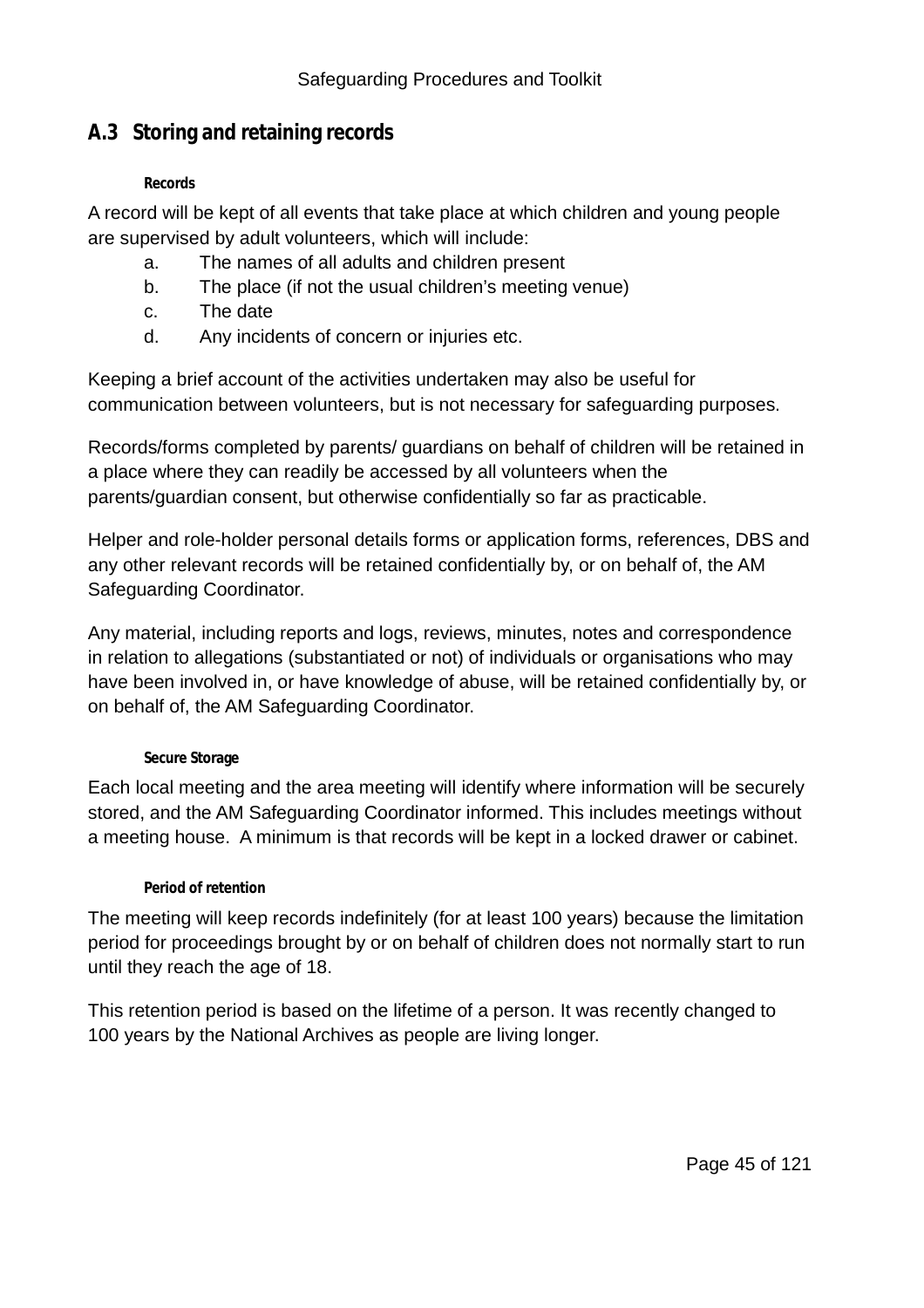## A.3 Storing and retaining records

#### Records

A record will be kept of all events that take place at which children and young people are supervised by adult volunteers, which will include:

a. The names of all adults and children present
b. The place (if not the usual children's meeting venue)
c. The date
d. Any incidents of concern or injuries etc.

Keeping a brief account of the activities undertaken may also be useful for communication between volunteers, but is not necessary for safeguarding purposes.

Records/forms completed by parents/ guardians on behalf of children will be retained in a place where they can readily be accessed by all volunteers when the parents/guardian consent, but otherwise confidentially so far as practicable.

Helper and role-holder personal details forms or application forms, references, DBS and any other relevant records will be retained confidentially by, or on behalf of, the AM Safeguarding Coordinator.

Any material, including reports and logs, reviews, minutes, notes and correspondence in relation to allegations (substantiated or not) of individuals or organisations who may have been involved in, or have knowledge of abuse, will be retained confidentially by, or on behalf of, the AM Safeguarding Coordinator.

#### Secure Storage

Each local meeting and the area meeting will identify where information will be securely stored, and the AM Safeguarding Coordinator informed. This includes meetings without a meeting house. A minimum is that records will be kept in a locked drawer or cabinet.

#### Period of retention

The meeting will keep records indefinitely (for at least 100 years) because the limitation period for proceedings brought by or on behalf of children does not normally start to run until they reach the age of 18.

This retention period is based on the lifetime of a person. It was recently changed to 100 years by the National Archives as people are living longer.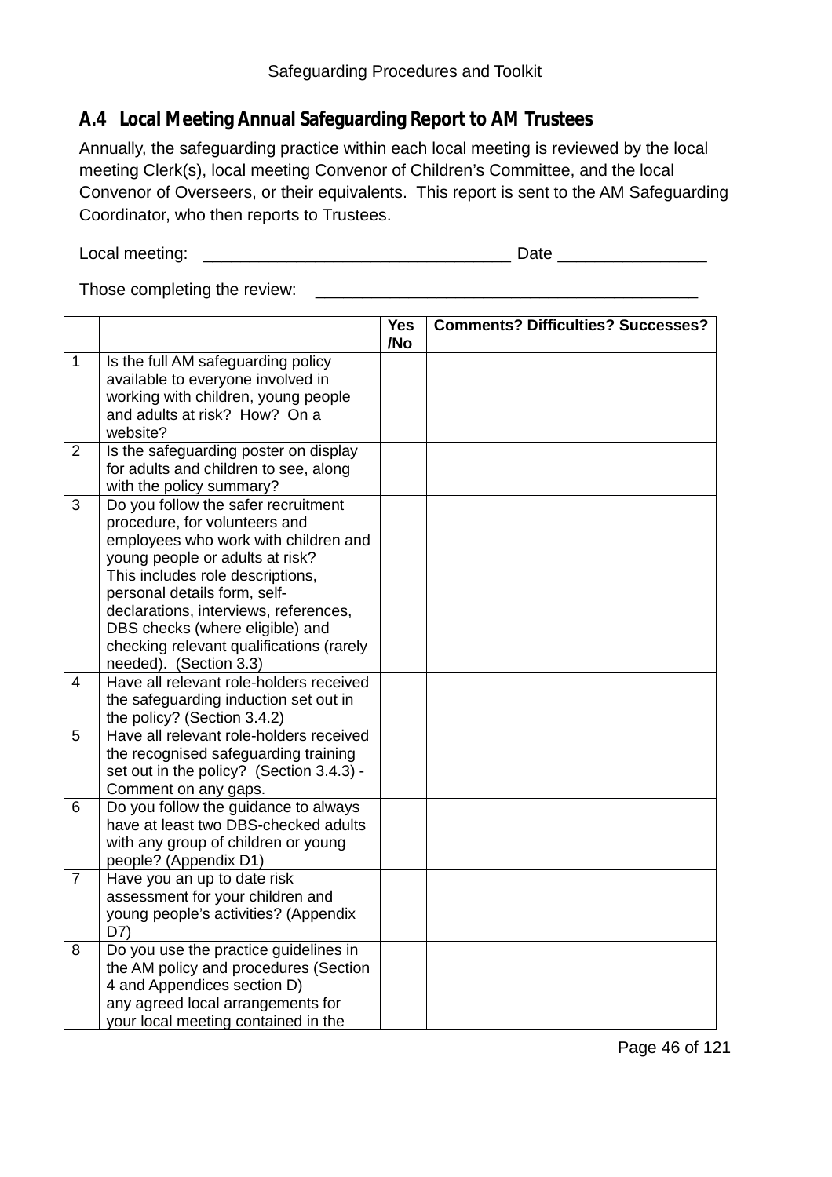## A.4 Local Meeting Annual Safeguarding Report to AM Trustees

Annually, the safeguarding practice within each local meeting is reviewed by the local meeting Clerk(s), local meeting Convenor of Children's Committee, and the local Convenor of Overseers, or their equivalents. This report is sent to the AM Safeguarding Coordinator, who then reports to Trustees.

Local meeting: ________________________________ Date ________________

Those completing the review: ________________________________________

| | | Yes /No | Comments? Difficulties? Successes? |
|---|---|---|---|
| 1 | Is the full AM safeguarding policy available to everyone involved in working with children, young people and adults at risk? How? On a website? | | |
| 2 | Is the safeguarding poster on display for adults and children to see, along with the policy summary? | | |
| 3 | Do you follow the safer recruitment procedure, for volunteers and employees who work with children and young people or adults at risk? This includes role descriptions, personal details form, self-declarations, interviews, references, DBS checks (where eligible) and checking relevant qualifications (rarely needed). (Section 3.3) | | |
| 4 | Have all relevant role-holders received the safeguarding induction set out in the policy? (Section 3.4.2) | | |
| 5 | Have all relevant role-holders received the recognised safeguarding training set out in the policy? (Section 3.4.3) - Comment on any gaps. | | |
| 6 | Do you follow the guidance to always have at least two DBS-checked adults with any group of children or young people? (Appendix D1) | | |
| 7 | Have you an up to date risk assessment for your children and young people's activities? (Appendix D7) | | |
| 8 | Do you use the practice guidelines in the AM policy and procedures (Section 4 and Appendices section D) any agreed local arrangements for your local meeting contained in the | | |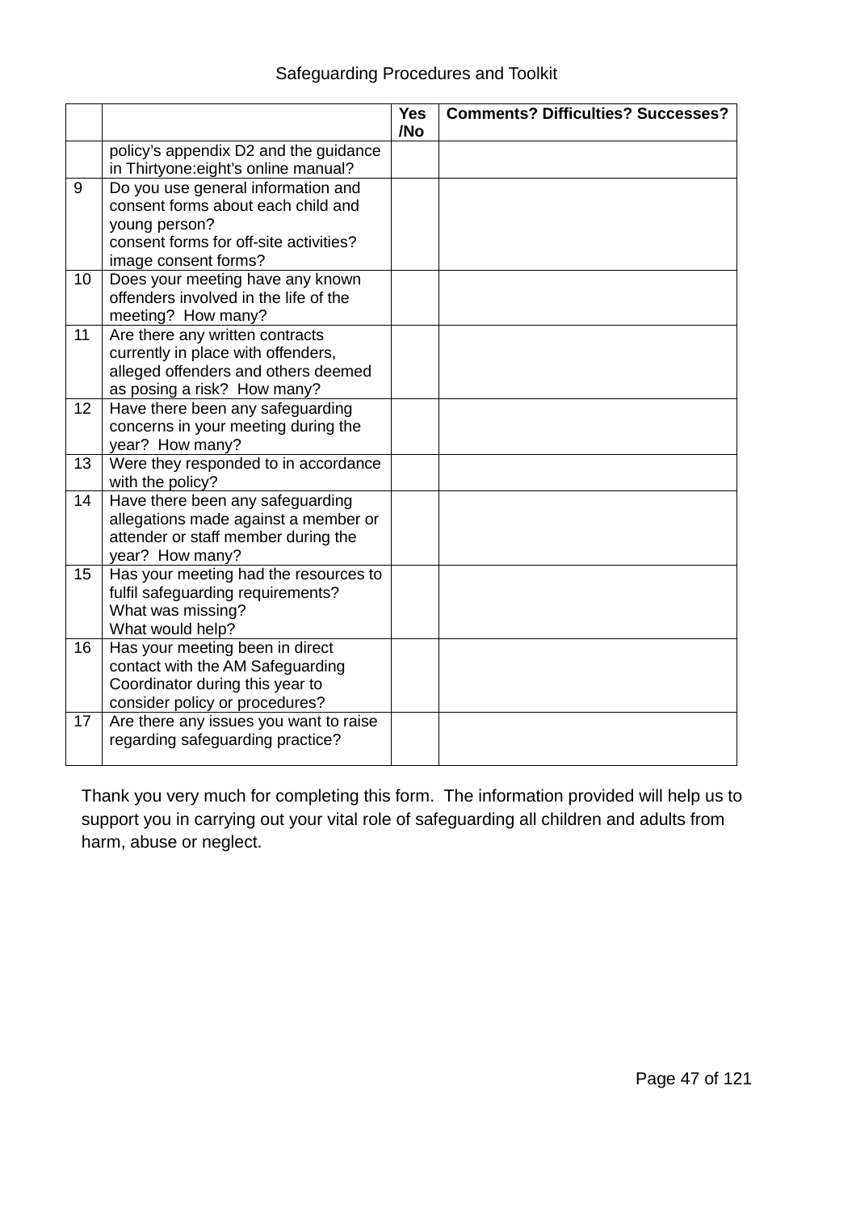| | | Yes /No | Comments? Difficulties? Successes? |
|---|---|---|---|
| | policy's appendix D2 and the guidance in Thirtyone:eight's online manual? | | |
| 9 | Do you use general information and consent forms about each child and young person?<br>consent forms for off-site activities?<br>image consent forms? | | |
| 10 | Does your meeting have any known offenders involved in the life of the meeting? How many? | | |
| 11 | Are there any written contracts currently in place with offenders, alleged offenders and others deemed as posing a risk? How many? | | |
| 12 | Have there been any safeguarding concerns in your meeting during the year? How many? | | |
| 13 | Were they responded to in accordance with the policy? | | |
| 14 | Have there been any safeguarding allegations made against a member or attender or staff member during the year? How many? | | |
| 15 | Has your meeting had the resources to fulfil safeguarding requirements?<br>What was missing?<br>What would help? | | |
| 16 | Has your meeting been in direct contact with the AM Safeguarding Coordinator during this year to consider policy or procedures? | | |
| 17 | Are there any issues you want to raise regarding safeguarding practice? | | |

Thank you very much for completing this form. The information provided will help us to support you in carrying out your vital role of safeguarding all children and adults from harm, abuse or neglect.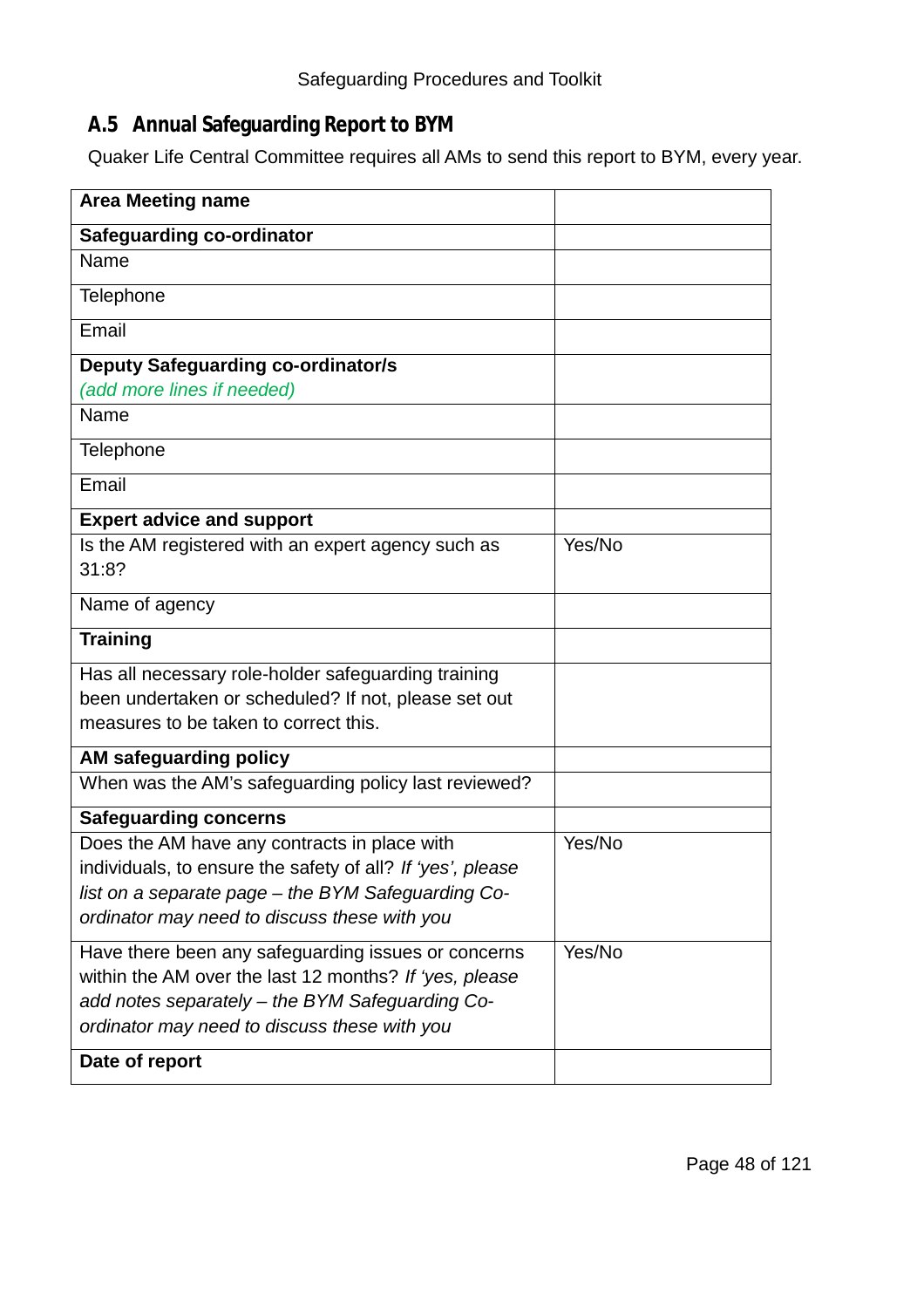## A.5 Annual Safeguarding Report to BYM

Quaker Life Central Committee requires all AMs to send this report to BYM, every year.

| **Area Meeting name** | |
|---|---|
| **Safeguarding co-ordinator** | |
| Name | |
| Telephone | |
| Email | |
| **Deputy Safeguarding co-ordinator/s** *(add more lines if needed)* | |
| Name | |
| Telephone | |
| Email | |
| **Expert advice and support** | |
| Is the AM registered with an expert agency such as 31:8? | Yes/No |
| Name of agency | |
| **Training** | |
| Has all necessary role-holder safeguarding training been undertaken or scheduled? If not, please set out measures to be taken to correct this. | |
| **AM safeguarding policy** | |
| When was the AM's safeguarding policy last reviewed? | |
| **Safeguarding concerns** | |
| Does the AM have any contracts in place with individuals, to ensure the safety of all? *If 'yes', please list on a separate page – the BYM Safeguarding Co-ordinator may need to discuss these with you* | Yes/No |
| Have there been any safeguarding issues or concerns within the AM over the last 12 months? *If 'yes, please add notes separately – the BYM Safeguarding Co-ordinator may need to discuss these with you* | Yes/No |
| **Date of report** | |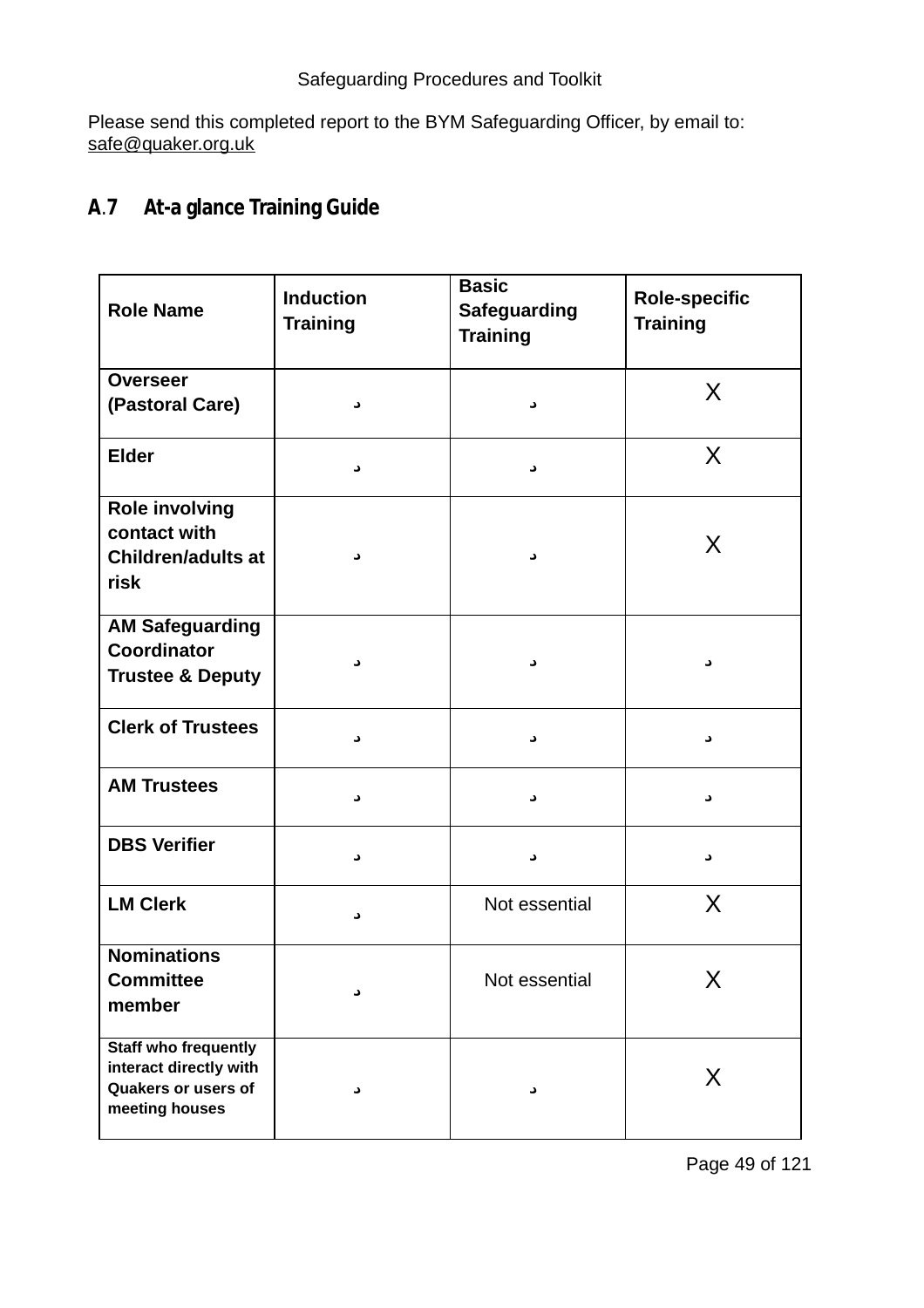Please send this completed report to the BYM Safeguarding Officer, by email to: safe@quaker.org.uk

## A.7 At-a glance Training Guide

| Role Name | Induction Training | Basic Safeguarding Training | Role-specific Training |
|---|---|---|---|
| **Overseer (Pastoral Care)** | ✓ | ✓ | X |
| **Elder** | ✓ | ✓ | X |
| **Role involving contact with Children/adults at risk** | ✓ | ✓ | X |
| **AM Safeguarding Coordinator Trustee & Deputy** | ✓ | ✓ | ✓ |
| **Clerk of Trustees** | ✓ | ✓ | ✓ |
| **AM Trustees** | ✓ | ✓ | ✓ |
| **DBS Verifier** | ✓ | ✓ | ✓ |
| **LM Clerk** | ✓ | Not essential | X |
| **Nominations Committee member** | ✓ | Not essential | X |
| **Staff who frequently interact directly with Quakers or users of meeting houses** | ✓ | ✓ | X |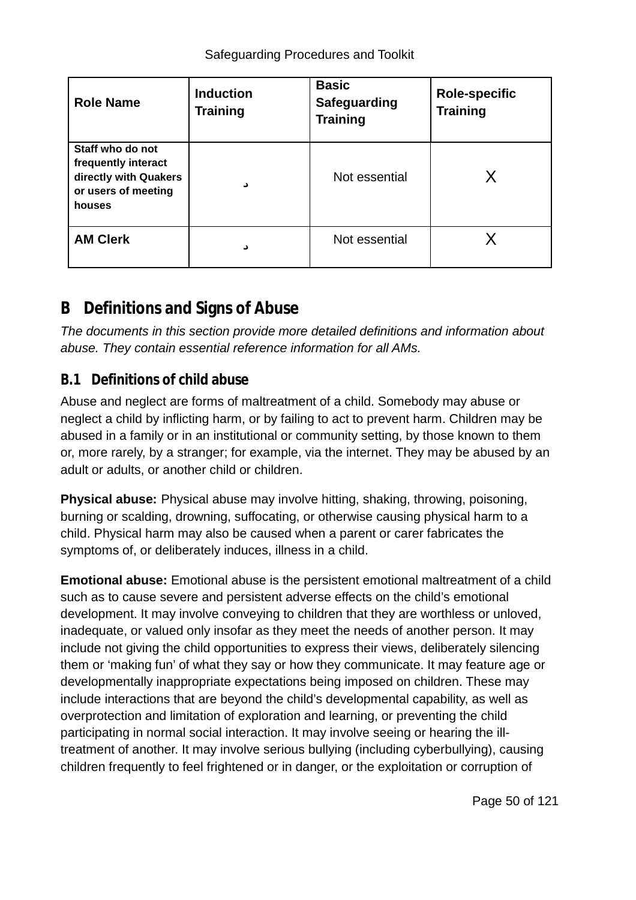| Role Name | Induction Training | Basic Safeguarding Training | Role-specific Training |
|---|---|---|---|
| **Staff who do not frequently interact directly with Quakers or users of meeting houses** | ✓ | Not essential | X |
| **AM Clerk** | ✓ | Not essential | X |

## B Definitions and Signs of Abuse

*The documents in this section provide more detailed definitions and information about abuse. They contain essential reference information for all AMs.*

### B.1 Definitions of child abuse

Abuse and neglect are forms of maltreatment of a child. Somebody may abuse or neglect a child by inflicting harm, or by failing to act to prevent harm. Children may be abused in a family or in an institutional or community setting, by those known to them or, more rarely, by a stranger; for example, via the internet. They may be abused by an adult or adults, or another child or children.

**Physical abuse:** Physical abuse may involve hitting, shaking, throwing, poisoning, burning or scalding, drowning, suffocating, or otherwise causing physical harm to a child. Physical harm may also be caused when a parent or carer fabricates the symptoms of, or deliberately induces, illness in a child.

**Emotional abuse:** Emotional abuse is the persistent emotional maltreatment of a child such as to cause severe and persistent adverse effects on the child's emotional development. It may involve conveying to children that they are worthless or unloved, inadequate, or valued only insofar as they meet the needs of another person. It may include not giving the child opportunities to express their views, deliberately silencing them or 'making fun' of what they say or how they communicate. It may feature age or developmentally inappropriate expectations being imposed on children. These may include interactions that are beyond the child's developmental capability, as well as overprotection and limitation of exploration and learning, or preventing the child participating in normal social interaction. It may involve seeing or hearing the ill-treatment of another. It may involve serious bullying (including cyberbullying), causing children frequently to feel frightened or in danger, or the exploitation or corruption of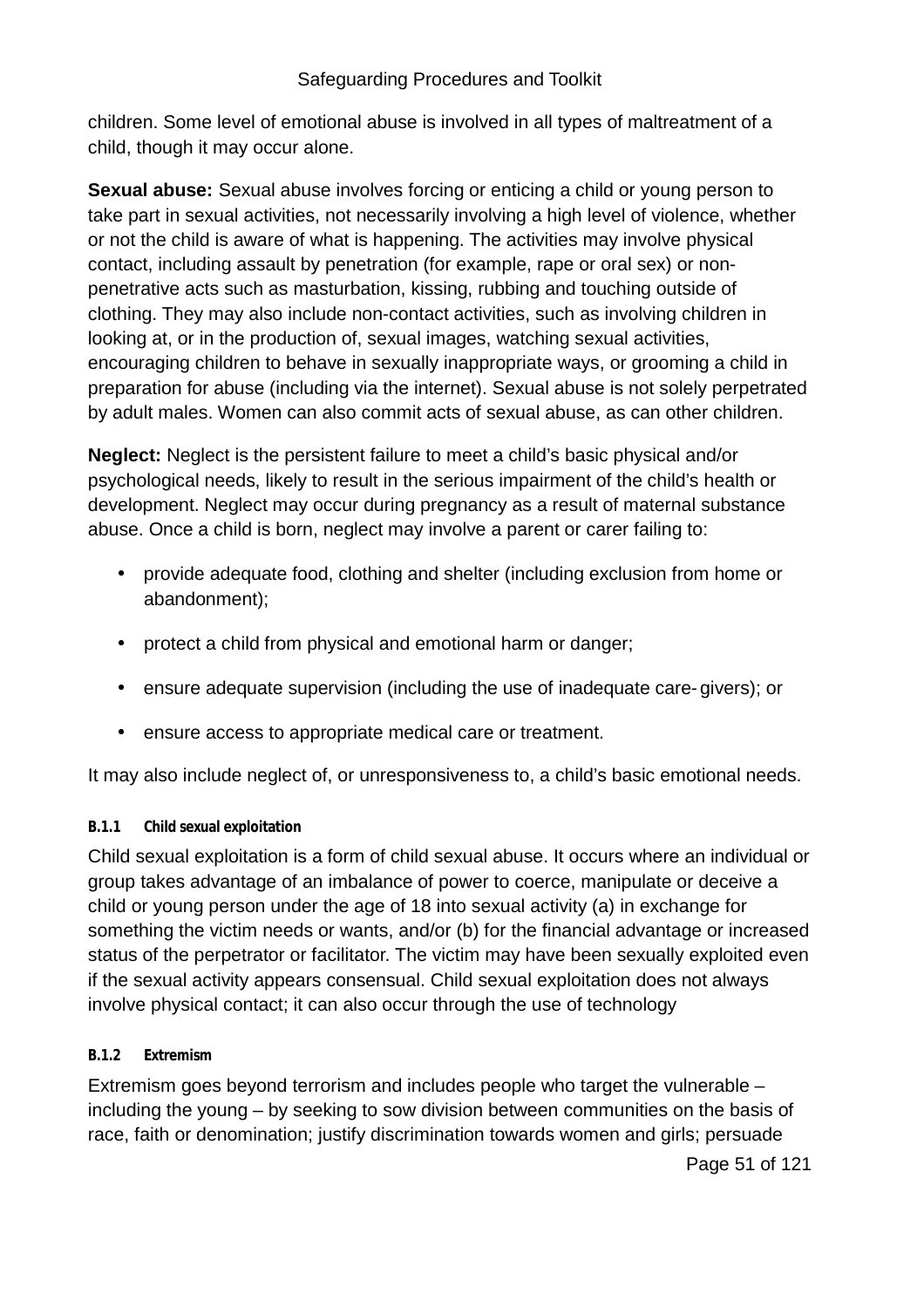children. Some level of emotional abuse is involved in all types of maltreatment of a child, though it may occur alone.

**Sexual abuse:** Sexual abuse involves forcing or enticing a child or young person to take part in sexual activities, not necessarily involving a high level of violence, whether or not the child is aware of what is happening. The activities may involve physical contact, including assault by penetration (for example, rape or oral sex) or non-penetrative acts such as masturbation, kissing, rubbing and touching outside of clothing. They may also include non-contact activities, such as involving children in looking at, or in the production of, sexual images, watching sexual activities, encouraging children to behave in sexually inappropriate ways, or grooming a child in preparation for abuse (including via the internet). Sexual abuse is not solely perpetrated by adult males. Women can also commit acts of sexual abuse, as can other children.

**Neglect:** Neglect is the persistent failure to meet a child's basic physical and/or psychological needs, likely to result in the serious impairment of the child's health or development. Neglect may occur during pregnancy as a result of maternal substance abuse. Once a child is born, neglect may involve a parent or carer failing to:

- provide adequate food, clothing and shelter (including exclusion from home or abandonment);
- protect a child from physical and emotional harm or danger;
- ensure adequate supervision (including the use of inadequate care-givers); or
- ensure access to appropriate medical care or treatment.

It may also include neglect of, or unresponsiveness to, a child's basic emotional needs.

#### B.1.1 Child sexual exploitation

Child sexual exploitation is a form of child sexual abuse. It occurs where an individual or group takes advantage of an imbalance of power to coerce, manipulate or deceive a child or young person under the age of 18 into sexual activity (a) in exchange for something the victim needs or wants, and/or (b) for the financial advantage or increased status of the perpetrator or facilitator. The victim may have been sexually exploited even if the sexual activity appears consensual. Child sexual exploitation does not always involve physical contact; it can also occur through the use of technology

#### B.1.2 Extremism

Extremism goes beyond terrorism and includes people who target the vulnerable – including the young – by seeking to sow division between communities on the basis of race, faith or denomination; justify discrimination towards women and girls; persuade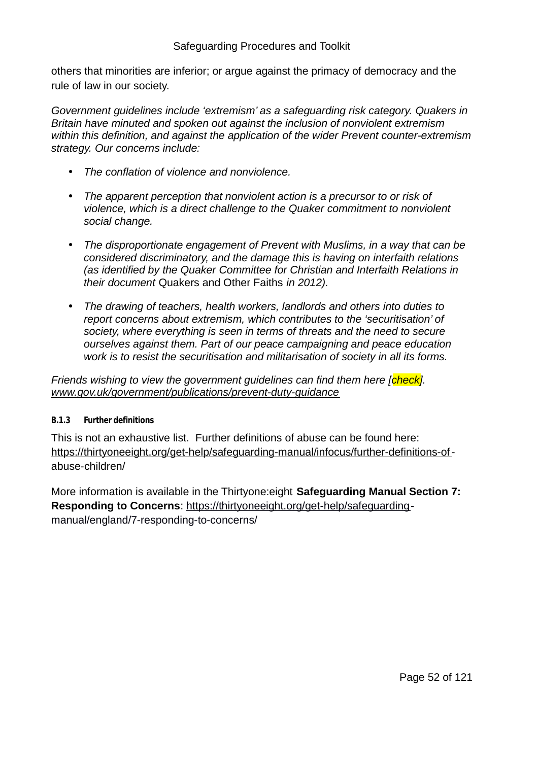others that minorities are inferior; or argue against the primacy of democracy and the rule of law in our society.

*Government guidelines include 'extremism' as a safeguarding risk category. Quakers in Britain have minuted and spoken out against the inclusion of nonviolent extremism within this definition, and against the application of the wider Prevent counter-extremism strategy. Our concerns include:*

- *The conflation of violence and nonviolence.*
- *The apparent perception that nonviolent action is a precursor to or risk of violence, which is a direct challenge to the Quaker commitment to nonviolent social change.*
- *The disproportionate engagement of Prevent with Muslims, in a way that can be considered discriminatory, and the damage this is having on interfaith relations (as identified by the Quaker Committee for Christian and Interfaith Relations in their document* Quakers and Other Faiths *in 2012).*
- *The drawing of teachers, health workers, landlords and others into duties to report concerns about extremism, which contributes to the 'securitisation' of society, where everything is seen in terms of threats and the need to secure ourselves against them. Part of our peace campaigning and peace education work is to resist the securitisation and militarisation of society in all its forms.*

*Friends wishing to view the government guidelines can find them here [check]. www.gov.uk/government/publications/prevent-duty-guidance*

#### B.1.3 Further definitions

This is not an exhaustive list. Further definitions of abuse can be found here: https://thirtyoneeight.org/get-help/safeguarding-manual/infocus/further-definitions-of-abuse-children/

More information is available in the Thirtyone:eight **Safeguarding Manual Section 7: Responding to Concerns**: https://thirtyoneeight.org/get-help/safeguarding-manual/england/7-responding-to-concerns/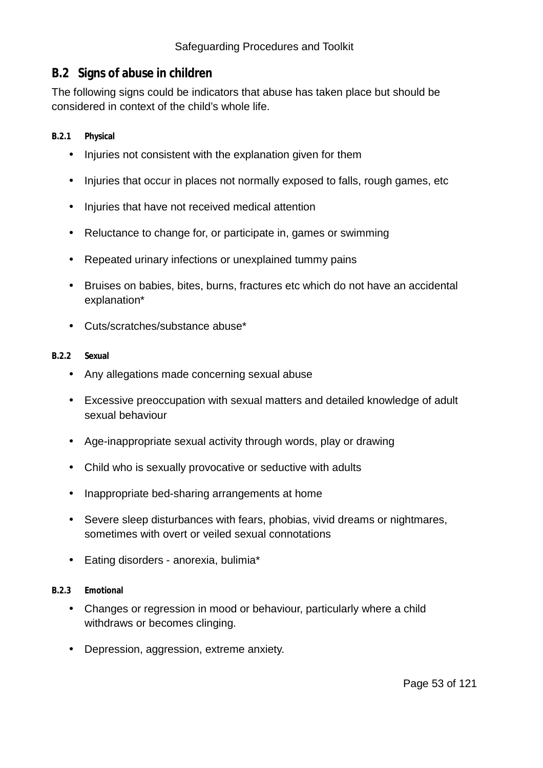## B.2 Signs of abuse in children

The following signs could be indicators that abuse has taken place but should be considered in context of the child's whole life.

### B.2.1 Physical

- Injuries not consistent with the explanation given for them
- Injuries that occur in places not normally exposed to falls, rough games, etc
- Injuries that have not received medical attention
- Reluctance to change for, or participate in, games or swimming
- Repeated urinary infections or unexplained tummy pains
- Bruises on babies, bites, burns, fractures etc which do not have an accidental explanation*
- Cuts/scratches/substance abuse*

### B.2.2 Sexual

- Any allegations made concerning sexual abuse
- Excessive preoccupation with sexual matters and detailed knowledge of adult sexual behaviour
- Age-inappropriate sexual activity through words, play or drawing
- Child who is sexually provocative or seductive with adults
- Inappropriate bed-sharing arrangements at home
- Severe sleep disturbances with fears, phobias, vivid dreams or nightmares, sometimes with overt or veiled sexual connotations
- Eating disorders - anorexia, bulimia*

### B.2.3 Emotional

- Changes or regression in mood or behaviour, particularly where a child withdraws or becomes clinging.
- Depression, aggression, extreme anxiety.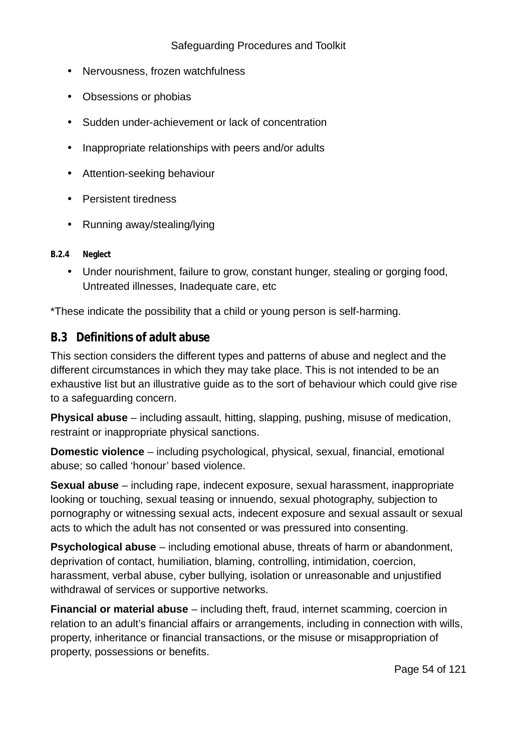- Nervousness, frozen watchfulness
- Obsessions or phobias
- Sudden under-achievement or lack of concentration
- Inappropriate relationships with peers and/or adults
- Attention-seeking behaviour
- Persistent tiredness
- Running away/stealing/lying

#### B.2.4 Neglect

- Under nourishment, failure to grow, constant hunger, stealing or gorging food, Untreated illnesses, Inadequate care, etc

*These indicate the possibility that a child or young person is self-harming.

### B.3 Definitions of adult abuse

This section considers the different types and patterns of abuse and neglect and the different circumstances in which they may take place. This is not intended to be an exhaustive list but an illustrative guide as to the sort of behaviour which could give rise to a safeguarding concern.

**Physical abuse** – including assault, hitting, slapping, pushing, misuse of medication, restraint or inappropriate physical sanctions.

**Domestic violence** – including psychological, physical, sexual, financial, emotional abuse; so called 'honour' based violence.

**Sexual abuse** – including rape, indecent exposure, sexual harassment, inappropriate looking or touching, sexual teasing or innuendo, sexual photography, subjection to pornography or witnessing sexual acts, indecent exposure and sexual assault or sexual acts to which the adult has not consented or was pressured into consenting.

**Psychological abuse** – including emotional abuse, threats of harm or abandonment, deprivation of contact, humiliation, blaming, controlling, intimidation, coercion, harassment, verbal abuse, cyber bullying, isolation or unreasonable and unjustified withdrawal of services or supportive networks.

**Financial or material abuse** – including theft, fraud, internet scamming, coercion in relation to an adult's financial affairs or arrangements, including in connection with wills, property, inheritance or financial transactions, or the misuse or misappropriation of property, possessions or benefits.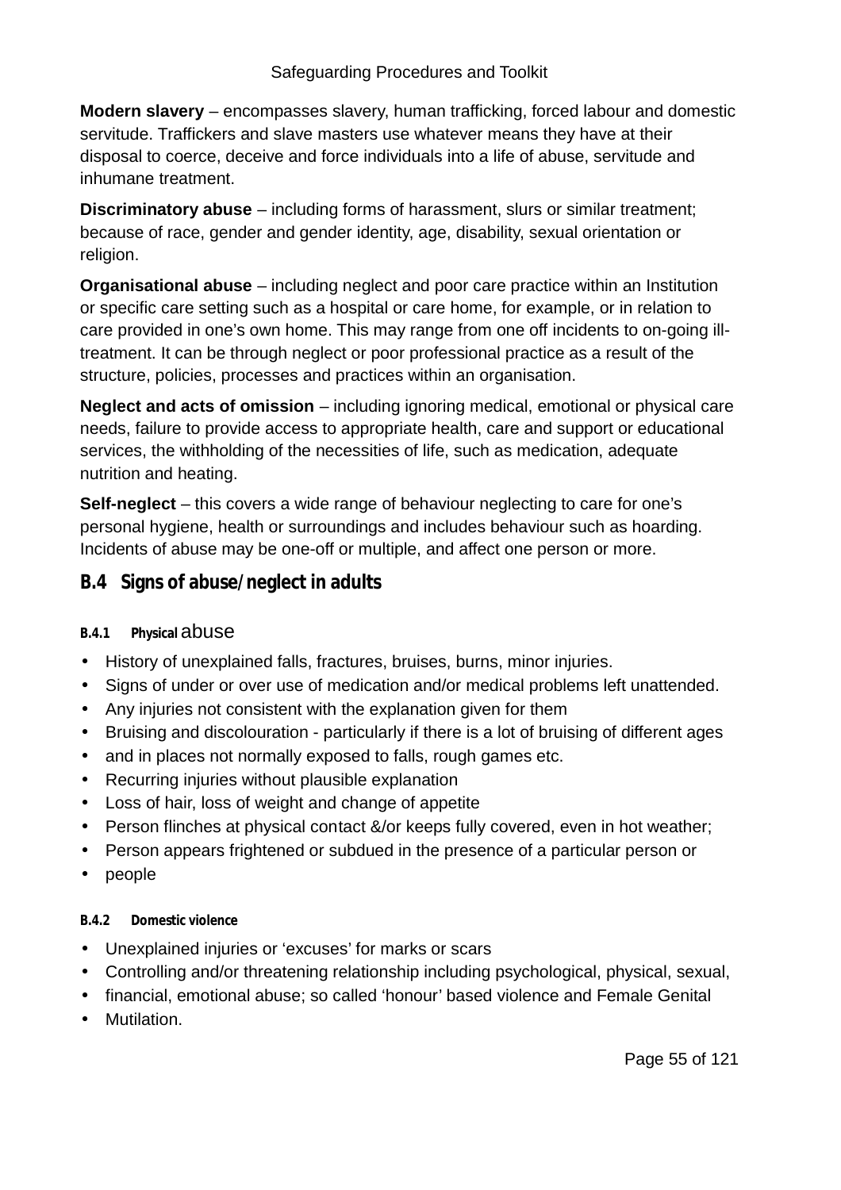**Modern slavery** – encompasses slavery, human trafficking, forced labour and domestic servitude. Traffickers and slave masters use whatever means they have at their disposal to coerce, deceive and force individuals into a life of abuse, servitude and inhumane treatment.

**Discriminatory abuse** – including forms of harassment, slurs or similar treatment; because of race, gender and gender identity, age, disability, sexual orientation or religion.

**Organisational abuse** – including neglect and poor care practice within an Institution or specific care setting such as a hospital or care home, for example, or in relation to care provided in one's own home. This may range from one off incidents to on-going ill-treatment. It can be through neglect or poor professional practice as a result of the structure, policies, processes and practices within an organisation.

**Neglect and acts of omission** – including ignoring medical, emotional or physical care needs, failure to provide access to appropriate health, care and support or educational services, the withholding of the necessities of life, such as medication, adequate nutrition and heating.

**Self-neglect** – this covers a wide range of behaviour neglecting to care for one's personal hygiene, health or surroundings and includes behaviour such as hoarding. Incidents of abuse may be one-off or multiple, and affect one person or more.

## B.4 Signs of abuse/neglect in adults

### B.4.1 Physical abuse

- History of unexplained falls, fractures, bruises, burns, minor injuries.
- Signs of under or over use of medication and/or medical problems left unattended.
- Any injuries not consistent with the explanation given for them
- Bruising and discolouration - particularly if there is a lot of bruising of different ages
- and in places not normally exposed to falls, rough games etc.
- Recurring injuries without plausible explanation
- Loss of hair, loss of weight and change of appetite
- Person flinches at physical contact &/or keeps fully covered, even in hot weather;
- Person appears frightened or subdued in the presence of a particular person or
- people

### B.4.2 Domestic violence

- Unexplained injuries or 'excuses' for marks or scars
- Controlling and/or threatening relationship including psychological, physical, sexual,
- financial, emotional abuse; so called 'honour' based violence and Female Genital
- Mutilation.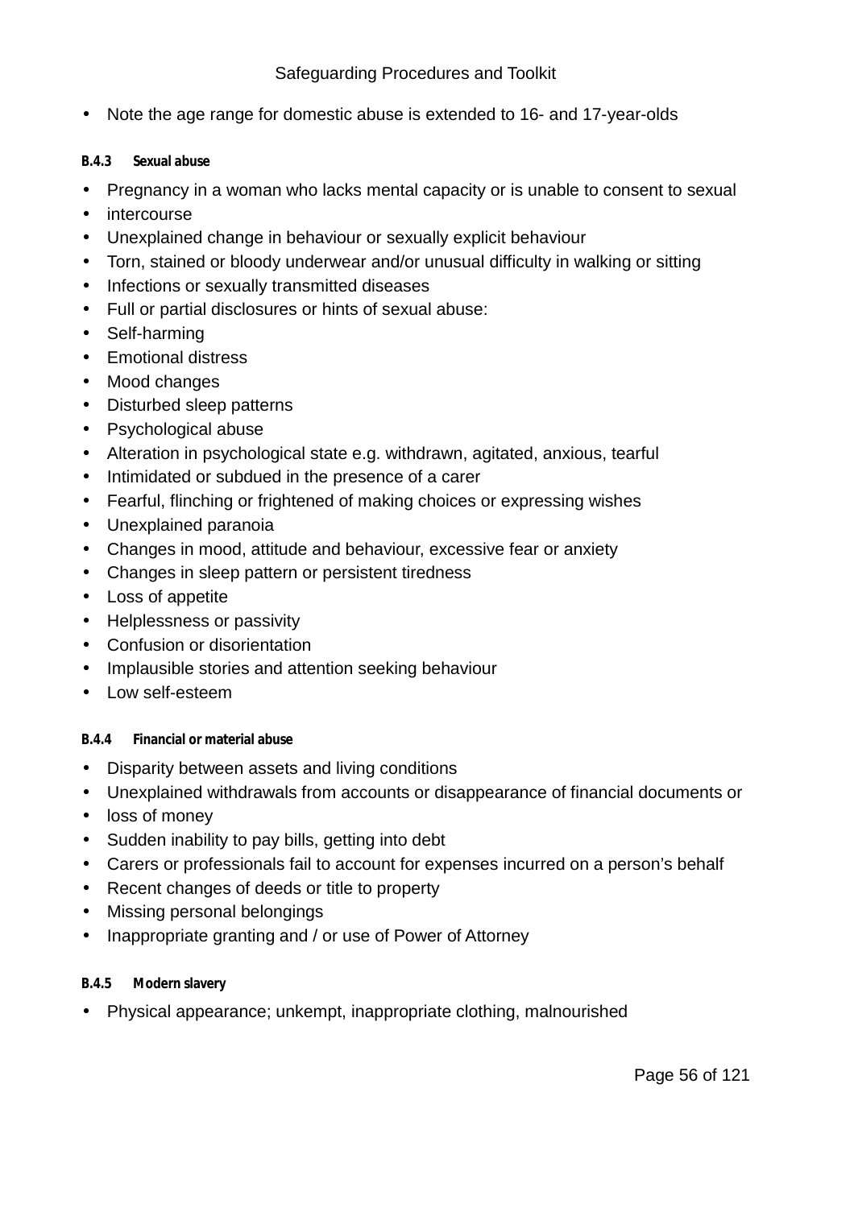- Note the age range for domestic abuse is extended to 16- and 17-year-olds

#### B.4.3 Sexual abuse

- Pregnancy in a woman who lacks mental capacity or is unable to consent to sexual
- intercourse
- Unexplained change in behaviour or sexually explicit behaviour
- Torn, stained or bloody underwear and/or unusual difficulty in walking or sitting
- Infections or sexually transmitted diseases
- Full or partial disclosures or hints of sexual abuse:
- Self-harming
- Emotional distress
- Mood changes
- Disturbed sleep patterns
- Psychological abuse
- Alteration in psychological state e.g. withdrawn, agitated, anxious, tearful
- Intimidated or subdued in the presence of a carer
- Fearful, flinching or frightened of making choices or expressing wishes
- Unexplained paranoia
- Changes in mood, attitude and behaviour, excessive fear or anxiety
- Changes in sleep pattern or persistent tiredness
- Loss of appetite
- Helplessness or passivity
- Confusion or disorientation
- Implausible stories and attention seeking behaviour
- Low self-esteem

#### B.4.4 Financial or material abuse

- Disparity between assets and living conditions
- Unexplained withdrawals from accounts or disappearance of financial documents or
- loss of money
- Sudden inability to pay bills, getting into debt
- Carers or professionals fail to account for expenses incurred on a person's behalf
- Recent changes of deeds or title to property
- Missing personal belongings
- Inappropriate granting and / or use of Power of Attorney

#### B.4.5 Modern slavery

- Physical appearance; unkempt, inappropriate clothing, malnourished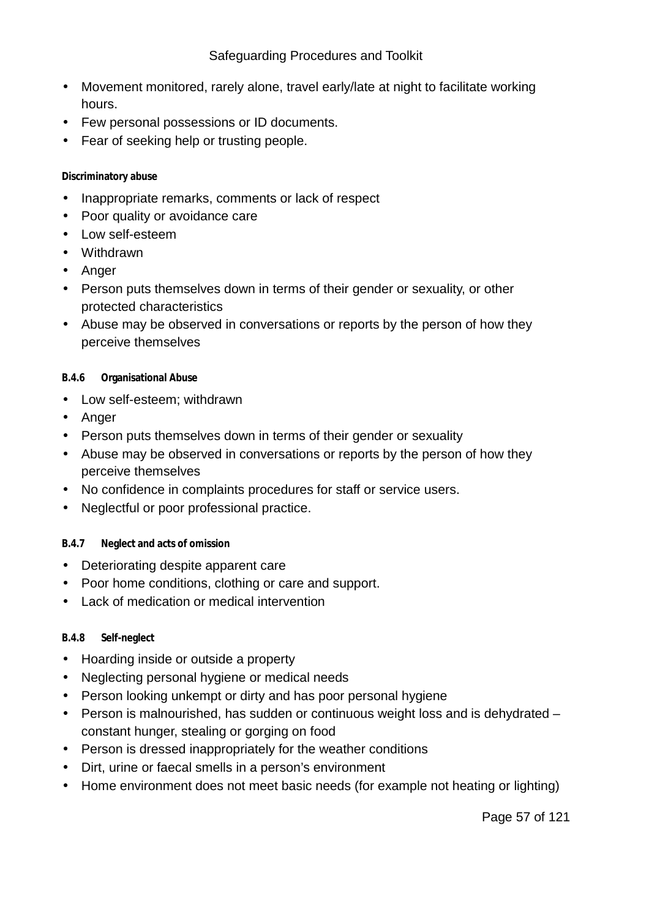- Movement monitored, rarely alone, travel early/late at night to facilitate working hours.
- Few personal possessions or ID documents.
- Fear of seeking help or trusting people.

#### Discriminatory abuse

- Inappropriate remarks, comments or lack of respect
- Poor quality or avoidance care
- Low self-esteem
- Withdrawn
- Anger
- Person puts themselves down in terms of their gender or sexuality, or other protected characteristics
- Abuse may be observed in conversations or reports by the person of how they perceive themselves

#### B.4.6 Organisational Abuse

- Low self-esteem; withdrawn
- Anger
- Person puts themselves down in terms of their gender or sexuality
- Abuse may be observed in conversations or reports by the person of how they perceive themselves
- No confidence in complaints procedures for staff or service users.
- Neglectful or poor professional practice.

#### B.4.7 Neglect and acts of omission

- Deteriorating despite apparent care
- Poor home conditions, clothing or care and support.
- Lack of medication or medical intervention

#### B.4.8 Self-neglect

- Hoarding inside or outside a property
- Neglecting personal hygiene or medical needs
- Person looking unkempt or dirty and has poor personal hygiene
- Person is malnourished, has sudden or continuous weight loss and is dehydrated – constant hunger, stealing or gorging on food
- Person is dressed inappropriately for the weather conditions
- Dirt, urine or faecal smells in a person’s environment
- Home environment does not meet basic needs (for example not heating or lighting)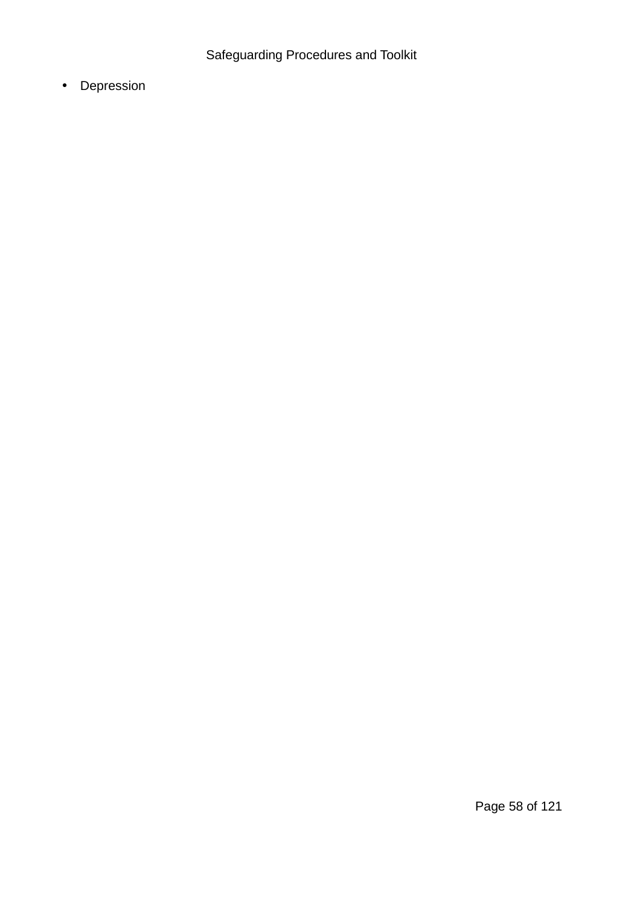- Depression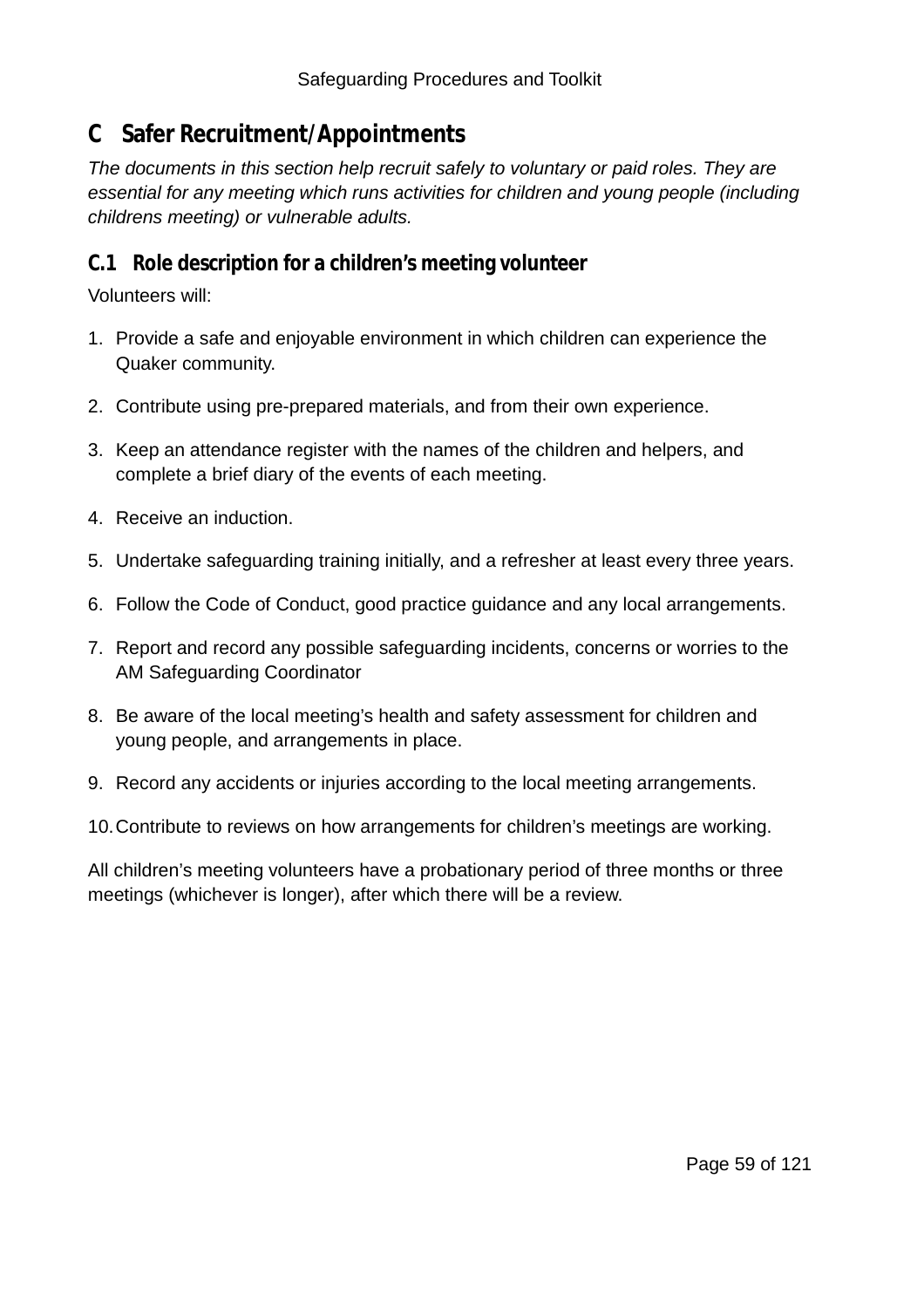# C Safer Recruitment/Appointments

*The documents in this section help recruit safely to voluntary or paid roles. They are essential for any meeting which runs activities for children and young people (including childrens meeting) or vulnerable adults.*

## C.1 Role description for a children's meeting volunteer

Volunteers will:

1. Provide a safe and enjoyable environment in which children can experience the Quaker community.
2. Contribute using pre-prepared materials, and from their own experience.
3. Keep an attendance register with the names of the children and helpers, and complete a brief diary of the events of each meeting.
4. Receive an induction.
5. Undertake safeguarding training initially, and a refresher at least every three years.
6. Follow the Code of Conduct, good practice guidance and any local arrangements.
7. Report and record any possible safeguarding incidents, concerns or worries to the AM Safeguarding Coordinator
8. Be aware of the local meeting's health and safety assessment for children and young people, and arrangements in place.
9. Record any accidents or injuries according to the local meeting arrangements.
10. Contribute to reviews on how arrangements for children's meetings are working.

All children's meeting volunteers have a probationary period of three months or three meetings (whichever is longer), after which there will be a review.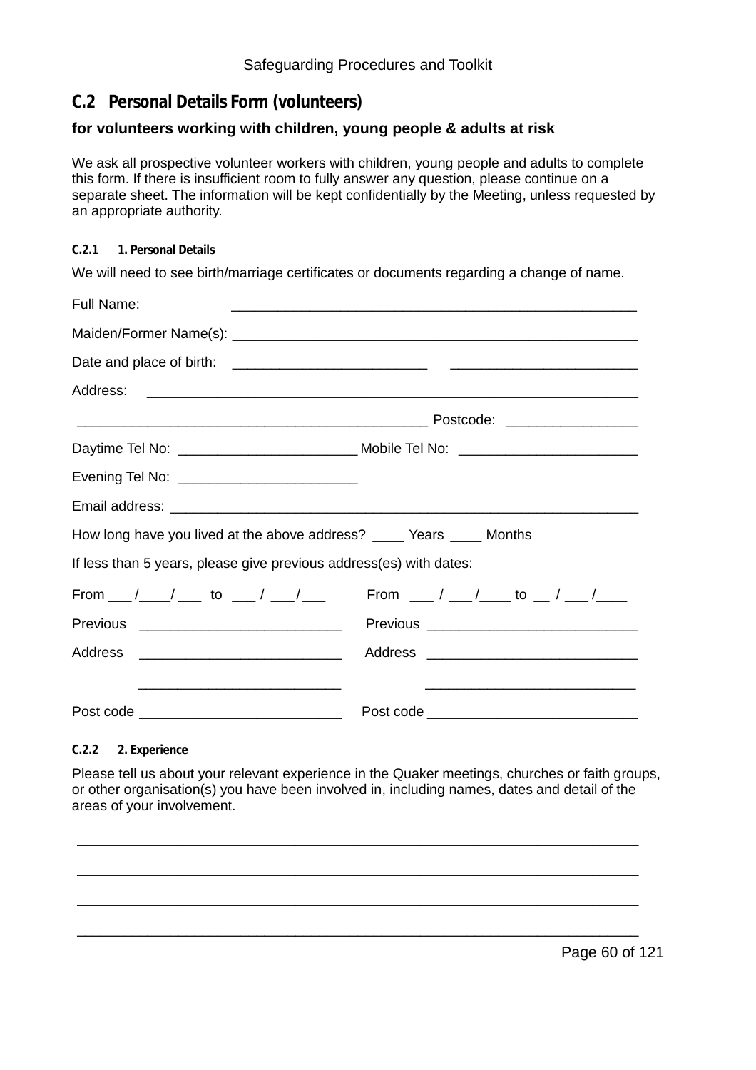## C.2 Personal Details Form (volunteers)

**for volunteers working with children, young people & adults at risk**

We ask all prospective volunteer workers with children, young people and adults to complete this form. If there is insufficient room to fully answer any question, please continue on a separate sheet. The information will be kept confidentially by the Meeting, unless requested by an appropriate authority.

#### C.2.1 1. Personal Details

We will need to see birth/marriage certificates or documents regarding a change of name.

Full Name: _____________________________________________________

Maiden/Former Name(s): _____________________________________________________

Date and place of birth: _________________________ _________________________

Address: _____________________________________________________________

_____________________________________________ Postcode: _________________

Daytime Tel No: _______________________ Mobile Tel No: _______________________

Evening Tel No: _______________________

Email address: _____________________________________________________________

How long have you lived at the above address? ____ Years ____ Months

If less than 5 years, please give previous address(es) with dates:

From ___ /____/ ___ to ___ / ___/___

Previous Address _________________________

_________________________

Post code _________________________

From ___ / ___/____ to __ / ___ /____

Previous Address _________________________

_________________________

Post code _________________________

#### C.2.2 2. Experience

Please tell us about your relevant experience in the Quaker meetings, churches or faith groups, or other organisation(s) you have been involved in, including names, dates and detail of the areas of your involvement.

_______________________________________________________________________

_______________________________________________________________________

_______________________________________________________________________

_______________________________________________________________________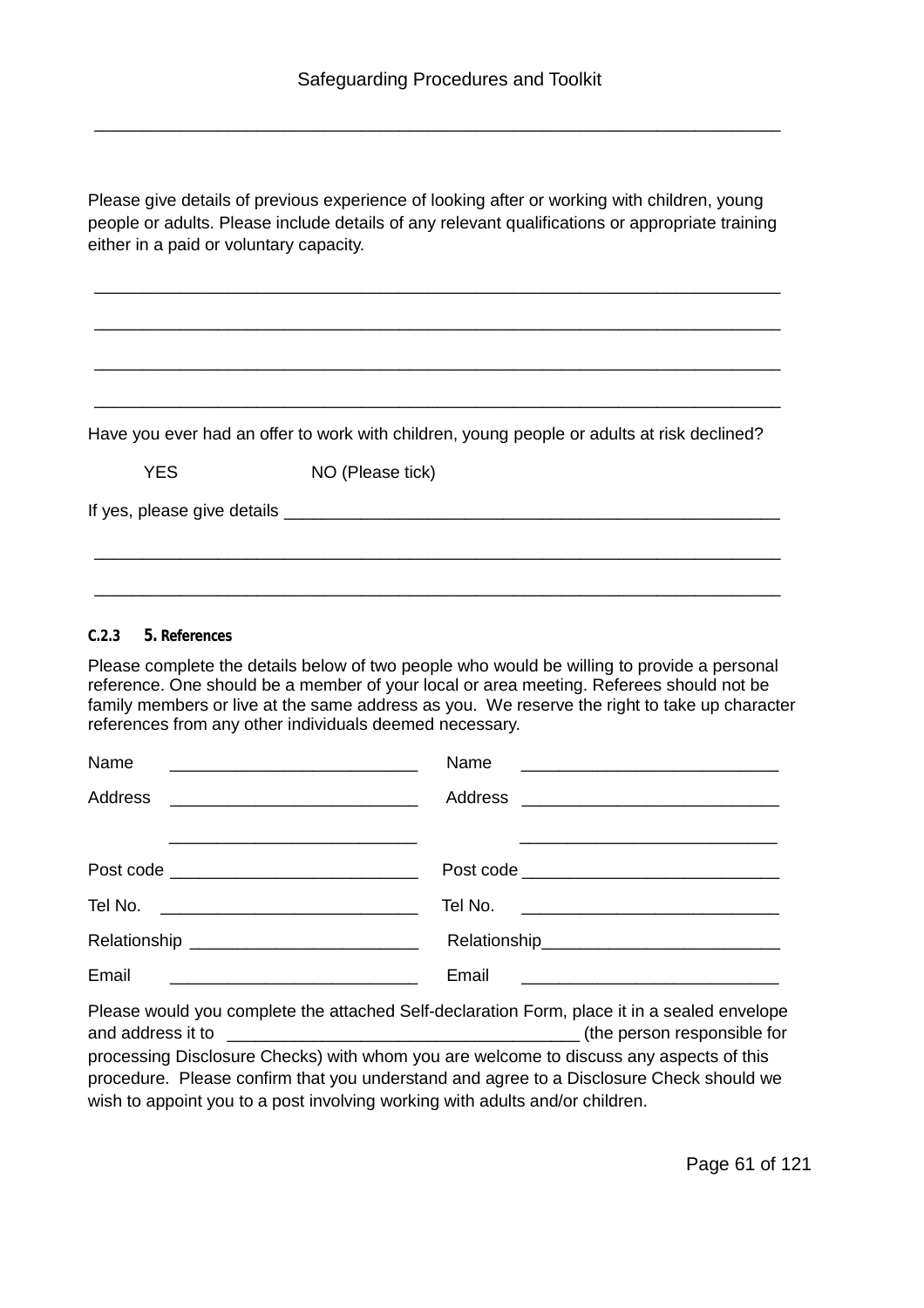______________________________________________________________________

Please give details of previous experience of looking after or working with children, young people or adults. Please include details of any relevant qualifications or appropriate training either in a paid or voluntary capacity.

______________________________________________________________________

______________________________________________________________________

______________________________________________________________________

______________________________________________________________________

Have you ever had an offer to work with children, young people or adults at risk declined?

YES NO (Please tick)

If yes, please give details ______________________________________________________

______________________________________________________________________

______________________________________________________________________

### C.2.3 5. References

Please complete the details below of two people who would be willing to provide a personal reference. One should be a member of your local or area meeting. Referees should not be family members or live at the same address as you. We reserve the right to take up character references from any other individuals deemed necessary.

| | |
|---|---|
| Name __________________________ | Name __________________________ |
| Address __________________________ | Address __________________________ |
| __________________________ | __________________________ |
| Post code __________________________ | Post code __________________________ |
| Tel No. __________________________ | Tel No. __________________________ |
| Relationship ________________________ | Relationship________________________ |
| Email __________________________ | Email __________________________ |

Please would you complete the attached Self-declaration Form, place it in a sealed envelope and address it to _____________________________________ (the person responsible for processing Disclosure Checks) with whom you are welcome to discuss any aspects of this procedure. Please confirm that you understand and agree to a Disclosure Check should we wish to appoint you to a post involving working with adults and/or children.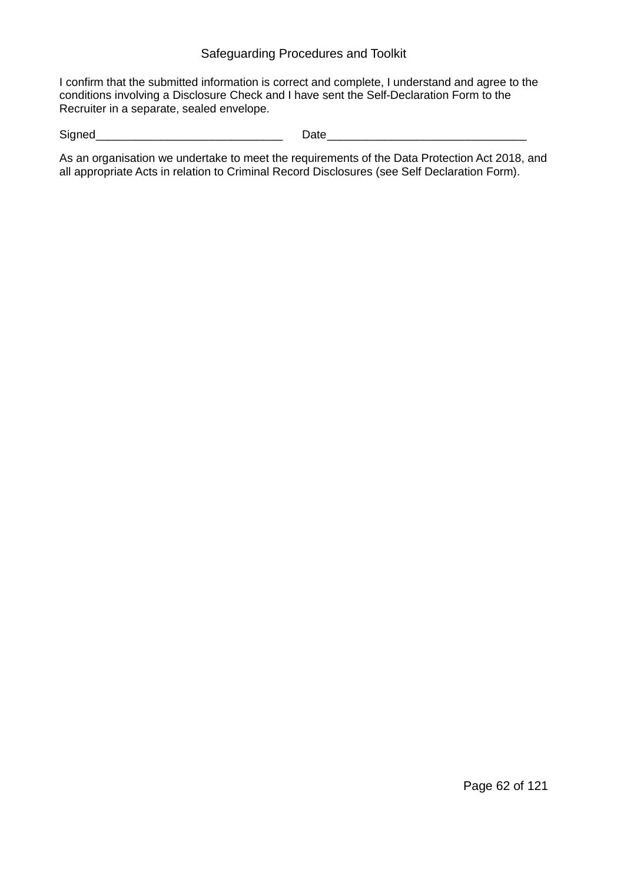I confirm that the submitted information is correct and complete, I understand and agree to the conditions involving a Disclosure Check and I have sent the Self-Declaration Form to the Recruiter in a separate, sealed envelope.

Signed_____________________________ Date_______________________________

As an organisation we undertake to meet the requirements of the Data Protection Act 2018, and all appropriate Acts in relation to Criminal Record Disclosures (see Self Declaration Form).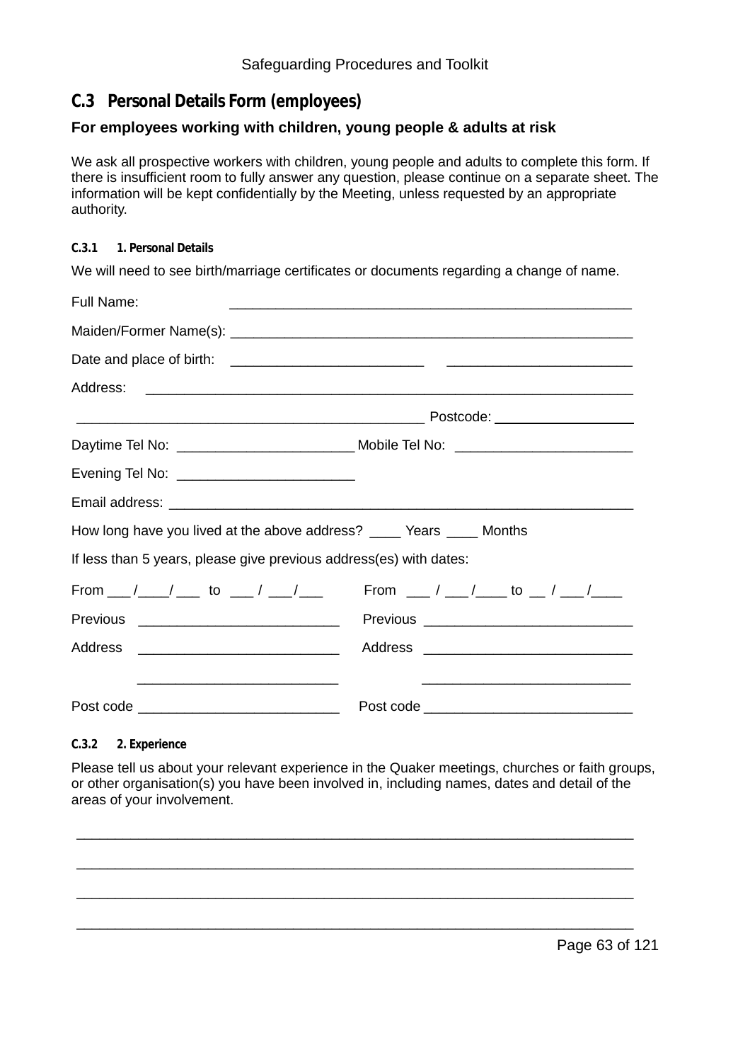## C.3 Personal Details Form (employees)

**For employees working with children, young people & adults at risk**

We ask all prospective workers with children, young people and adults to complete this form. If there is insufficient room to fully answer any question, please continue on a separate sheet. The information will be kept confidentially by the Meeting, unless requested by an appropriate authority.

#### C.3.1 1. Personal Details

We will need to see birth/marriage certificates or documents regarding a change of name.

Full Name: ____________________________________________________

Maiden/Former Name(s): ____________________________________________________

Date and place of birth: _________________________ ________________________

Address: ______________________________________________________________

_____________________________________________ Postcode: __________________

Daytime Tel No: ______________________ Mobile Tel No: ______________________

Evening Tel No: ______________________

Email address: ____________________________________________________________

How long have you lived at the above address? ____ Years ____ Months

If less than 5 years, please give previous address(es) with dates:

From ___ /____/ ___ to ___ / ___/___ From ___ / ___/____ to __ / ___ /____

Previous _________________________ Previous __________________________

Address _________________________ Address __________________________

_________________________ __________________________

Post code _________________________ Post code __________________________

#### C.3.2 2. Experience

Please tell us about your relevant experience in the Quaker meetings, churches or faith groups, or other organisation(s) you have been involved in, including names, dates and detail of the areas of your involvement.

______________________________________________________________________

______________________________________________________________________

______________________________________________________________________

______________________________________________________________________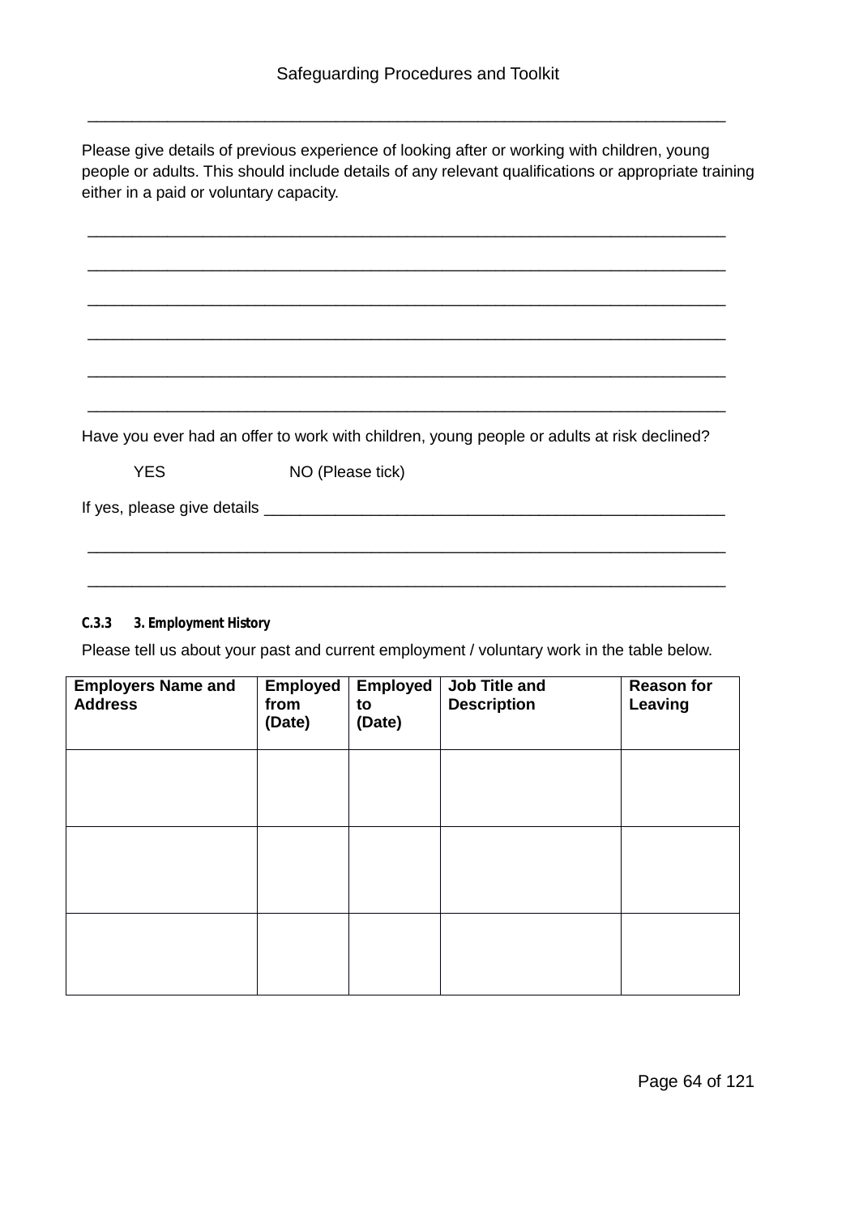\_\_\_\_\_\_\_\_\_\_\_\_\_\_\_\_\_\_\_\_\_\_\_\_\_\_\_\_\_\_\_\_\_\_\_\_\_\_\_\_\_\_\_\_\_\_\_\_\_\_\_\_\_\_\_\_\_\_\_\_\_\_\_\_\_\_\_\_\_\_\_\_

Please give details of previous experience of looking after or working with children, young people or adults. This should include details of any relevant qualifications or appropriate training either in a paid or voluntary capacity.

\_\_\_\_\_\_\_\_\_\_\_\_\_\_\_\_\_\_\_\_\_\_\_\_\_\_\_\_\_\_\_\_\_\_\_\_\_\_\_\_\_\_\_\_\_\_\_\_\_\_\_\_\_\_\_\_\_\_\_\_\_\_\_\_\_\_\_\_\_\_\_\_

\_\_\_\_\_\_\_\_\_\_\_\_\_\_\_\_\_\_\_\_\_\_\_\_\_\_\_\_\_\_\_\_\_\_\_\_\_\_\_\_\_\_\_\_\_\_\_\_\_\_\_\_\_\_\_\_\_\_\_\_\_\_\_\_\_\_\_\_\_\_\_\_

\_\_\_\_\_\_\_\_\_\_\_\_\_\_\_\_\_\_\_\_\_\_\_\_\_\_\_\_\_\_\_\_\_\_\_\_\_\_\_\_\_\_\_\_\_\_\_\_\_\_\_\_\_\_\_\_\_\_\_\_\_\_\_\_\_\_\_\_\_\_\_\_

\_\_\_\_\_\_\_\_\_\_\_\_\_\_\_\_\_\_\_\_\_\_\_\_\_\_\_\_\_\_\_\_\_\_\_\_\_\_\_\_\_\_\_\_\_\_\_\_\_\_\_\_\_\_\_\_\_\_\_\_\_\_\_\_\_\_\_\_\_\_\_\_

\_\_\_\_\_\_\_\_\_\_\_\_\_\_\_\_\_\_\_\_\_\_\_\_\_\_\_\_\_\_\_\_\_\_\_\_\_\_\_\_\_\_\_\_\_\_\_\_\_\_\_\_\_\_\_\_\_\_\_\_\_\_\_\_\_\_\_\_\_\_\_\_

\_\_\_\_\_\_\_\_\_\_\_\_\_\_\_\_\_\_\_\_\_\_\_\_\_\_\_\_\_\_\_\_\_\_\_\_\_\_\_\_\_\_\_\_\_\_\_\_\_\_\_\_\_\_\_\_\_\_\_\_\_\_\_\_\_\_\_\_\_\_\_\_

Have you ever had an offer to work with children, young people or adults at risk declined?

YES NO (Please tick)

If yes, please give details \_\_\_\_\_\_\_\_\_\_\_\_\_\_\_\_\_\_\_\_\_\_\_\_\_\_\_\_\_\_\_\_\_\_\_\_\_\_\_\_\_\_\_\_\_\_\_\_\_\_\_\_\_\_

\_\_\_\_\_\_\_\_\_\_\_\_\_\_\_\_\_\_\_\_\_\_\_\_\_\_\_\_\_\_\_\_\_\_\_\_\_\_\_\_\_\_\_\_\_\_\_\_\_\_\_\_\_\_\_\_\_\_\_\_\_\_\_\_\_\_\_\_\_\_\_\_

\_\_\_\_\_\_\_\_\_\_\_\_\_\_\_\_\_\_\_\_\_\_\_\_\_\_\_\_\_\_\_\_\_\_\_\_\_\_\_\_\_\_\_\_\_\_\_\_\_\_\_\_\_\_\_\_\_\_\_\_\_\_\_\_\_\_\_\_\_\_\_\_

#### C.3.3 3. Employment History

Please tell us about your past and current employment / voluntary work in the table below.

| Employers Name and Address | Employed from (Date) | Employed to (Date) | Job Title and Description | Reason for Leaving |
|---|---|---|---|---|
| | | | | |
| | | | | |
| | | | | |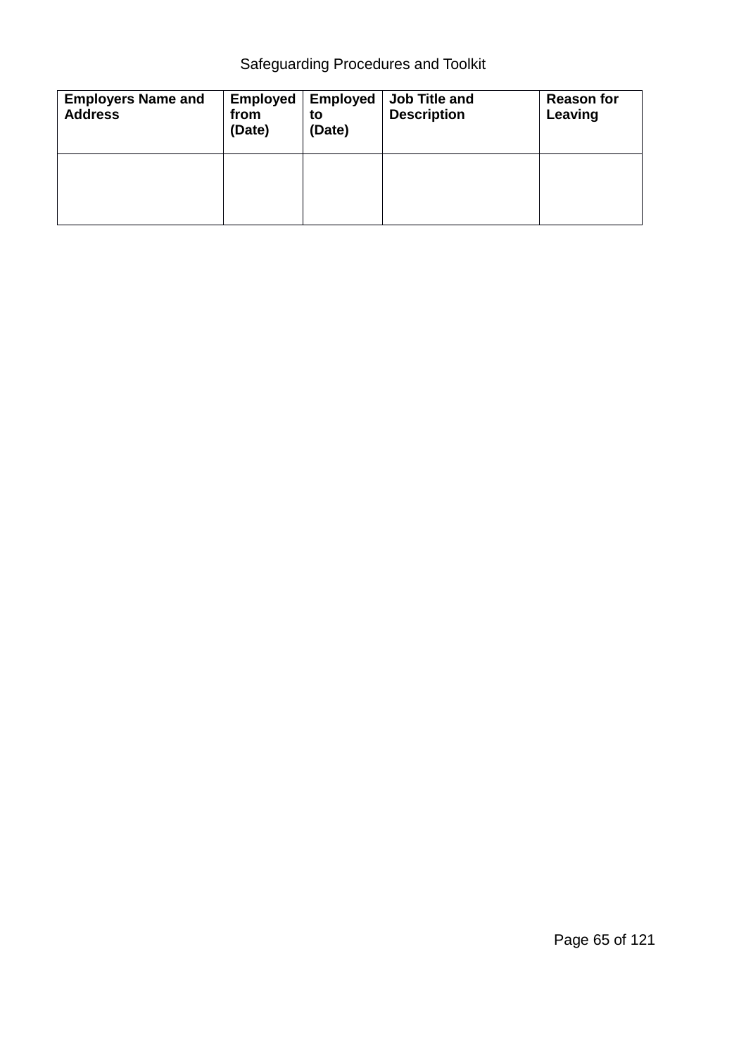| **Employers Name and Address** | **Employed from (Date)** | **Employed to (Date)** | **Job Title and Description** | **Reason for Leaving** |
|---|---|---|---|---|
| | | | | |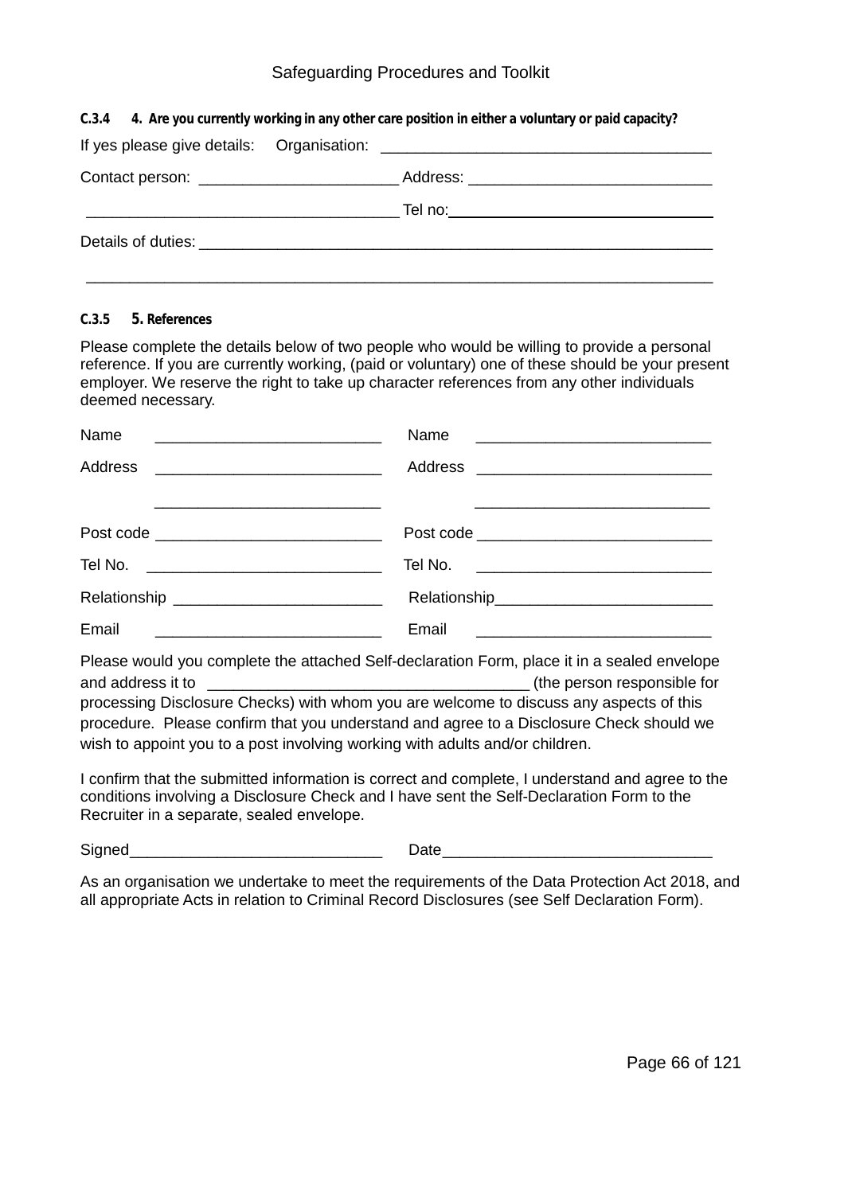**C.3.4 4. Are you currently working in any other care position in either a voluntary or paid capacity?**

If yes please give details: Organisation: ______________________________________

Contact person: ______________________ Address: ____________________________

___________________________________ Tel no: ______________________________

Details of duties: ___________________________________________________________

_________________________________________________________________________

**C.3.5 5. References**

Please complete the details below of two people who would be willing to provide a personal reference. If you are currently working, (paid or voluntary) one of these should be your present employer. We reserve the right to take up character references from any other individuals deemed necessary.

| | |
|---|---|
| Name __________________________ | Name ___________________________ |
| Address __________________________ | Address ___________________________ |
| __________________________ | ___________________________ |
| Post code __________________________ | Post code ___________________________ |
| Tel No. ____________________________ | Tel No. ___________________________ |
| Relationship ________________________ | Relationship_________________________ |
| Email __________________________ | Email ___________________________ |

Please would you complete the attached Self-declaration Form, place it in a sealed envelope and address it to ____________________________________ (the person responsible for processing Disclosure Checks) with whom you are welcome to discuss any aspects of this procedure. Please confirm that you understand and agree to a Disclosure Check should we wish to appoint you to a post involving working with adults and/or children.

I confirm that the submitted information is correct and complete, I understand and agree to the conditions involving a Disclosure Check and I have sent the Self-Declaration Form to the Recruiter in a separate, sealed envelope.

Signed_____________________________ Date_______________________________

As an organisation we undertake to meet the requirements of the Data Protection Act 2018, and all appropriate Acts in relation to Criminal Record Disclosures (see Self Declaration Form).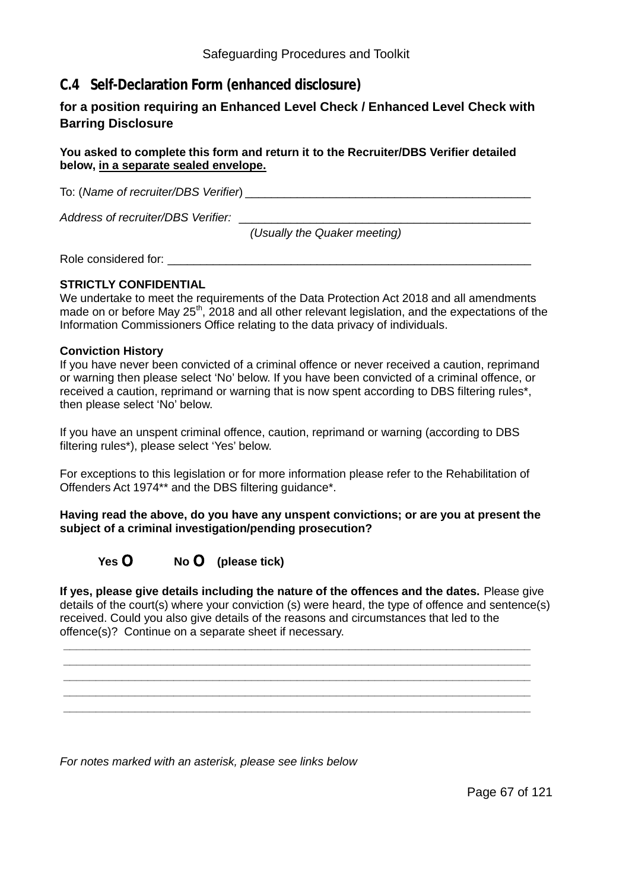## C.4 Self-Declaration Form (enhanced disclosure)

### for a position requiring an Enhanced Level Check / Enhanced Level Check with Barring Disclosure

**You asked to complete this form and return it to the Recruiter/DBS Verifier detailed below, in a separate sealed envelope.**

To: (*Name of recruiter/DBS Verifier*) _____________________________________________

*Address of recruiter/DBS Verifier:* _____________________________________________

*(Usually the Quaker meeting)*

Role considered for: _______________________________________________________

**STRICTLY CONFIDENTIAL**

We undertake to meet the requirements of the Data Protection Act 2018 and all amendments made on or before May 25th, 2018 and all other relevant legislation, and the expectations of the Information Commissioners Office relating to the data privacy of individuals.

**Conviction History**

If you have never been convicted of a criminal offence or never received a caution, reprimand or warning then please select 'No' below. If you have been convicted of a criminal offence, or received a caution, reprimand or warning that is now spent according to DBS filtering rules*, then please select 'No' below.

If you have an unspent criminal offence, caution, reprimand or warning (according to DBS filtering rules*), please select 'Yes' below.

For exceptions to this legislation or for more information please refer to the Rehabilitation of Offenders Act 1974** and the DBS filtering guidance*.

**Having read the above, do you have any unspent convictions; or are you at present the subject of a criminal investigation/pending prosecution?**

**Yes O No O (please tick)**

**If yes, please give details including the nature of the offences and the dates.** Please give details of the court(s) where your conviction (s) were heard, the type of offence and sentence(s) received. Could you also give details of the reasons and circumstances that led to the offence(s)? Continue on a separate sheet if necessary.

_____________________________________________________________________________

_____________________________________________________________________________

_____________________________________________________________________________

_____________________________________________________________________________

_____________________________________________________________________________

*For notes marked with an asterisk, please see links below*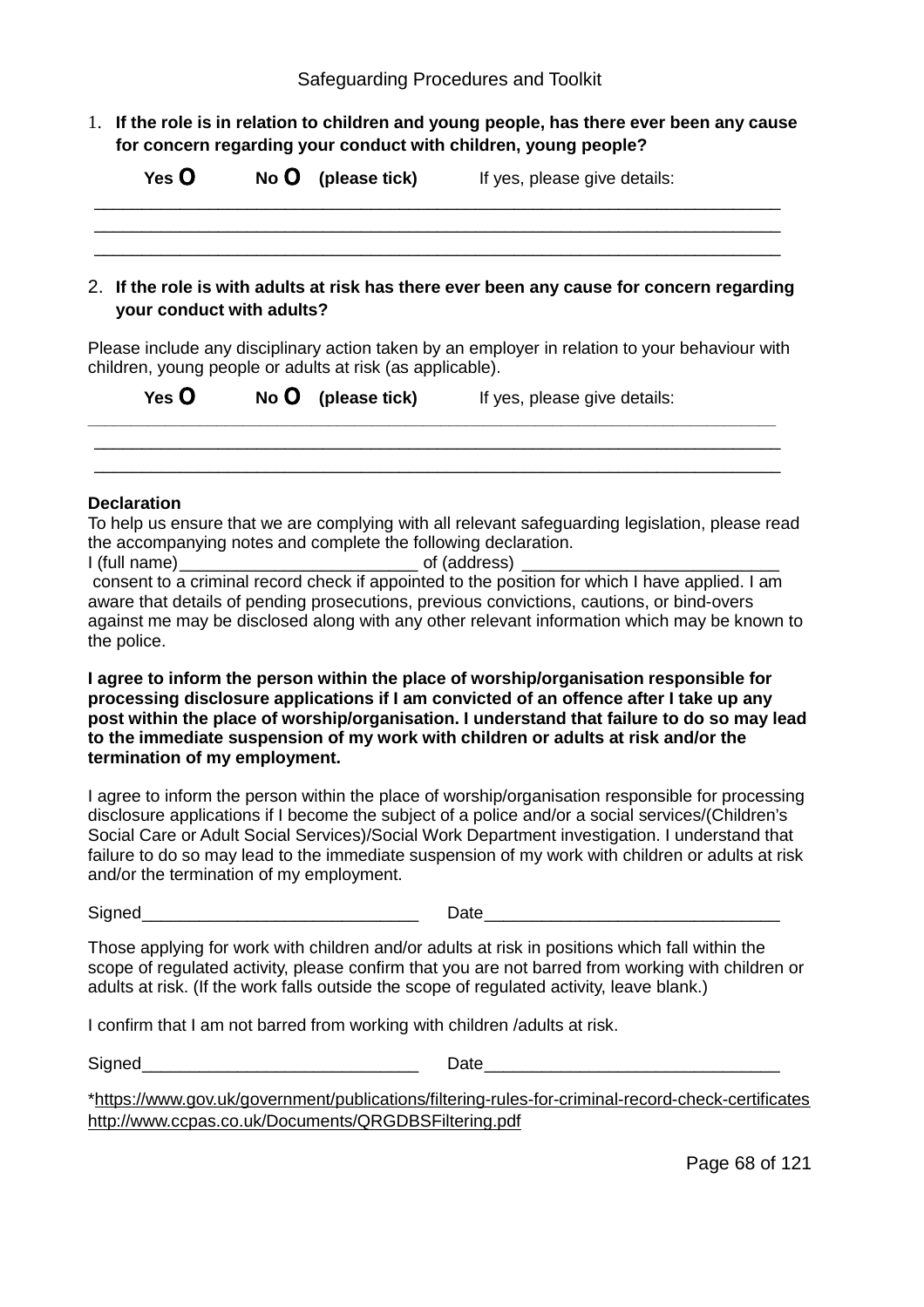1. **If the role is in relation to children and young people, has there ever been any cause for concern regarding your conduct with children, young people?**

   **Yes O** **No O** **(please tick)** If yes, please give details:

___________________________________________________________________________
___________________________________________________________________________
___________________________________________________________________________

2. **If the role is with adults at risk has there ever been any cause for concern regarding your conduct with adults?**

Please include any disciplinary action taken by an employer in relation to your behaviour with children, young people or adults at risk (as applicable).

**Yes O** **No O** **(please tick)** If yes, please give details:

___________________________________________________________________________
___________________________________________________________________________
___________________________________________________________________________

**Declaration**

To help us ensure that we are complying with all relevant safeguarding legislation, please read the accompanying notes and complete the following declaration.

I (full name)_________________________ of (address) ___________________________ consent to a criminal record check if appointed to the position for which I have applied. I am aware that details of pending prosecutions, previous convictions, cautions, or bind-overs against me may be disclosed along with any other relevant information which may be known to the police.

**I agree to inform the person within the place of worship/organisation responsible for processing disclosure applications if I am convicted of an offence after I take up any post within the place of worship/organisation. I understand that failure to do so may lead to the immediate suspension of my work with children or adults at risk and/or the termination of my employment.**

I agree to inform the person within the place of worship/organisation responsible for processing disclosure applications if I become the subject of a police and/or a social services/(Children's Social Care or Adult Social Services)/Social Work Department investigation. I understand that failure to do so may lead to the immediate suspension of my work with children or adults at risk and/or the termination of my employment.

Signed_____________________________ Date_______________________________

Those applying for work with children and/or adults at risk in positions which fall within the scope of regulated activity, please confirm that you are not barred from working with children or adults at risk. (If the work falls outside the scope of regulated activity, leave blank.)

I confirm that I am not barred from working with children /adults at risk.

Signed_____________________________ Date_______________________________

*https://www.gov.uk/government/publications/filtering-rules-for-criminal-record-check-certificates
http://www.ccpas.co.uk/Documents/QRGDBSFiltering.pdf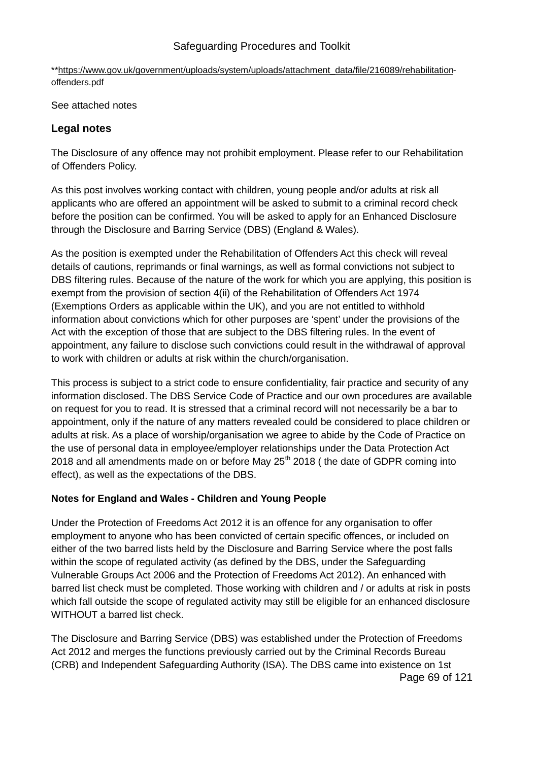**https://www.gov.uk/government/uploads/system/uploads/attachment_data/file/216089/rehabilitation-offenders.pdf

See attached notes

## Legal notes

The Disclosure of any offence may not prohibit employment. Please refer to our Rehabilitation of Offenders Policy.

As this post involves working contact with children, young people and/or adults at risk all applicants who are offered an appointment will be asked to submit to a criminal record check before the position can be confirmed. You will be asked to apply for an Enhanced Disclosure through the Disclosure and Barring Service (DBS) (England & Wales).

As the position is exempted under the Rehabilitation of Offenders Act this check will reveal details of cautions, reprimands or final warnings, as well as formal convictions not subject to DBS filtering rules. Because of the nature of the work for which you are applying, this position is exempt from the provision of section 4(ii) of the Rehabilitation of Offenders Act 1974 (Exemptions Orders as applicable within the UK), and you are not entitled to withhold information about convictions which for other purposes are 'spent' under the provisions of the Act with the exception of those that are subject to the DBS filtering rules. In the event of appointment, any failure to disclose such convictions could result in the withdrawal of approval to work with children or adults at risk within the church/organisation.

This process is subject to a strict code to ensure confidentiality, fair practice and security of any information disclosed. The DBS Service Code of Practice and our own procedures are available on request for you to read. It is stressed that a criminal record will not necessarily be a bar to appointment, only if the nature of any matters revealed could be considered to place children or adults at risk. As a place of worship/organisation we agree to abide by the Code of Practice on the use of personal data in employee/employer relationships under the Data Protection Act 2018 and all amendments made on or before May 25th 2018 ( the date of GDPR coming into effect), as well as the expectations of the DBS.

**Notes for England and Wales - Children and Young People**

Under the Protection of Freedoms Act 2012 it is an offence for any organisation to offer employment to anyone who has been convicted of certain specific offences, or included on either of the two barred lists held by the Disclosure and Barring Service where the post falls within the scope of regulated activity (as defined by the DBS, under the Safeguarding Vulnerable Groups Act 2006 and the Protection of Freedoms Act 2012). An enhanced with barred list check must be completed. Those working with children and / or adults at risk in posts which fall outside the scope of regulated activity may still be eligible for an enhanced disclosure WITHOUT a barred list check.

The Disclosure and Barring Service (DBS) was established under the Protection of Freedoms Act 2012 and merges the functions previously carried out by the Criminal Records Bureau (CRB) and Independent Safeguarding Authority (ISA). The DBS came into existence on 1st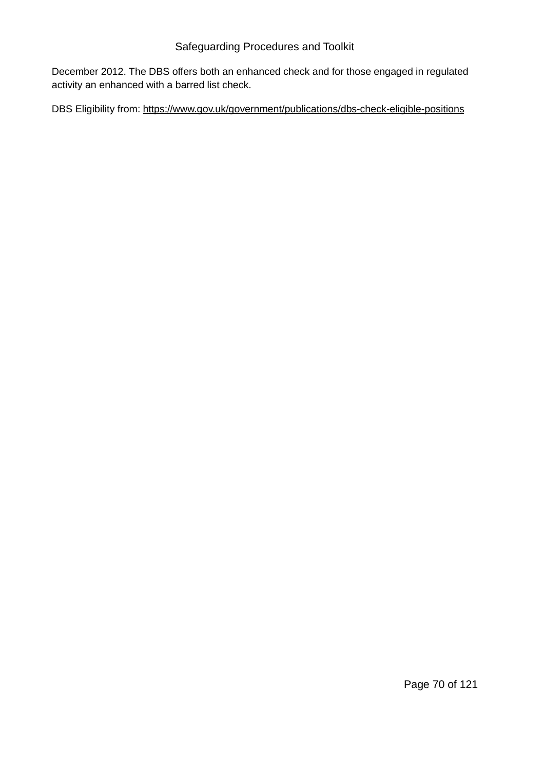December 2012. The DBS offers both an enhanced check and for those engaged in regulated activity an enhanced with a barred list check.

DBS Eligibility from: https://www.gov.uk/government/publications/dbs-check-eligible-positions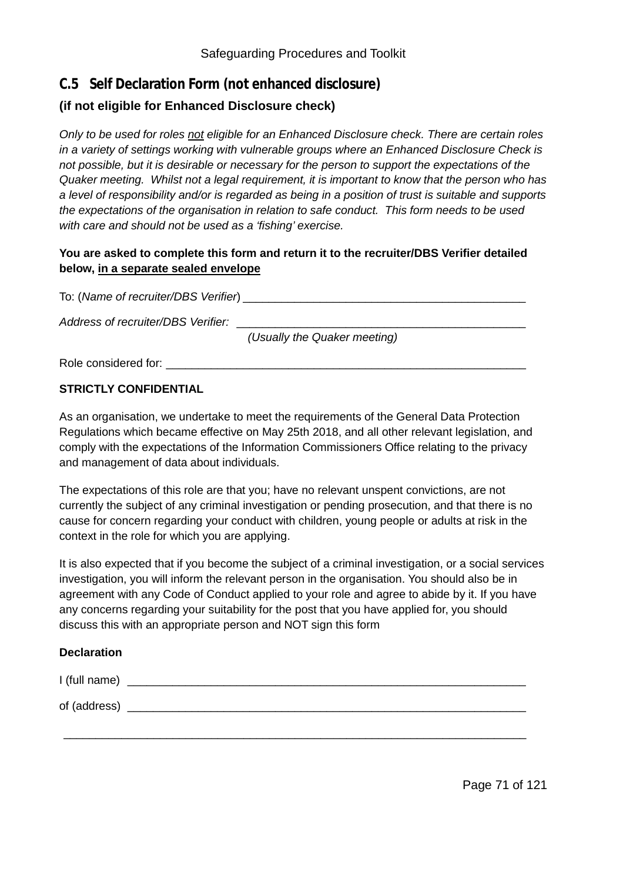## C.5 Self Declaration Form (not enhanced disclosure)

### (if not eligible for Enhanced Disclosure check)

*Only to be used for roles <u>not</u> eligible for an Enhanced Disclosure check. There are certain roles in a variety of settings working with vulnerable groups where an Enhanced Disclosure Check is not possible, but it is desirable or necessary for the person to support the expectations of the Quaker meeting. Whilst not a legal requirement, it is important to know that the person who has a level of responsibility and/or is regarded as being in a position of trust is suitable and supports the expectations of the organisation in relation to safe conduct. This form needs to be used with care and should not be used as a 'fishing' exercise.*

**You are asked to complete this form and return it to the recruiter/DBS Verifier detailed below, <u>in a separate sealed envelope</u>**

To: (*Name of recruiter/DBS Verifier*) ____________________________________________

*Address of recruiter/DBS Verifier:* ____________________________________________
*(Usually the Quaker meeting)*

Role considered for: ________________________________________________________

**STRICTLY CONFIDENTIAL**

As an organisation, we undertake to meet the requirements of the General Data Protection Regulations which became effective on May 25th 2018, and all other relevant legislation, and comply with the expectations of the Information Commissioners Office relating to the privacy and management of data about individuals.

The expectations of this role are that you; have no relevant unspent convictions, are not currently the subject of any criminal investigation or pending prosecution, and that there is no cause for concern regarding your conduct with children, young people or adults at risk in the context in the role for which you are applying.

It is also expected that if you become the subject of a criminal investigation, or a social services investigation, you will inform the relevant person in the organisation. You should also be in agreement with any Code of Conduct applied to your role and agree to abide by it. If you have any concerns regarding your suitability for the post that you have applied for, you should discuss this with an appropriate person and NOT sign this form

**Declaration**

I (full name) ______________________________________________________________

of (address) ______________________________________________________________

_______________________________________________________________________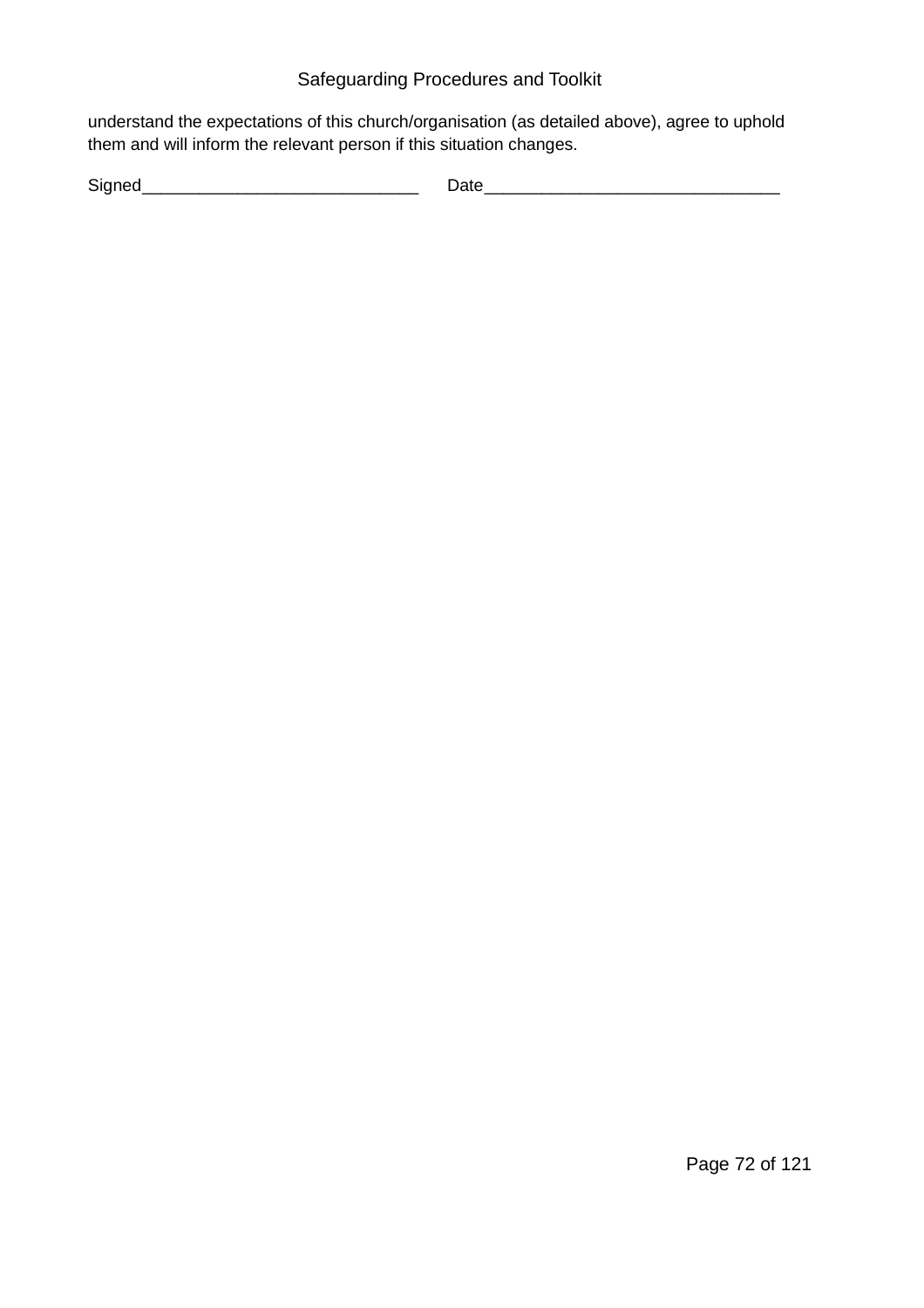understand the expectations of this church/organisation (as detailed above), agree to uphold them and will inform the relevant person if this situation changes.

Signed______________________________ Date_______________________________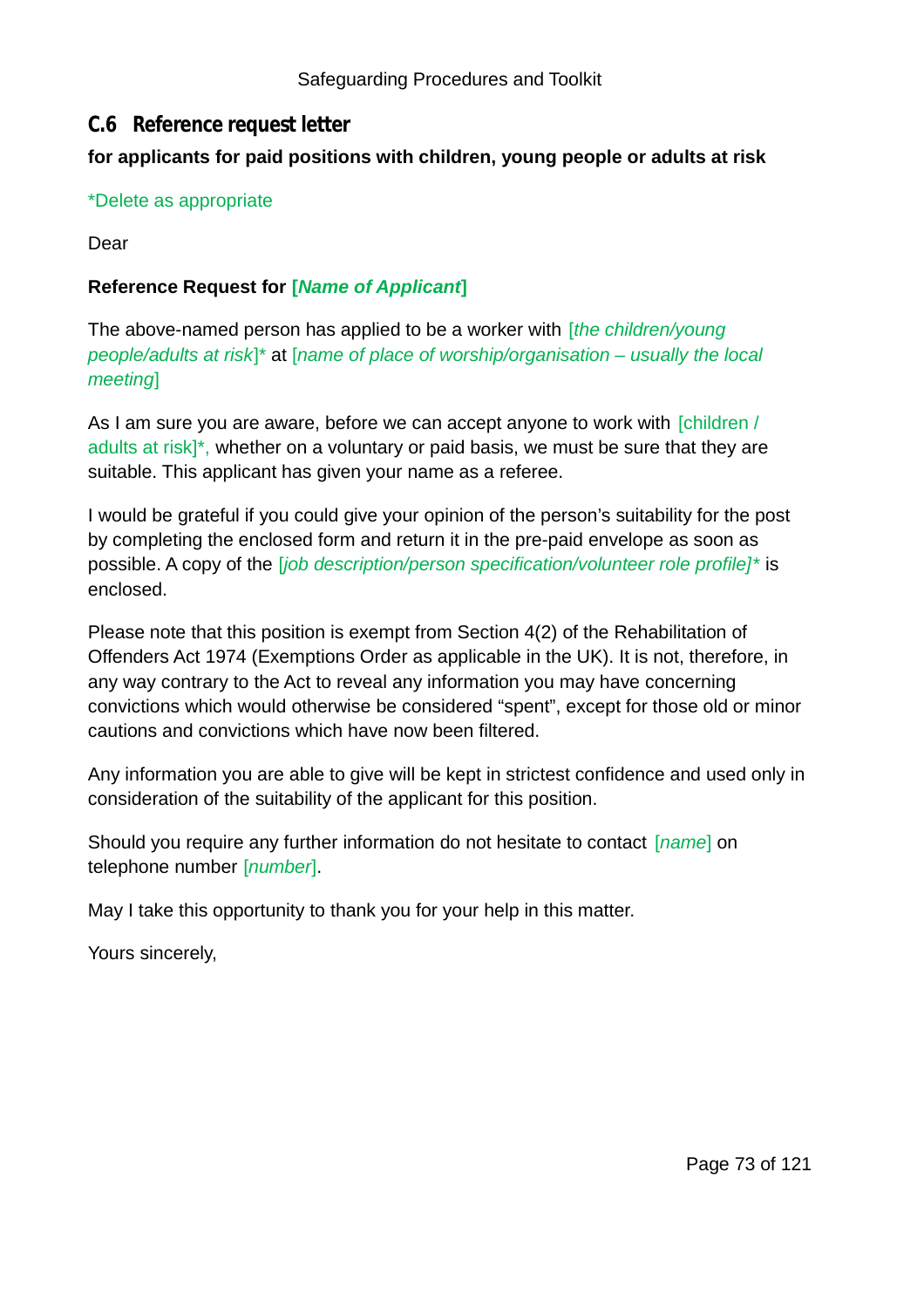## C.6 Reference request letter

**for applicants for paid positions with children, young people or adults at risk**

*Delete as appropriate

Dear

**Reference Request for [*Name of Applicant*]**

The above-named person has applied to be a worker with [*the children/young people/adults at risk*]* at [*name of place of worship/organisation – usually the local meeting*]

As I am sure you are aware, before we can accept anyone to work with [children / adults at risk]*, whether on a voluntary or paid basis, we must be sure that they are suitable. This applicant has given your name as a referee.

I would be grateful if you could give your opinion of the person's suitability for the post by completing the enclosed form and return it in the pre-paid envelope as soon as possible. A copy of the *[job description/person specification/volunteer role profile]** is enclosed.

Please note that this position is exempt from Section 4(2) of the Rehabilitation of Offenders Act 1974 (Exemptions Order as applicable in the UK). It is not, therefore, in any way contrary to the Act to reveal any information you may have concerning convictions which would otherwise be considered "spent", except for those old or minor cautions and convictions which have now been filtered.

Any information you are able to give will be kept in strictest confidence and used only in consideration of the suitability of the applicant for this position.

Should you require any further information do not hesitate to contact [*name*] on telephone number [*number*].

May I take this opportunity to thank you for your help in this matter.

Yours sincerely,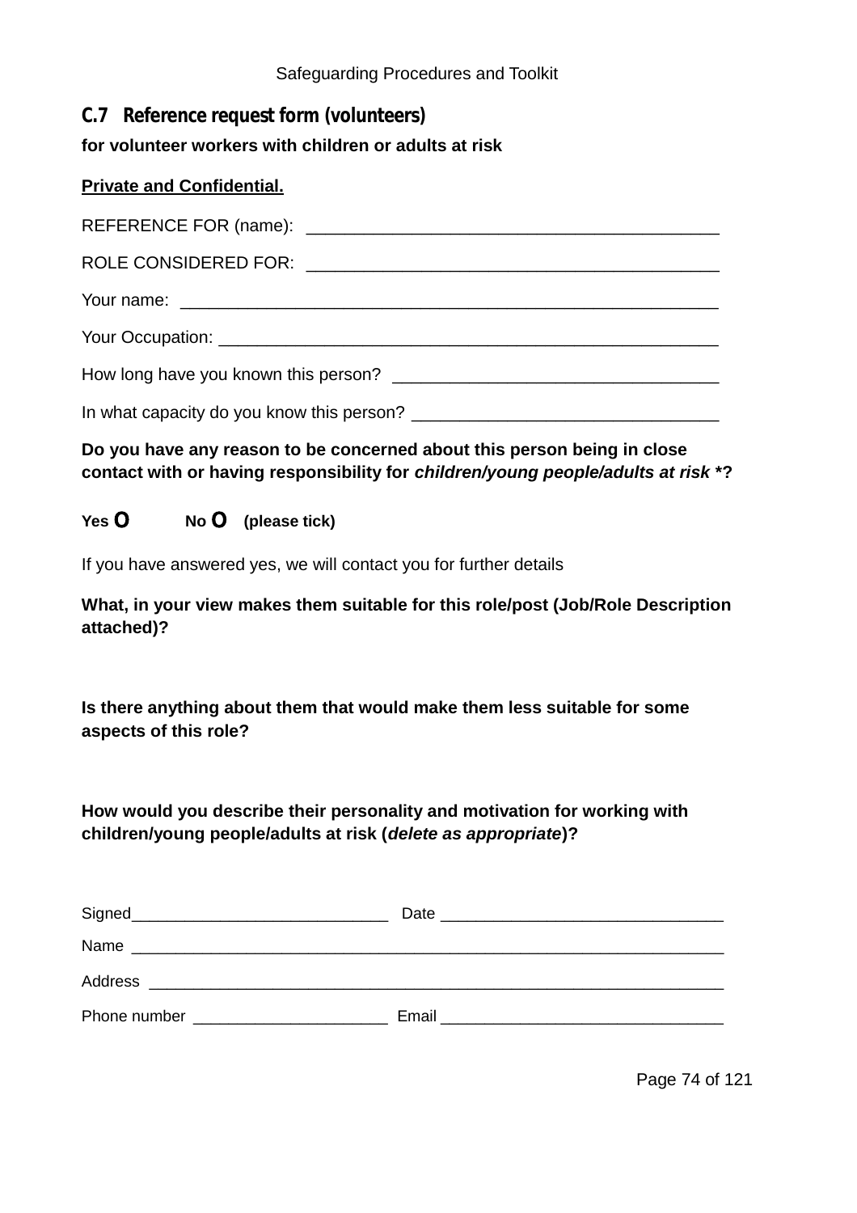## C.7 Reference request form (volunteers)

**for volunteer workers with children or adults at risk**

**Private and Confidential.**

REFERENCE FOR (name): ____________________________________________

ROLE CONSIDERED FOR: ____________________________________________

Your name: ____________________________________________________________

Your Occupation: ______________________________________________________

How long have you known this person? __________________________________

In what capacity do you know this person? _______________________________

**Do you have any reason to be concerned about this person being in close contact with or having responsibility for *children/young people/adults at risk* *?**

**Yes O No O (please tick)**

If you have answered yes, we will contact you for further details

**What, in your view makes them suitable for this role/post (Job/Role Description attached)?**

**Is there anything about them that would make them less suitable for some aspects of this role?**

**How would you describe their personality and motivation for working with children/young people/adults at risk (*delete as appropriate*)?**

Signed_____________________________ Date _______________________________

Name ______________________________________________________________________

Address ____________________________________________________________________

Phone number ______________________ Email _______________________________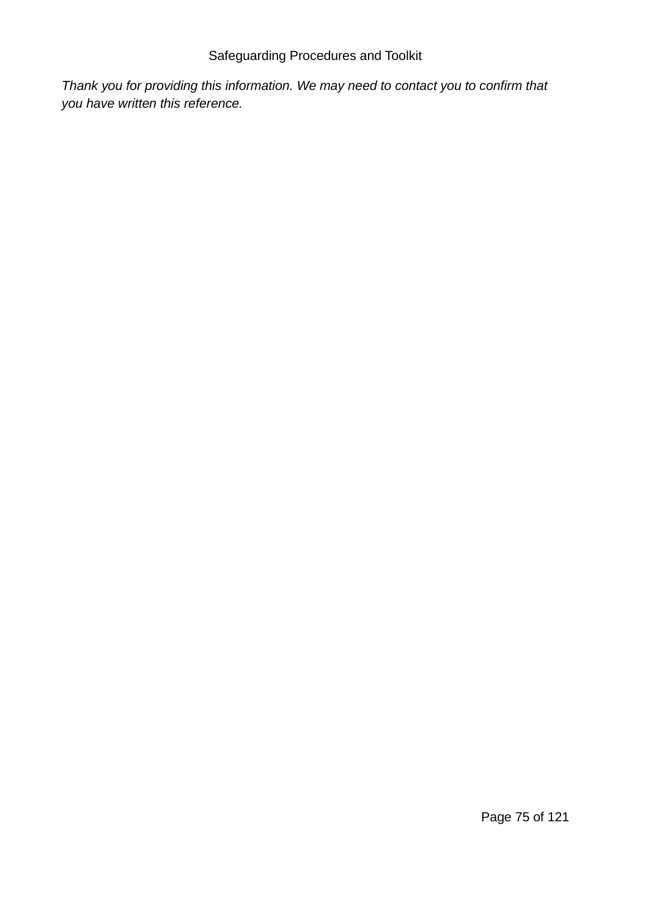*Thank you for providing this information. We may need to contact you to confirm that you have written this reference.*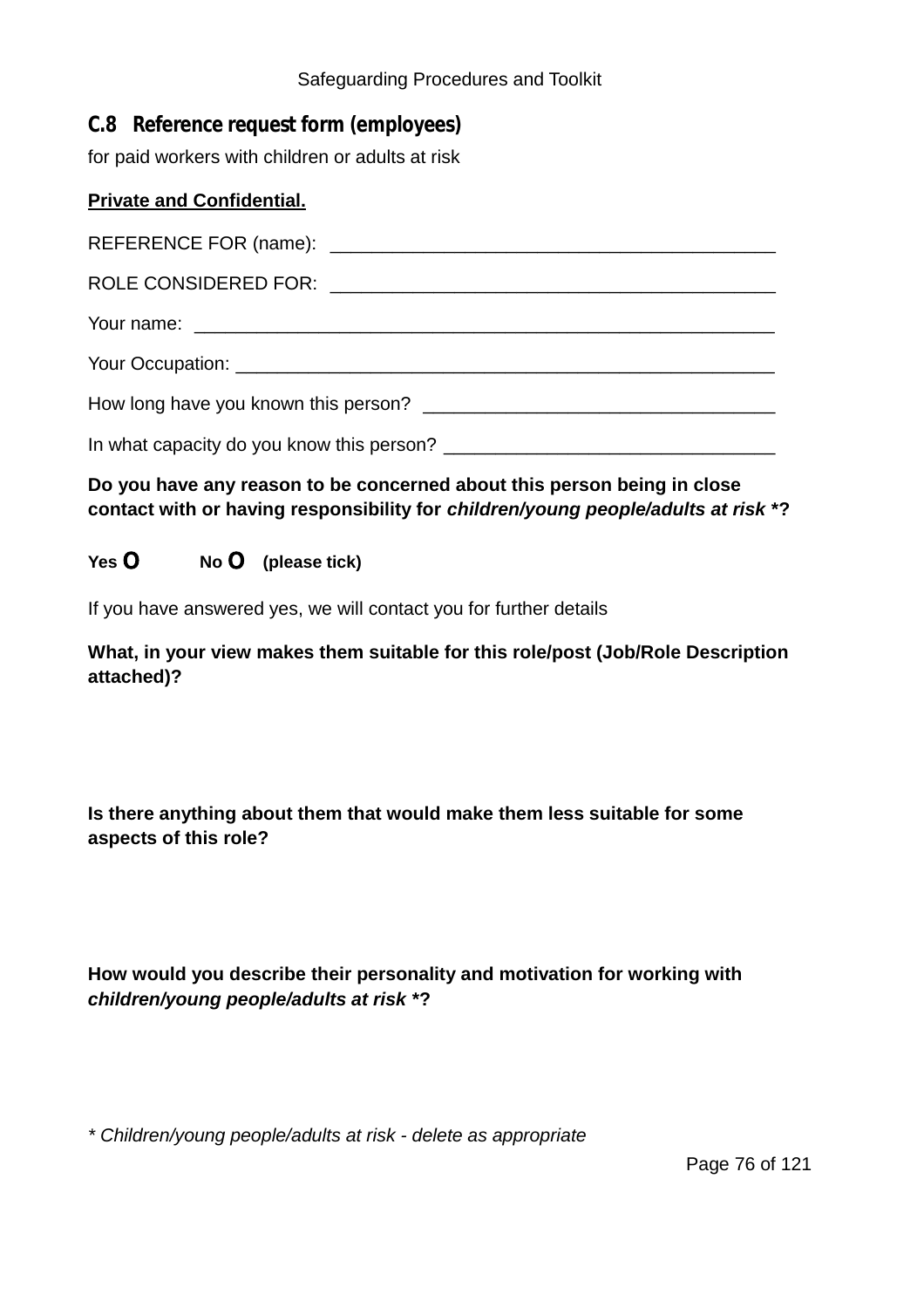## C.8 Reference request form (employees)

for paid workers with children or adults at risk

**Private and Confidential.**

REFERENCE FOR (name): ___________________________________________

ROLE CONSIDERED FOR: ___________________________________________

Your name: ___________________________________________________________

Your Occupation: _____________________________________________________

How long have you known this person? __________________________________

In what capacity do you know this person? _______________________________

**Do you have any reason to be concerned about this person being in close contact with or having responsibility for *children/young people/adults at risk* *?**

**Yes O No O (please tick)**

If you have answered yes, we will contact you for further details

**What, in your view makes them suitable for this role/post (Job/Role Description attached)?**

**Is there anything about them that would make them less suitable for some aspects of this role?**

**How would you describe their personality and motivation for working with *children/young people/adults at risk* *?**

*\* Children/young people/adults at risk - delete as appropriate*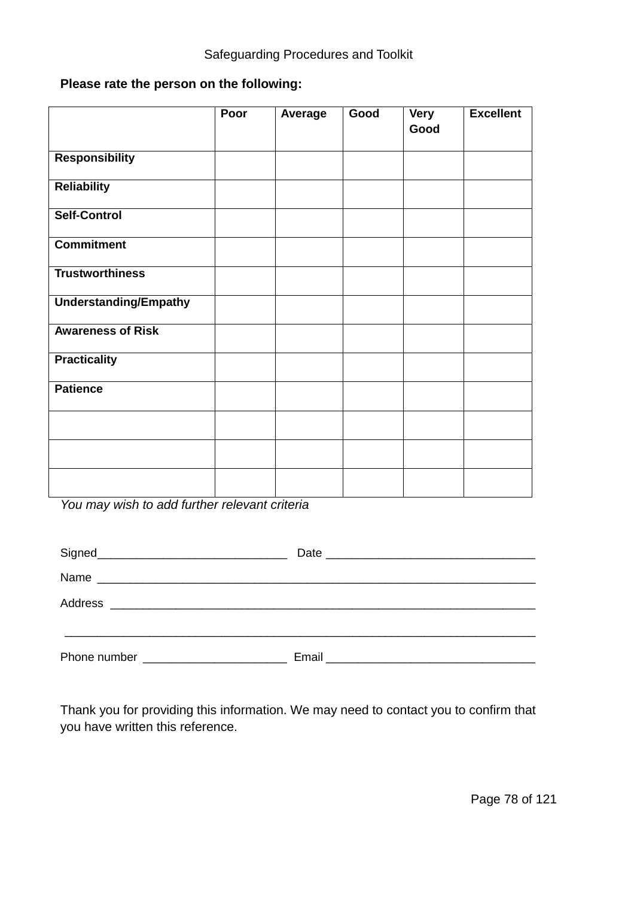**Please rate the person on the following:**

| | Poor | Average | Good | Very Good | Excellent |
|---|---|---|---|---|---|
| **Responsibility** | | | | | |
| **Reliability** | | | | | |
| **Self-Control** | | | | | |
| **Commitment** | | | | | |
| **Trustworthiness** | | | | | |
| **Understanding/Empathy** | | | | | |
| **Awareness of Risk** | | | | | |
| **Practicality** | | | | | |
| **Patience** | | | | | |
| | | | | | |
| | | | | | |
| | | | | | |

*You may wish to add further relevant criteria*

Signed_____________________________ Date _______________________________

Name ____________________________________________________________________

Address __________________________________________________________________

__________________________________________________________________________

Phone number _____________________ Email _______________________________

Thank you for providing this information. We may need to contact you to confirm that you have written this reference.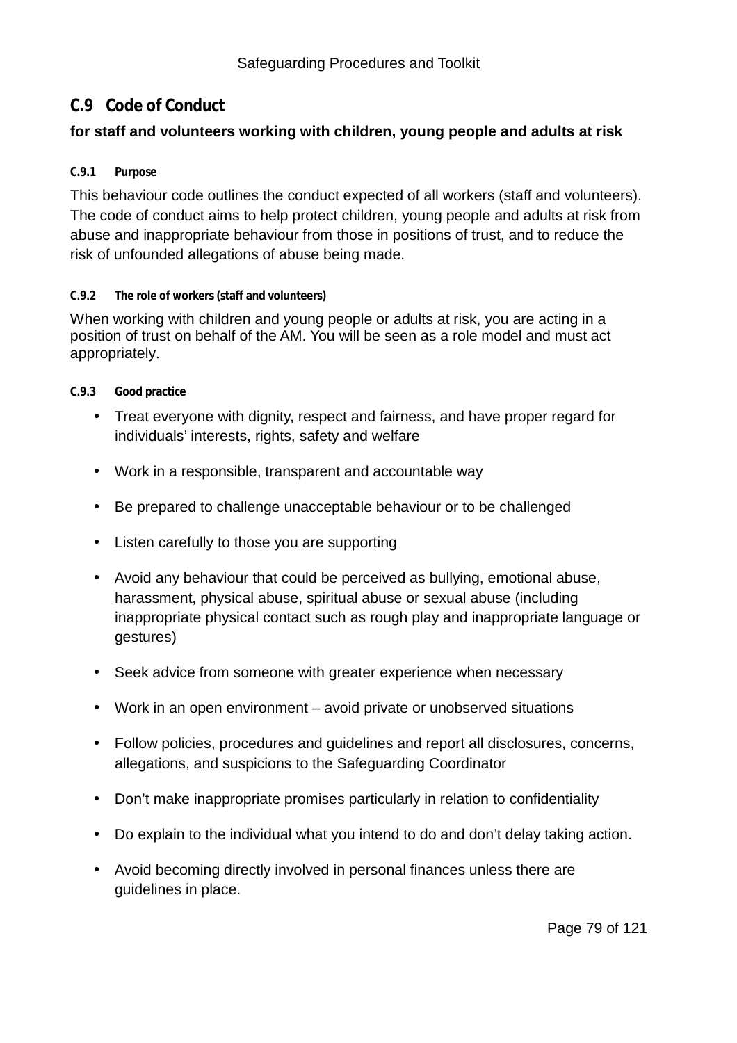## C.9 Code of Conduct

**for staff and volunteers working with children, young people and adults at risk**

#### C.9.1 Purpose

This behaviour code outlines the conduct expected of all workers (staff and volunteers). The code of conduct aims to help protect children, young people and adults at risk from abuse and inappropriate behaviour from those in positions of trust, and to reduce the risk of unfounded allegations of abuse being made.

#### C.9.2 The role of workers (staff and volunteers)

When working with children and young people or adults at risk, you are acting in a position of trust on behalf of the AM. You will be seen as a role model and must act appropriately.

#### C.9.3 Good practice

- Treat everyone with dignity, respect and fairness, and have proper regard for individuals' interests, rights, safety and welfare
- Work in a responsible, transparent and accountable way
- Be prepared to challenge unacceptable behaviour or to be challenged
- Listen carefully to those you are supporting
- Avoid any behaviour that could be perceived as bullying, emotional abuse, harassment, physical abuse, spiritual abuse or sexual abuse (including inappropriate physical contact such as rough play and inappropriate language or gestures)
- Seek advice from someone with greater experience when necessary
- Work in an open environment – avoid private or unobserved situations
- Follow policies, procedures and guidelines and report all disclosures, concerns, allegations, and suspicions to the Safeguarding Coordinator
- Don't make inappropriate promises particularly in relation to confidentiality
- Do explain to the individual what you intend to do and don't delay taking action.
- Avoid becoming directly involved in personal finances unless there are guidelines in place.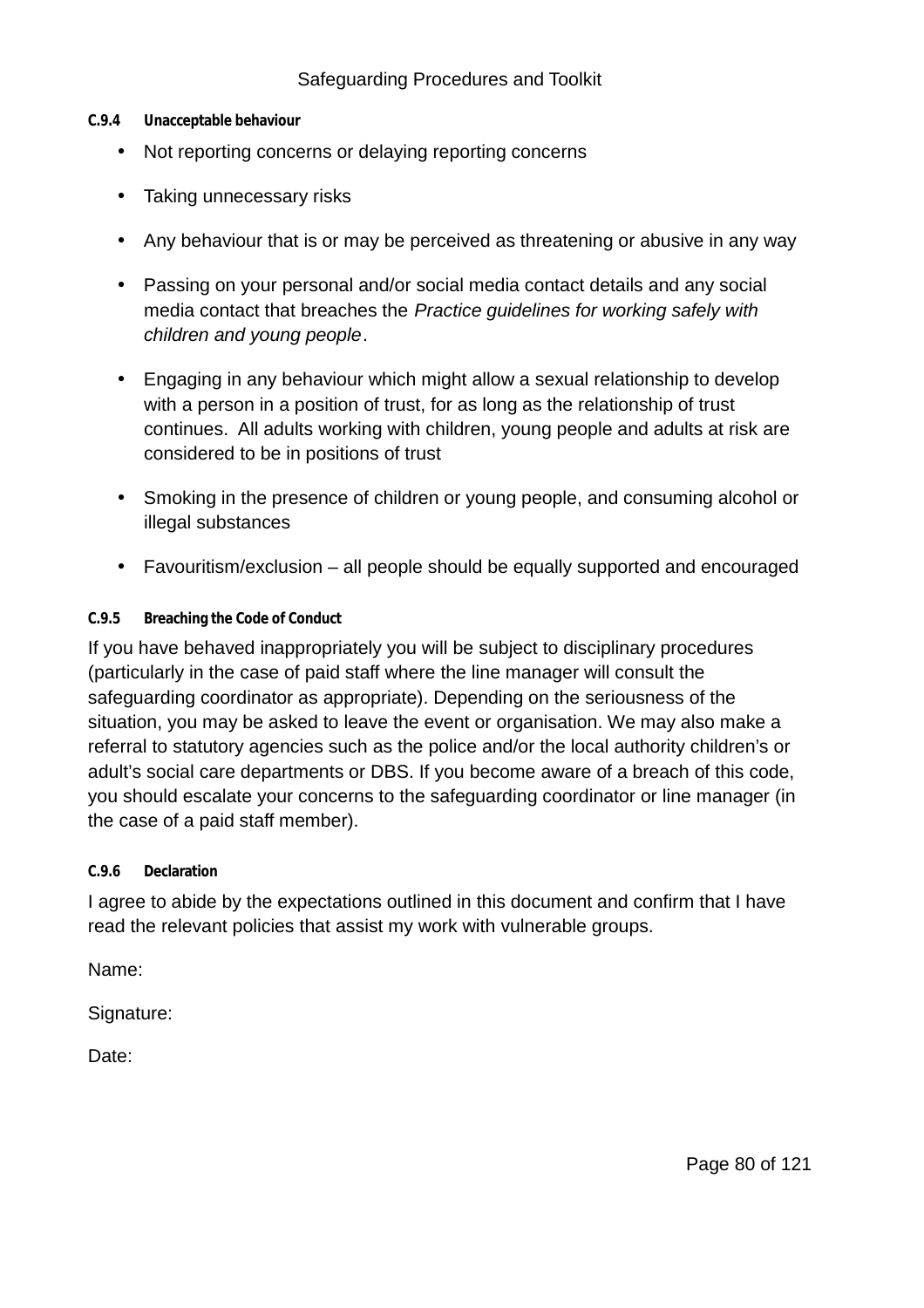#### C.9.4 Unacceptable behaviour

- Not reporting concerns or delaying reporting concerns
- Taking unnecessary risks
- Any behaviour that is or may be perceived as threatening or abusive in any way
- Passing on your personal and/or social media contact details and any social media contact that breaches the *Practice guidelines for working safely with children and young people*.
- Engaging in any behaviour which might allow a sexual relationship to develop with a person in a position of trust, for as long as the relationship of trust continues. All adults working with children, young people and adults at risk are considered to be in positions of trust
- Smoking in the presence of children or young people, and consuming alcohol or illegal substances
- Favouritism/exclusion – all people should be equally supported and encouraged

#### C.9.5 Breaching the Code of Conduct

If you have behaved inappropriately you will be subject to disciplinary procedures (particularly in the case of paid staff where the line manager will consult the safeguarding coordinator as appropriate). Depending on the seriousness of the situation, you may be asked to leave the event or organisation. We may also make a referral to statutory agencies such as the police and/or the local authority children's or adult's social care departments or DBS. If you become aware of a breach of this code, you should escalate your concerns to the safeguarding coordinator or line manager (in the case of a paid staff member).

#### C.9.6 Declaration

I agree to abide by the expectations outlined in this document and confirm that I have read the relevant policies that assist my work with vulnerable groups.

Name:

Signature:

Date: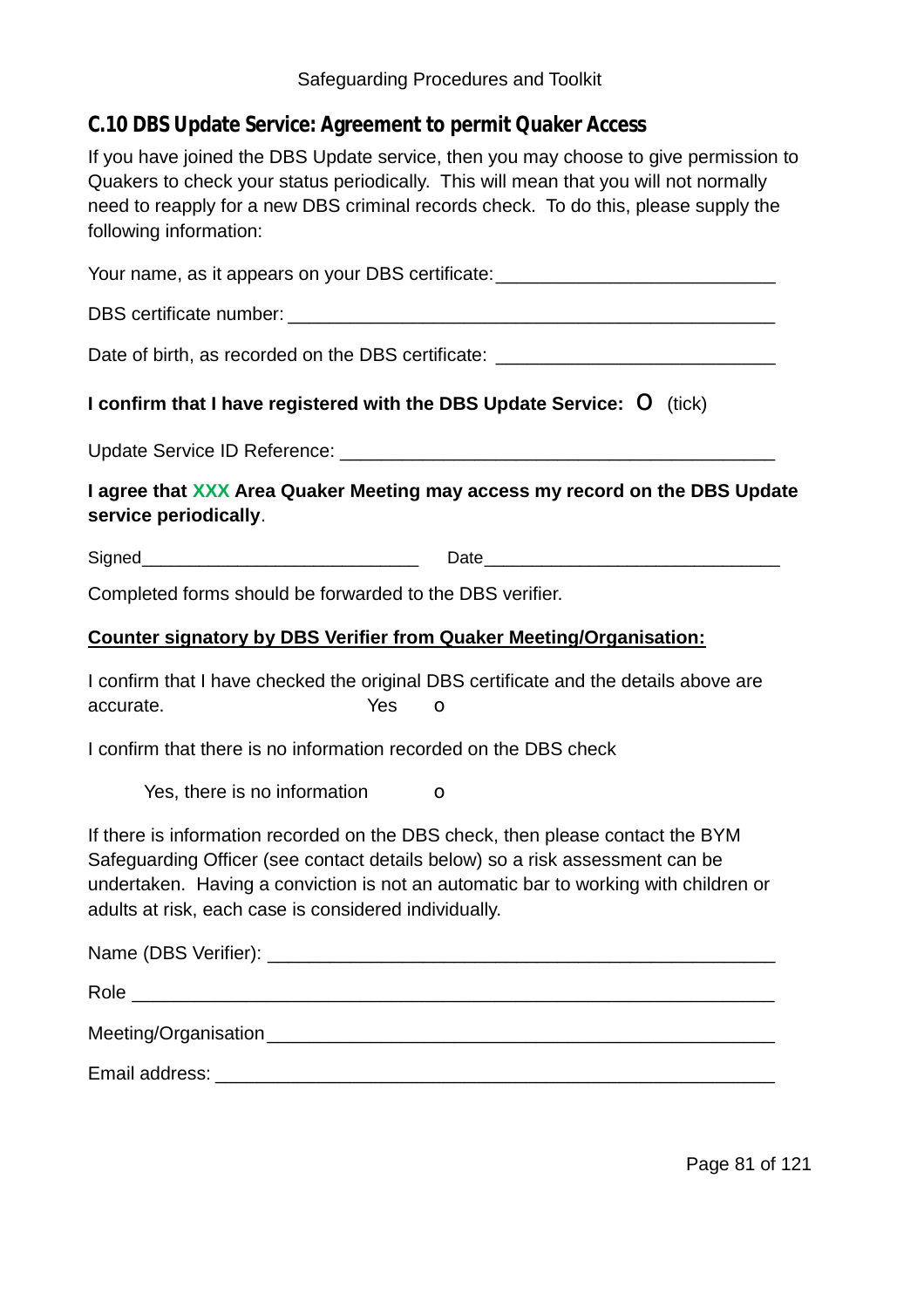## C.10 DBS Update Service: Agreement to permit Quaker Access

If you have joined the DBS Update service, then you may choose to give permission to Quakers to check your status periodically. This will mean that you will not normally need to reapply for a new DBS criminal records check. To do this, please supply the following information:

Your name, as it appears on your DBS certificate:___________________________

DBS certificate number: ________________________________________________

Date of birth, as recorded on the DBS certificate: ___________________________

**I confirm that I have registered with the DBS Update Service:** O (tick)

Update Service ID Reference: __________________________________________

**I agree that XXX Area Quaker Meeting may access my record on the DBS Update service periodically**.

Signed_____________________________ Date______________________________

Completed forms should be forwarded to the DBS verifier.

**Counter signatory by DBS Verifier from Quaker Meeting/Organisation:**

I confirm that I have checked the original DBS certificate and the details above are accurate. Yes o

I confirm that there is no information recorded on the DBS check

Yes, there is no information o

If there is information recorded on the DBS check, then please contact the BYM Safeguarding Officer (see contact details below) so a risk assessment can be undertaken. Having a conviction is not an automatic bar to working with children or adults at risk, each case is considered individually.

Name (DBS Verifier): _________________________________________________

Role _____________________________________________________________

Meeting/Organisation_________________________________________________

Email address: _______________________________________________________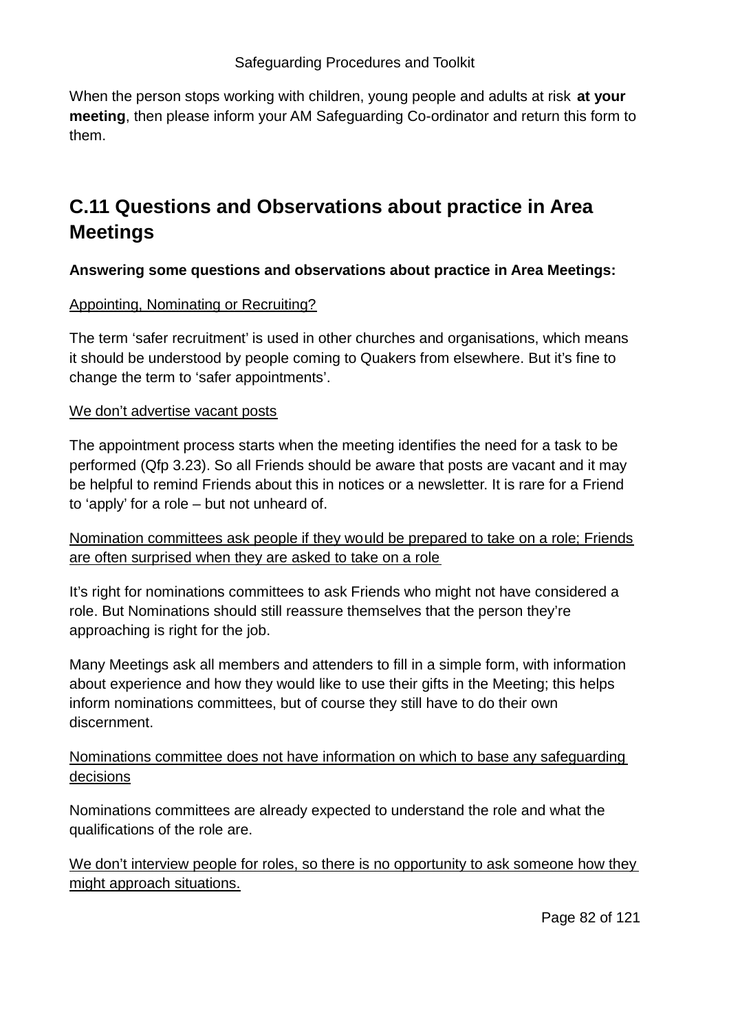When the person stops working with children, young people and adults at risk **at your meeting**, then please inform your AM Safeguarding Co-ordinator and return this form to them.

## C.11 Questions and Observations about practice in Area Meetings

**Answering some questions and observations about practice in Area Meetings:**

<u>Appointing, Nominating or Recruiting?</u>

The term 'safer recruitment' is used in other churches and organisations, which means it should be understood by people coming to Quakers from elsewhere. But it's fine to change the term to 'safer appointments'.

<u>We don't advertise vacant posts</u>

The appointment process starts when the meeting identifies the need for a task to be performed (Qfp 3.23). So all Friends should be aware that posts are vacant and it may be helpful to remind Friends about this in notices or a newsletter. It is rare for a Friend to 'apply' for a role – but not unheard of.

<u>Nomination committees ask people if they would be prepared to take on a role; Friends are often surprised when they are asked to take on a role</u>

It's right for nominations committees to ask Friends who might not have considered a role. But Nominations should still reassure themselves that the person they're approaching is right for the job.

Many Meetings ask all members and attenders to fill in a simple form, with information about experience and how they would like to use their gifts in the Meeting; this helps inform nominations committees, but of course they still have to do their own discernment.

<u>Nominations committee does not have information on which to base any safeguarding decisions</u>

Nominations committees are already expected to understand the role and what the qualifications of the role are.

<u>We don't interview people for roles, so there is no opportunity to ask someone how they might approach situations.</u>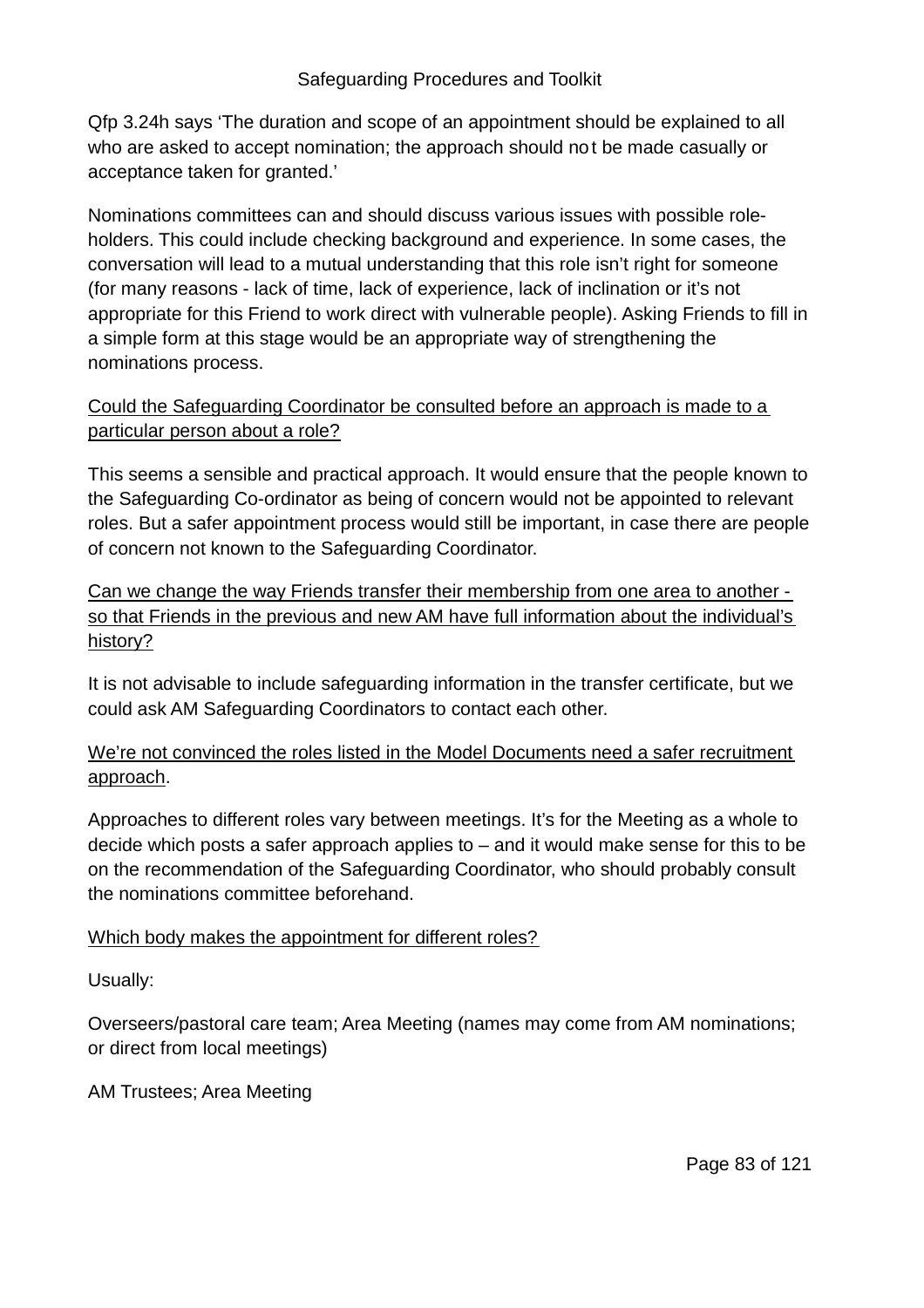Qfp 3.24h says ‘The duration and scope of an appointment should be explained to all who are asked to accept nomination; the approach should not be made casually or acceptance taken for granted.’

Nominations committees can and should discuss various issues with possible role-holders. This could include checking background and experience. In some cases, the conversation will lead to a mutual understanding that this role isn’t right for someone (for many reasons - lack of time, lack of experience, lack of inclination or it’s not appropriate for this Friend to work direct with vulnerable people). Asking Friends to fill in a simple form at this stage would be an appropriate way of strengthening the nominations process.

<u>Could the Safeguarding Coordinator be consulted before an approach is made to a particular person about a role?</u>

This seems a sensible and practical approach. It would ensure that the people known to the Safeguarding Co-ordinator as being of concern would not be appointed to relevant roles. But a safer appointment process would still be important, in case there are people of concern not known to the Safeguarding Coordinator.

<u>Can we change the way Friends transfer their membership from one area to another - so that Friends in the previous and new AM have full information about the individual’s history?</u>

It is not advisable to include safeguarding information in the transfer certificate, but we could ask AM Safeguarding Coordinators to contact each other.

<u>We’re not convinced the roles listed in the Model Documents need a safer recruitment approach</u>.

Approaches to different roles vary between meetings. It’s for the Meeting as a whole to decide which posts a safer approach applies to – and it would make sense for this to be on the recommendation of the Safeguarding Coordinator, who should probably consult the nominations committee beforehand.

<u>Which body makes the appointment for different roles?</u>

Usually:

Overseers/pastoral care team; Area Meeting (names may come from AM nominations; or direct from local meetings)

AM Trustees; Area Meeting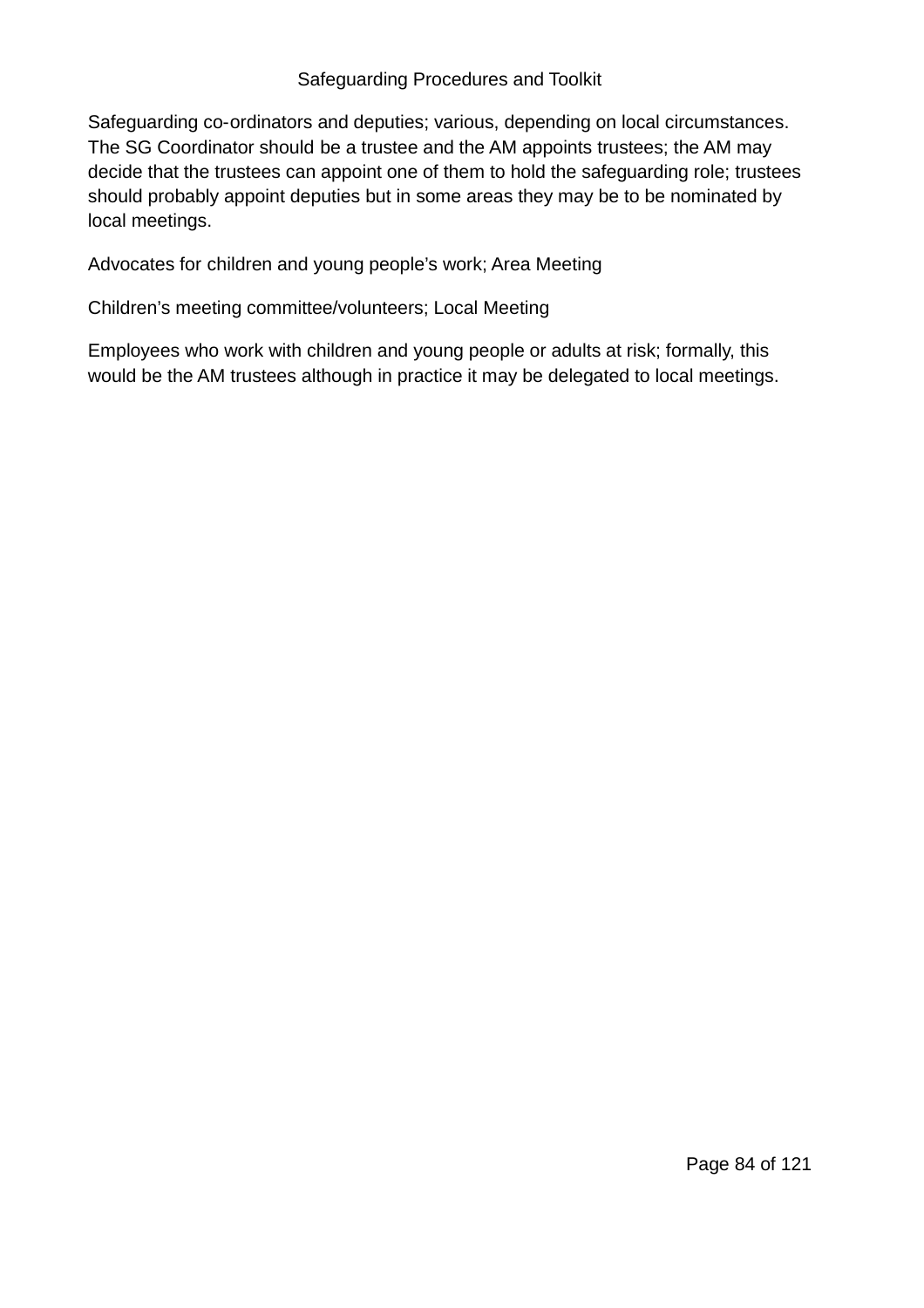Safeguarding co-ordinators and deputies; various, depending on local circumstances. The SG Coordinator should be a trustee and the AM appoints trustees; the AM may decide that the trustees can appoint one of them to hold the safeguarding role; trustees should probably appoint deputies but in some areas they may be to be nominated by local meetings.

Advocates for children and young people's work; Area Meeting

Children's meeting committee/volunteers; Local Meeting

Employees who work with children and young people or adults at risk; formally, this would be the AM trustees although in practice it may be delegated to local meetings.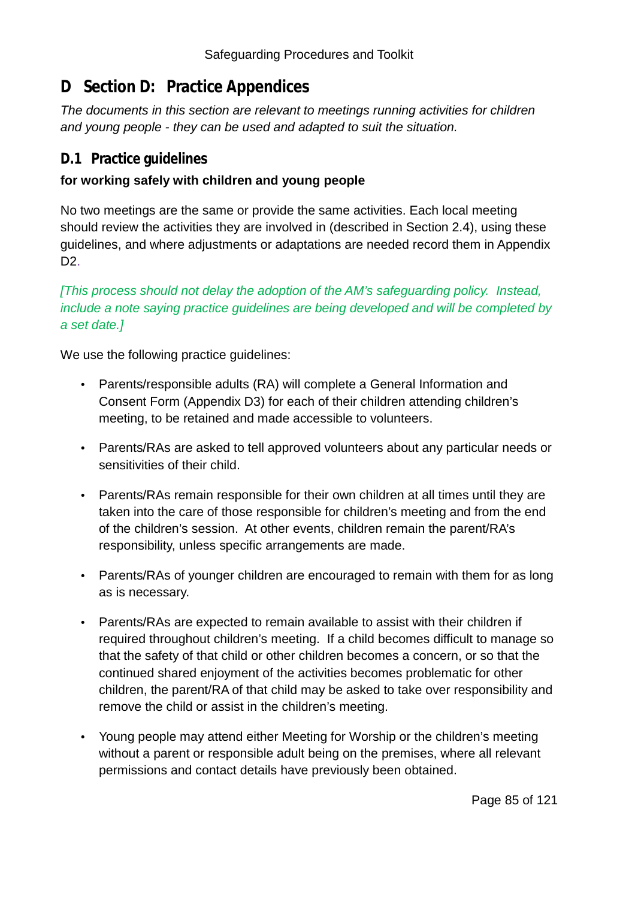# D Section D: Practice Appendices

*The documents in this section are relevant to meetings running activities for children and young people - they can be used and adapted to suit the situation.*

## D.1 Practice guidelines

**for working safely with children and young people**

No two meetings are the same or provide the same activities. Each local meeting should review the activities they are involved in (described in Section 2.4), using these guidelines, and where adjustments or adaptations are needed record them in Appendix D2.

*[This process should not delay the adoption of the AM's safeguarding policy. Instead, include a note saying practice guidelines are being developed and will be completed by a set date.]*

We use the following practice guidelines:

- Parents/responsible adults (RA) will complete a General Information and Consent Form (Appendix D3) for each of their children attending children's meeting, to be retained and made accessible to volunteers.
- Parents/RAs are asked to tell approved volunteers about any particular needs or sensitivities of their child.
- Parents/RAs remain responsible for their own children at all times until they are taken into the care of those responsible for children's meeting and from the end of the children's session. At other events, children remain the parent/RA's responsibility, unless specific arrangements are made.
- Parents/RAs of younger children are encouraged to remain with them for as long as is necessary.
- Parents/RAs are expected to remain available to assist with their children if required throughout children's meeting. If a child becomes difficult to manage so that the safety of that child or other children becomes a concern, or so that the continued shared enjoyment of the activities becomes problematic for other children, the parent/RA of that child may be asked to take over responsibility and remove the child or assist in the children's meeting.
- Young people may attend either Meeting for Worship or the children's meeting without a parent or responsible adult being on the premises, where all relevant permissions and contact details have previously been obtained.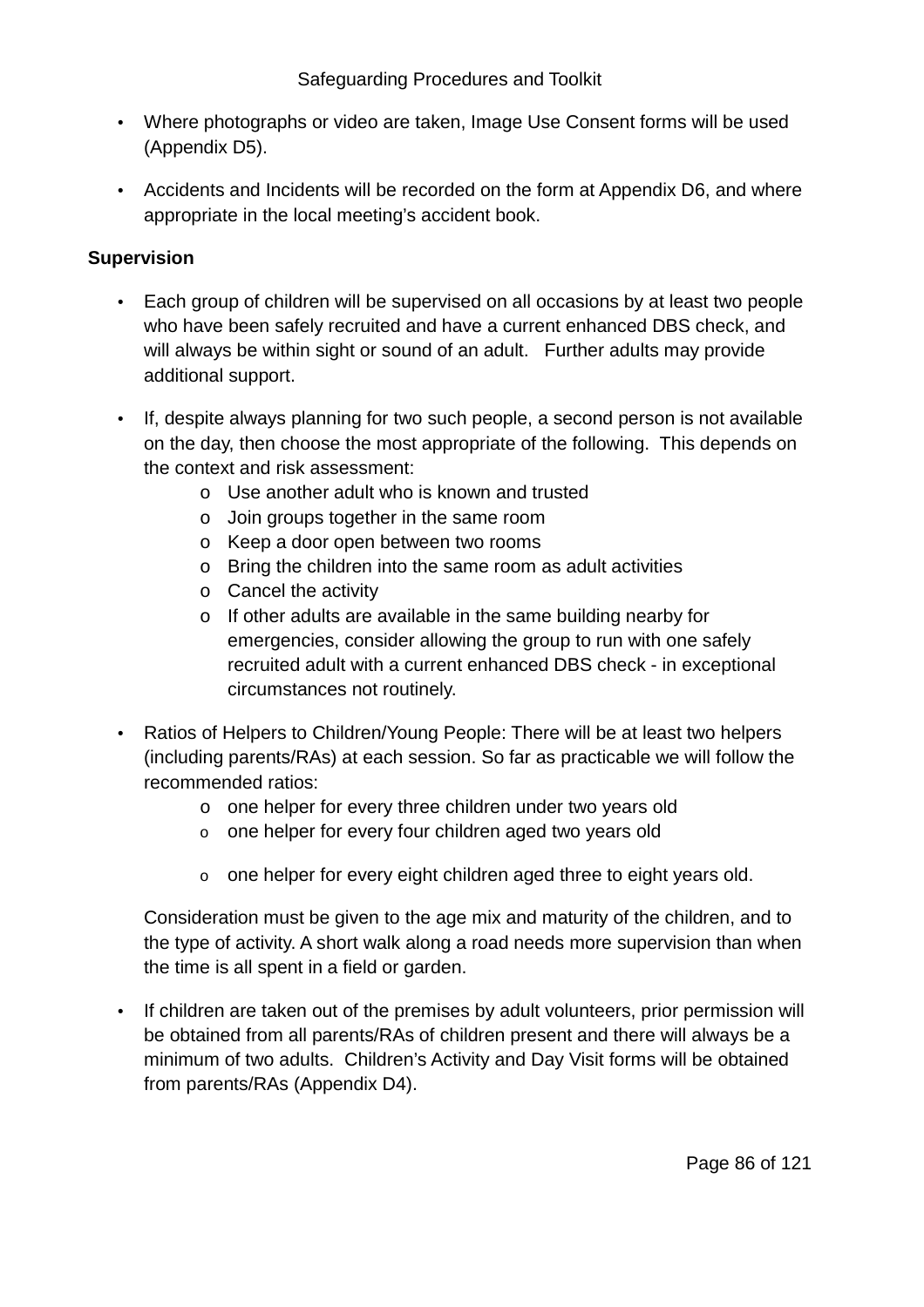- Where photographs or video are taken, Image Use Consent forms will be used (Appendix D5).
- Accidents and Incidents will be recorded on the form at Appendix D6, and where appropriate in the local meeting's accident book.

**Supervision**

- Each group of children will be supervised on all occasions by at least two people who have been safely recruited and have a current enhanced DBS check, and will always be within sight or sound of an adult. Further adults may provide additional support.
- If, despite always planning for two such people, a second person is not available on the day, then choose the most appropriate of the following. This depends on the context and risk assessment:
    - Use another adult who is known and trusted
    - Join groups together in the same room
    - Keep a door open between two rooms
    - Bring the children into the same room as adult activities
    - Cancel the activity
    - If other adults are available in the same building nearby for emergencies, consider allowing the group to run with one safely recruited adult with a current enhanced DBS check - in exceptional circumstances not routinely.
- Ratios of Helpers to Children/Young People: There will be at least two helpers (including parents/RAs) at each session. So far as practicable we will follow the recommended ratios:
    - one helper for every three children under two years old
    - one helper for every four children aged two years old
    - one helper for every eight children aged three to eight years old.

  Consideration must be given to the age mix and maturity of the children, and to the type of activity. A short walk along a road needs more supervision than when the time is all spent in a field or garden.
- If children are taken out of the premises by adult volunteers, prior permission will be obtained from all parents/RAs of children present and there will always be a minimum of two adults. Children's Activity and Day Visit forms will be obtained from parents/RAs (Appendix D4).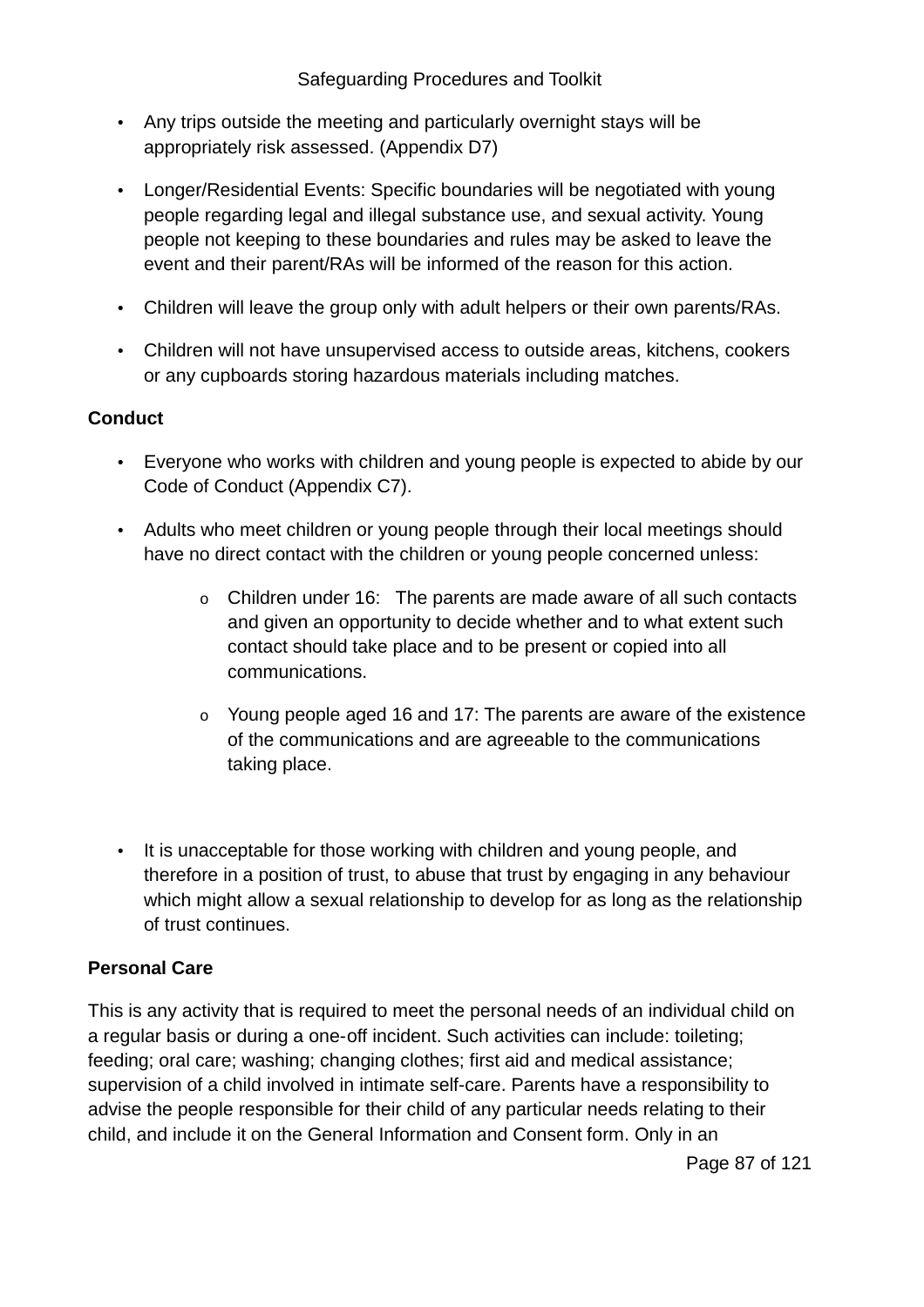- Any trips outside the meeting and particularly overnight stays will be appropriately risk assessed. (Appendix D7)
- Longer/Residential Events: Specific boundaries will be negotiated with young people regarding legal and illegal substance use, and sexual activity. Young people not keeping to these boundaries and rules may be asked to leave the event and their parent/RAs will be informed of the reason for this action.
- Children will leave the group only with adult helpers or their own parents/RAs.
- Children will not have unsupervised access to outside areas, kitchens, cookers or any cupboards storing hazardous materials including matches.

**Conduct**

- Everyone who works with children and young people is expected to abide by our Code of Conduct (Appendix C7).
- Adults who meet children or young people through their local meetings should have no direct contact with the children or young people concerned unless:
  - Children under 16: The parents are made aware of all such contacts and given an opportunity to decide whether and to what extent such contact should take place and to be present or copied into all communications.
  - Young people aged 16 and 17: The parents are aware of the existence of the communications and are agreeable to the communications taking place.
- It is unacceptable for those working with children and young people, and therefore in a position of trust, to abuse that trust by engaging in any behaviour which might allow a sexual relationship to develop for as long as the relationship of trust continues.

**Personal Care**

This is any activity that is required to meet the personal needs of an individual child on a regular basis or during a one-off incident. Such activities can include: toileting; feeding; oral care; washing; changing clothes; first aid and medical assistance; supervision of a child involved in intimate self-care. Parents have a responsibility to advise the people responsible for their child of any particular needs relating to their child, and include it on the General Information and Consent form. Only in an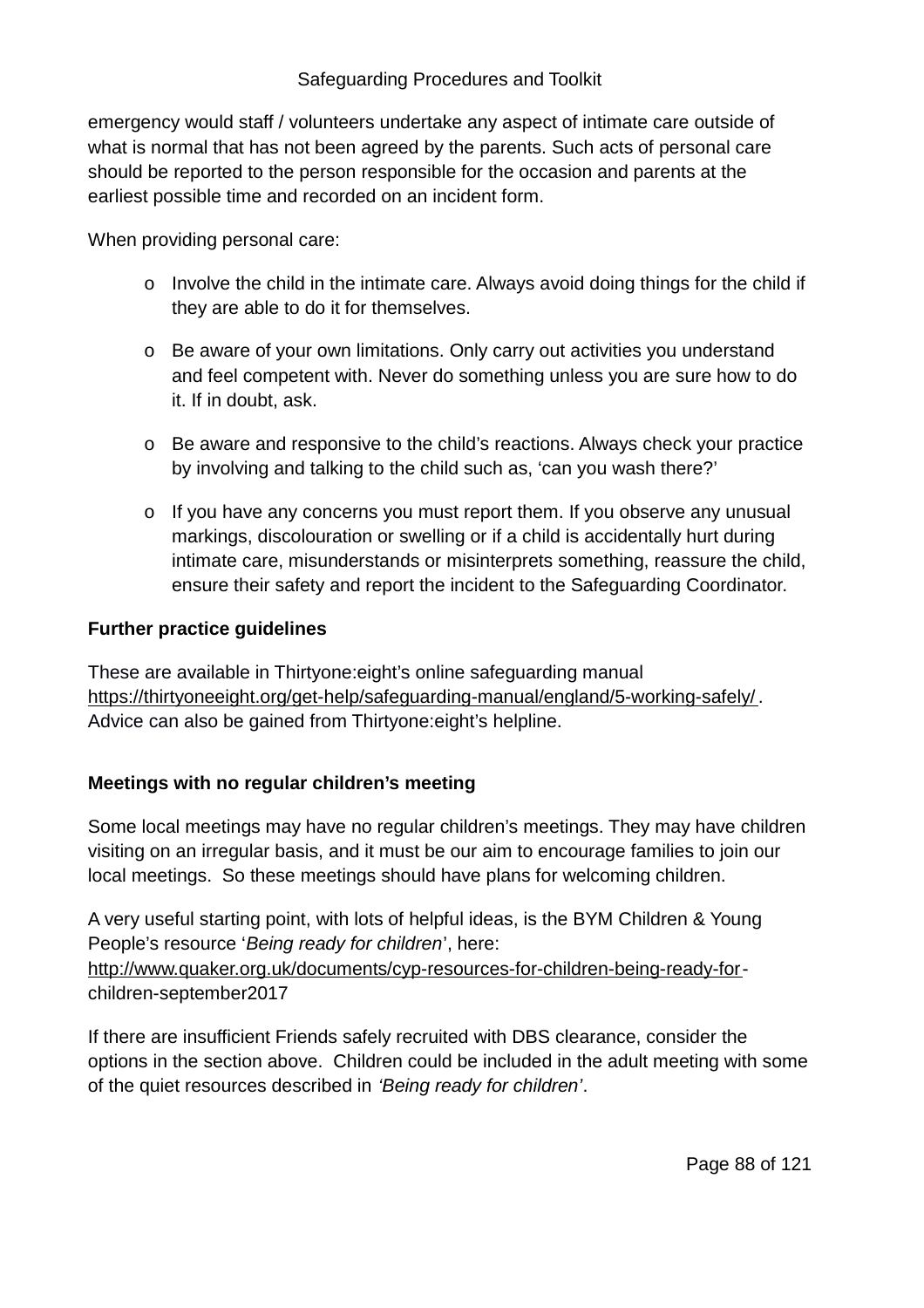emergency would staff / volunteers undertake any aspect of intimate care outside of what is normal that has not been agreed by the parents. Such acts of personal care should be reported to the person responsible for the occasion and parents at the earliest possible time and recorded on an incident form.

When providing personal care:

- Involve the child in the intimate care. Always avoid doing things for the child if they are able to do it for themselves.
- Be aware of your own limitations. Only carry out activities you understand and feel competent with. Never do something unless you are sure how to do it. If in doubt, ask.
- Be aware and responsive to the child's reactions. Always check your practice by involving and talking to the child such as, 'can you wash there?'
- If you have any concerns you must report them. If you observe any unusual markings, discolouration or swelling or if a child is accidentally hurt during intimate care, misunderstands or misinterprets something, reassure the child, ensure their safety and report the incident to the Safeguarding Coordinator.

**Further practice guidelines**

These are available in Thirtyone:eight's online safeguarding manual https://thirtyoneeight.org/get-help/safeguarding-manual/england/5-working-safely/. Advice can also be gained from Thirtyone:eight's helpline.

**Meetings with no regular children's meeting**

Some local meetings may have no regular children's meetings. They may have children visiting on an irregular basis, and it must be our aim to encourage families to join our local meetings. So these meetings should have plans for welcoming children.

A very useful starting point, with lots of helpful ideas, is the BYM Children & Young People's resource '*Being ready for children*', here: http://www.quaker.org.uk/documents/cyp-resources-for-children-being-ready-for-children-september2017

If there are insufficient Friends safely recruited with DBS clearance, consider the options in the section above. Children could be included in the adult meeting with some of the quiet resources described in *'Being ready for children'*.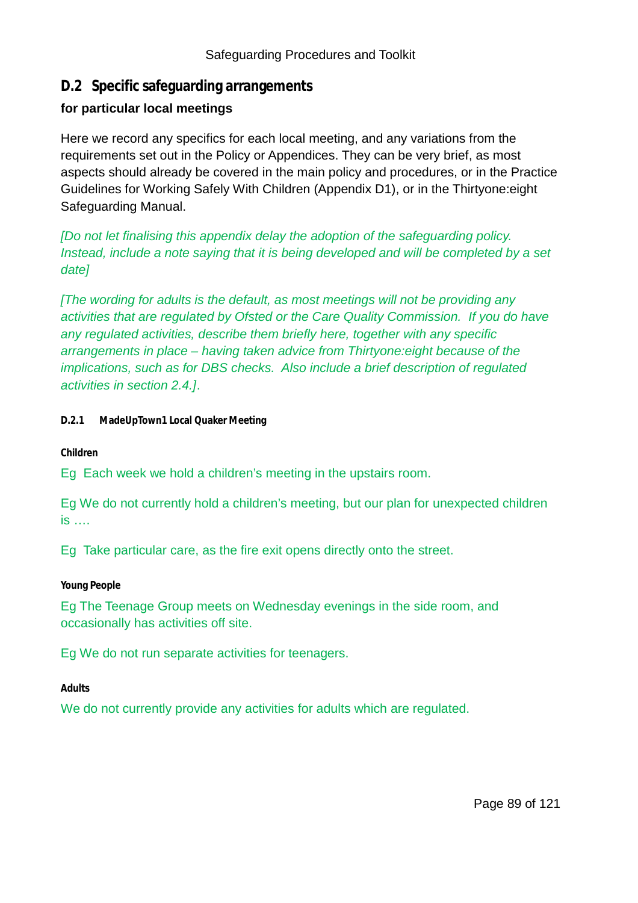## D.2 Specific safeguarding arrangements

**for particular local meetings**

Here we record any specifics for each local meeting, and any variations from the requirements set out in the Policy or Appendices. They can be very brief, as most aspects should already be covered in the main policy and procedures, or in the Practice Guidelines for Working Safely With Children (Appendix D1), or in the Thirtyone:eight Safeguarding Manual.

*[Do not let finalising this appendix delay the adoption of the safeguarding policy. Instead, include a note saying that it is being developed and will be completed by a set date]*

*[The wording for adults is the default, as most meetings will not be providing any activities that are regulated by Ofsted or the Care Quality Commission. If you do have any regulated activities, describe them briefly here, together with any specific arrangements in place – having taken advice from Thirtyone:eight because of the implications, such as for DBS checks. Also include a brief description of regulated activities in section 2.4.]*.

#### D.2.1 MadeUpTown1 Local Quaker Meeting

**Children**

Eg Each week we hold a children's meeting in the upstairs room.

Eg We do not currently hold a children's meeting, but our plan for unexpected children is ….

Eg Take particular care, as the fire exit opens directly onto the street.

**Young People**

Eg The Teenage Group meets on Wednesday evenings in the side room, and occasionally has activities off site.

Eg We do not run separate activities for teenagers.

**Adults**

We do not currently provide any activities for adults which are regulated.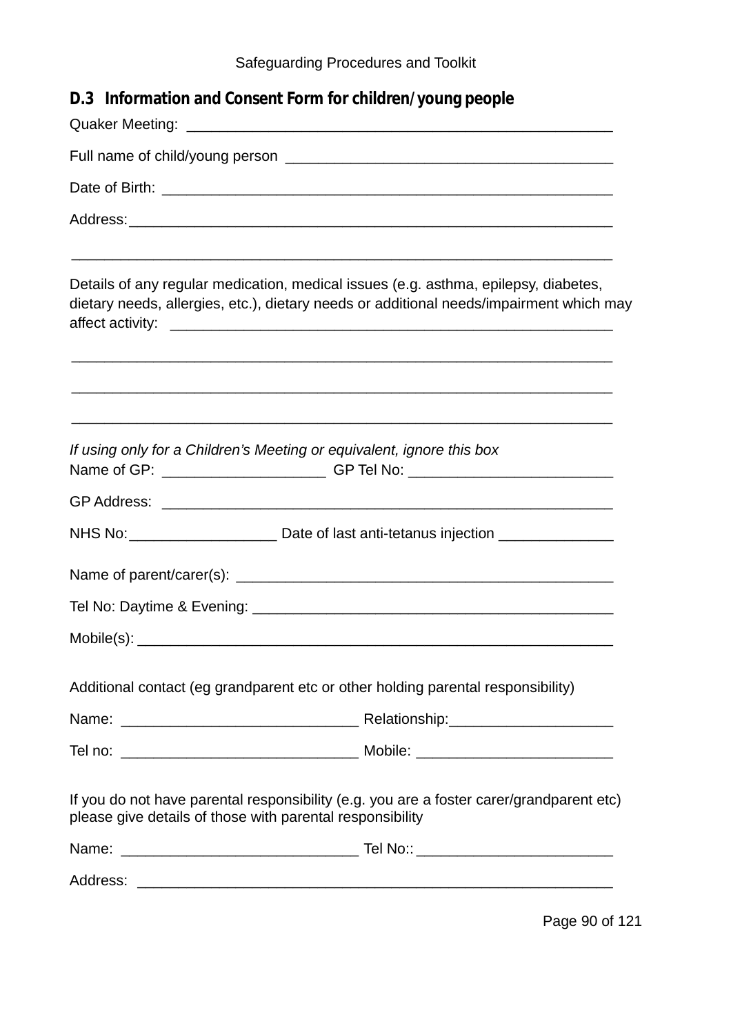## D.3 Information and Consent Form for children/young people

Quaker Meeting: ______________________________________________________

Full name of child/young person ________________________________________

Date of Birth: _________________________________________________________

Address: _____________________________________________________________

______________________________________________________________________

Details of any regular medication, medical issues (e.g. asthma, epilepsy, diabetes, dietary needs, allergies, etc.), dietary needs or additional needs/impairment which may affect activity: ___________________________________________________________

______________________________________________________________________

______________________________________________________________________

______________________________________________________________________

*If using only for a Children's Meeting or equivalent, ignore this box*

Name of GP: ____________________ GP Tel No: _________________________

GP Address: ___________________________________________________________

NHS No: __________________ Date of last anti-tetanus injection ______________

Name of parent/carer(s): _______________________________________________

Tel No: Daytime & Evening: _____________________________________________

Mobile(s): _____________________________________________________________

Additional contact (eg grandparent etc or other holding parental responsibility)

Name: _____________________________ Relationship: ____________________

Tel no: _____________________________ Mobile: ________________________

If you do not have parental responsibility (e.g. you are a foster carer/grandparent etc) please give details of those with parental responsibility

Name: _____________________________ Tel No:: ________________________

Address: ______________________________________________________________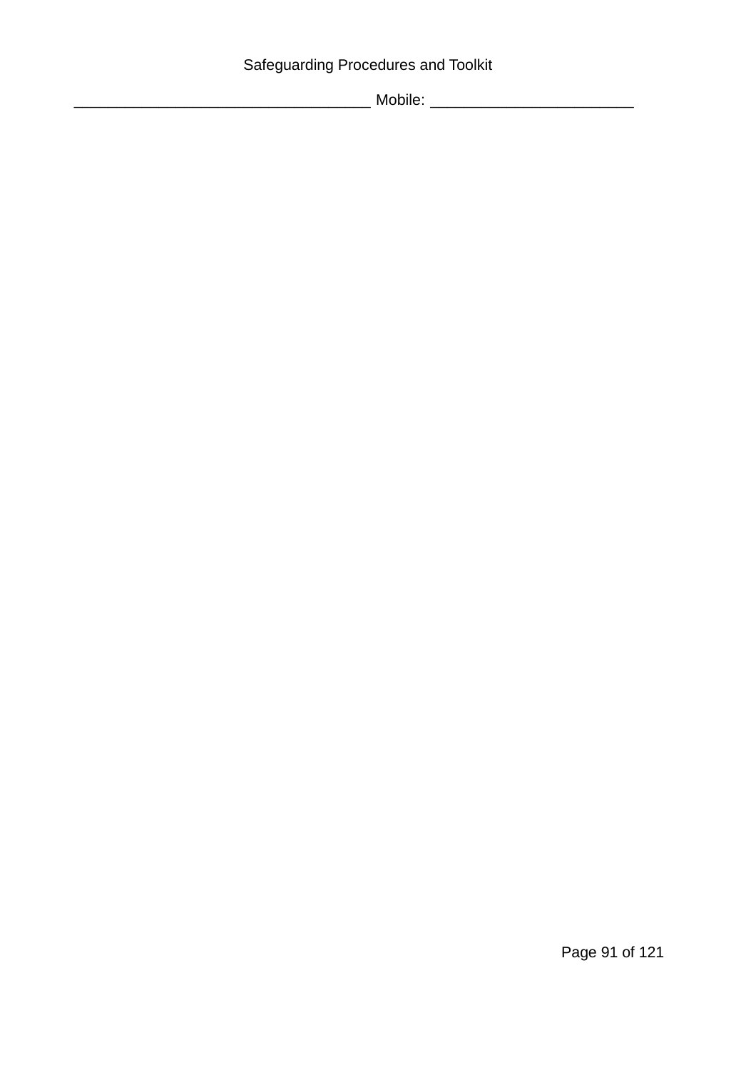___________________________________ Mobile: ________________________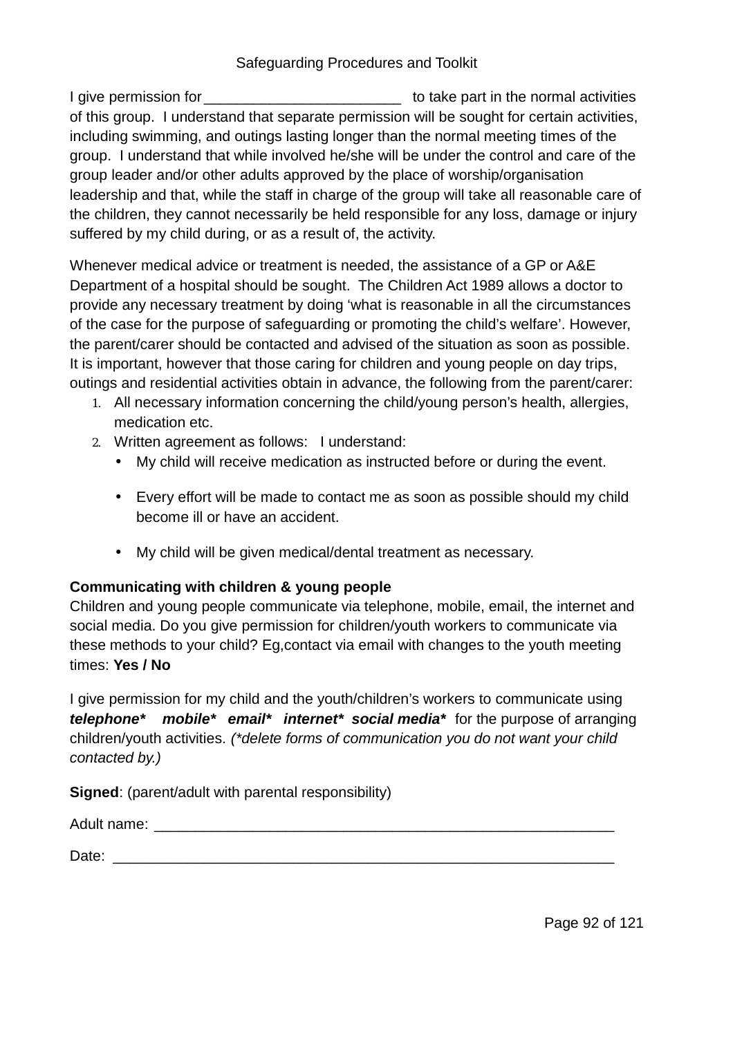I give permission for ________________________ to take part in the normal activities of this group. I understand that separate permission will be sought for certain activities, including swimming, and outings lasting longer than the normal meeting times of the group. I understand that while involved he/she will be under the control and care of the group leader and/or other adults approved by the place of worship/organisation leadership and that, while the staff in charge of the group will take all reasonable care of the children, they cannot necessarily be held responsible for any loss, damage or injury suffered by my child during, or as a result of, the activity.

Whenever medical advice or treatment is needed, the assistance of a GP or A&E Department of a hospital should be sought. The Children Act 1989 allows a doctor to provide any necessary treatment by doing 'what is reasonable in all the circumstances of the case for the purpose of safeguarding or promoting the child's welfare'. However, the parent/carer should be contacted and advised of the situation as soon as possible. It is important, however that those caring for children and young people on day trips, outings and residential activities obtain in advance, the following from the parent/carer:

1. All necessary information concerning the child/young person's health, allergies, medication etc.
2. Written agreement as follows: I understand:
   - My child will receive medication as instructed before or during the event.
   - Every effort will be made to contact me as soon as possible should my child become ill or have an accident.
   - My child will be given medical/dental treatment as necessary.

**Communicating with children & young people**
Children and young people communicate via telephone, mobile, email, the internet and social media. Do you give permission for children/youth workers to communicate via these methods to your child? Eg,contact via email with changes to the youth meeting times: **Yes / No**

I give permission for my child and the youth/children's workers to communicate using ***telephone\* mobile\* email\* internet\* social media\**** for the purpose of arranging children/youth activities. *(\*delete forms of communication you do not want your child contacted by.)*

**Signed**: (parent/adult with parental responsibility)

Adult name: ________________________________________________________

Date: ______________________________________________________________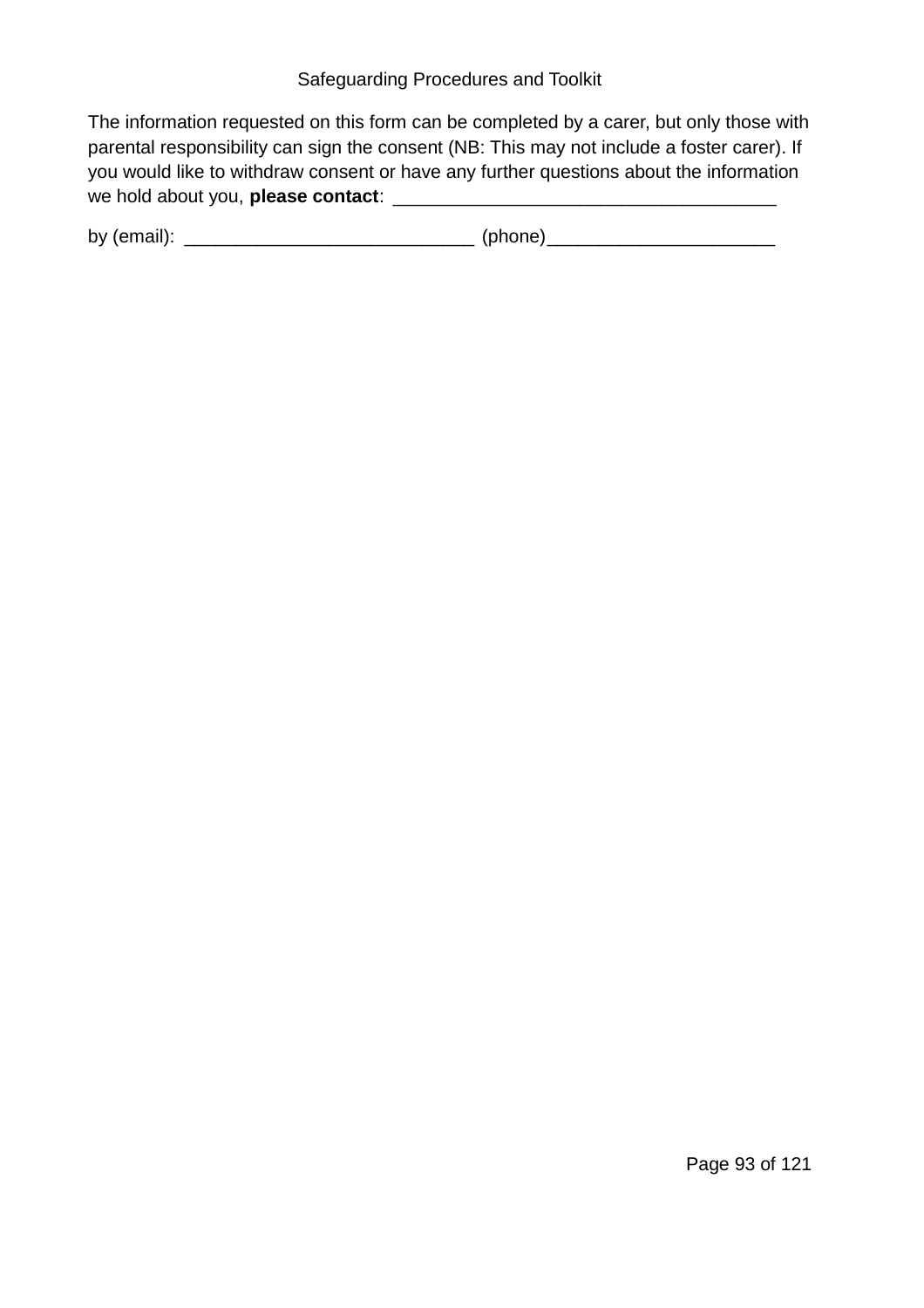The information requested on this form can be completed by a carer, but only those with parental responsibility can sign the consent (NB: This may not include a foster carer). If you would like to withdraw consent or have any further questions about the information we hold about you, **please contact**: ____________________________________

by (email): ____________________________ (phone)______________________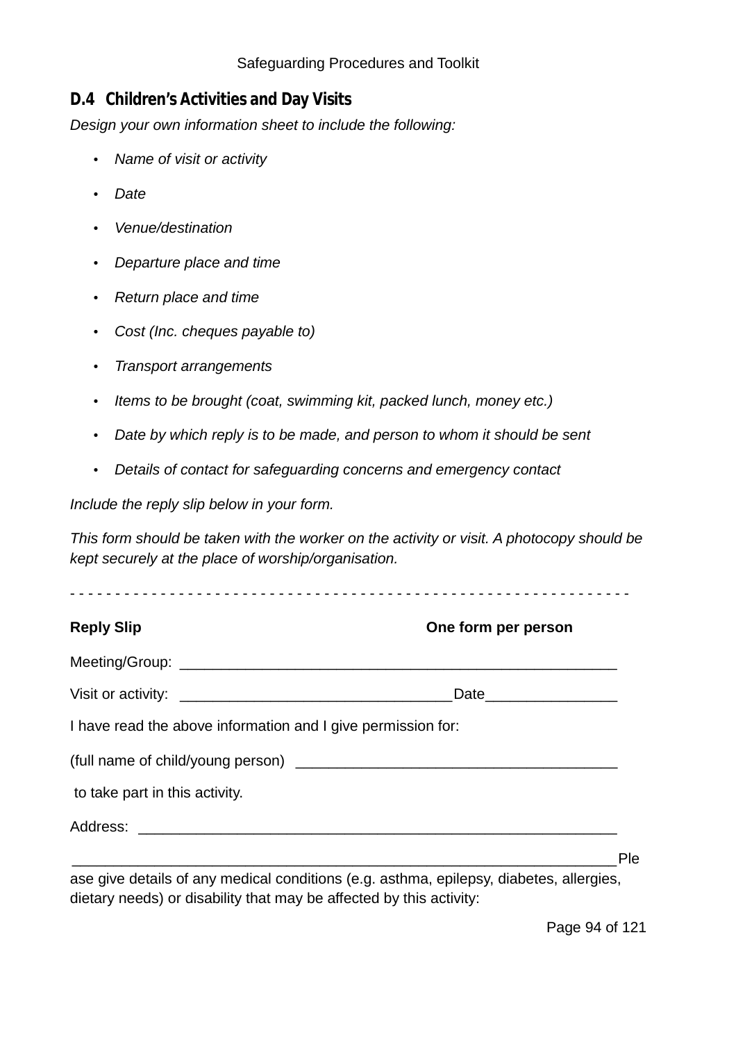## D.4 Children's Activities and Day Visits

*Design your own information sheet to include the following:*

- *Name of visit or activity*
- *Date*
- *Venue/destination*
- *Departure place and time*
- *Return place and time*
- *Cost (Inc. cheques payable to)*
- *Transport arrangements*
- *Items to be brought (coat, swimming kit, packed lunch, money etc.)*
- *Date by which reply is to be made, and person to whom it should be sent*
- *Details of contact for safeguarding concerns and emergency contact*

*Include the reply slip below in your form.*

*This form should be taken with the worker on the activity or visit. A photocopy should be kept securely at the place of worship/organisation.*

- - - - - - - - - - - - - - - - - - - - - - - - - - - - - - - - - - - - - - - - - - - - - - - - - - - - - - - - - - - - - -

**Reply Slip** **One form per person**

Meeting/Group: ______________________________________________________

Visit or activity: _________________________________Date________________

I have read the above information and I give permission for:

(full name of child/young person) _______________________________________

to take part in this activity.

Address: ___________________________________________________________

___________________________________________________________________Please give details of any medical conditions (e.g. asthma, epilepsy, diabetes, allergies, dietary needs) or disability that may be affected by this activity: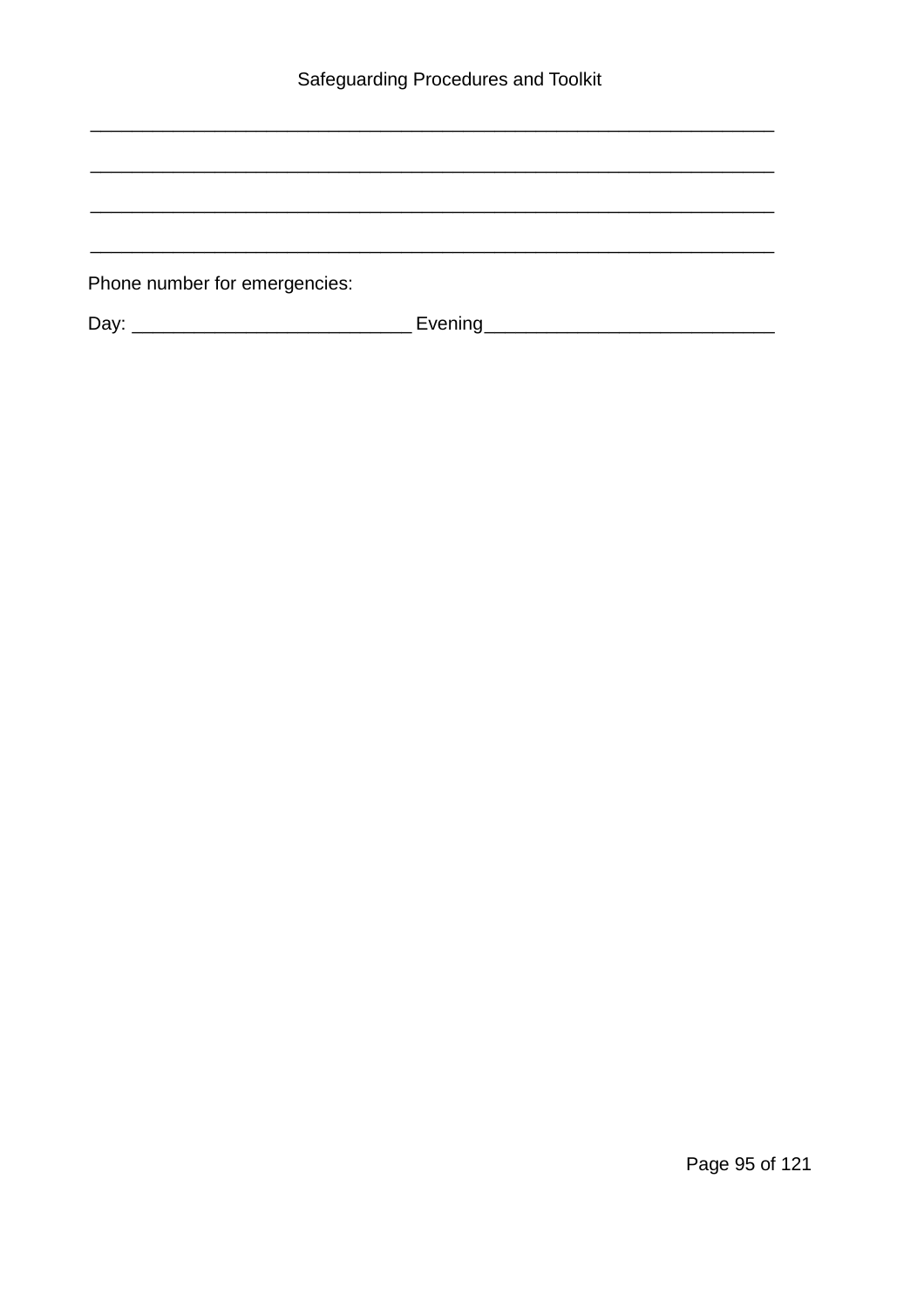\_\_\_\_\_\_\_\_\_\_\_\_\_\_\_\_\_\_\_\_\_\_\_\_\_\_\_\_\_\_\_\_\_\_\_\_\_\_\_\_\_\_\_\_\_\_\_\_\_\_\_\_\_\_\_\_\_\_\_\_\_\_\_\_\_\_\_\_

\_\_\_\_\_\_\_\_\_\_\_\_\_\_\_\_\_\_\_\_\_\_\_\_\_\_\_\_\_\_\_\_\_\_\_\_\_\_\_\_\_\_\_\_\_\_\_\_\_\_\_\_\_\_\_\_\_\_\_\_\_\_\_\_\_\_\_\_

\_\_\_\_\_\_\_\_\_\_\_\_\_\_\_\_\_\_\_\_\_\_\_\_\_\_\_\_\_\_\_\_\_\_\_\_\_\_\_\_\_\_\_\_\_\_\_\_\_\_\_\_\_\_\_\_\_\_\_\_\_\_\_\_\_\_\_\_

\_\_\_\_\_\_\_\_\_\_\_\_\_\_\_\_\_\_\_\_\_\_\_\_\_\_\_\_\_\_\_\_\_\_\_\_\_\_\_\_\_\_\_\_\_\_\_\_\_\_\_\_\_\_\_\_\_\_\_\_\_\_\_\_\_\_\_\_

Phone number for emergencies:

Day: \_\_\_\_\_\_\_\_\_\_\_\_\_\_\_\_\_\_\_\_\_\_\_\_\_\_\_\_ Evening\_\_\_\_\_\_\_\_\_\_\_\_\_\_\_\_\_\_\_\_\_\_\_\_\_\_\_\_\_\_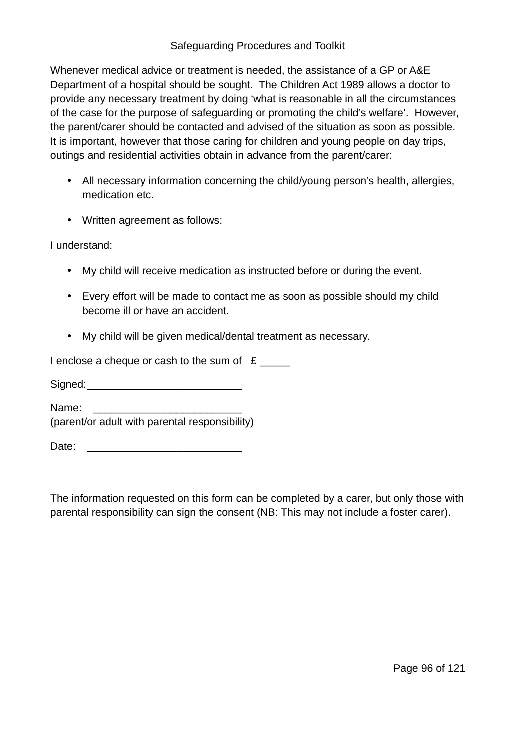Whenever medical advice or treatment is needed, the assistance of a GP or A&E Department of a hospital should be sought. The Children Act 1989 allows a doctor to provide any necessary treatment by doing 'what is reasonable in all the circumstances of the case for the purpose of safeguarding or promoting the child's welfare'. However, the parent/carer should be contacted and advised of the situation as soon as possible. It is important, however that those caring for children and young people on day trips, outings and residential activities obtain in advance from the parent/carer:

- All necessary information concerning the child/young person's health, allergies, medication etc.
- Written agreement as follows:

I understand:

- My child will receive medication as instructed before or during the event.
- Every effort will be made to contact me as soon as possible should my child become ill or have an accident.
- My child will be given medical/dental treatment as necessary.

I enclose a cheque or cash to the sum of £ _____

Signed: __________________________

Name: _________________________
(parent/or adult with parental responsibility)

Date: __________________________

The information requested on this form can be completed by a carer, but only those with parental responsibility can sign the consent (NB: This may not include a foster carer).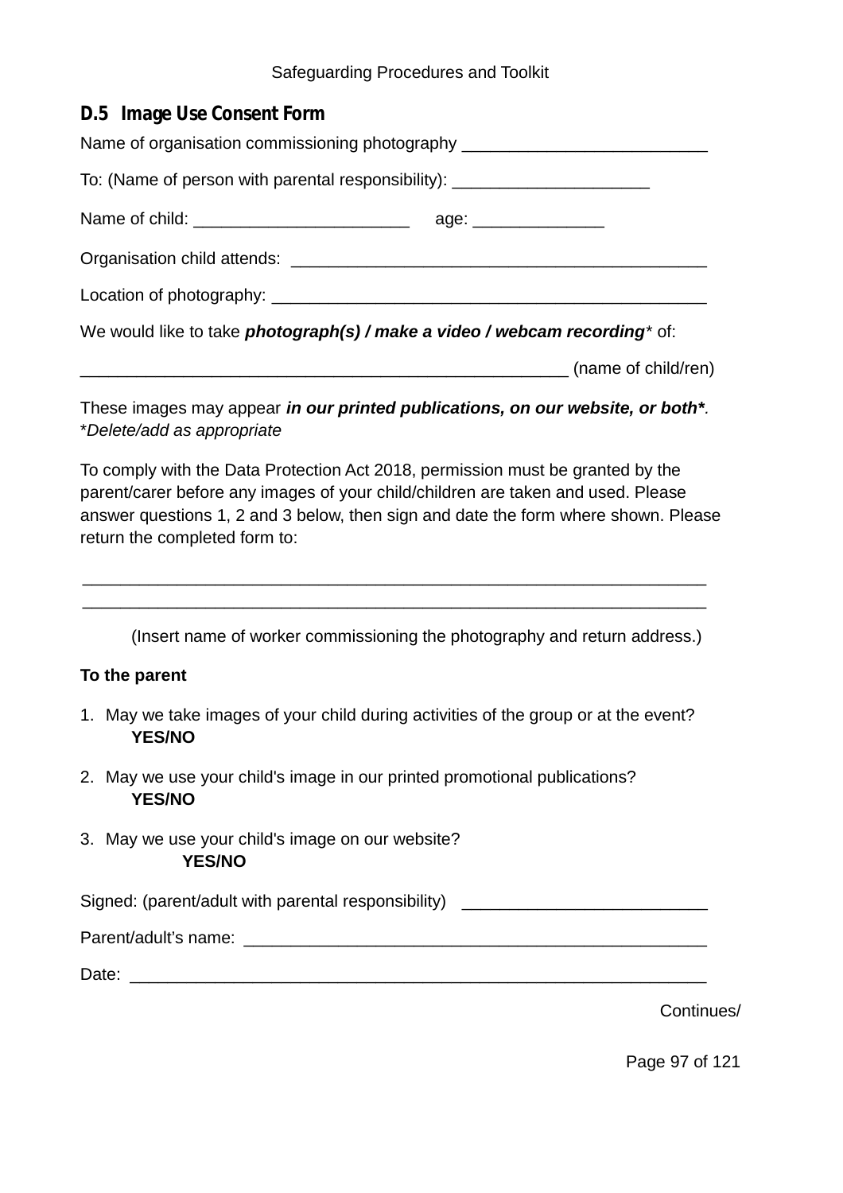## D.5 Image Use Consent Form

Name of organisation commissioning photography __________________________

To: (Name of person with parental responsibility): _____________________

Name of child: _______________________ age: ______________

Organisation child attends: ____________________________________________

Location of photography: _______________________________________________

We would like to take ***photograph(s) / make a video / webcam recording**** of:

____________________________________________________ (name of child/ren)

These images may appear ***in our printed publications, on our website, or both****. **Delete/add as appropriate*

To comply with the Data Protection Act 2018, permission must be granted by the parent/carer before any images of your child/children are taken and used. Please answer questions 1, 2 and 3 below, then sign and date the form where shown. Please return the completed form to:

___________________________________________________________________

___________________________________________________________________

(Insert name of worker commissioning the photography and return address.)

**To the parent**

1. May we take images of your child during activities of the group or at the event? **YES/NO**
2. May we use your child's image in our printed promotional publications? **YES/NO**
3. May we use your child's image on our website? **YES/NO**

Signed: (parent/adult with parental responsibility) __________________________

Parent/adult's name: __________________________________________________

Date: ______________________________________________________________

Continues/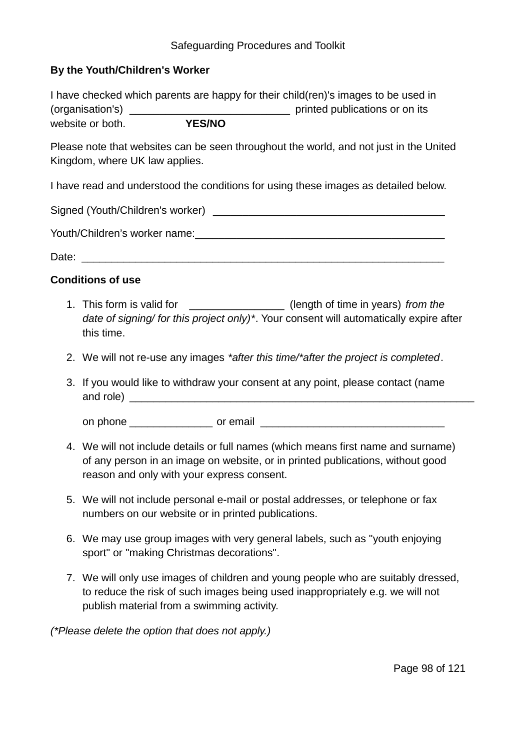**By the Youth/Children's Worker**

I have checked which parents are happy for their child(ren)'s images to be used in (organisation's) ___________________________ printed publications or on its website or both. **YES/NO**

Please note that websites can be seen throughout the world, and not just in the United Kingdom, where UK law applies.

I have read and understood the conditions for using these images as detailed below.

Signed (Youth/Children's worker) _______________________________________

Youth/Children's worker name:___________________________________________

Date: ______________________________________________________________

**Conditions of use**

1. This form is valid for ________________ (length of time in years) *from the date of signing/ for this project only)\**. Your consent will automatically expire after this time.
2. We will not re-use any images *\*after this time/\*after the project is completed*.
3. If you would like to withdraw your consent at any point, please contact (name and role) _____________________________________________________________

   on phone ______________ or email _______________________________
4. We will not include details or full names (which means first name and surname) of any person in an image on website, or in printed publications, without good reason and only with your express consent.
5. We will not include personal e-mail or postal addresses, or telephone or fax numbers on our website or in printed publications.
6. We may use group images with very general labels, such as "youth enjoying sport" or "making Christmas decorations".
7. We will only use images of children and young people who are suitably dressed, to reduce the risk of such images being used inappropriately e.g. we will not publish material from a swimming activity.

*(\*Please delete the option that does not apply.)*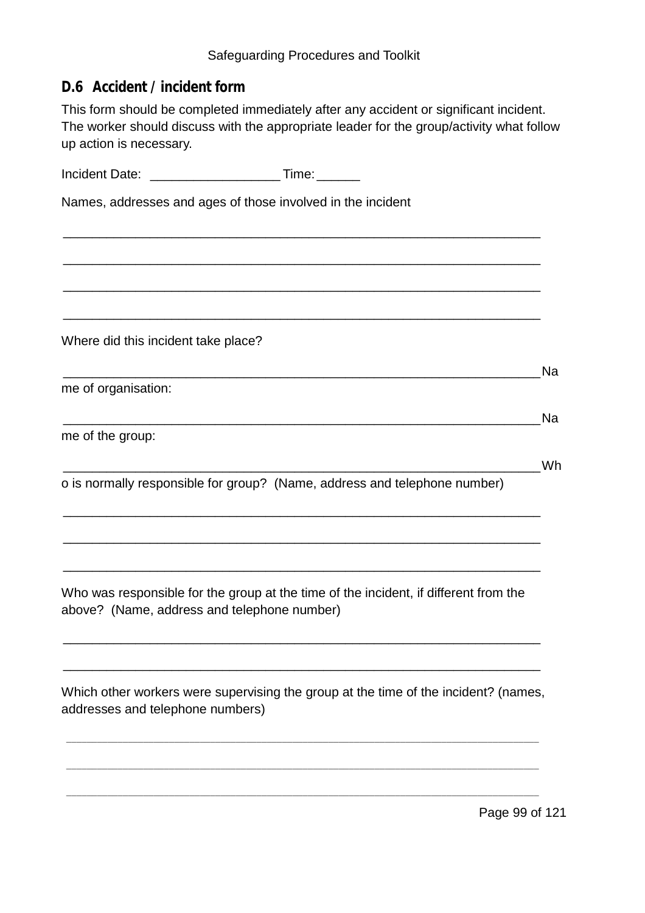## D.6 Accident / incident form

This form should be completed immediately after any accident or significant incident. The worker should discuss with the appropriate leader for the group/activity what follow up action is necessary.

Incident Date: __________________ Time: ______

Names, addresses and ages of those involved in the incident

____________________________________________________________________

____________________________________________________________________

____________________________________________________________________

____________________________________________________________________

Where did this incident take place?

____________________________________________________________________

Name of organisation:

____________________________________________________________________

Name of the group:

____________________________________________________________________

Who is normally responsible for group? (Name, address and telephone number)

____________________________________________________________________

____________________________________________________________________

____________________________________________________________________

Who was responsible for the group at the time of the incident, if different from the above? (Name, address and telephone number)

____________________________________________________________________

____________________________________________________________________

Which other workers were supervising the group at the time of the incident? (names, addresses and telephone numbers)

____________________________________________________________________

____________________________________________________________________

____________________________________________________________________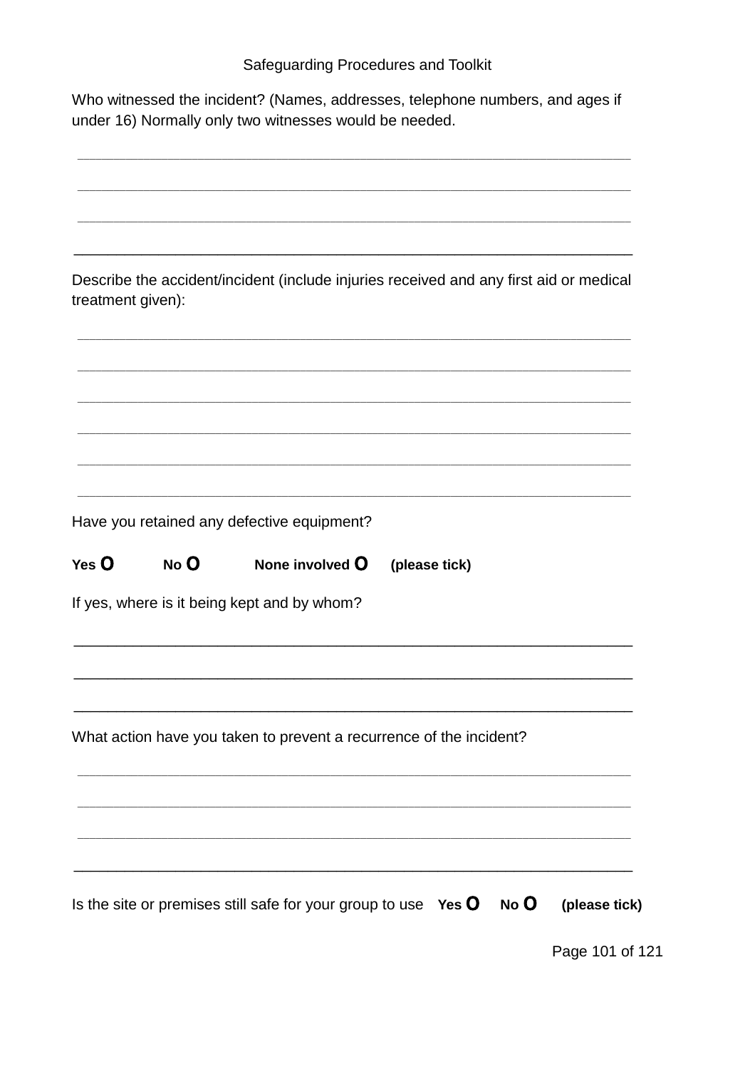Who witnessed the incident? (Names, addresses, telephone numbers, and ages if under 16) Normally only two witnesses would be needed.

\_\_\_\_\_\_\_\_\_\_\_\_\_\_\_\_\_\_\_\_\_\_\_\_\_\_\_\_\_\_\_\_\_\_\_\_\_\_\_\_\_\_\_\_\_\_\_\_\_\_\_\_\_\_\_\_\_\_\_\_\_\_\_\_

\_\_\_\_\_\_\_\_\_\_\_\_\_\_\_\_\_\_\_\_\_\_\_\_\_\_\_\_\_\_\_\_\_\_\_\_\_\_\_\_\_\_\_\_\_\_\_\_\_\_\_\_\_\_\_\_\_\_\_\_\_\_\_\_

\_\_\_\_\_\_\_\_\_\_\_\_\_\_\_\_\_\_\_\_\_\_\_\_\_\_\_\_\_\_\_\_\_\_\_\_\_\_\_\_\_\_\_\_\_\_\_\_\_\_\_\_\_\_\_\_\_\_\_\_\_\_\_\_

\_\_\_\_\_\_\_\_\_\_\_\_\_\_\_\_\_\_\_\_\_\_\_\_\_\_\_\_\_\_\_\_\_\_\_\_\_\_\_\_\_\_\_\_\_\_\_\_\_\_\_\_\_\_\_\_\_\_\_\_\_\_\_\_

Describe the accident/incident (include injuries received and any first aid or medical treatment given):

\_\_\_\_\_\_\_\_\_\_\_\_\_\_\_\_\_\_\_\_\_\_\_\_\_\_\_\_\_\_\_\_\_\_\_\_\_\_\_\_\_\_\_\_\_\_\_\_\_\_\_\_\_\_\_\_\_\_\_\_\_\_\_\_

\_\_\_\_\_\_\_\_\_\_\_\_\_\_\_\_\_\_\_\_\_\_\_\_\_\_\_\_\_\_\_\_\_\_\_\_\_\_\_\_\_\_\_\_\_\_\_\_\_\_\_\_\_\_\_\_\_\_\_\_\_\_\_\_

\_\_\_\_\_\_\_\_\_\_\_\_\_\_\_\_\_\_\_\_\_\_\_\_\_\_\_\_\_\_\_\_\_\_\_\_\_\_\_\_\_\_\_\_\_\_\_\_\_\_\_\_\_\_\_\_\_\_\_\_\_\_\_\_

\_\_\_\_\_\_\_\_\_\_\_\_\_\_\_\_\_\_\_\_\_\_\_\_\_\_\_\_\_\_\_\_\_\_\_\_\_\_\_\_\_\_\_\_\_\_\_\_\_\_\_\_\_\_\_\_\_\_\_\_\_\_\_\_

\_\_\_\_\_\_\_\_\_\_\_\_\_\_\_\_\_\_\_\_\_\_\_\_\_\_\_\_\_\_\_\_\_\_\_\_\_\_\_\_\_\_\_\_\_\_\_\_\_\_\_\_\_\_\_\_\_\_\_\_\_\_\_\_

\_\_\_\_\_\_\_\_\_\_\_\_\_\_\_\_\_\_\_\_\_\_\_\_\_\_\_\_\_\_\_\_\_\_\_\_\_\_\_\_\_\_\_\_\_\_\_\_\_\_\_\_\_\_\_\_\_\_\_\_\_\_\_\_

Have you retained any defective equipment?

**Yes O** **No O** **None involved O** **(please tick)**

If yes, where is it being kept and by whom?

\_\_\_\_\_\_\_\_\_\_\_\_\_\_\_\_\_\_\_\_\_\_\_\_\_\_\_\_\_\_\_\_\_\_\_\_\_\_\_\_\_\_\_\_\_\_\_\_\_\_\_\_\_\_\_\_\_\_\_\_\_\_\_\_

\_\_\_\_\_\_\_\_\_\_\_\_\_\_\_\_\_\_\_\_\_\_\_\_\_\_\_\_\_\_\_\_\_\_\_\_\_\_\_\_\_\_\_\_\_\_\_\_\_\_\_\_\_\_\_\_\_\_\_\_\_\_\_\_

\_\_\_\_\_\_\_\_\_\_\_\_\_\_\_\_\_\_\_\_\_\_\_\_\_\_\_\_\_\_\_\_\_\_\_\_\_\_\_\_\_\_\_\_\_\_\_\_\_\_\_\_\_\_\_\_\_\_\_\_\_\_\_\_

What action have you taken to prevent a recurrence of the incident?

\_\_\_\_\_\_\_\_\_\_\_\_\_\_\_\_\_\_\_\_\_\_\_\_\_\_\_\_\_\_\_\_\_\_\_\_\_\_\_\_\_\_\_\_\_\_\_\_\_\_\_\_\_\_\_\_\_\_\_\_\_\_\_\_

\_\_\_\_\_\_\_\_\_\_\_\_\_\_\_\_\_\_\_\_\_\_\_\_\_\_\_\_\_\_\_\_\_\_\_\_\_\_\_\_\_\_\_\_\_\_\_\_\_\_\_\_\_\_\_\_\_\_\_\_\_\_\_\_

\_\_\_\_\_\_\_\_\_\_\_\_\_\_\_\_\_\_\_\_\_\_\_\_\_\_\_\_\_\_\_\_\_\_\_\_\_\_\_\_\_\_\_\_\_\_\_\_\_\_\_\_\_\_\_\_\_\_\_\_\_\_\_\_

\_\_\_\_\_\_\_\_\_\_\_\_\_\_\_\_\_\_\_\_\_\_\_\_\_\_\_\_\_\_\_\_\_\_\_\_\_\_\_\_\_\_\_\_\_\_\_\_\_\_\_\_\_\_\_\_\_\_\_\_\_\_\_\_

Is the site or premises still safe for your group to use **Yes O** **No O** **(please tick)**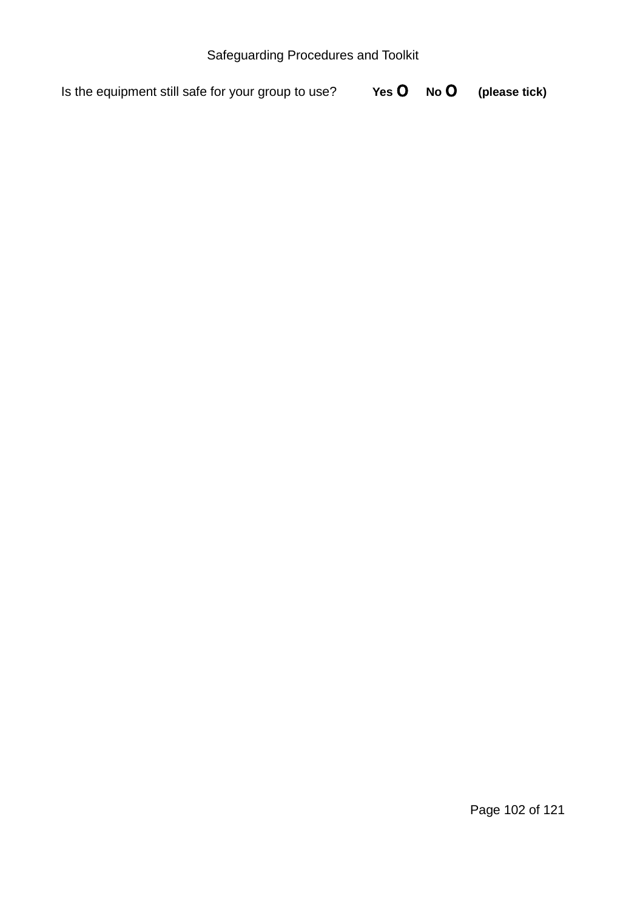Is the equipment still safe for your group to use? **Yes O No O (please tick)**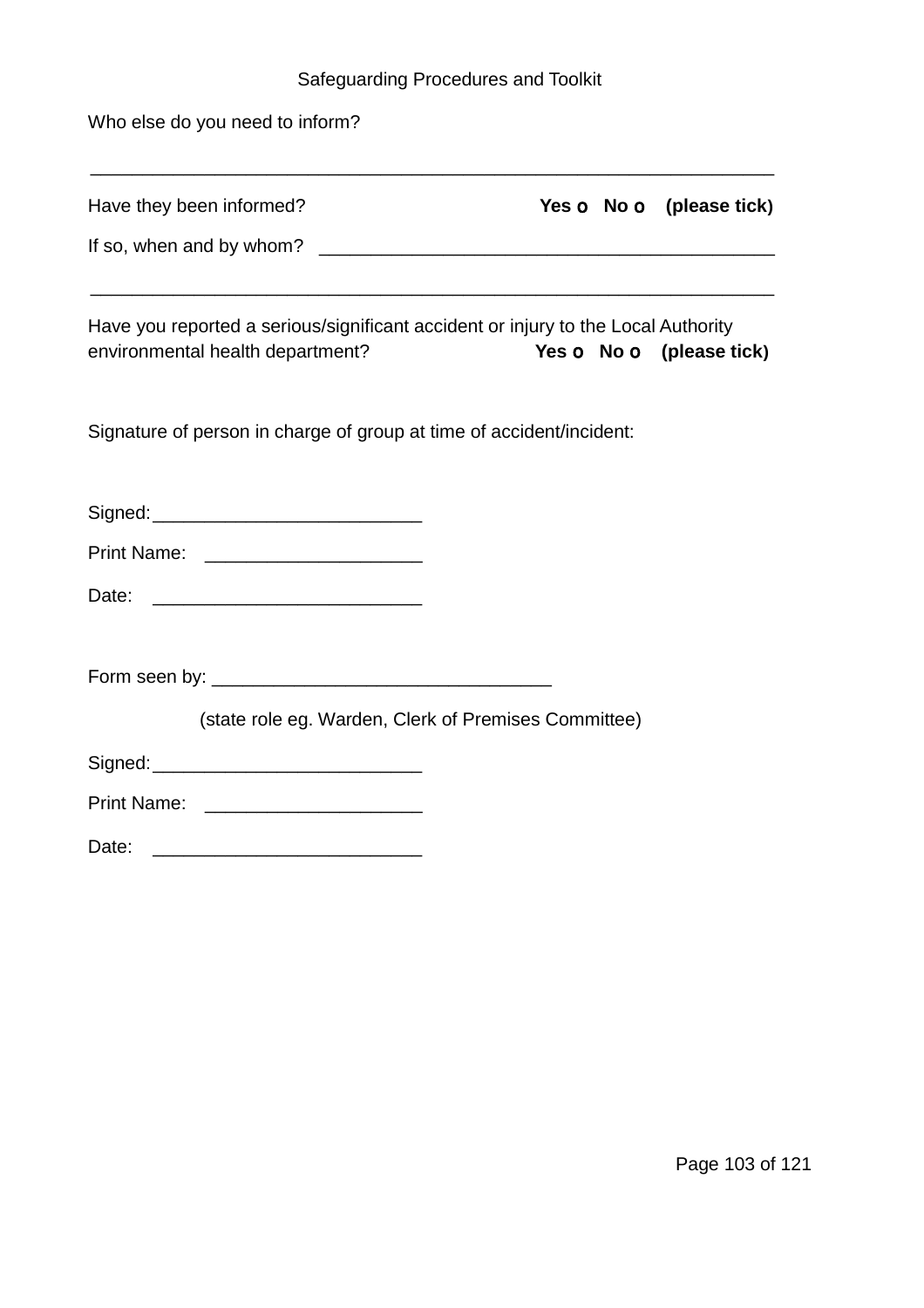Who else do you need to inform?

____________________________________________________________________

Have they been informed? **Yes o No o (please tick)**

If so, when and by whom? ____________________________________________

____________________________________________________________________

Have you reported a serious/significant accident or injury to the Local Authority environmental health department? **Yes o No o (please tick)**

Signature of person in charge of group at time of accident/incident:

Signed:__________________________

Print Name: _____________________

Date: __________________________

Form seen by: _________________________________

(state role eg. Warden, Clerk of Premises Committee)

Signed:__________________________

Print Name: _____________________

Date: __________________________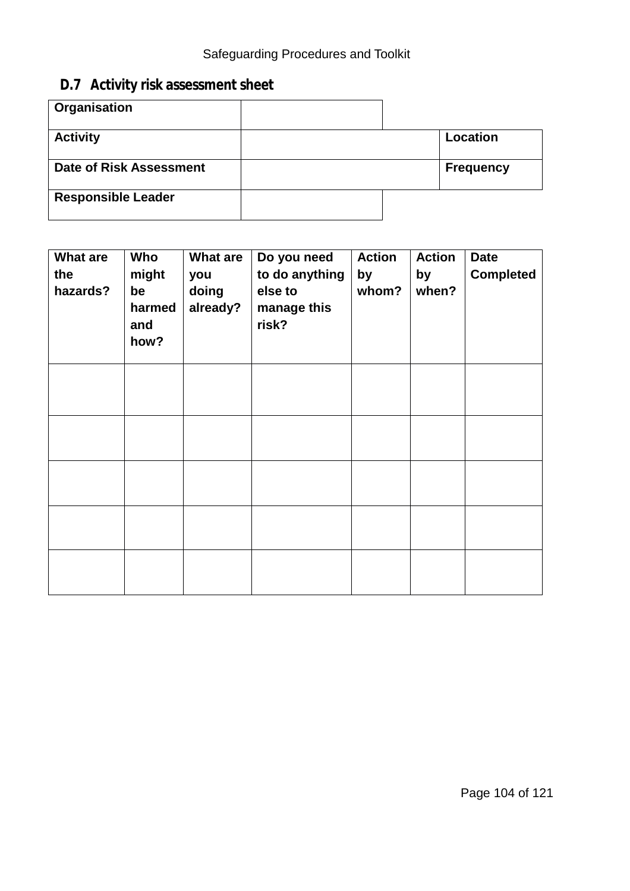## D.7 Activity risk assessment sheet

| Organisation | | | |
|---|---|---|---|
| Activity | | Location | |
| Date of Risk Assessment | | Frequency | |
| Responsible Leader | | | |

| What are the hazards? | Who might be harmed and how? | What are you doing already? | Do you need to do anything else to manage this risk? | Action by whom? | Action by when? | Date Completed |
|---|---|---|---|---|---|---|
| | | | | | | |
| | | | | | | |
| | | | | | | |
| | | | | | | |
| | | | | | | |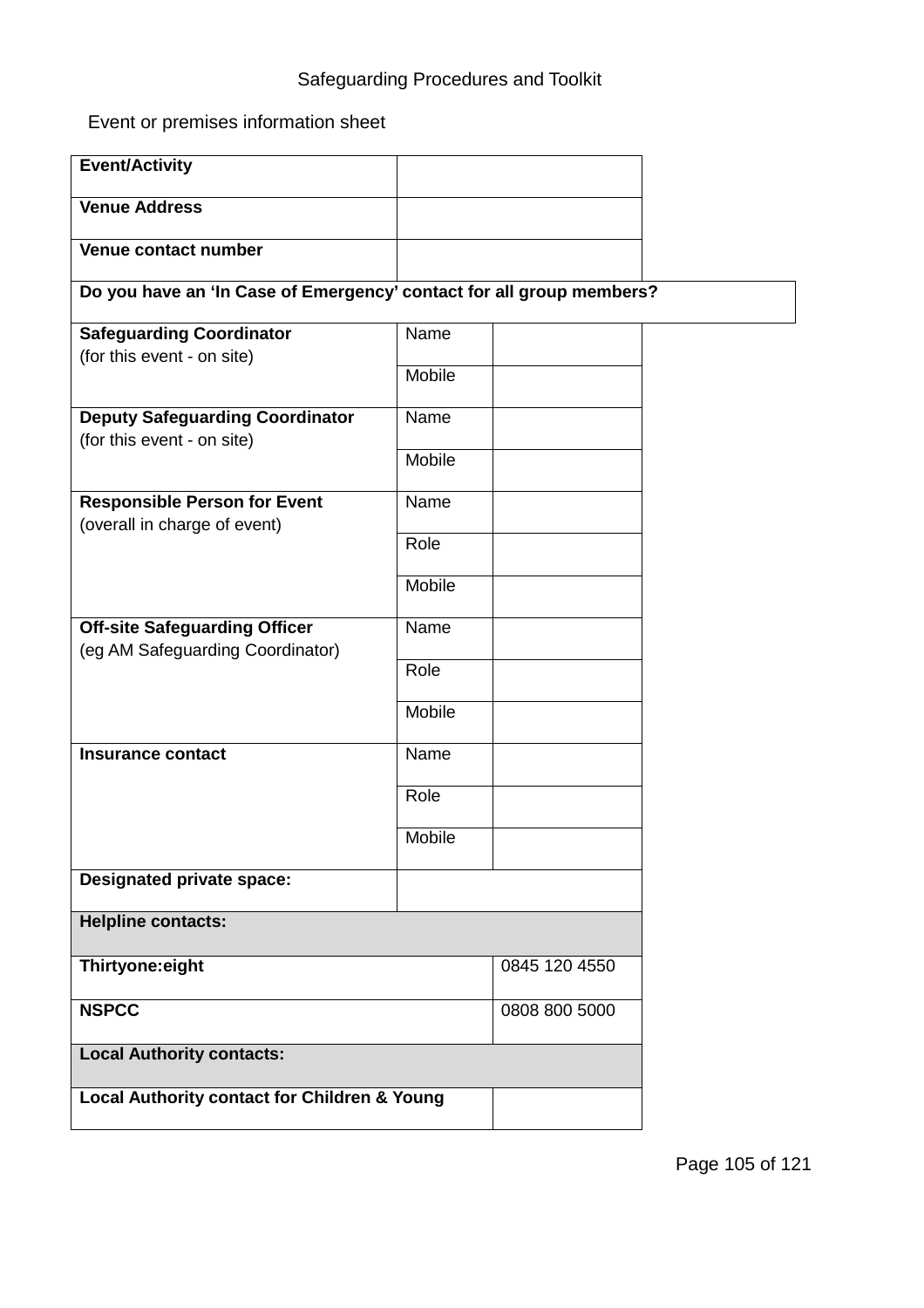Safeguarding Procedures and Toolkit

Event or premises information sheet

| | | |
|---|---|---|
| **Event/Activity** | | |
| **Venue Address** | | |
| **Venue contact number** | | |
| **Do you have an 'In Case of Emergency' contact for all group members?** | | |
| **Safeguarding Coordinator** (for this event - on site) | Name | |
| | Mobile | |
| **Deputy Safeguarding Coordinator** (for this event - on site) | Name | |
| | Mobile | |
| **Responsible Person for Event** (overall in charge of event) | Name | |
| | Role | |
| | Mobile | |
| **Off-site Safeguarding Officer** (eg AM Safeguarding Coordinator) | Name | |
| | Role | |
| | Mobile | |
| **Insurance contact** | Name | |
| | Role | |
| | Mobile | |
| **Designated private space:** | | |
| **Helpline contacts:** | | |
| **Thirtyone:eight** | | 0845 120 4550 |
| **NSPCC** | | 0808 800 5000 |
| **Local Authority contacts:** | | |
| **Local Authority contact for Children & Young** | | |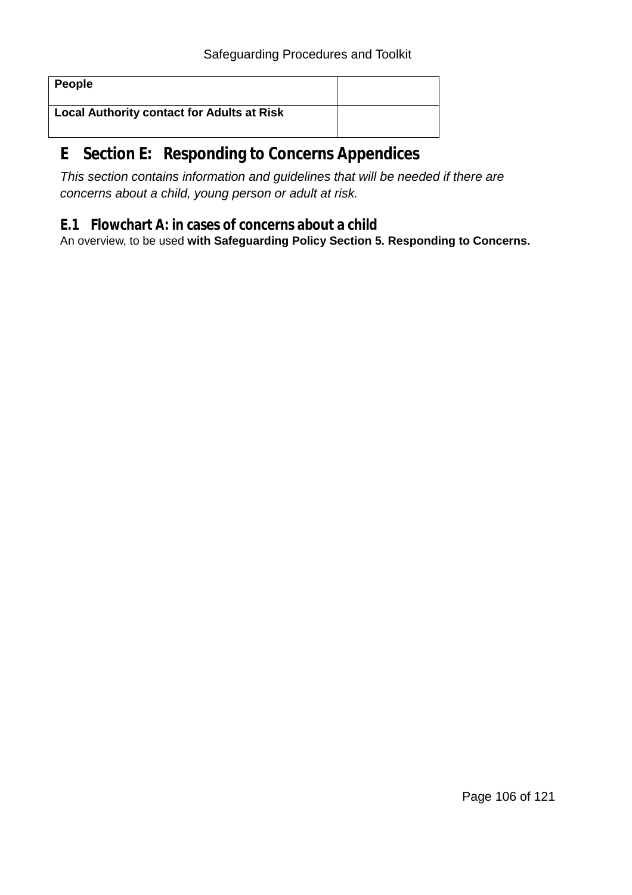| People | |
|---|---|
| **Local Authority contact for Adults at Risk** | |

# E Section E: Responding to Concerns Appendices

*This section contains information and guidelines that will be needed if there are concerns about a child, young person or adult at risk.*

## E.1 Flowchart A: in cases of concerns about a child

An overview, to be used **with Safeguarding Policy Section 5. Responding to Concerns.**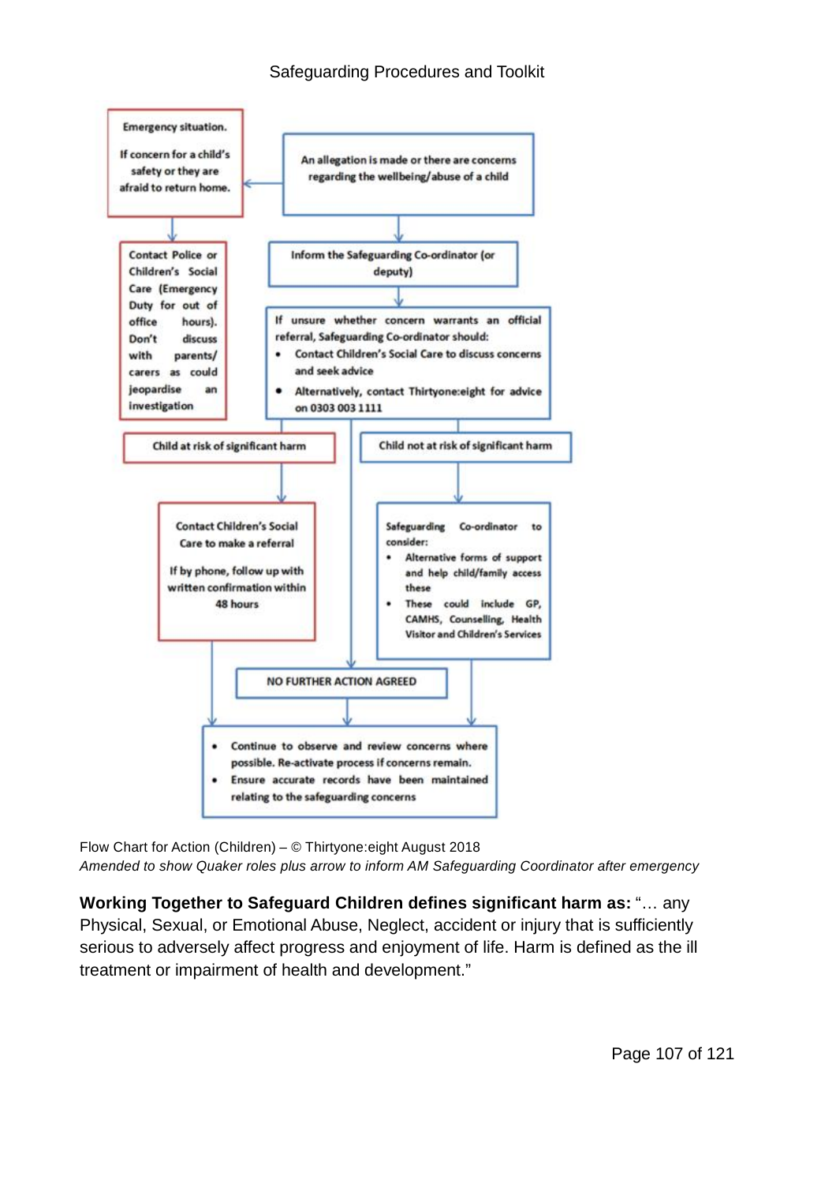Emergency situation.

If concern for a child's safety or they are afraid to return home.

An allegation is made or there are concerns regarding the wellbeing/abuse of a child

Contact Police or Children's Social Care (Emergency Duty for out of office hours). Don't discuss with parents/ carers as could jeopardise an investigation

Inform the Safeguarding Co-ordinator (or deputy)

If unsure whether concern warrants an official referral, Safeguarding Co-ordinator should:

- Contact Children's Social Care to discuss concerns and seek advice
- Alternatively, contact Thirtyone:eight for advice on 0303 003 1111

Child at risk of significant harm

Child not at risk of significant harm

Contact Children's Social Care to make a referral

If by phone, follow up with written confirmation within 48 hours

Safeguarding Co-ordinator to consider:

- Alternative forms of support and help child/family access these
- These could include GP, CAMHS, Counselling, Health Visitor and Children's Services

NO FURTHER ACTION AGREED

- Continue to observe and review concerns where possible. Re-activate process if concerns remain.
- Ensure accurate records have been maintained relating to the safeguarding concerns

Flow Chart for Action (Children) – © Thirtyone:eight August 2018
*Amended to show Quaker roles plus arrow to inform AM Safeguarding Coordinator after emergency*

**Working Together to Safeguard Children defines significant harm as:** "… any Physical, Sexual, or Emotional Abuse, Neglect, accident or injury that is sufficiently serious to adversely affect progress and enjoyment of life. Harm is defined as the ill treatment or impairment of health and development."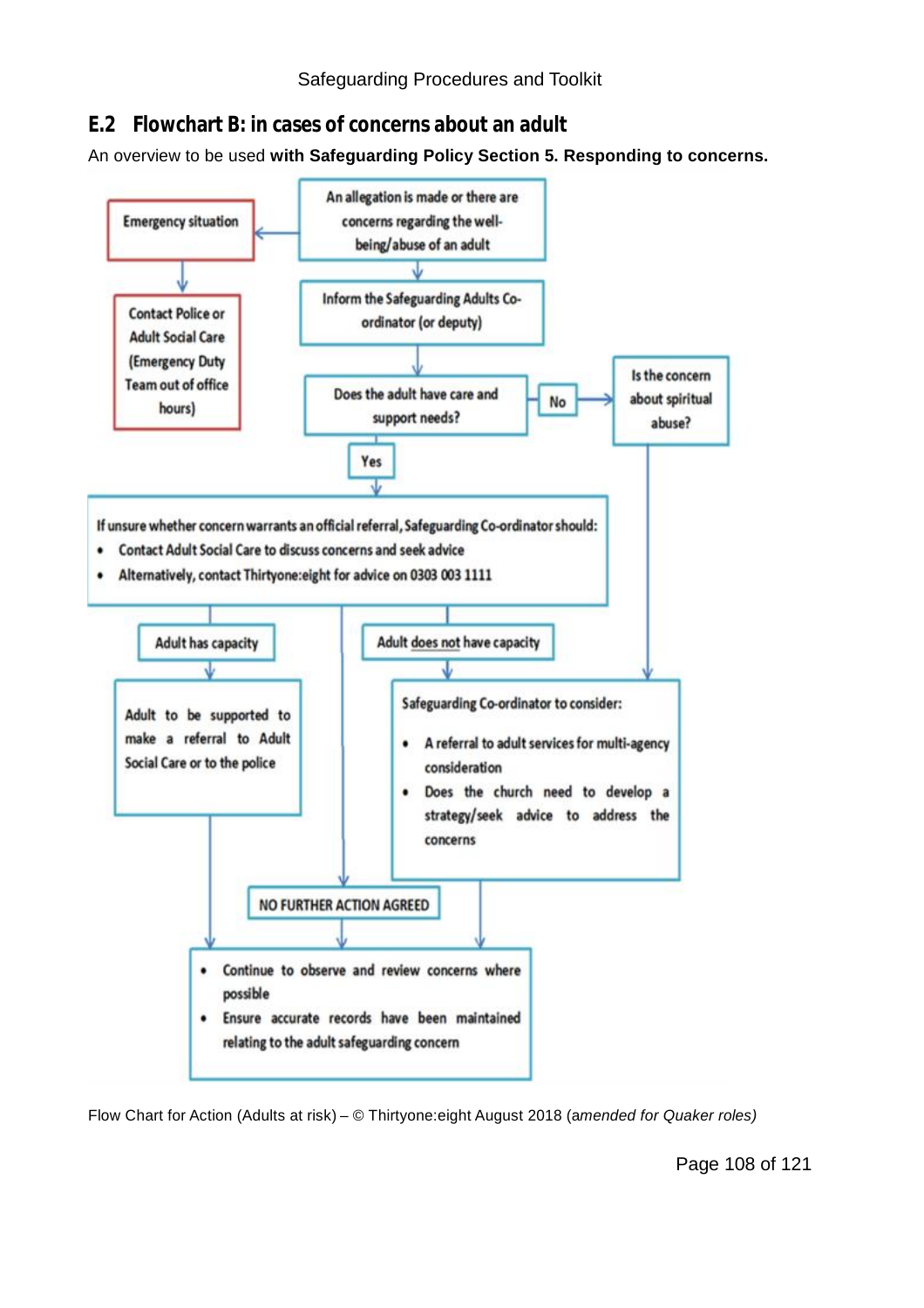## E.2 Flowchart B: in cases of concerns about an adult

An overview to be used **with Safeguarding Policy Section 5. Responding to concerns.**

An allegation is made or there are concerns regarding the well-being/abuse of an adult

Emergency situation

Contact Police or Adult Social Care (Emergency Duty Team out of office hours)

Inform the Safeguarding Adults Co-ordinator (or deputy)

Does the adult have care and support needs?

No

Is the concern about spiritual abuse?

Yes

If unsure whether concern warrants an official referral, Safeguarding Co-ordinator should:

- Contact Adult Social Care to discuss concerns and seek advice
- Alternatively, contact Thirtyone:eight for advice on 0303 003 1111

Adult has capacity

Adult <u>does not</u> have capacity

Adult to be supported to make a referral to Adult Social Care or to the police

Safeguarding Co-ordinator to consider:

- A referral to adult services for multi-agency consideration
- Does the church need to develop a strategy/seek advice to address the concerns

NO FURTHER ACTION AGREED

- Continue to observe and review concerns where possible
- Ensure accurate records have been maintained relating to the adult safeguarding concern

Flow Chart for Action (Adults at risk) – © Thirtyone:eight August 2018 (a*mended for Quaker roles)*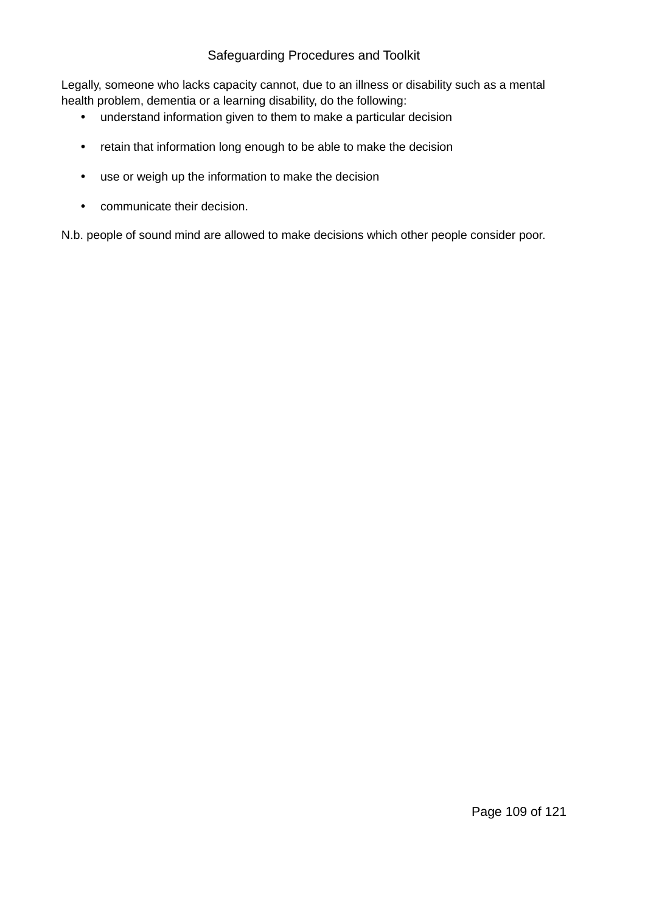Legally, someone who lacks capacity cannot, due to an illness or disability such as a mental health problem, dementia or a learning disability, do the following:

- understand information given to them to make a particular decision
- retain that information long enough to be able to make the decision
- use or weigh up the information to make the decision
- communicate their decision.

N.b. people of sound mind are allowed to make decisions which other people consider poor.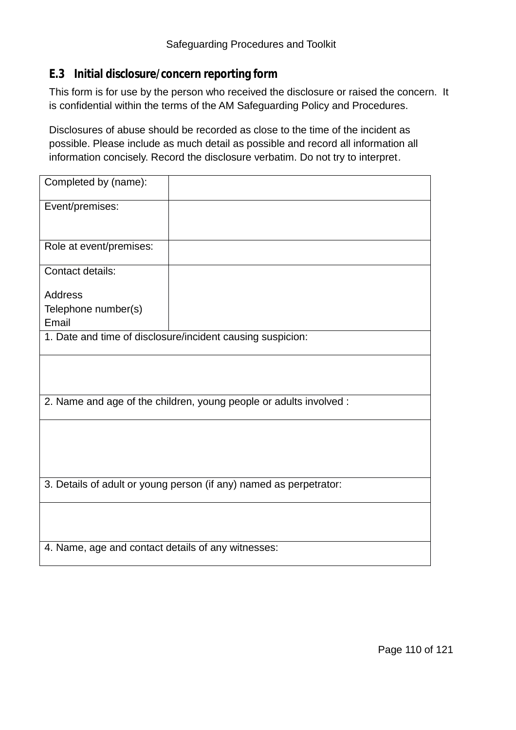### E.3 Initial disclosure/concern reporting form

This form is for use by the person who received the disclosure or raised the concern. It is confidential within the terms of the AM Safeguarding Policy and Procedures.

Disclosures of abuse should be recorded as close to the time of the incident as possible. Please include as much detail as possible and record all information all information concisely. Record the disclosure verbatim. Do not try to interpret.

| | |
|---|---|
| Completed by (name): | |
| Event/premises: | |
| Role at event/premises: | |
| Contact details:<br><br>Address<br>Telephone number(s)<br>Email | |
| 1. Date and time of disclosure/incident causing suspicion: | |
| | |
| 2. Name and age of the children, young people or adults involved : | |
| | |
| 3. Details of adult or young person (if any) named as perpetrator: | |
| | |
| 4. Name, age and contact details of any witnesses: | |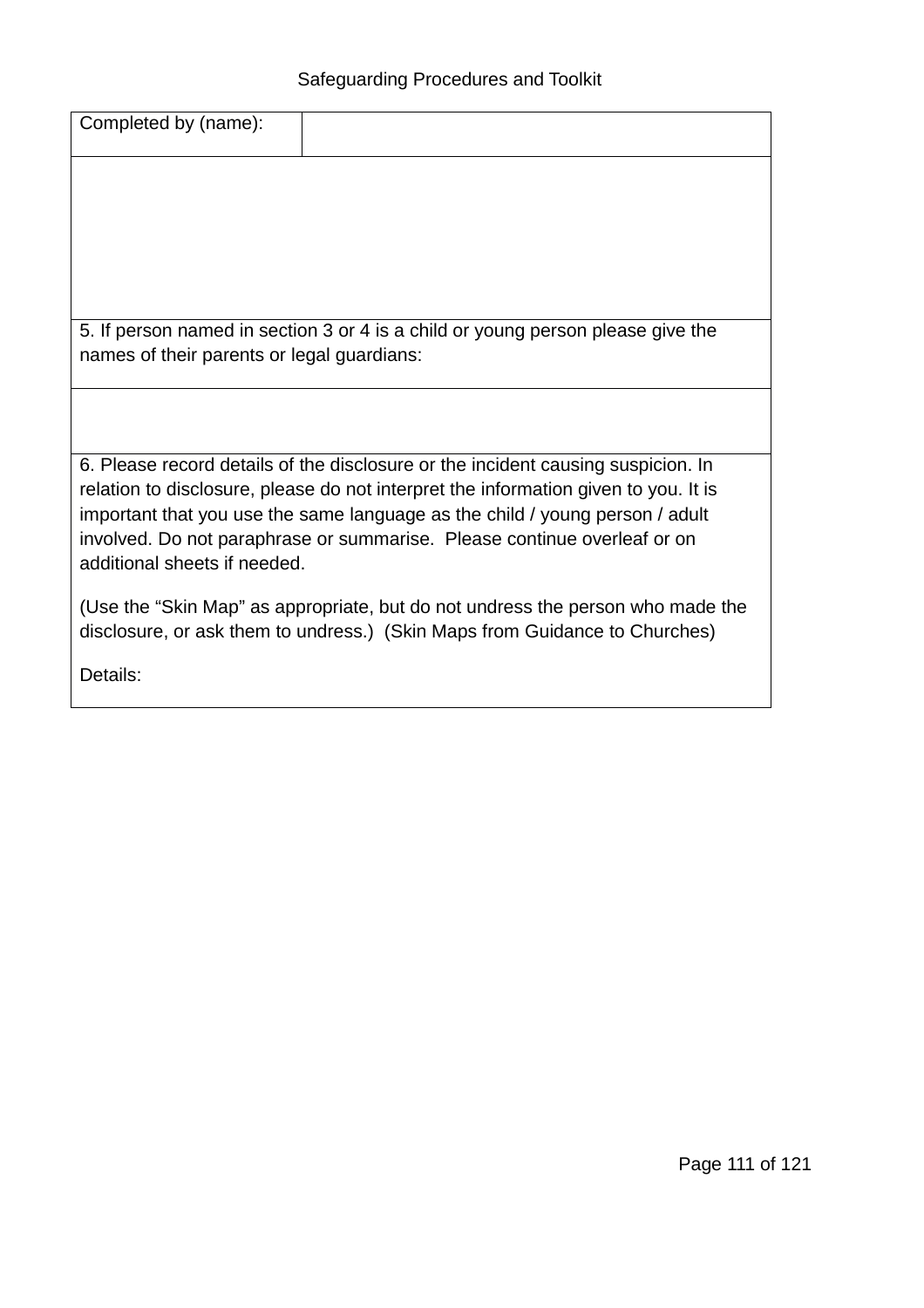| Completed by (name): | |
|---|---|
| | |
| 5. If person named in section 3 or 4 is a child or young person please give the names of their parents or legal guardians: | |
| | |
| 6. Please record details of the disclosure or the incident causing suspicion. In relation to disclosure, please do not interpret the information given to you. It is important that you use the same language as the child / young person / adult involved. Do not paraphrase or summarise. Please continue overleaf or on additional sheets if needed.<br><br>(Use the "Skin Map" as appropriate, but do not undress the person who made the disclosure, or ask them to undress.) (Skin Maps from Guidance to Churches)<br><br>Details: | |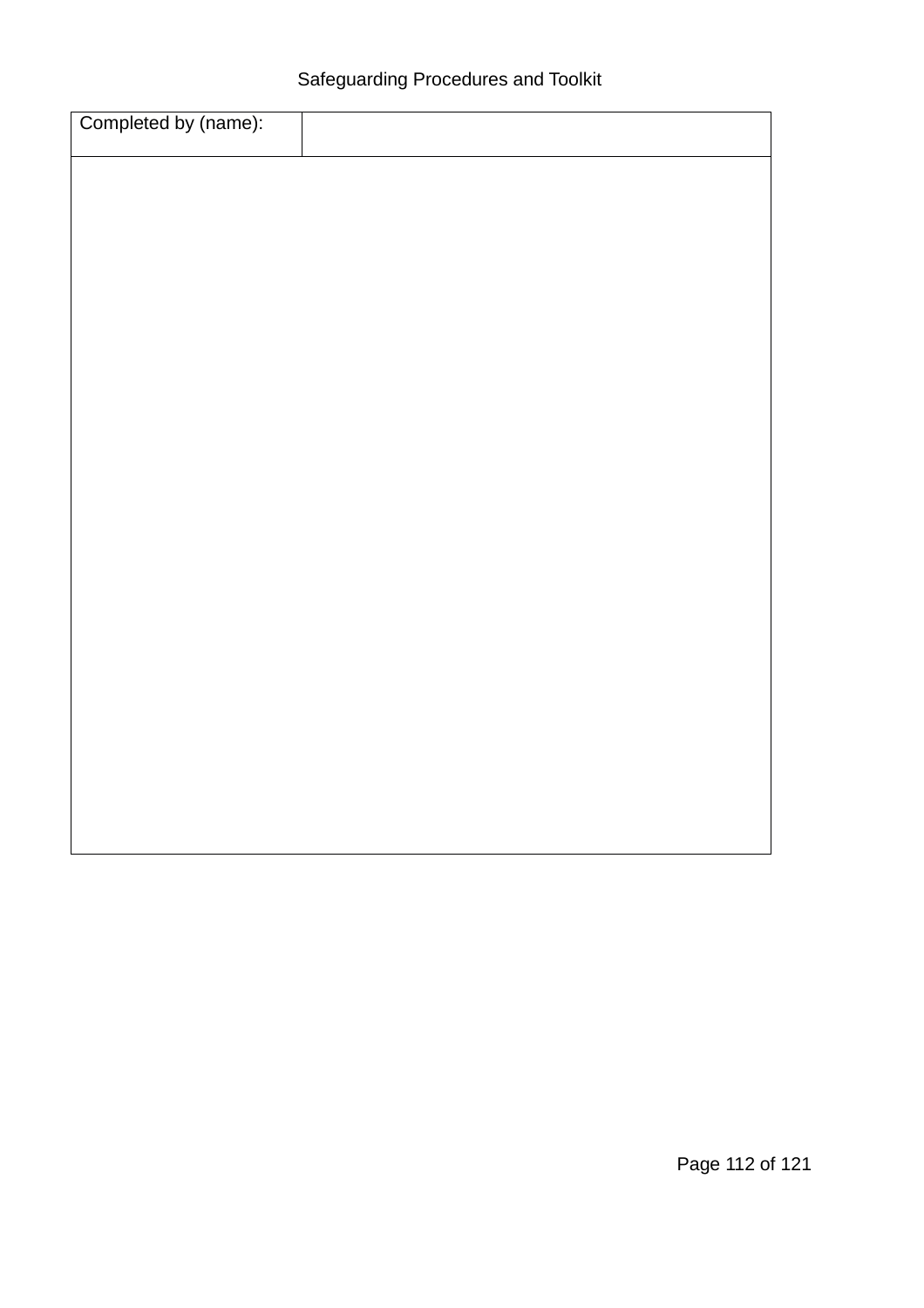| Completed by (name): | |
| --- | --- |
| | |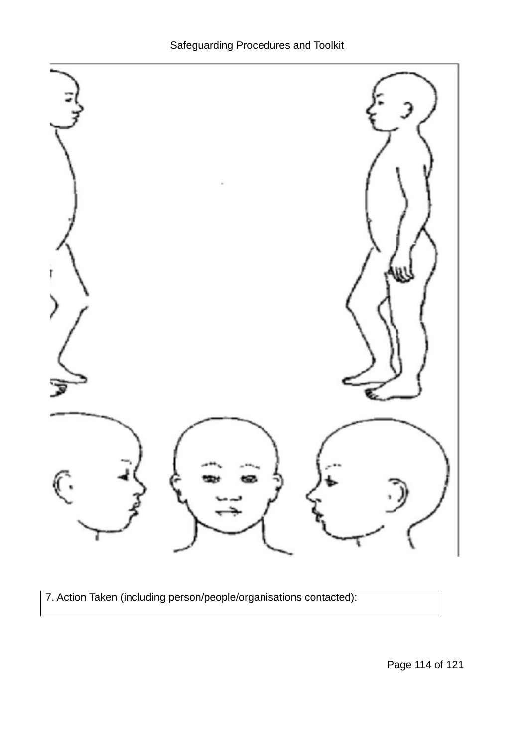| 7. Action Taken (including person/people/organisations contacted): |
| --- |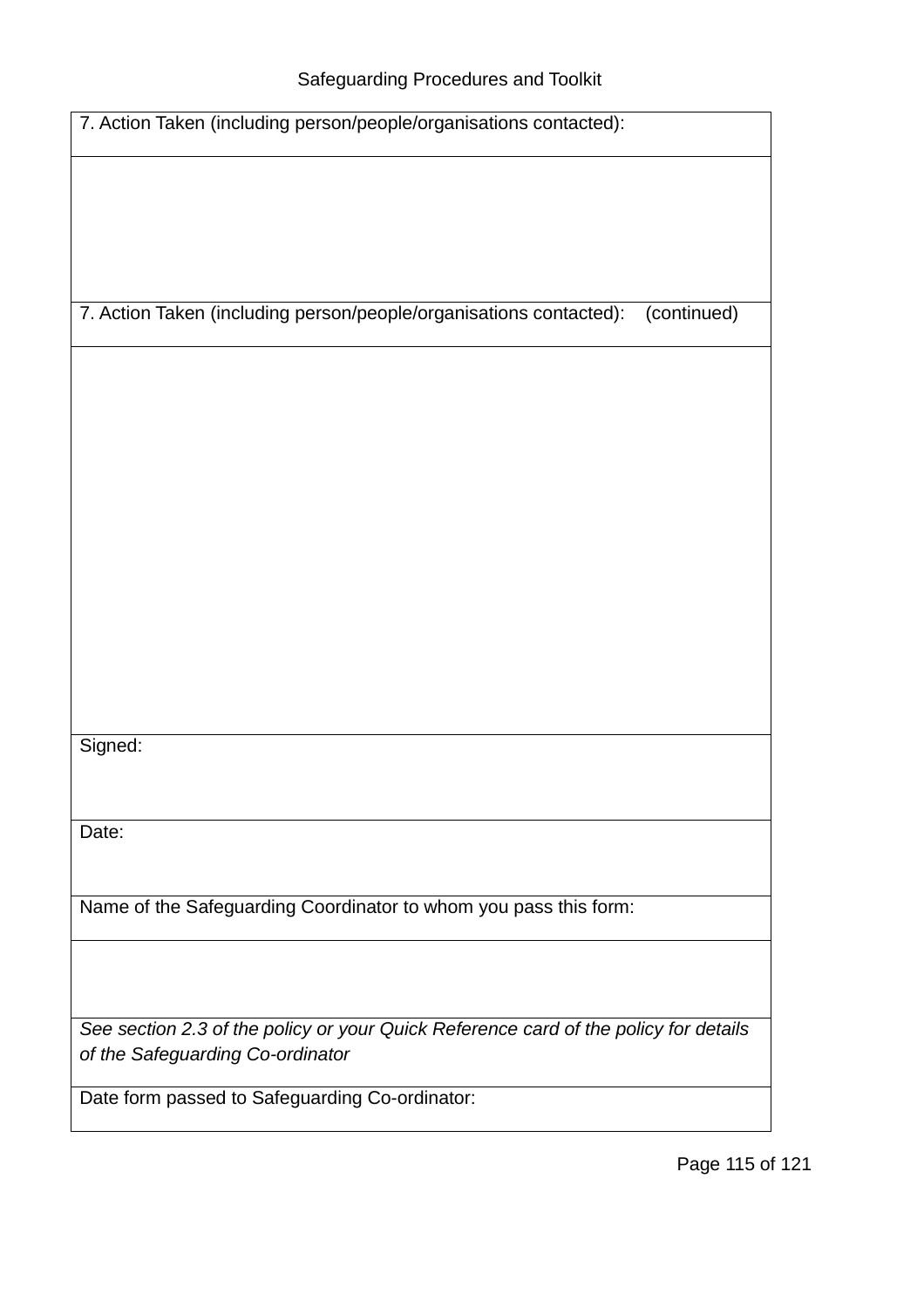| 7. Action Taken (including person/people/organisations contacted): |
|---|
| |
| 7. Action Taken (including person/people/organisations contacted): (continued) |
| |
| Signed: |
| Date: |
| Name of the Safeguarding Coordinator to whom you pass this form: |
| |
| *See section 2.3 of the policy or your Quick Reference card of the policy for details of the Safeguarding Co-ordinator* |
| Date form passed to Safeguarding Co-ordinator: |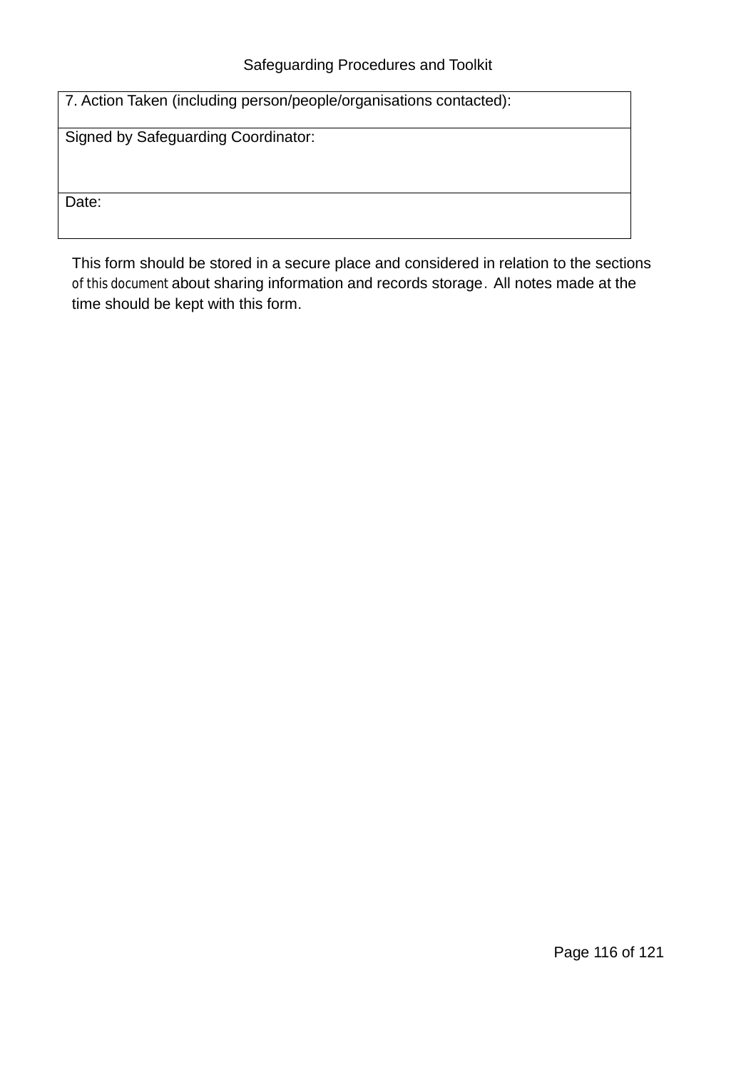| 7. Action Taken (including person/people/organisations contacted): |
|---|
| Signed by Safeguarding Coordinator: |
| Date: |

This form should be stored in a secure place and considered in relation to the sections of this document about sharing information and records storage. All notes made at the time should be kept with this form.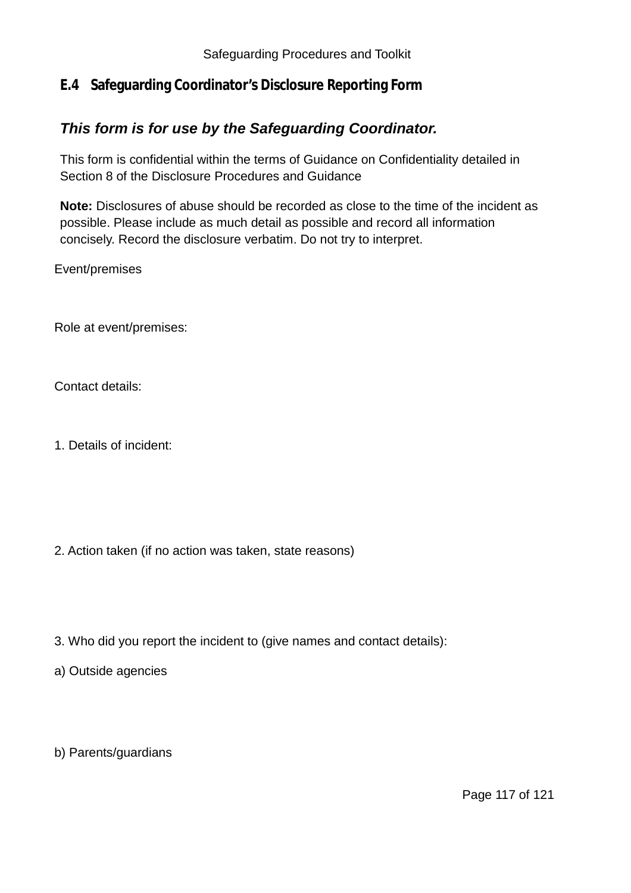## E.4 Safeguarding Coordinator's Disclosure Reporting Form

***This form is for use by the Safeguarding Coordinator.***

This form is confidential within the terms of Guidance on Confidentiality detailed in Section 8 of the Disclosure Procedures and Guidance

**Note:** Disclosures of abuse should be recorded as close to the time of the incident as possible. Please include as much detail as possible and record all information concisely. Record the disclosure verbatim. Do not try to interpret.

Event/premises

Role at event/premises:

Contact details:

1. Details of incident:

2. Action taken (if no action was taken, state reasons)

3. Who did you report the incident to (give names and contact details):

a) Outside agencies

b) Parents/guardians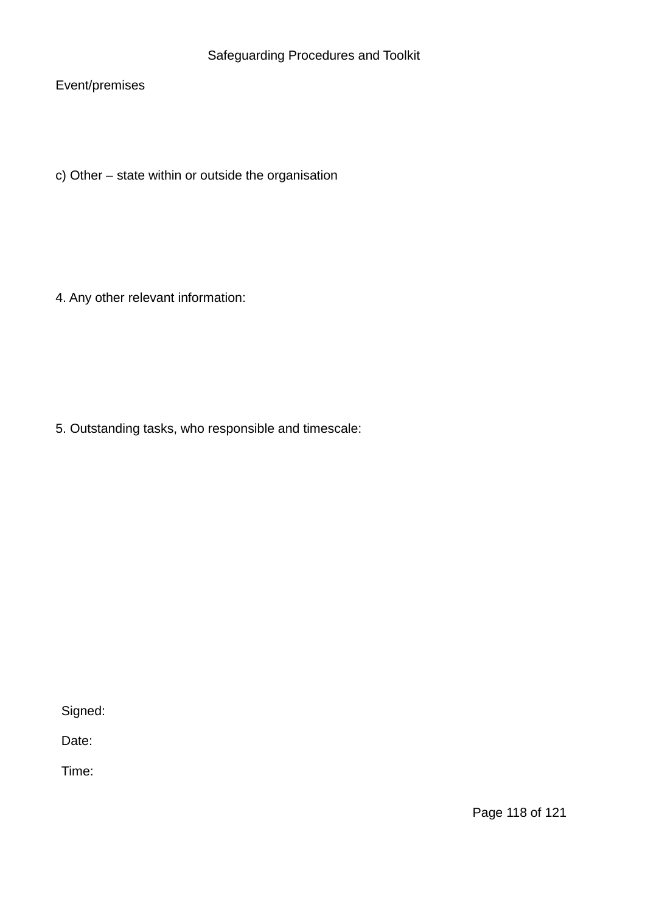Event/premises

c) Other – state within or outside the organisation

4. Any other relevant information:

5. Outstanding tasks, who responsible and timescale:

Signed:

Date:

Time: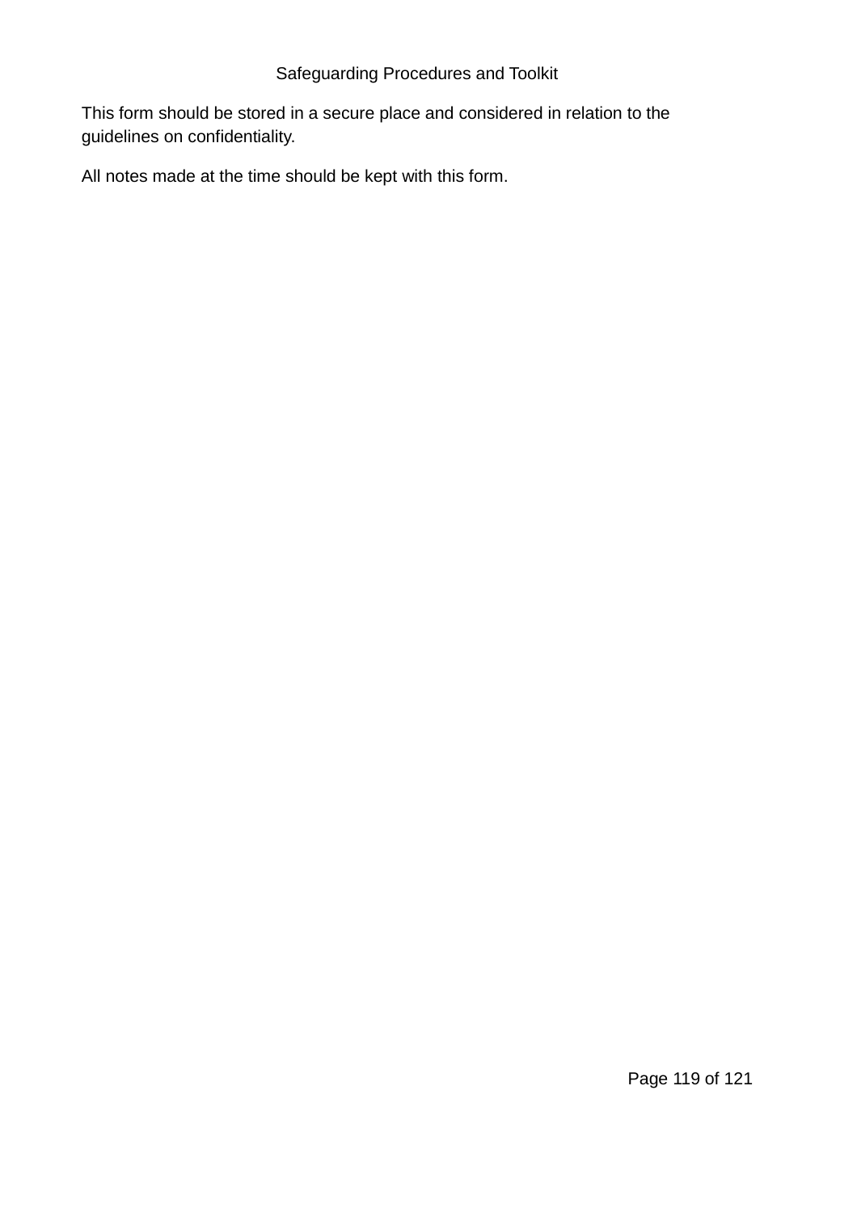This form should be stored in a secure place and considered in relation to the guidelines on confidentiality.

All notes made at the time should be kept with this form.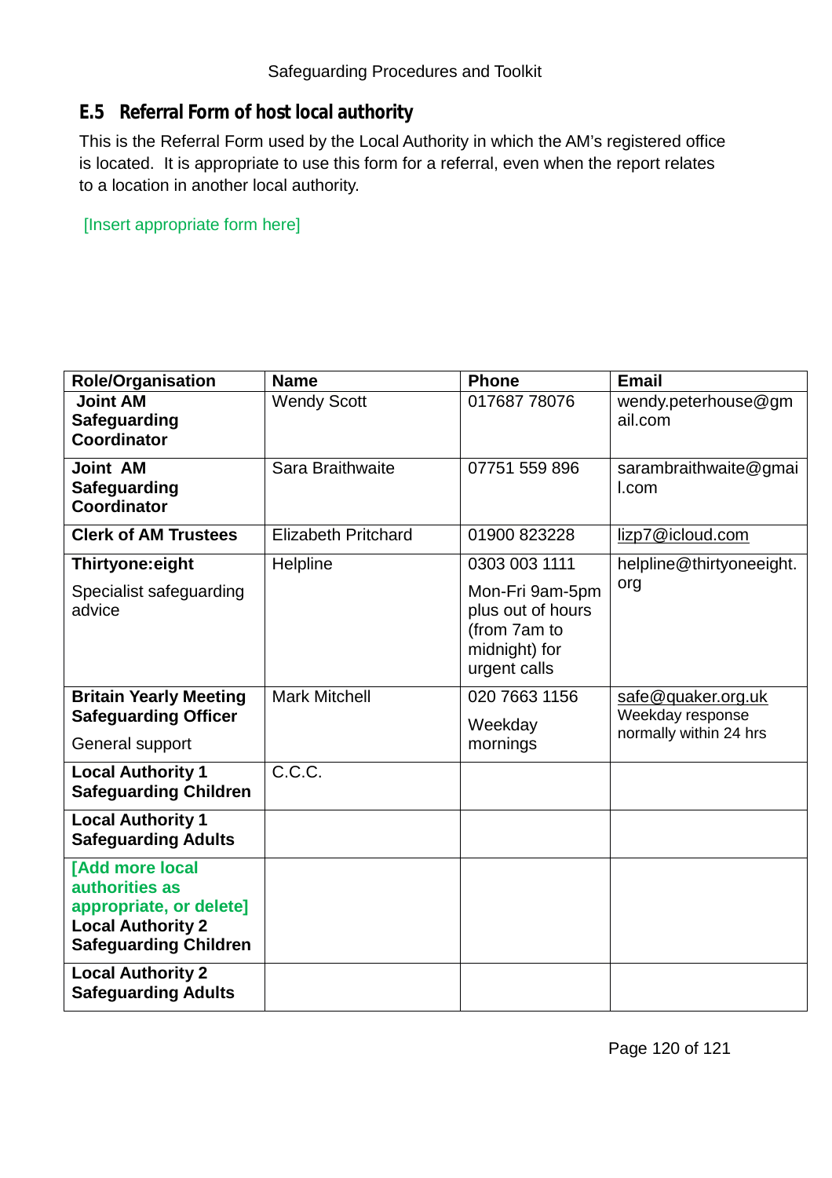## E.5 Referral Form of host local authority

This is the Referral Form used by the Local Authority in which the AM's registered office is located. It is appropriate to use this form for a referral, even when the report relates to a location in another local authority.

[Insert appropriate form here]

| Role/Organisation | Name | Phone | Email |
|---|---|---|---|
| **Joint AM Safeguarding Coordinator** | Wendy Scott | 017687 78076 | wendy.peterhouse@gmail.com |
| **Joint AM Safeguarding Coordinator** | Sara Braithwaite | 07751 559 896 | sarambraithwaite@gmail.com |
| **Clerk of AM Trustees** | Elizabeth Pritchard | 01900 823228 | lizp7@icloud.com |
| **Thirtyone:eight** Specialist safeguarding advice | Helpline | 0303 003 1111 Mon-Fri 9am-5pm plus out of hours (from 7am to midnight) for urgent calls | helpline@thirtyoneeight.org |
| **Britain Yearly Meeting Safeguarding Officer** General support | Mark Mitchell | 020 7663 1156 Weekday mornings | safe@quaker.org.uk Weekday response normally within 24 hrs |
| **Local Authority 1 Safeguarding Children** | C.C.C. | | |
| **Local Authority 1 Safeguarding Adults** | | | |
| **[Add more local authorities as appropriate, or delete] Local Authority 2 Safeguarding Children** | | | |
| **Local Authority 2 Safeguarding Adults** | | | |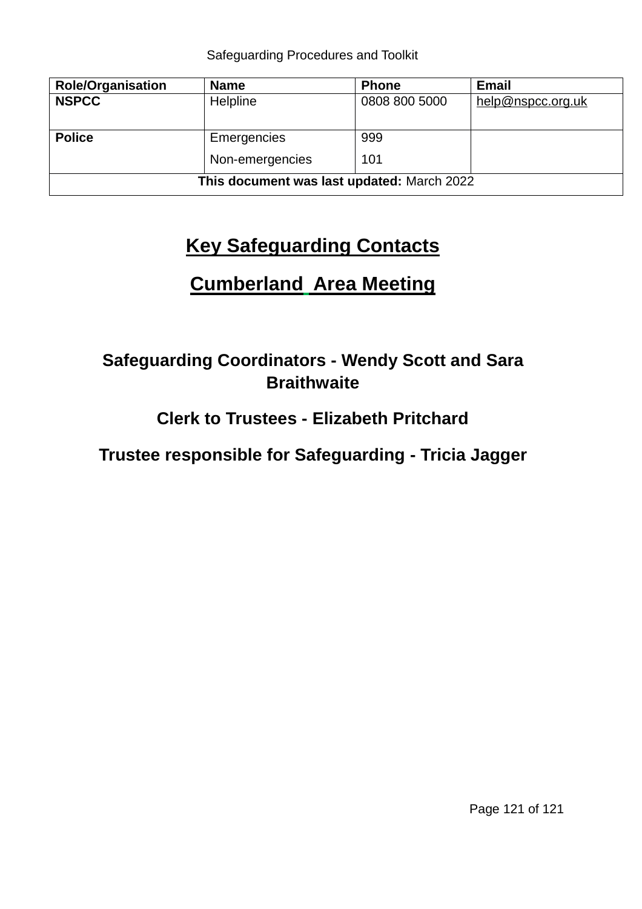| Role/Organisation | Name | Phone | Email |
|---|---|---|---|
| **NSPCC** | Helpline | 0808 800 5000 | help@nspcc.org.uk |
| **Police** | Emergencies<br>Non-emergencies | 999<br>101 | |
| **This document was last updated:** March 2022 | | | |

# Key Safeguarding Contacts

# Cumberland Area Meeting

### Safeguarding Coordinators - Wendy Scott and Sara Braithwaite

### Clerk to Trustees - Elizabeth Pritchard

### Trustee responsible for Safeguarding - Tricia Jagger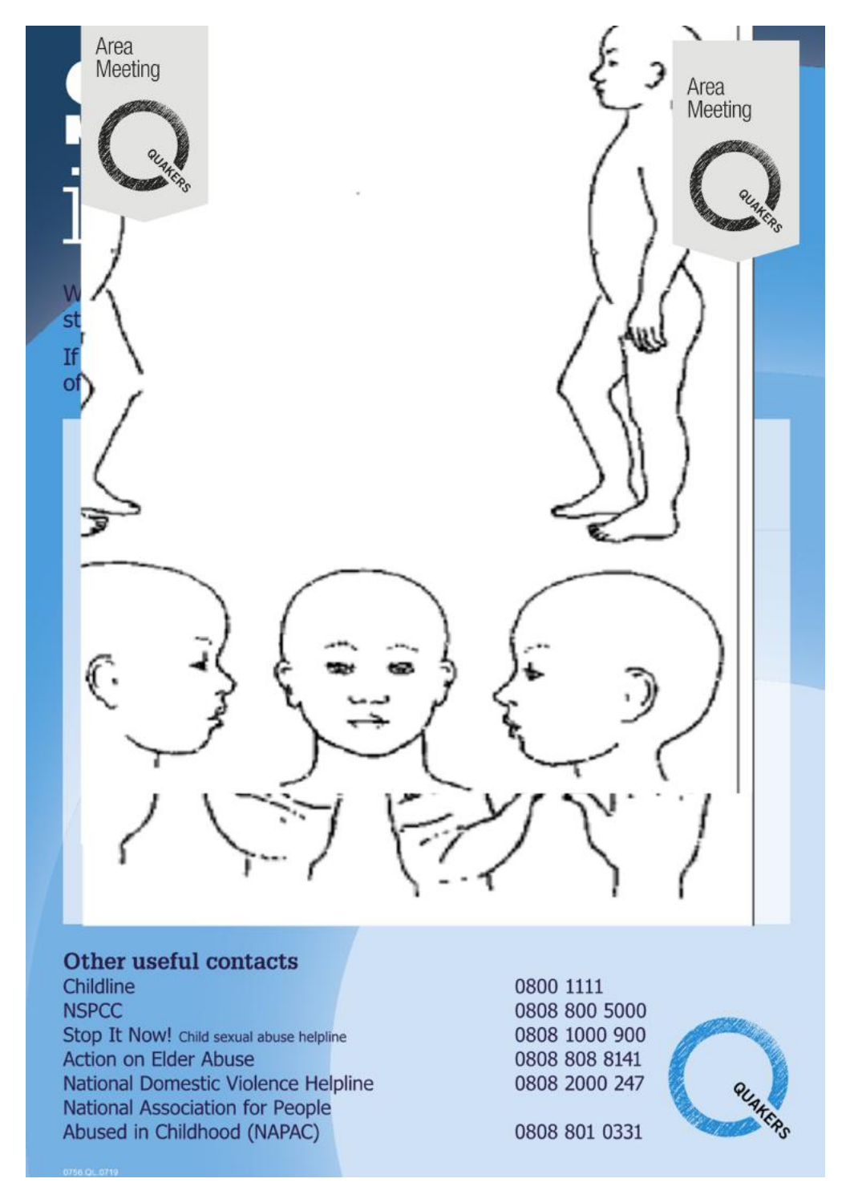Area Meeting

Area Meeting

## Other useful contacts

| | |
|---|---|
| Childline | 0800 1111 |
| NSPCC | 0808 800 5000 |
| Stop It Now! Child sexual abuse helpline | 0808 1000 900 |
| Action on Elder Abuse | 0808 808 8141 |
| National Domestic Violence Helpline | 0808 2000 247 |
| National Association for People Abused in Childhood (NAPAC) | 0808 801 0331 |

0756 QL 0719